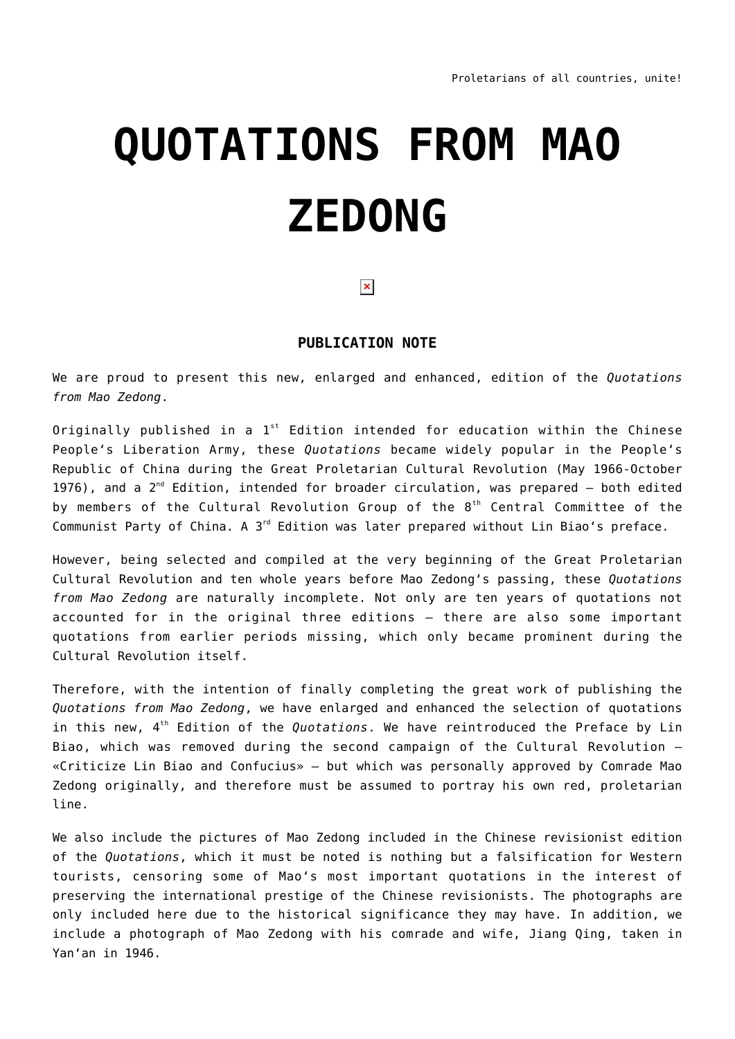Proletarians of all countries, unite!

# QUOTATIONS FROM MAO ZEDONG

## PUBLICATION NOTE

We are proud to present this new, enlarged and enhanced, edition of the *Quotations from Mao Zedong*.

Originally published in a 1st Edition intended for education within the Chinese People's Liberation Army, these *Quotations* became widely popular in the People's Republic of China during the Great Proletarian Cultural Revolution (May 1966-October 1976), and a 2nd Edition, intended for broader circulation, was prepared – both edited by members of the Cultural Revolution Group of the 8th Central Committee of the Communist Party of China. A 3rd Edition was later prepared without Lin Biao's preface.

However, being selected and compiled at the very beginning of the Great Proletarian Cultural Revolution and ten whole years before Mao Zedong's passing, these *Quotations from Mao Zedong* are naturally incomplete. Not only are ten years of quotations not accounted for in the original three editions – there are also some important quotations from earlier periods missing, which only became prominent during the Cultural Revolution itself.

Therefore, with the intention of finally completing the great work of publishing the *Quotations from Mao Zedong*, we have enlarged and enhanced the selection of quotations in this new, 4th Edition of the *Quotations*. We have reintroduced the Preface by Lin Biao, which was removed during the second campaign of the Cultural Revolution – «Criticize Lin Biao and Confucius» – but which was personally approved by Comrade Mao Zedong originally, and therefore must be assumed to portray his own red, proletarian line.

We also include the pictures of Mao Zedong included in the Chinese revisionist edition of the *Quotations*, which it must be noted is nothing but a falsification for Western tourists, censoring some of Mao's most important quotations in the interest of preserving the international prestige of the Chinese revisionists. The photographs are only included here due to the historical significance they may have. In addition, we include a photograph of Mao Zedong with his comrade and wife, Jiang Qing, taken in Yan'an in 1946.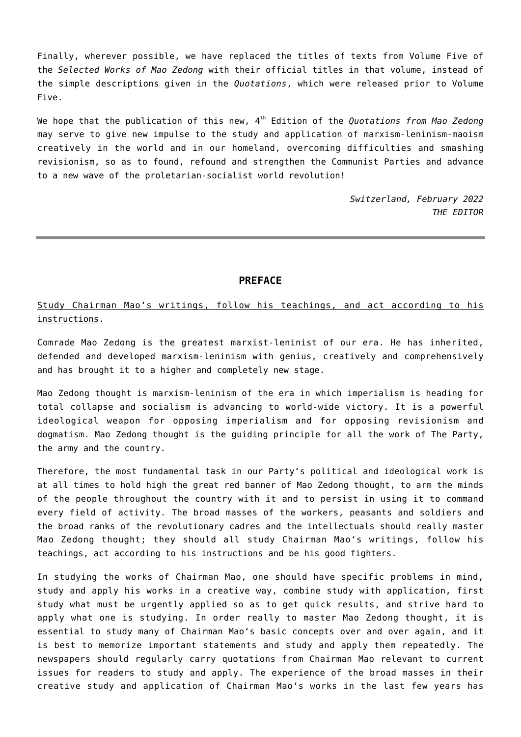Finally, wherever possible, we have replaced the titles of texts from Volume Five of the *Selected Works of Mao Zedong* with their official titles in that volume, instead of the simple descriptions given in the *Quotations*, which were released prior to Volume Five.

We hope that the publication of this new, 4th Edition of the *Quotations from Mao Zedong* may serve to give new impulse to the study and application of marxism-leninism-maoism creatively in the world and in our homeland, overcoming difficulties and smashing revisionism, so as to found, refound and strengthen the Communist Parties and advance to a new wave of the proletarian-socialist world revolution!

*Switzerland, February 2022*
*THE EDITOR*

---

## PREFACE

<u>Study Chairman Mao's writings, follow his teachings, and act according to his instructions</u>.

Comrade Mao Zedong is the greatest marxist-leninist of our era. He has inherited, defended and developed marxism-leninism with genius, creatively and comprehensively and has brought it to a higher and completely new stage.

Mao Zedong thought is marxism-leninism of the era in which imperialism is heading for total collapse and socialism is advancing to world-wide victory. It is a powerful ideological weapon for opposing imperialism and for opposing revisionism and dogmatism. Mao Zedong thought is the guiding principle for all the work of The Party, the army and the country.

Therefore, the most fundamental task in our Party's political and ideological work is at all times to hold high the great red banner of Mao Zedong thought, to arm the minds of the people throughout the country with it and to persist in using it to command every field of activity. The broad masses of the workers, peasants and soldiers and the broad ranks of the revolutionary cadres and the intellectuals should really master Mao Zedong thought; they should all study Chairman Mao's writings, follow his teachings, act according to his instructions and be his good fighters.

In studying the works of Chairman Mao, one should have specific problems in mind, study and apply his works in a creative way, combine study with application, first study what must be urgently applied so as to get quick results, and strive hard to apply what one is studying. In order really to master Mao Zedong thought, it is essential to study many of Chairman Mao's basic concepts over and over again, and it is best to memorize important statements and study and apply them repeatedly. The newspapers should regularly carry quotations from Chairman Mao relevant to current issues for readers to study and apply. The experience of the broad masses in their creative study and application of Chairman Mao's works in the last few years has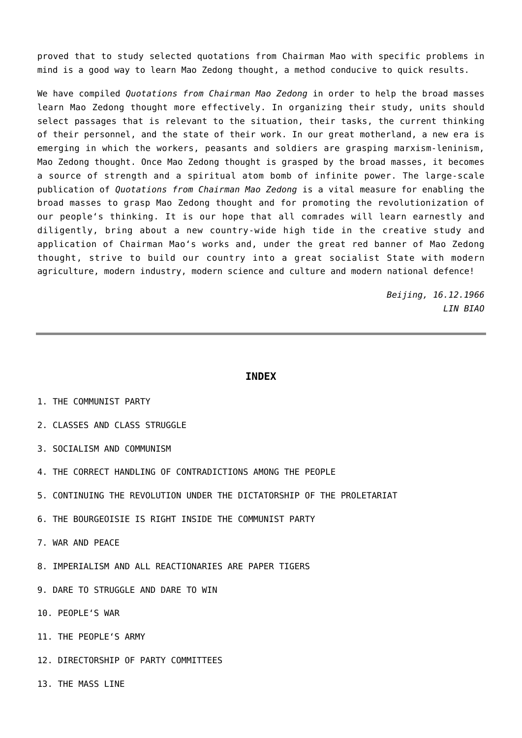proved that to study selected quotations from Chairman Mao with specific problems in mind is a good way to learn Mao Zedong thought, a method conducive to quick results.

We have compiled *Quotations from Chairman Mao Zedong* in order to help the broad masses learn Mao Zedong thought more effectively. In organizing their study, units should select passages that is relevant to the situation, their tasks, the current thinking of their personnel, and the state of their work. In our great motherland, a new era is emerging in which the workers, peasants and soldiers are grasping marxism-leninism, Mao Zedong thought. Once Mao Zedong thought is grasped by the broad masses, it becomes a source of strength and a spiritual atom bomb of infinite power. The large-scale publication of *Quotations from Chairman Mao Zedong* is a vital measure for enabling the broad masses to grasp Mao Zedong thought and for promoting the revolutionization of our people's thinking. It is our hope that all comrades will learn earnestly and diligently, bring about a new country-wide high tide in the creative study and application of Chairman Mao's works and, under the great red banner of Mao Zedong thought, strive to build our country into a great socialist State with modern agriculture, modern industry, modern science and culture and modern national defence!

*Beijing, 16.12.1966*
*LIN BIAO*

---

## INDEX

1. THE COMMUNIST PARTY
2. CLASSES AND CLASS STRUGGLE
3. SOCIALISM AND COMMUNISM
4. THE CORRECT HANDLING OF CONTRADICTIONS AMONG THE PEOPLE
5. CONTINUING THE REVOLUTION UNDER THE DICTATORSHIP OF THE PROLETARIAT
6. THE BOURGEOISIE IS RIGHT INSIDE THE COMMUNIST PARTY
7. WAR AND PEACE
8. IMPERIALISM AND ALL REACTIONARIES ARE PAPER TIGERS
9. DARE TO STRUGGLE AND DARE TO WIN
10. PEOPLE'S WAR
11. THE PEOPLE'S ARMY
12. DIRECTORSHIP OF PARTY COMMITTEES
13. THE MASS LINE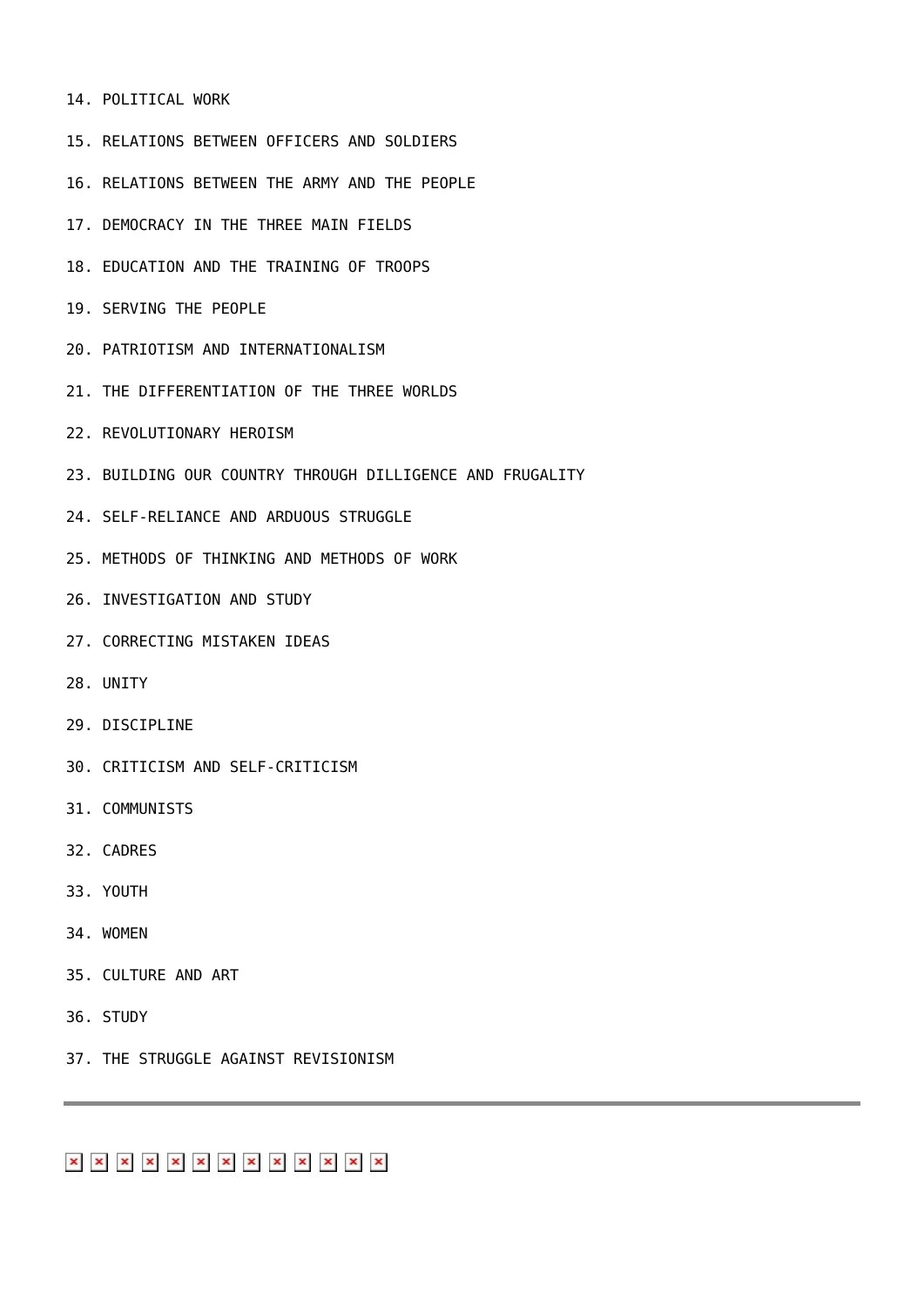14. POLITICAL WORK

15. RELATIONS BETWEEN OFFICERS AND SOLDIERS

16. RELATIONS BETWEEN THE ARMY AND THE PEOPLE

17. DEMOCRACY IN THE THREE MAIN FIELDS

18. EDUCATION AND THE TRAINING OF TROOPS

19. SERVING THE PEOPLE

20. PATRIOTISM AND INTERNATIONALISM

21. THE DIFFERENTIATION OF THE THREE WORLDS

22. REVOLUTIONARY HEROISM

23. BUILDING OUR COUNTRY THROUGH DILLIGENCE AND FRUGALITY

24. SELF-RELIANCE AND ARDUOUS STRUGGLE

25. METHODS OF THINKING AND METHODS OF WORK

26. INVESTIGATION AND STUDY

27. CORRECTING MISTAKEN IDEAS

28. UNITY

29. DISCIPLINE

30. CRITICISM AND SELF-CRITICISM

31. COMMUNISTS

32. CADRES

33. YOUTH

34. WOMEN

35. CULTURE AND ART

36. STUDY

37. THE STRUGGLE AGAINST REVISIONISM

---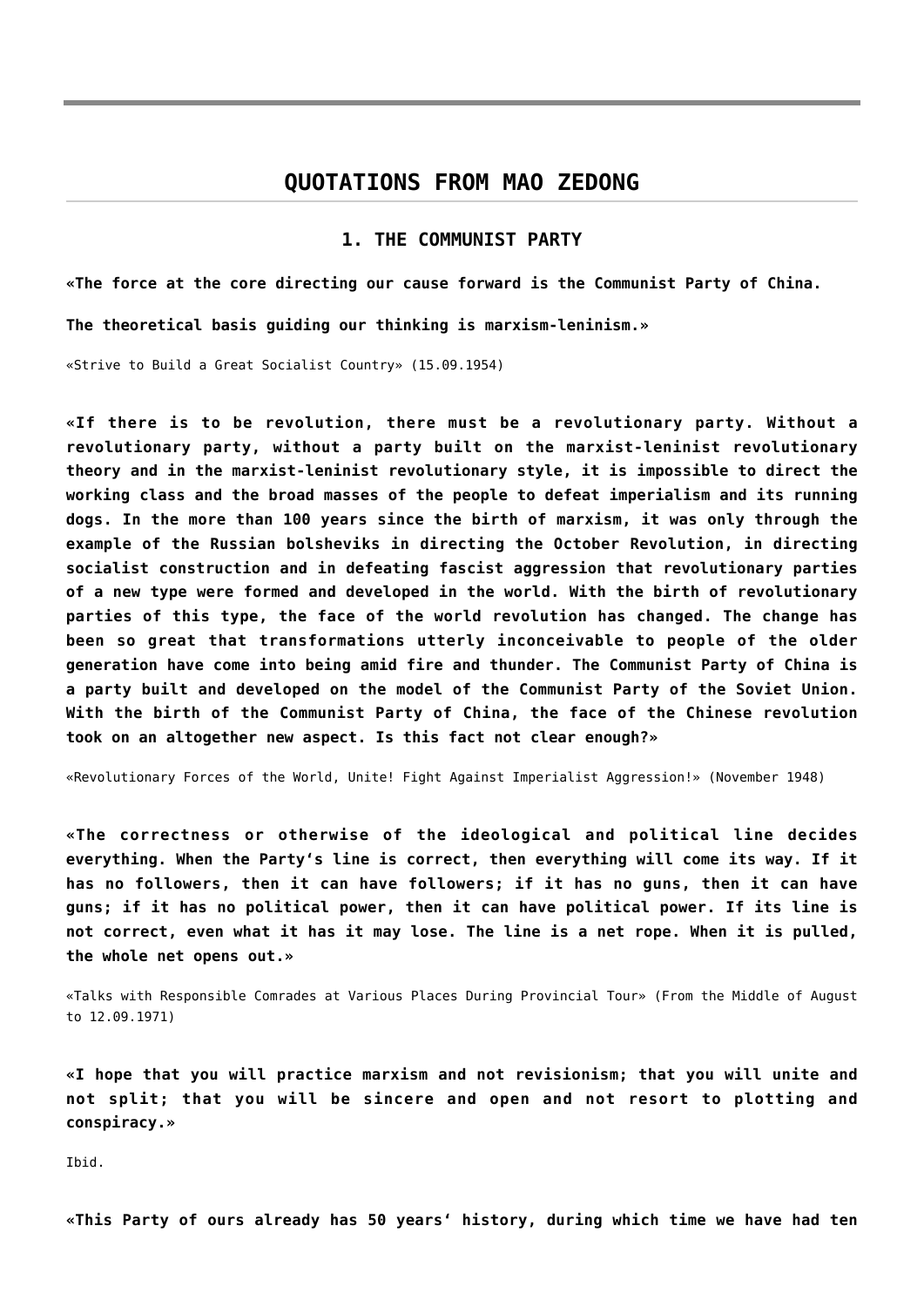# QUOTATIONS FROM MAO ZEDONG

## 1. THE COMMUNIST PARTY

**«The force at the core directing our cause forward is the Communist Party of China.**

**The theoretical basis guiding our thinking is marxism-leninism.»**

«Strive to Build a Great Socialist Country» (15.09.1954)

**«If there is to be revolution, there must be a revolutionary party. Without a revolutionary party, without a party built on the marxist-leninist revolutionary theory and in the marxist-leninist revolutionary style, it is impossible to direct the working class and the broad masses of the people to defeat imperialism and its running dogs. In the more than 100 years since the birth of marxism, it was only through the example of the Russian bolsheviks in directing the October Revolution, in directing socialist construction and in defeating fascist aggression that revolutionary parties of a new type were formed and developed in the world. With the birth of revolutionary parties of this type, the face of the world revolution has changed. The change has been so great that transformations utterly inconceivable to people of the older generation have come into being amid fire and thunder. The Communist Party of China is a party built and developed on the model of the Communist Party of the Soviet Union. With the birth of the Communist Party of China, the face of the Chinese revolution took on an altogether new aspect. Is this fact not clear enough?»**

«Revolutionary Forces of the World, Unite! Fight Against Imperialist Aggression!» (November 1948)

**«The correctness or otherwise of the ideological and political line decides everything. When the Party's line is correct, then everything will come its way. If it has no followers, then it can have followers; if it has no guns, then it can have guns; if it has no political power, then it can have political power. If its line is not correct, even what it has it may lose. The line is a net rope. When it is pulled, the whole net opens out.»**

«Talks with Responsible Comrades at Various Places During Provincial Tour» (From the Middle of August to 12.09.1971)

**«I hope that you will practice marxism and not revisionism; that you will unite and not split; that you will be sincere and open and not resort to plotting and conspiracy.»**

Ibid.

**«This Party of ours already has 50 years' history, during which time we have had ten**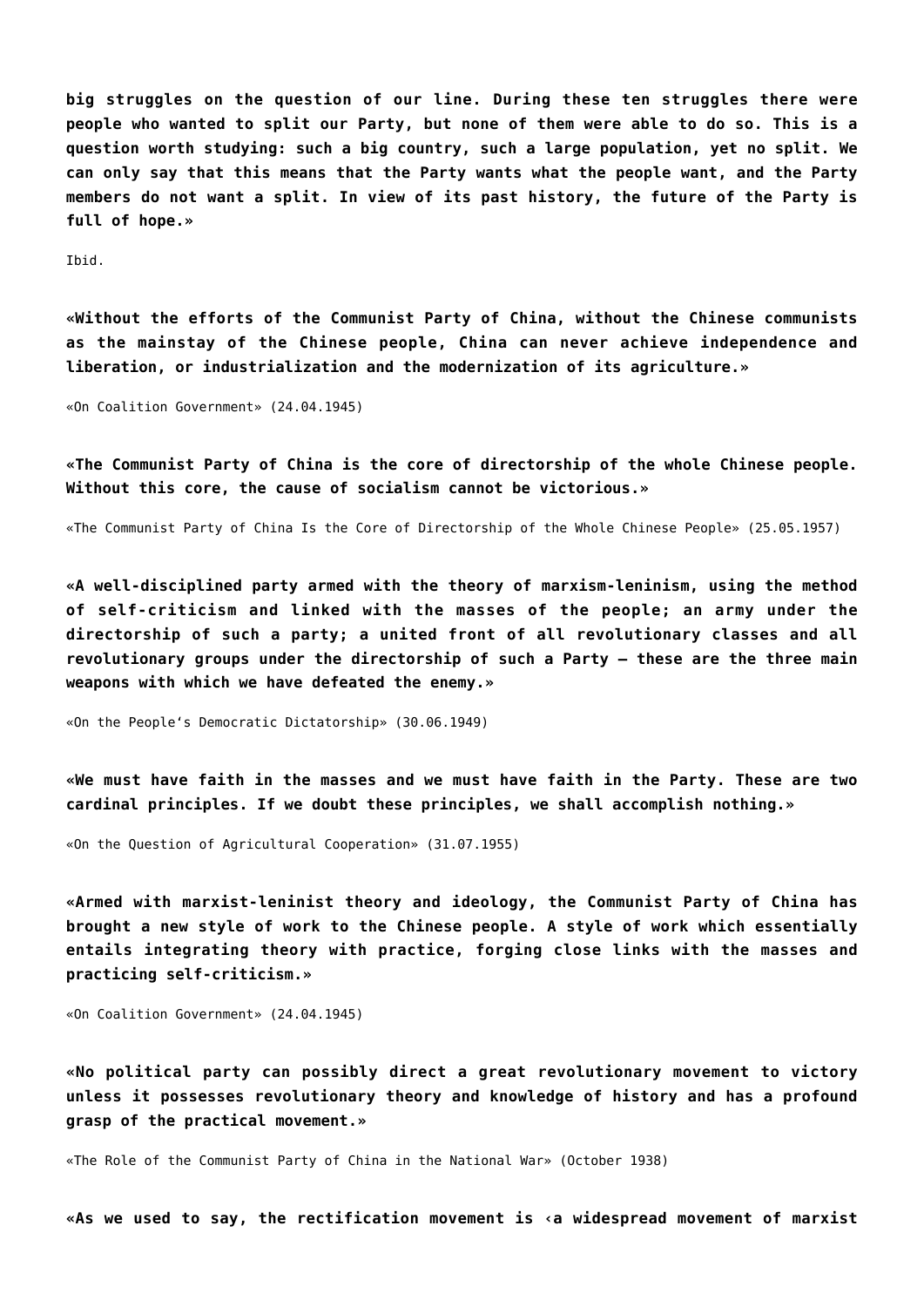**big struggles on the question of our line. During these ten struggles there were people who wanted to split our Party, but none of them were able to do so. This is a question worth studying: such a big country, such a large population, yet no split. We can only say that this means that the Party wants what the people want, and the Party members do not want a split. In view of its past history, the future of the Party is full of hope.»**

Ibid.

**«Without the efforts of the Communist Party of China, without the Chinese communists as the mainstay of the Chinese people, China can never achieve independence and liberation, or industrialization and the modernization of its agriculture.»**

«On Coalition Government» (24.04.1945)

**«The Communist Party of China is the core of directorship of the whole Chinese people. Without this core, the cause of socialism cannot be victorious.»**

«The Communist Party of China Is the Core of Directorship of the Whole Chinese People» (25.05.1957)

**«A well-disciplined party armed with the theory of marxism-leninism, using the method of self-criticism and linked with the masses of the people; an army under the directorship of such a party; a united front of all revolutionary classes and all revolutionary groups under the directorship of such a Party – these are the three main weapons with which we have defeated the enemy.»**

«On the People's Democratic Dictatorship» (30.06.1949)

**«We must have faith in the masses and we must have faith in the Party. These are two cardinal principles. If we doubt these principles, we shall accomplish nothing.»**

«On the Question of Agricultural Cooperation» (31.07.1955)

**«Armed with marxist-leninist theory and ideology, the Communist Party of China has brought a new style of work to the Chinese people. A style of work which essentially entails integrating theory with practice, forging close links with the masses and practicing self-criticism.»**

«On Coalition Government» (24.04.1945)

**«No political party can possibly direct a great revolutionary movement to victory unless it possesses revolutionary theory and knowledge of history and has a profound grasp of the practical movement.»**

«The Role of the Communist Party of China in the National War» (October 1938)

**«As we used to say, the rectification movement is ‹a widespread movement of marxist**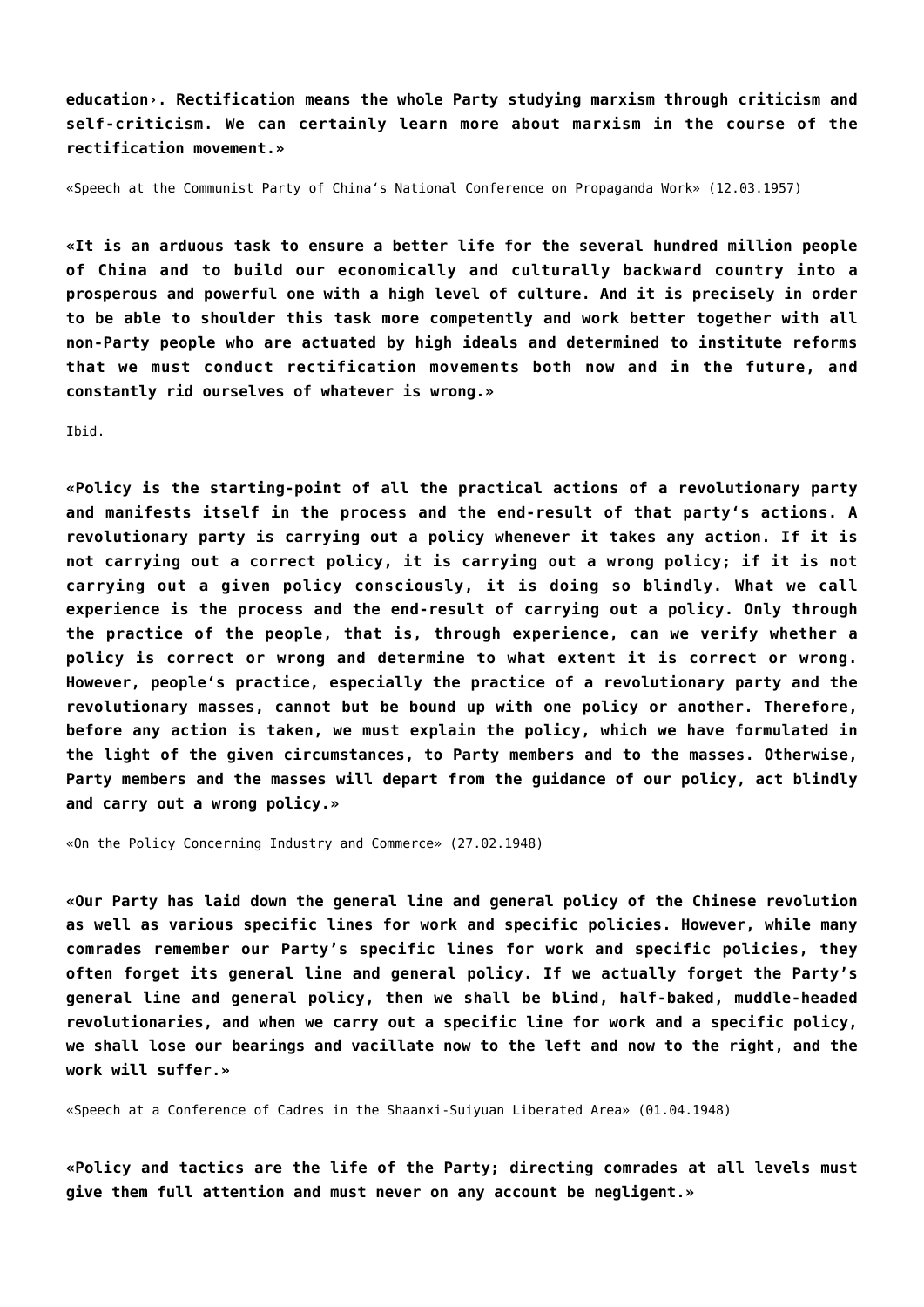**education›. Rectification means the whole Party studying marxism through criticism and self-criticism. We can certainly learn more about marxism in the course of the rectification movement.»**

«Speech at the Communist Party of China's National Conference on Propaganda Work» (12.03.1957)

**«It is an arduous task to ensure a better life for the several hundred million people of China and to build our economically and culturally backward country into a prosperous and powerful one with a high level of culture. And it is precisely in order to be able to shoulder this task more competently and work better together with all non-Party people who are actuated by high ideals and determined to institute reforms that we must conduct rectification movements both now and in the future, and constantly rid ourselves of whatever is wrong.»**

Ibid.

**«Policy is the starting-point of all the practical actions of a revolutionary party and manifests itself in the process and the end-result of that party's actions. A revolutionary party is carrying out a policy whenever it takes any action. If it is not carrying out a correct policy, it is carrying out a wrong policy; if it is not carrying out a given policy consciously, it is doing so blindly. What we call experience is the process and the end-result of carrying out a policy. Only through the practice of the people, that is, through experience, can we verify whether a policy is correct or wrong and determine to what extent it is correct or wrong. However, people's practice, especially the practice of a revolutionary party and the revolutionary masses, cannot but be bound up with one policy or another. Therefore, before any action is taken, we must explain the policy, which we have formulated in the light of the given circumstances, to Party members and to the masses. Otherwise, Party members and the masses will depart from the guidance of our policy, act blindly and carry out a wrong policy.»**

«On the Policy Concerning Industry and Commerce» (27.02.1948)

**«Our Party has laid down the general line and general policy of the Chinese revolution as well as various specific lines for work and specific policies. However, while many comrades remember our Party's specific lines for work and specific policies, they often forget its general line and general policy. If we actually forget the Party's general line and general policy, then we shall be blind, half-baked, muddle-headed revolutionaries, and when we carry out a specific line for work and a specific policy, we shall lose our bearings and vacillate now to the left and now to the right, and the work will suffer.»**

«Speech at a Conference of Cadres in the Shaanxi-Suiyuan Liberated Area» (01.04.1948)

**«Policy and tactics are the life of the Party; directing comrades at all levels must give them full attention and must never on any account be negligent.»**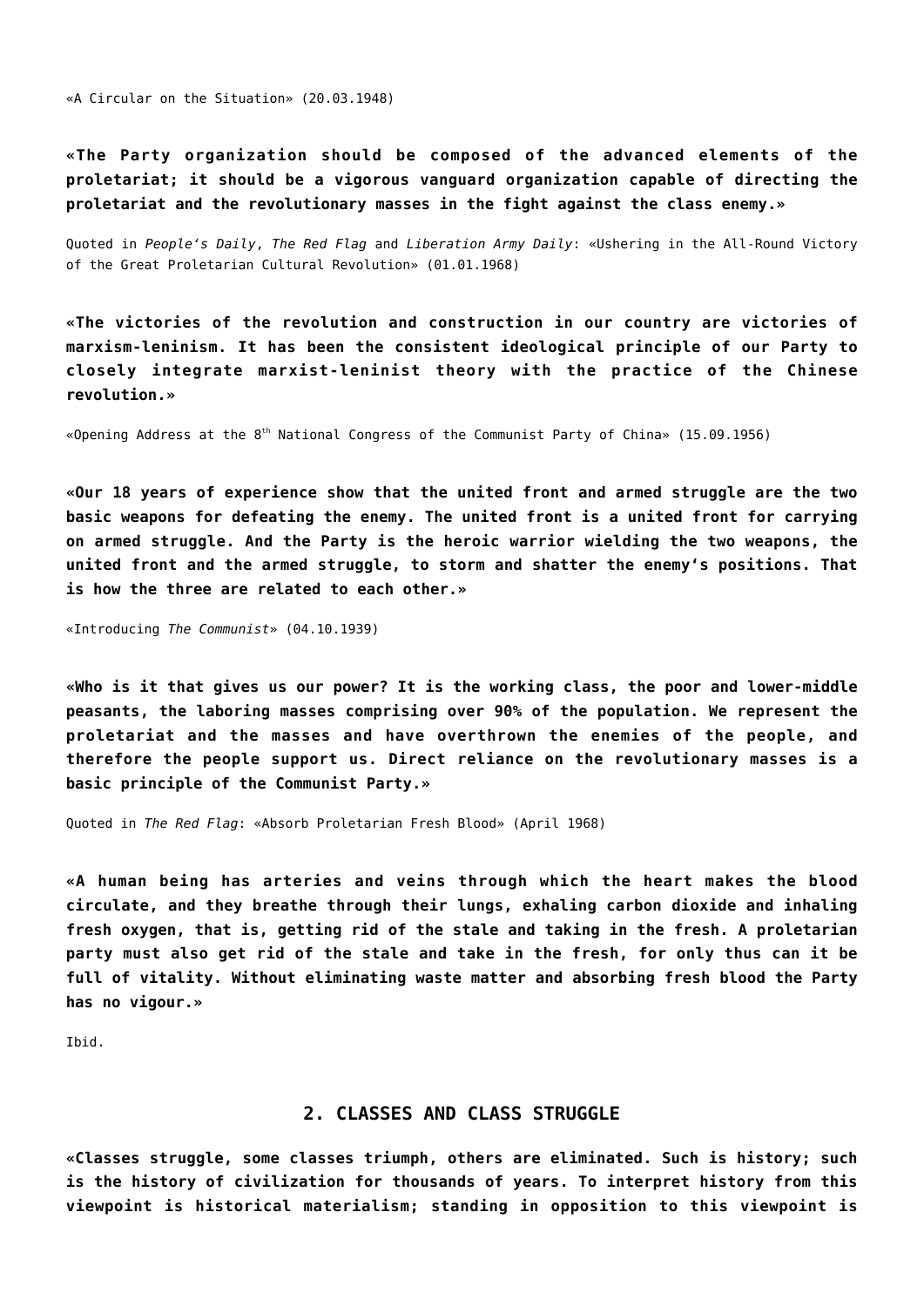«A Circular on the Situation» (20.03.1948)

**«The Party organization should be composed of the advanced elements of the proletariat; it should be a vigorous vanguard organization capable of directing the proletariat and the revolutionary masses in the fight against the class enemy.»**

Quoted in *People's Daily*, *The Red Flag* and *Liberation Army Daily*: «Ushering in the All-Round Victory of the Great Proletarian Cultural Revolution» (01.01.1968)

**«The victories of the revolution and construction in our country are victories of marxism-leninism. It has been the consistent ideological principle of our Party to closely integrate marxist-leninist theory with the practice of the Chinese revolution.»**

«Opening Address at the 8th National Congress of the Communist Party of China» (15.09.1956)

**«Our 18 years of experience show that the united front and armed struggle are the two basic weapons for defeating the enemy. The united front is a united front for carrying on armed struggle. And the Party is the heroic warrior wielding the two weapons, the united front and the armed struggle, to storm and shatter the enemy's positions. That is how the three are related to each other.»**

«Introducing *The Communist*» (04.10.1939)

**«Who is it that gives us our power? It is the working class, the poor and lower-middle peasants, the laboring masses comprising over 90% of the population. We represent the proletariat and the masses and have overthrown the enemies of the people, and therefore the people support us. Direct reliance on the revolutionary masses is a basic principle of the Communist Party.»**

Quoted in *The Red Flag*: «Absorb Proletarian Fresh Blood» (April 1968)

**«A human being has arteries and veins through which the heart makes the blood circulate, and they breathe through their lungs, exhaling carbon dioxide and inhaling fresh oxygen, that is, getting rid of the stale and taking in the fresh. A proletarian party must also get rid of the stale and take in the fresh, for only thus can it be full of vitality. Without eliminating waste matter and absorbing fresh blood the Party has no vigour.»**

Ibid.

## 2. CLASSES AND CLASS STRUGGLE

**«Classes struggle, some classes triumph, others are eliminated. Such is history; such is the history of civilization for thousands of years. To interpret history from this viewpoint is historical materialism; standing in opposition to this viewpoint is**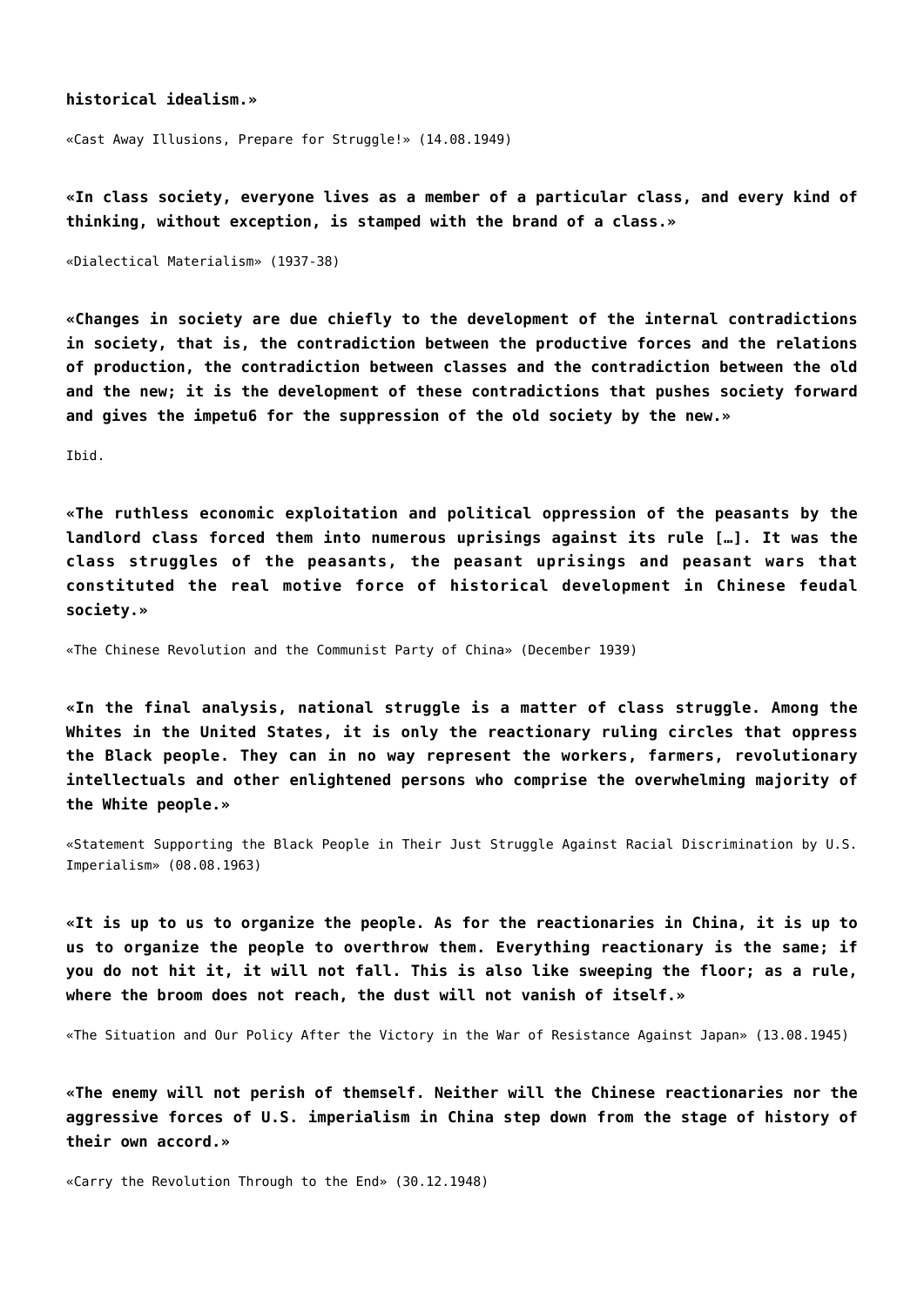**historical idealism.»**

«Cast Away Illusions, Prepare for Struggle!» (14.08.1949)

**«In class society, everyone lives as a member of a particular class, and every kind of thinking, without exception, is stamped with the brand of a class.»**

«Dialectical Materialism» (1937-38)

**«Changes in society are due chiefly to the development of the internal contradictions in society, that is, the contradiction between the productive forces and the relations of production, the contradiction between classes and the contradiction between the old and the new; it is the development of these contradictions that pushes society forward and gives the impetu6 for the suppression of the old society by the new.»**

Ibid.

**«The ruthless economic exploitation and political oppression of the peasants by the landlord class forced them into numerous uprisings against its rule […]. It was the class struggles of the peasants, the peasant uprisings and peasant wars that constituted the real motive force of historical development in Chinese feudal society.»**

«The Chinese Revolution and the Communist Party of China» (December 1939)

**«In the final analysis, national struggle is a matter of class struggle. Among the Whites in the United States, it is only the reactionary ruling circles that oppress the Black people. They can in no way represent the workers, farmers, revolutionary intellectuals and other enlightened persons who comprise the overwhelming majority of the White people.»**

«Statement Supporting the Black People in Their Just Struggle Against Racial Discrimination by U.S. Imperialism» (08.08.1963)

**«It is up to us to organize the people. As for the reactionaries in China, it is up to us to organize the people to overthrow them. Everything reactionary is the same; if you do not hit it, it will not fall. This is also like sweeping the floor; as a rule, where the broom does not reach, the dust will not vanish of itself.»**

«The Situation and Our Policy After the Victory in the War of Resistance Against Japan» (13.08.1945)

**«The enemy will not perish of themself. Neither will the Chinese reactionaries nor the aggressive forces of U.S. imperialism in China step down from the stage of history of their own accord.»**

«Carry the Revolution Through to the End» (30.12.1948)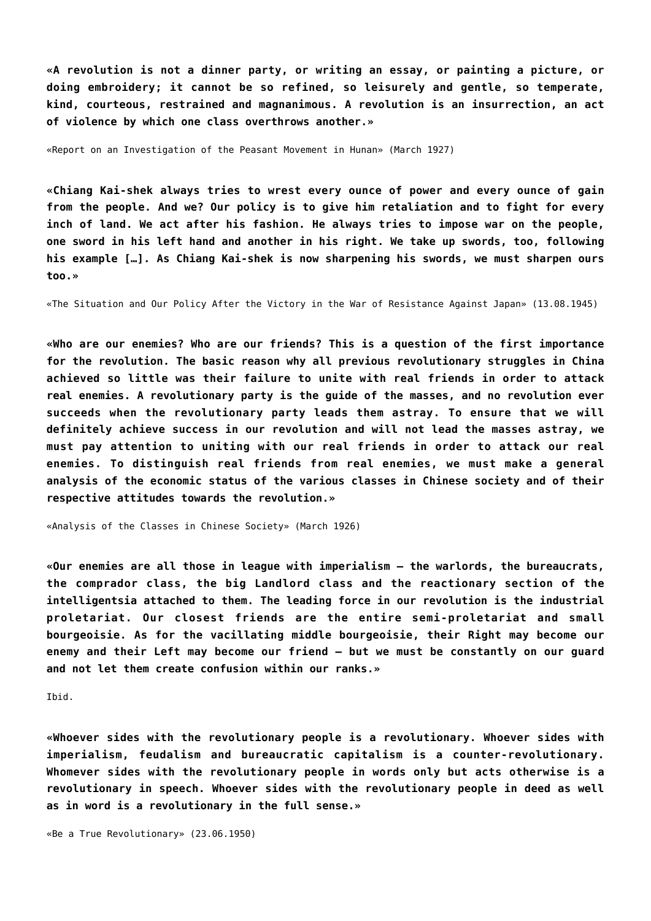**«A revolution is not a dinner party, or writing an essay, or painting a picture, or doing embroidery; it cannot be so refined, so leisurely and gentle, so temperate, kind, courteous, restrained and magnanimous. A revolution is an insurrection, an act of violence by which one class overthrows another.»**

«Report on an Investigation of the Peasant Movement in Hunan» (March 1927)

**«Chiang Kai-shek always tries to wrest every ounce of power and every ounce of gain from the people. And we? Our policy is to give him retaliation and to fight for every inch of land. We act after his fashion. He always tries to impose war on the people, one sword in his left hand and another in his right. We take up swords, too, following his example […]. As Chiang Kai-shek is now sharpening his swords, we must sharpen ours too.»**

«The Situation and Our Policy After the Victory in the War of Resistance Against Japan» (13.08.1945)

**«Who are our enemies? Who are our friends? This is a question of the first importance for the revolution. The basic reason why all previous revolutionary struggles in China achieved so little was their failure to unite with real friends in order to attack real enemies. A revolutionary party is the guide of the masses, and no revolution ever succeeds when the revolutionary party leads them astray. To ensure that we will definitely achieve success in our revolution and will not lead the masses astray, we must pay attention to uniting with our real friends in order to attack our real enemies. To distinguish real friends from real enemies, we must make a general analysis of the economic status of the various classes in Chinese society and of their respective attitudes towards the revolution.»**

«Analysis of the Classes in Chinese Society» (March 1926)

**«Our enemies are all those in league with imperialism – the warlords, the bureaucrats, the comprador class, the big Landlord class and the reactionary section of the intelligentsia attached to them. The leading force in our revolution is the industrial proletariat. Our closest friends are the entire semi-proletariat and small bourgeoisie. As for the vacillating middle bourgeoisie, their Right may become our enemy and their Left may become our friend – but we must be constantly on our guard and not let them create confusion within our ranks.»**

Ibid.

**«Whoever sides with the revolutionary people is a revolutionary. Whoever sides with imperialism, feudalism and bureaucratic capitalism is a counter-revolutionary. Whomever sides with the revolutionary people in words only but acts otherwise is a revolutionary in speech. Whoever sides with the revolutionary people in deed as well as in word is a revolutionary in the full sense.»**

«Be a True Revolutionary» (23.06.1950)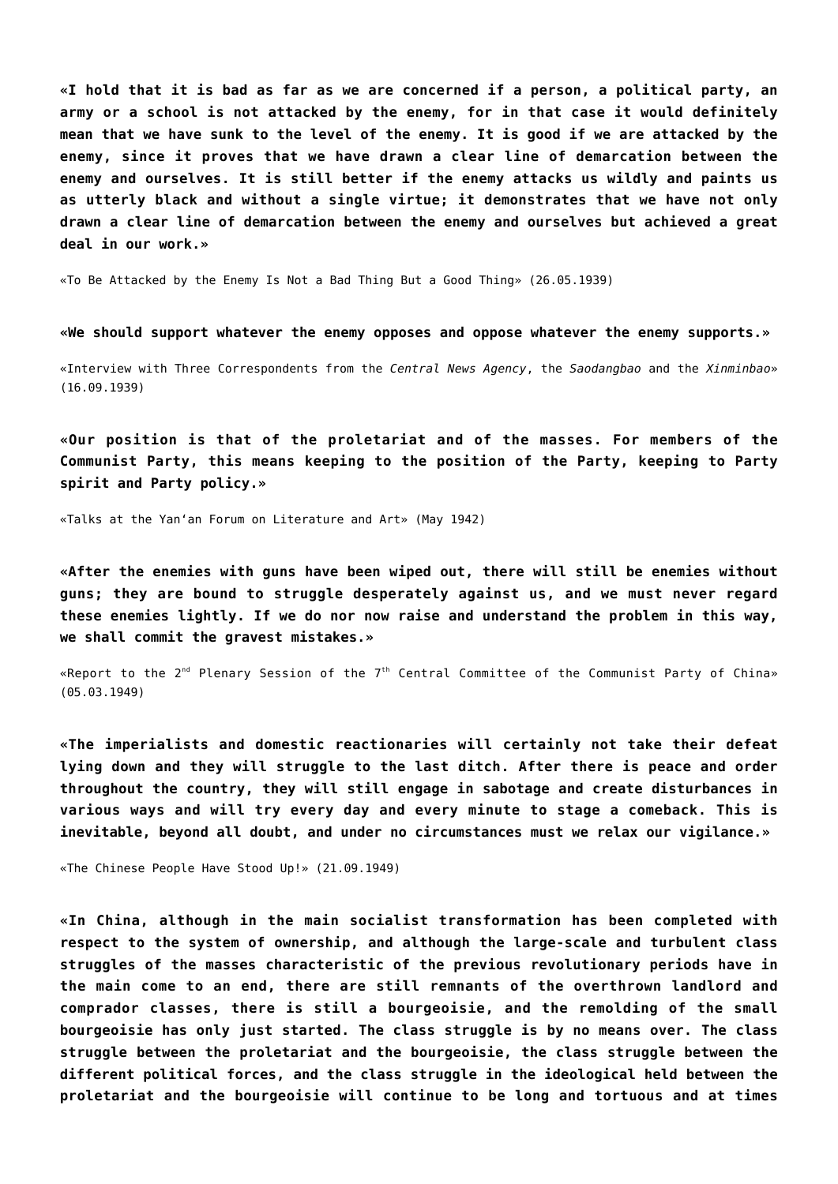**«I hold that it is bad as far as we are concerned if a person, a political party, an army or a school is not attacked by the enemy, for in that case it would definitely mean that we have sunk to the level of the enemy. It is good if we are attacked by the enemy, since it proves that we have drawn a clear line of demarcation between the enemy and ourselves. It is still better if the enemy attacks us wildly and paints us as utterly black and without a single virtue; it demonstrates that we have not only drawn a clear line of demarcation between the enemy and ourselves but achieved a great deal in our work.»**

«To Be Attacked by the Enemy Is Not a Bad Thing But a Good Thing» (26.05.1939)

**«We should support whatever the enemy opposes and oppose whatever the enemy supports.»**

«Interview with Three Correspondents from the *Central News Agency*, the *Saodangbao* and the *Xinminbao*» (16.09.1939)

**«Our position is that of the proletariat and of the masses. For members of the Communist Party, this means keeping to the position of the Party, keeping to Party spirit and Party policy.»**

«Talks at the Yan'an Forum on Literature and Art» (May 1942)

**«After the enemies with guns have been wiped out, there will still be enemies without guns; they are bound to struggle desperately against us, and we must never regard these enemies lightly. If we do nor now raise and understand the problem in this way, we shall commit the gravest mistakes.»**

«Report to the 2nd Plenary Session of the 7th Central Committee of the Communist Party of China» (05.03.1949)

**«The imperialists and domestic reactionaries will certainly not take their defeat lying down and they will struggle to the last ditch. After there is peace and order throughout the country, they will still engage in sabotage and create disturbances in various ways and will try every day and every minute to stage a comeback. This is inevitable, beyond all doubt, and under no circumstances must we relax our vigilance.»**

«The Chinese People Have Stood Up!» (21.09.1949)

**«In China, although in the main socialist transformation has been completed with respect to the system of ownership, and although the large-scale and turbulent class struggles of the masses characteristic of the previous revolutionary periods have in the main come to an end, there are still remnants of the overthrown landlord and comprador classes, there is still a bourgeoisie, and the remolding of the small bourgeoisie has only just started. The class struggle is by no means over. The class struggle between the proletariat and the bourgeoisie, the class struggle between the different political forces, and the class struggle in the ideological held between the proletariat and the bourgeoisie will continue to be long and tortuous and at times**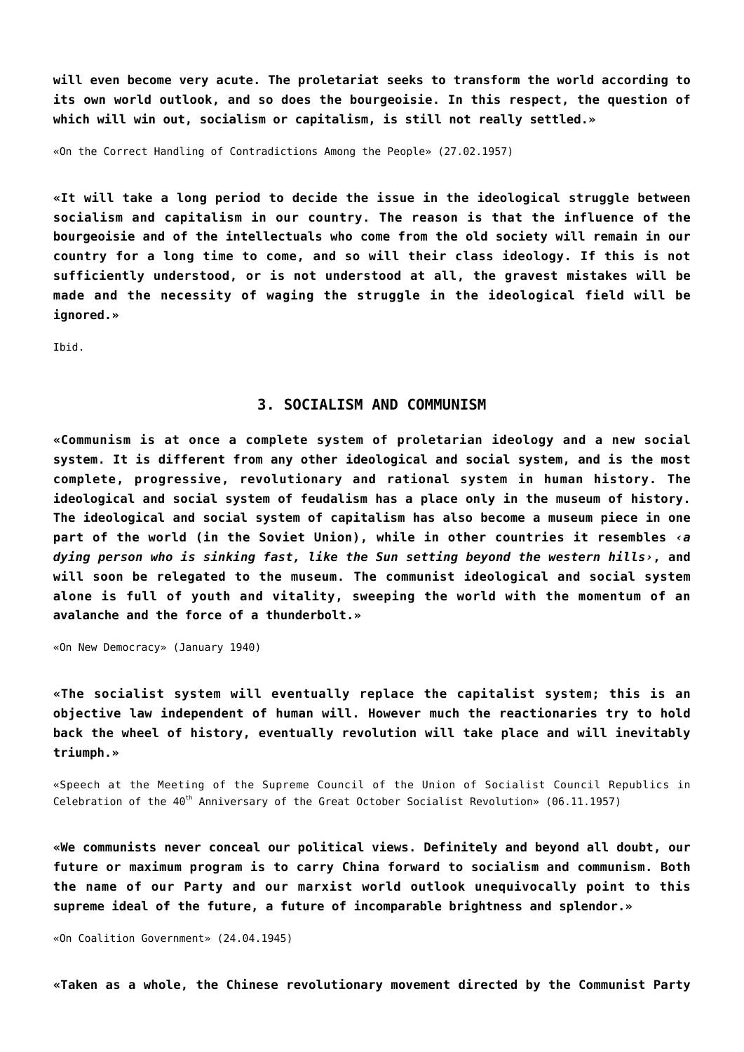**will even become very acute. The proletariat seeks to transform the world according to its own world outlook, and so does the bourgeoisie. In this respect, the question of which will win out, socialism or capitalism, is still not really settled.»**

«On the Correct Handling of Contradictions Among the People» (27.02.1957)

**«It will take a long period to decide the issue in the ideological struggle between socialism and capitalism in our country. The reason is that the influence of the bourgeoisie and of the intellectuals who come from the old society will remain in our country for a long time to come, and so will their class ideology. If this is not sufficiently understood, or is not understood at all, the gravest mistakes will be made and the necessity of waging the struggle in the ideological field will be ignored.»**

Ibid.

## 3. SOCIALISM AND COMMUNISM

**«Communism is at once a complete system of proletarian ideology and a new social system. It is different from any other ideological and social system, and is the most complete, progressive, revolutionary and rational system in human history. The ideological and social system of feudalism has a place only in the museum of history. The ideological and social system of capitalism has also become a museum piece in one part of the world (in the Soviet Union), while in other countries it resembles ‹*a dying person who is sinking fast, like the Sun setting beyond the western hills*›, and will soon be relegated to the museum. The communist ideological and social system alone is full of youth and vitality, sweeping the world with the momentum of an avalanche and the force of a thunderbolt.»**

«On New Democracy» (January 1940)

**«The socialist system will eventually replace the capitalist system; this is an objective law independent of human will. However much the reactionaries try to hold back the wheel of history, eventually revolution will take place and will inevitably triumph.»**

«Speech at the Meeting of the Supreme Council of the Union of Socialist Council Republics in Celebration of the 40th Anniversary of the Great October Socialist Revolution» (06.11.1957)

**«We communists never conceal our political views. Definitely and beyond all doubt, our future or maximum program is to carry China forward to socialism and communism. Both the name of our Party and our marxist world outlook unequivocally point to this supreme ideal of the future, a future of incomparable brightness and splendor.»**

«On Coalition Government» (24.04.1945)

**«Taken as a whole, the Chinese revolutionary movement directed by the Communist Party**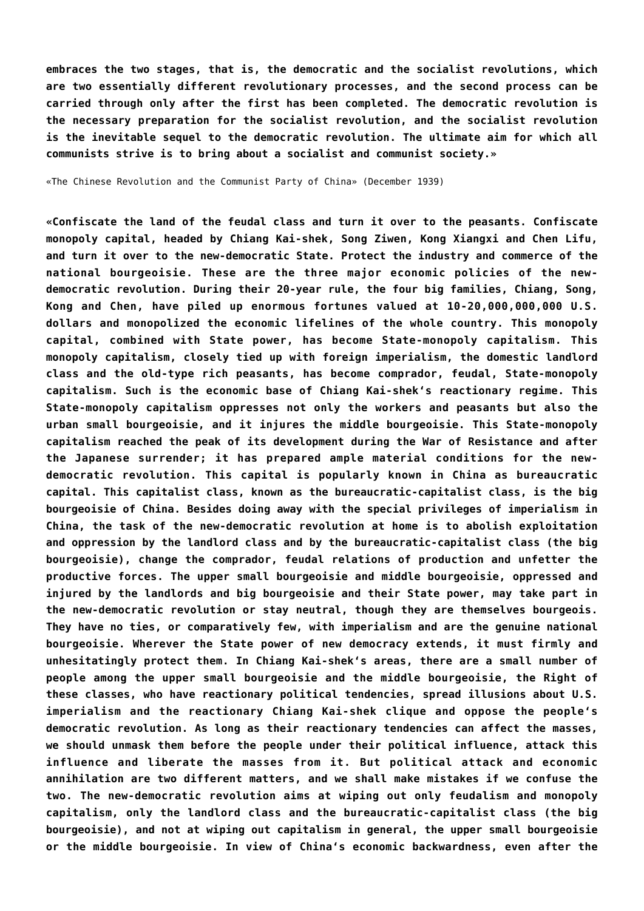**embraces the two stages, that is, the democratic and the socialist revolutions, which are two essentially different revolutionary processes, and the second process can be carried through only after the first has been completed. The democratic revolution is the necessary preparation for the socialist revolution, and the socialist revolution is the inevitable sequel to the democratic revolution. The ultimate aim for which all communists strive is to bring about a socialist and communist society.»**

«The Chinese Revolution and the Communist Party of China» (December 1939)

**«Confiscate the land of the feudal class and turn it over to the peasants. Confiscate monopoly capital, headed by Chiang Kai-shek, Song Ziwen, Kong Xiangxi and Chen Lifu, and turn it over to the new-democratic State. Protect the industry and commerce of the national bourgeoisie. These are the three major economic policies of the new-democratic revolution. During their 20-year rule, the four big families, Chiang, Song, Kong and Chen, have piled up enormous fortunes valued at 10-20,000,000,000 U.S. dollars and monopolized the economic lifelines of the whole country. This monopoly capital, combined with State power, has become State-monopoly capitalism. This monopoly capitalism, closely tied up with foreign imperialism, the domestic landlord class and the old-type rich peasants, has become comprador, feudal, State-monopoly capitalism. Such is the economic base of Chiang Kai-shek's reactionary regime. This State-monopoly capitalism oppresses not only the workers and peasants but also the urban small bourgeoisie, and it injures the middle bourgeoisie. This State-monopoly capitalism reached the peak of its development during the War of Resistance and after the Japanese surrender; it has prepared ample material conditions for the new-democratic revolution. This capital is popularly known in China as bureaucratic capital. This capitalist class, known as the bureaucratic-capitalist class, is the big bourgeoisie of China. Besides doing away with the special privileges of imperialism in China, the task of the new-democratic revolution at home is to abolish exploitation and oppression by the landlord class and by the bureaucratic-capitalist class (the big bourgeoisie), change the comprador, feudal relations of production and unfetter the productive forces. The upper small bourgeoisie and middle bourgeoisie, oppressed and injured by the landlords and big bourgeoisie and their State power, may take part in the new-democratic revolution or stay neutral, though they are themselves bourgeois. They have no ties, or comparatively few, with imperialism and are the genuine national bourgeoisie. Wherever the State power of new democracy extends, it must firmly and unhesitatingly protect them. In Chiang Kai-shek's areas, there are a small number of people among the upper small bourgeoisie and the middle bourgeoisie, the Right of these classes, who have reactionary political tendencies, spread illusions about U.S. imperialism and the reactionary Chiang Kai-shek clique and oppose the people's democratic revolution. As long as their reactionary tendencies can affect the masses, we should unmask them before the people under their political influence, attack this influence and liberate the masses from it. But political attack and economic annihilation are two different matters, and we shall make mistakes if we confuse the two. The new-democratic revolution aims at wiping out only feudalism and monopoly capitalism, only the landlord class and the bureaucratic-capitalist class (the big bourgeoisie), and not at wiping out capitalism in general, the upper small bourgeoisie or the middle bourgeoisie. In view of China's economic backwardness, even after the**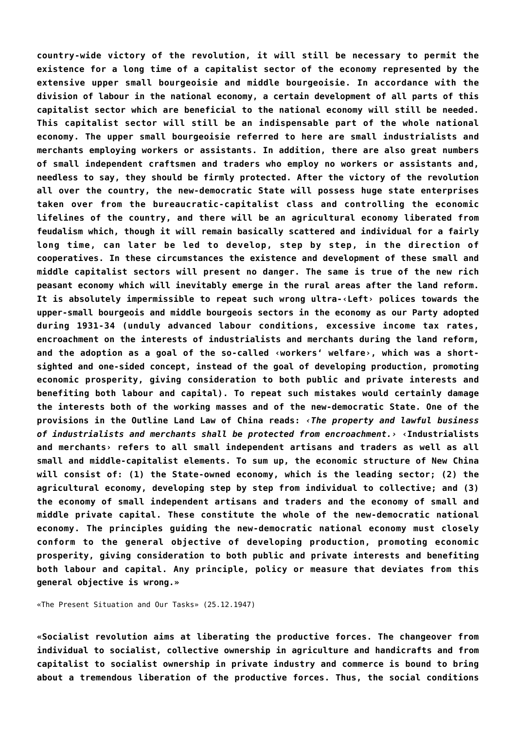**country-wide victory of the revolution, it will still be necessary to permit the existence for a long time of a capitalist sector of the economy represented by the extensive upper small bourgeoisie and middle bourgeoisie. In accordance with the division of labour in the national economy, a certain development of all parts of this capitalist sector which are beneficial to the national economy will still be needed. This capitalist sector will still be an indispensable part of the whole national economy. The upper small bourgeoisie referred to here are small industrialists and merchants employing workers or assistants. In addition, there are also great numbers of small independent craftsmen and traders who employ no workers or assistants and, needless to say, they should be firmly protected. After the victory of the revolution all over the country, the new-democratic State will possess huge state enterprises taken over from the bureaucratic-capitalist class and controlling the economic lifelines of the country, and there will be an agricultural economy liberated from feudalism which, though it will remain basically scattered and individual for a fairly long time, can later be led to develop, step by step, in the direction of cooperatives. In these circumstances the existence and development of these small and middle capitalist sectors will present no danger. The same is true of the new rich peasant economy which will inevitably emerge in the rural areas after the land reform. It is absolutely impermissible to repeat such wrong ultra-‹Left› polices towards the upper-small bourgeois and middle bourgeois sectors in the economy as our Party adopted during 1931-34 (unduly advanced labour conditions, excessive income tax rates, encroachment on the interests of industrialists and merchants during the land reform, and the adoption as a goal of the so-called ‹workers' welfare›, which was a short-sighted and one-sided concept, instead of the goal of developing production, promoting economic prosperity, giving consideration to both public and private interests and benefiting both labour and capital). To repeat such mistakes would certainly damage the interests both of the working masses and of the new-democratic State. One of the provisions in the Outline Land Law of China reads: ‹*The property and lawful business of industrialists and merchants shall be protected from encroachment.*› ‹Industrialists and merchants› refers to all small independent artisans and traders as well as all small and middle-capitalist elements. To sum up, the economic structure of New China will consist of: (1) the State-owned economy, which is the leading sector; (2) the agricultural economy, developing step by step from individual to collective; and (3) the economy of small independent artisans and traders and the economy of small and middle private capital. These constitute the whole of the new-democratic national economy. The principles guiding the new-democratic national economy must closely conform to the general objective of developing production, promoting economic prosperity, giving consideration to both public and private interests and benefiting both labour and capital. Any principle, policy or measure that deviates from this general objective is wrong.»**

«The Present Situation and Our Tasks» (25.12.1947)

**«Socialist revolution aims at liberating the productive forces. The changeover from individual to socialist, collective ownership in agriculture and handicrafts and from capitalist to socialist ownership in private industry and commerce is bound to bring about a tremendous liberation of the productive forces. Thus, the social conditions**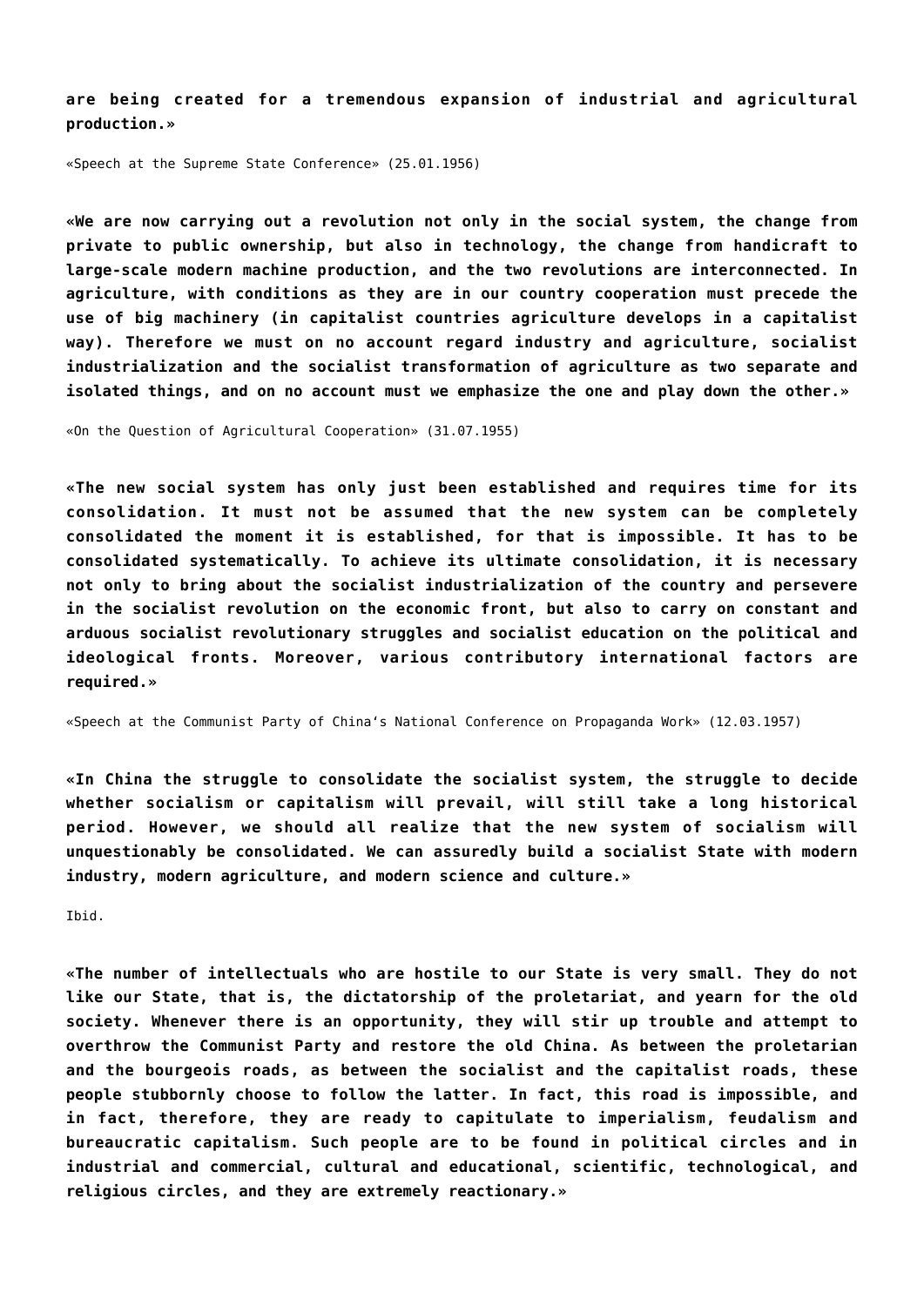**are being created for a tremendous expansion of industrial and agricultural production.»**

«Speech at the Supreme State Conference» (25.01.1956)

**«We are now carrying out a revolution not only in the social system, the change from private to public ownership, but also in technology, the change from handicraft to large-scale modern machine production, and the two revolutions are interconnected. In agriculture, with conditions as they are in our country cooperation must precede the use of big machinery (in capitalist countries agriculture develops in a capitalist way). Therefore we must on no account regard industry and agriculture, socialist industrialization and the socialist transformation of agriculture as two separate and isolated things, and on no account must we emphasize the one and play down the other.»**

«On the Question of Agricultural Cooperation» (31.07.1955)

**«The new social system has only just been established and requires time for its consolidation. It must not be assumed that the new system can be completely consolidated the moment it is established, for that is impossible. It has to be consolidated systematically. To achieve its ultimate consolidation, it is necessary not only to bring about the socialist industrialization of the country and persevere in the socialist revolution on the economic front, but also to carry on constant and arduous socialist revolutionary struggles and socialist education on the political and ideological fronts. Moreover, various contributory international factors are required.»**

«Speech at the Communist Party of China's National Conference on Propaganda Work» (12.03.1957)

**«In China the struggle to consolidate the socialist system, the struggle to decide whether socialism or capitalism will prevail, will still take a long historical period. However, we should all realize that the new system of socialism will unquestionably be consolidated. We can assuredly build a socialist State with modern industry, modern agriculture, and modern science and culture.»**

Ibid.

**«The number of intellectuals who are hostile to our State is very small. They do not like our State, that is, the dictatorship of the proletariat, and yearn for the old society. Whenever there is an opportunity, they will stir up trouble and attempt to overthrow the Communist Party and restore the old China. As between the proletarian and the bourgeois roads, as between the socialist and the capitalist roads, these people stubbornly choose to follow the latter. In fact, this road is impossible, and in fact, therefore, they are ready to capitulate to imperialism, feudalism and bureaucratic capitalism. Such people are to be found in political circles and in industrial and commercial, cultural and educational, scientific, technological, and religious circles, and they are extremely reactionary.»**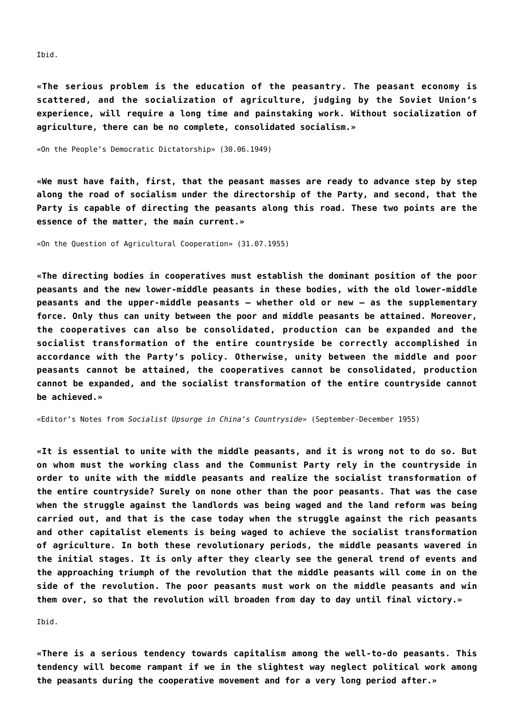Ibid.

**«The serious problem is the education of the peasantry. The peasant economy is scattered, and the socialization of agriculture, judging by the Soviet Union's experience, will require a long time and painstaking work. Without socialization of agriculture, there can be no complete, consolidated socialism.»**

«On the People's Democratic Dictatorship» (30.06.1949)

**«We must have faith, first, that the peasant masses are ready to advance step by step along the road of socialism under the directorship of the Party, and second, that the Party is capable of directing the peasants along this road. These two points are the essence of the matter, the main current.»**

«On the Question of Agricultural Cooperation» (31.07.1955)

**«The directing bodies in cooperatives must establish the dominant position of the poor peasants and the new lower-middle peasants in these bodies, with the old lower-middle peasants and the upper-middle peasants – whether old or new – as the supplementary force. Only thus can unity between the poor and middle peasants be attained. Moreover, the cooperatives can also be consolidated, production can be expanded and the socialist transformation of the entire countryside be correctly accomplished in accordance with the Party's policy. Otherwise, unity between the middle and poor peasants cannot be attained, the cooperatives cannot be consolidated, production cannot be expanded, and the socialist transformation of the entire countryside cannot be achieved.»**

«Editor's Notes from *Socialist Upsurge in China's Countryside*» (September-December 1955)

**«It is essential to unite with the middle peasants, and it is wrong not to do so. But on whom must the working class and the Communist Party rely in the countryside in order to unite with the middle peasants and realize the socialist transformation of the entire countryside? Surely on none other than the poor peasants. That was the case when the struggle against the landlords was being waged and the land reform was being carried out, and that is the case today when the struggle against the rich peasants and other capitalist elements is being waged to achieve the socialist transformation of agriculture. In both these revolutionary periods, the middle peasants wavered in the initial stages. It is only after they clearly see the general trend of events and the approaching triumph of the revolution that the middle peasants will come in on the side of the revolution. The poor peasants must work on the middle peasants and win them over, so that the revolution will broaden from day to day until final victory.»**

Ibid.

**«There is a serious tendency towards capitalism among the well-to-do peasants. This tendency will become rampant if we in the slightest way neglect political work among the peasants during the cooperative movement and for a very long period after.»**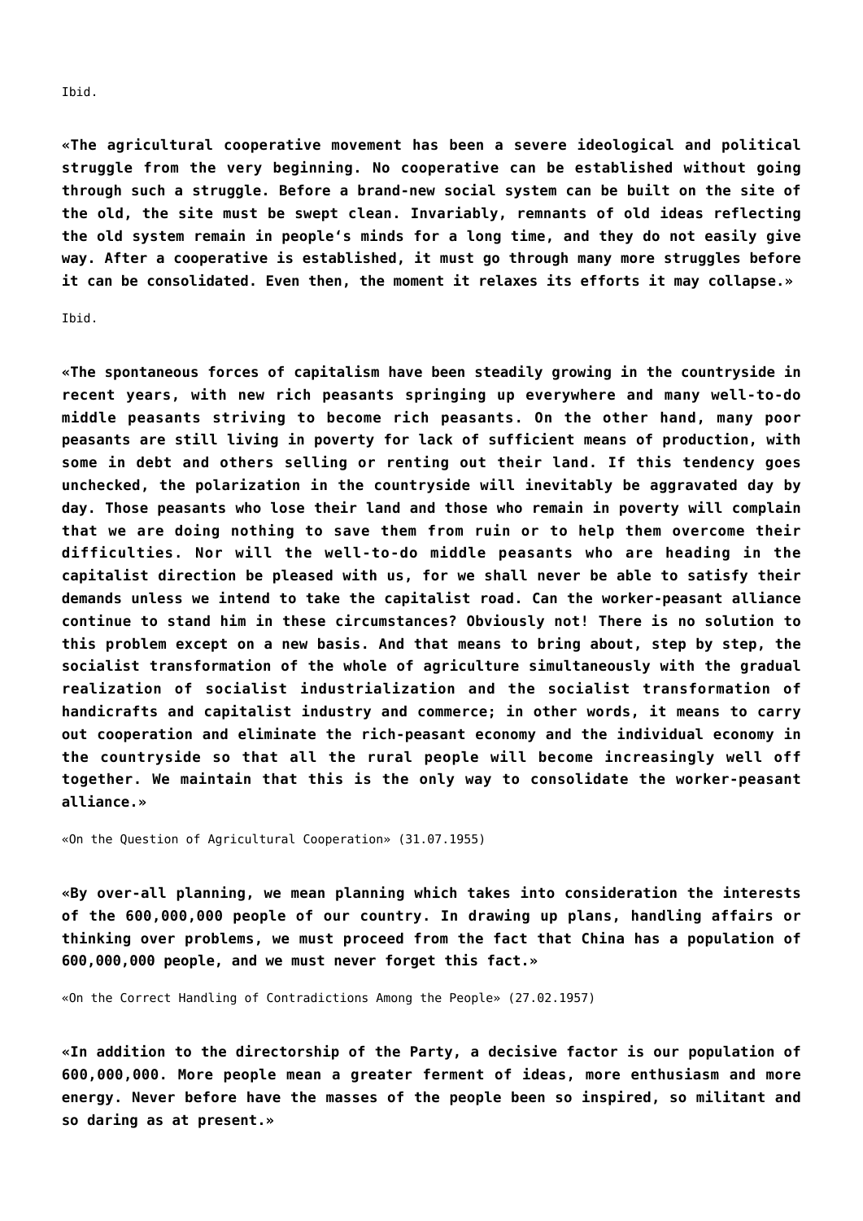Ibid.

**«The agricultural cooperative movement has been a severe ideological and political struggle from the very beginning. No cooperative can be established without going through such a struggle. Before a brand-new social system can be built on the site of the old, the site must be swept clean. Invariably, remnants of old ideas reflecting the old system remain in people's minds for a long time, and they do not easily give way. After a cooperative is established, it must go through many more struggles before it can be consolidated. Even then, the moment it relaxes its efforts it may collapse.»**

Ibid.

**«The spontaneous forces of capitalism have been steadily growing in the countryside in recent years, with new rich peasants springing up everywhere and many well-to-do middle peasants striving to become rich peasants. On the other hand, many poor peasants are still living in poverty for lack of sufficient means of production, with some in debt and others selling or renting out their land. If this tendency goes unchecked, the polarization in the countryside will inevitably be aggravated day by day. Those peasants who lose their land and those who remain in poverty will complain that we are doing nothing to save them from ruin or to help them overcome their difficulties. Nor will the well-to-do middle peasants who are heading in the capitalist direction be pleased with us, for we shall never be able to satisfy their demands unless we intend to take the capitalist road. Can the worker-peasant alliance continue to stand him in these circumstances? Obviously not! There is no solution to this problem except on a new basis. And that means to bring about, step by step, the socialist transformation of the whole of agriculture simultaneously with the gradual realization of socialist industrialization and the socialist transformation of handicrafts and capitalist industry and commerce; in other words, it means to carry out cooperation and eliminate the rich-peasant economy and the individual economy in the countryside so that all the rural people will become increasingly well off together. We maintain that this is the only way to consolidate the worker-peasant alliance.»**

«On the Question of Agricultural Cooperation» (31.07.1955)

**«By over-all planning, we mean planning which takes into consideration the interests of the 600,000,000 people of our country. In drawing up plans, handling affairs or thinking over problems, we must proceed from the fact that China has a population of 600,000,000 people, and we must never forget this fact.»**

«On the Correct Handling of Contradictions Among the People» (27.02.1957)

**«In addition to the directorship of the Party, a decisive factor is our population of 600,000,000. More people mean a greater ferment of ideas, more enthusiasm and more energy. Never before have the masses of the people been so inspired, so militant and so daring as at present.»**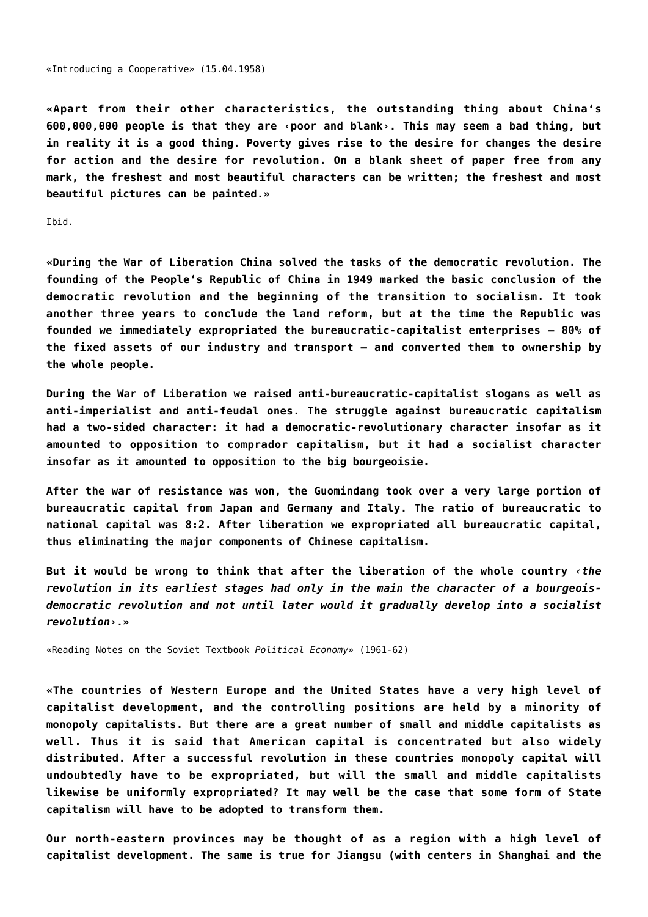«Introducing a Cooperative» (15.04.1958)

**«Apart from their other characteristics, the outstanding thing about China's 600,000,000 people is that they are ‹poor and blank›. This may seem a bad thing, but in reality it is a good thing. Poverty gives rise to the desire for changes the desire for action and the desire for revolution. On a blank sheet of paper free from any mark, the freshest and most beautiful characters can be written; the freshest and most beautiful pictures can be painted.»**

Ibid.

**«During the War of Liberation China solved the tasks of the democratic revolution. The founding of the People's Republic of China in 1949 marked the basic conclusion of the democratic revolution and the beginning of the transition to socialism. It took another three years to conclude the land reform, but at the time the Republic was founded we immediately expropriated the bureaucratic-capitalist enterprises – 80% of the fixed assets of our industry and transport – and converted them to ownership by the whole people.**

**During the War of Liberation we raised anti-bureaucratic-capitalist slogans as well as anti-imperialist and anti-feudal ones. The struggle against bureaucratic capitalism had a two-sided character: it had a democratic-revolutionary character insofar as it amounted to opposition to comprador capitalism, but it had a socialist character insofar as it amounted to opposition to the big bourgeoisie.**

**After the war of resistance was won, the Guomindang took over a very large portion of bureaucratic capital from Japan and Germany and Italy. The ratio of bureaucratic to national capital was 8:2. After liberation we expropriated all bureaucratic capital, thus eliminating the major components of Chinese capitalism.**

**But it would be wrong to think that after the liberation of the whole country ‹*the revolution in its earliest stages had only in the main the character of a bourgeois-democratic revolution and not until later would it gradually develop into a socialist revolution*›.»**

«Reading Notes on the Soviet Textbook *Political Economy*» (1961-62)

**«The countries of Western Europe and the United States have a very high level of capitalist development, and the controlling positions are held by a minority of monopoly capitalists. But there are a great number of small and middle capitalists as well. Thus it is said that American capital is concentrated but also widely distributed. After a successful revolution in these countries monopoly capital will undoubtedly have to be expropriated, but will the small and middle capitalists likewise be uniformly expropriated? It may well be the case that some form of State capitalism will have to be adopted to transform them.**

**Our north-eastern provinces may be thought of as a region with a high level of capitalist development. The same is true for Jiangsu (with centers in Shanghai and the**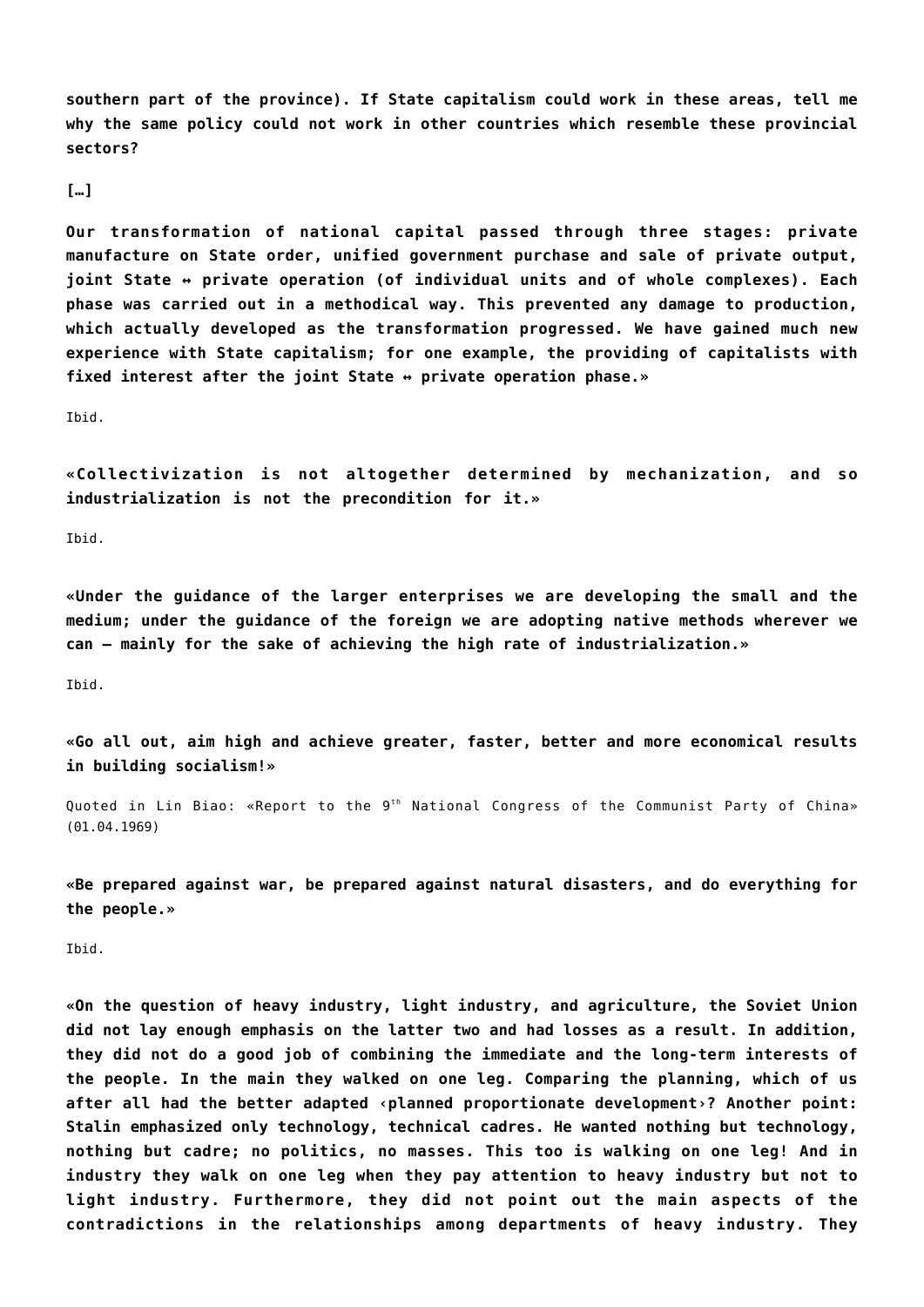**southern part of the province). If State capitalism could work in these areas, tell me why the same policy could not work in other countries which resemble these provincial sectors?**

**[…]**

**Our transformation of national capital passed through three stages: private manufacture on State order, unified government purchase and sale of private output, joint State ↔ private operation (of individual units and of whole complexes). Each phase was carried out in a methodical way. This prevented any damage to production, which actually developed as the transformation progressed. We have gained much new experience with State capitalism; for one example, the providing of capitalists with fixed interest after the joint State ↔ private operation phase.»**

Ibid.

**«Collectivization is not altogether determined by mechanization, and so industrialization is not the precondition for it.»**

Ibid.

**«Under the guidance of the larger enterprises we are developing the small and the medium; under the guidance of the foreign we are adopting native methods wherever we can – mainly for the sake of achieving the high rate of industrialization.»**

Ibid.

**«Go all out, aim high and achieve greater, faster, better and more economical results in building socialism!»**

Quoted in Lin Biao: «Report to the 9th National Congress of the Communist Party of China» (01.04.1969)

**«Be prepared against war, be prepared against natural disasters, and do everything for the people.»**

Ibid.

**«On the question of heavy industry, light industry, and agriculture, the Soviet Union did not lay enough emphasis on the latter two and had losses as a result. In addition, they did not do a good job of combining the immediate and the long-term interests of the people. In the main they walked on one leg. Comparing the planning, which of us after all had the better adapted ‹planned proportionate development›? Another point: Stalin emphasized only technology, technical cadres. He wanted nothing but technology, nothing but cadre; no politics, no masses. This too is walking on one leg! And in industry they walk on one leg when they pay attention to heavy industry but not to light industry. Furthermore, they did not point out the main aspects of the contradictions in the relationships among departments of heavy industry. They**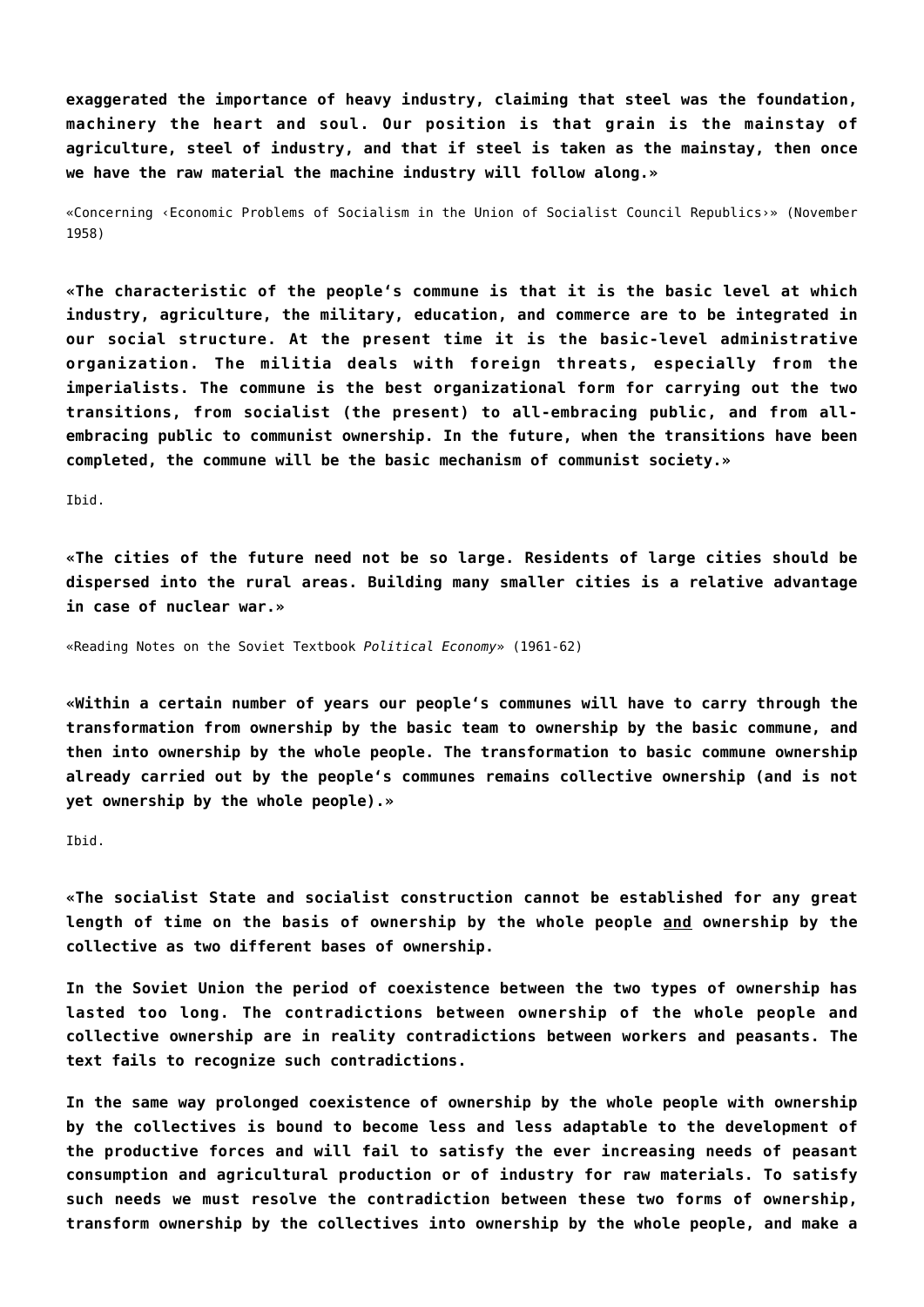**exaggerated the importance of heavy industry, claiming that steel was the foundation, machinery the heart and soul. Our position is that grain is the mainstay of agriculture, steel of industry, and that if steel is taken as the mainstay, then once we have the raw material the machine industry will follow along.»**

«Concerning ‹Economic Problems of Socialism in the Union of Socialist Council Republics›» (November 1958)

**«The characteristic of the people's commune is that it is the basic level at which industry, agriculture, the military, education, and commerce are to be integrated in our social structure. At the present time it is the basic-level administrative organization. The militia deals with foreign threats, especially from the imperialists. The commune is the best organizational form for carrying out the two transitions, from socialist (the present) to all-embracing public, and from all-embracing public to communist ownership. In the future, when the transitions have been completed, the commune will be the basic mechanism of communist society.»**

Ibid.

**«The cities of the future need not be so large. Residents of large cities should be dispersed into the rural areas. Building many smaller cities is a relative advantage in case of nuclear war.»**

«Reading Notes on the Soviet Textbook *Political Economy*» (1961-62)

**«Within a certain number of years our people's communes will have to carry through the transformation from ownership by the basic team to ownership by the basic commune, and then into ownership by the whole people. The transformation to basic commune ownership already carried out by the people's communes remains collective ownership (and is not yet ownership by the whole people).»**

Ibid.

**«The socialist State and socialist construction cannot be established for any great length of time on the basis of ownership by the whole people <u>and</u> ownership by the collective as two different bases of ownership.**

**In the Soviet Union the period of coexistence between the two types of ownership has lasted too long. The contradictions between ownership of the whole people and collective ownership are in reality contradictions between workers and peasants. The text fails to recognize such contradictions.**

**In the same way prolonged coexistence of ownership by the whole people with ownership by the collectives is bound to become less and less adaptable to the development of the productive forces and will fail to satisfy the ever increasing needs of peasant consumption and agricultural production or of industry for raw materials. To satisfy such needs we must resolve the contradiction between these two forms of ownership, transform ownership by the collectives into ownership by the whole people, and make a**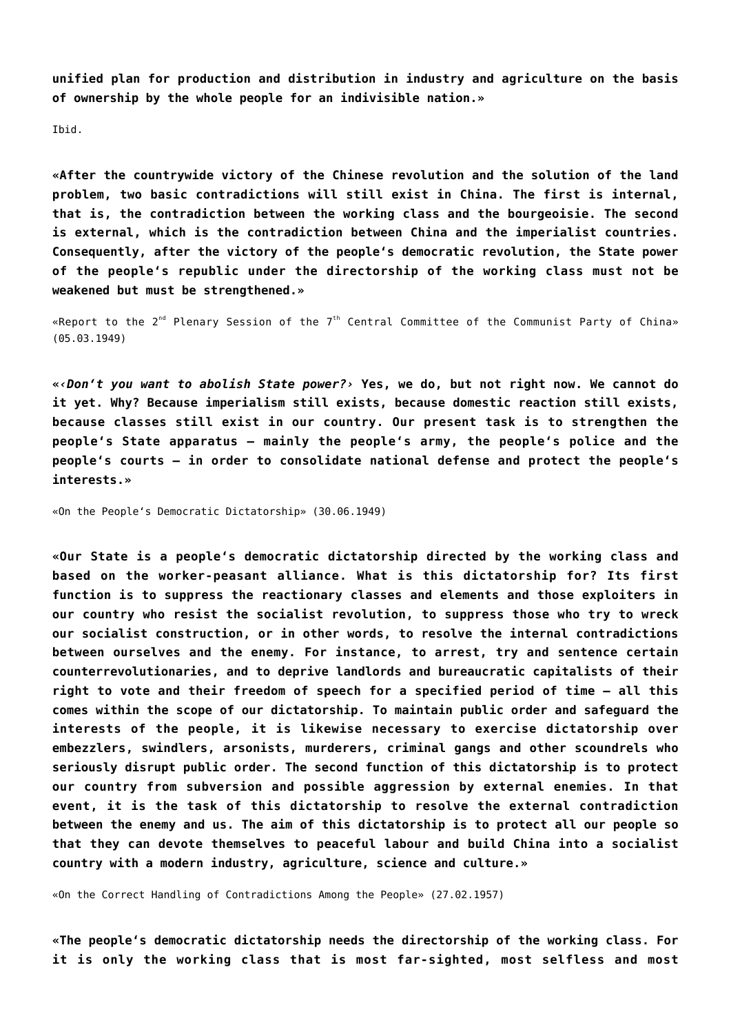**unified plan for production and distribution in industry and agriculture on the basis of ownership by the whole people for an indivisible nation.»**

Ibid.

**«After the countrywide victory of the Chinese revolution and the solution of the land problem, two basic contradictions will still exist in China. The first is internal, that is, the contradiction between the working class and the bourgeoisie. The second is external, which is the contradiction between China and the imperialist countries. Consequently, after the victory of the people's democratic revolution, the State power of the people's republic under the directorship of the working class must not be weakened but must be strengthened.»**

«Report to the 2nd Plenary Session of the 7th Central Committee of the Communist Party of China» (05.03.1949)

**«‹*Don't you want to abolish State power?*› Yes, we do, but not right now. We cannot do it yet. Why? Because imperialism still exists, because domestic reaction still exists, because classes still exist in our country. Our present task is to strengthen the people's State apparatus – mainly the people's army, the people's police and the people's courts – in order to consolidate national defense and protect the people's interests.»**

«On the People's Democratic Dictatorship» (30.06.1949)

**«Our State is a people's democratic dictatorship directed by the working class and based on the worker-peasant alliance. What is this dictatorship for? Its first function is to suppress the reactionary classes and elements and those exploiters in our country who resist the socialist revolution, to suppress those who try to wreck our socialist construction, or in other words, to resolve the internal contradictions between ourselves and the enemy. For instance, to arrest, try and sentence certain counterrevolutionaries, and to deprive landlords and bureaucratic capitalists of their right to vote and their freedom of speech for a specified period of time – all this comes within the scope of our dictatorship. To maintain public order and safeguard the interests of the people, it is likewise necessary to exercise dictatorship over embezzlers, swindlers, arsonists, murderers, criminal gangs and other scoundrels who seriously disrupt public order. The second function of this dictatorship is to protect our country from subversion and possible aggression by external enemies. In that event, it is the task of this dictatorship to resolve the external contradiction between the enemy and us. The aim of this dictatorship is to protect all our people so that they can devote themselves to peaceful labour and build China into a socialist country with a modern industry, agriculture, science and culture.»**

«On the Correct Handling of Contradictions Among the People» (27.02.1957)

**«The people's democratic dictatorship needs the directorship of the working class. For it is only the working class that is most far-sighted, most selfless and most**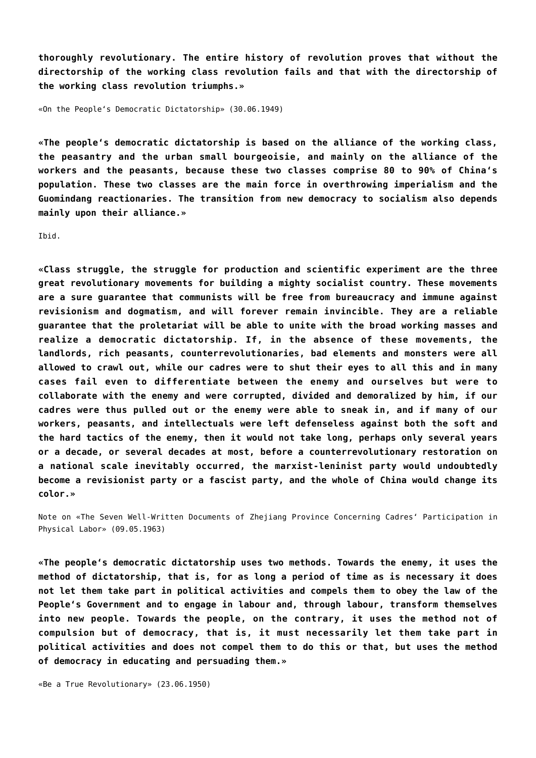**thoroughly revolutionary. The entire history of revolution proves that without the directorship of the working class revolution fails and that with the directorship of the working class revolution triumphs.»**

«On the People's Democratic Dictatorship» (30.06.1949)

**«The people's democratic dictatorship is based on the alliance of the working class, the peasantry and the urban small bourgeoisie, and mainly on the alliance of the workers and the peasants, because these two classes comprise 80 to 90% of China's population. These two classes are the main force in overthrowing imperialism and the Guomindang reactionaries. The transition from new democracy to socialism also depends mainly upon their alliance.»**

Ibid.

**«Class struggle, the struggle for production and scientific experiment are the three great revolutionary movements for building a mighty socialist country. These movements are a sure guarantee that communists will be free from bureaucracy and immune against revisionism and dogmatism, and will forever remain invincible. They are a reliable guarantee that the proletariat will be able to unite with the broad working masses and realize a democratic dictatorship. If, in the absence of these movements, the landlords, rich peasants, counterrevolutionaries, bad elements and monsters were all allowed to crawl out, while our cadres were to shut their eyes to all this and in many cases fail even to differentiate between the enemy and ourselves but were to collaborate with the enemy and were corrupted, divided and demoralized by him, if our cadres were thus pulled out or the enemy were able to sneak in, and if many of our workers, peasants, and intellectuals were left defenseless against both the soft and the hard tactics of the enemy, then it would not take long, perhaps only several years or a decade, or several decades at most, before a counterrevolutionary restoration on a national scale inevitably occurred, the marxist-leninist party would undoubtedly become a revisionist party or a fascist party, and the whole of China would change its color.»**

Note on «The Seven Well-Written Documents of Zhejiang Province Concerning Cadres' Participation in Physical Labor» (09.05.1963)

**«The people's democratic dictatorship uses two methods. Towards the enemy, it uses the method of dictatorship, that is, for as long a period of time as is necessary it does not let them take part in political activities and compels them to obey the law of the People's Government and to engage in labour and, through labour, transform themselves into new people. Towards the people, on the contrary, it uses the method not of compulsion but of democracy, that is, it must necessarily let them take part in political activities and does not compel them to do this or that, but uses the method of democracy in educating and persuading them.»**

«Be a True Revolutionary» (23.06.1950)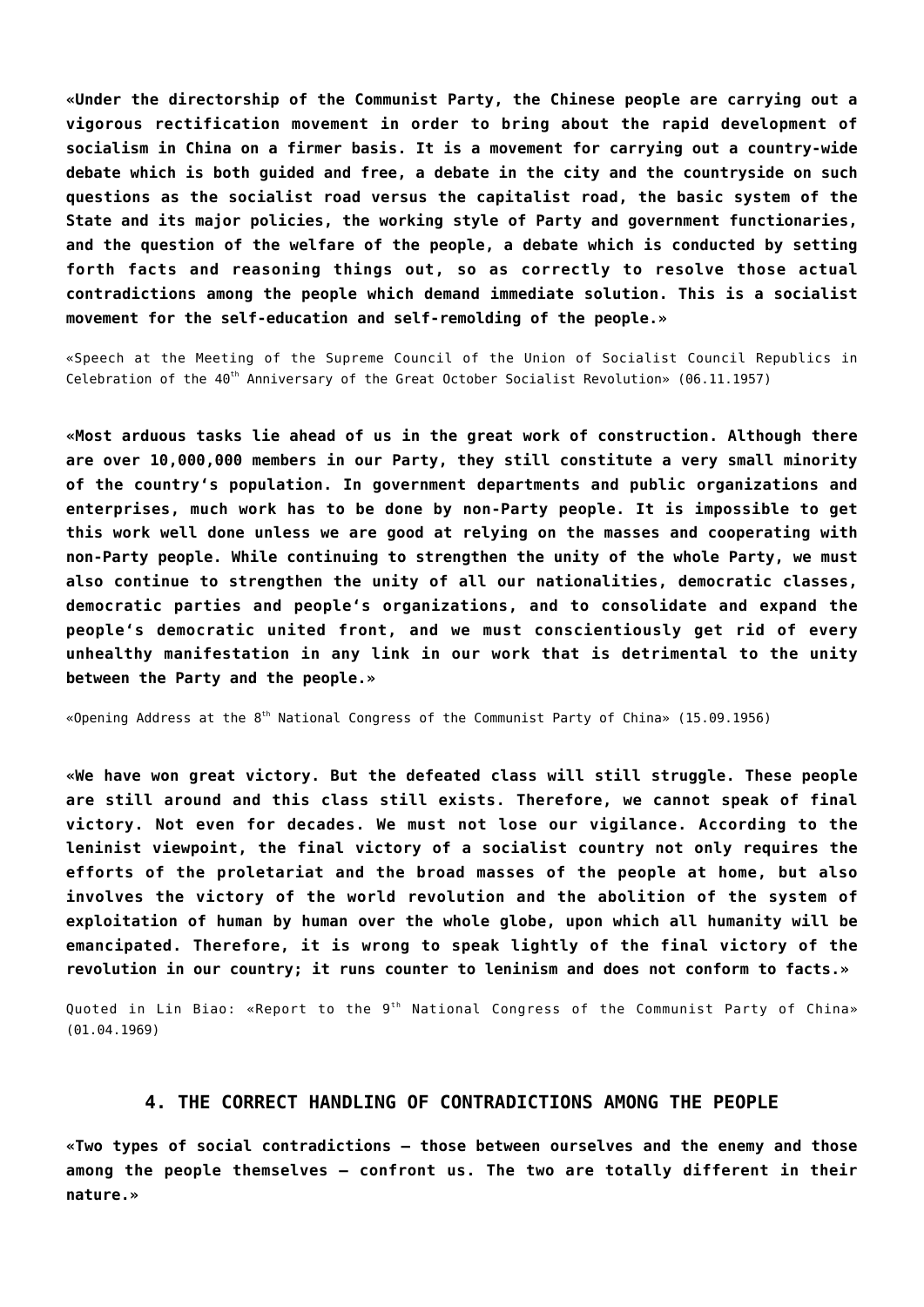**«Under the directorship of the Communist Party, the Chinese people are carrying out a vigorous rectification movement in order to bring about the rapid development of socialism in China on a firmer basis. It is a movement for carrying out a country-wide debate which is both guided and free, a debate in the city and the countryside on such questions as the socialist road versus the capitalist road, the basic system of the State and its major policies, the working style of Party and government functionaries, and the question of the welfare of the people, a debate which is conducted by setting forth facts and reasoning things out, so as correctly to resolve those actual contradictions among the people which demand immediate solution. This is a socialist movement for the self-education and self-remolding of the people.»**

«Speech at the Meeting of the Supreme Council of the Union of Socialist Council Republics in Celebration of the 40th Anniversary of the Great October Socialist Revolution» (06.11.1957)

**«Most arduous tasks lie ahead of us in the great work of construction. Although there are over 10,000,000 members in our Party, they still constitute a very small minority of the country's population. In government departments and public organizations and enterprises, much work has to be done by non-Party people. It is impossible to get this work well done unless we are good at relying on the masses and cooperating with non-Party people. While continuing to strengthen the unity of the whole Party, we must also continue to strengthen the unity of all our nationalities, democratic classes, democratic parties and people's organizations, and to consolidate and expand the people's democratic united front, and we must conscientiously get rid of every unhealthy manifestation in any link in our work that is detrimental to the unity between the Party and the people.»**

«Opening Address at the 8th National Congress of the Communist Party of China» (15.09.1956)

**«We have won great victory. But the defeated class will still struggle. These people are still around and this class still exists. Therefore, we cannot speak of final victory. Not even for decades. We must not lose our vigilance. According to the leninist viewpoint, the final victory of a socialist country not only requires the efforts of the proletariat and the broad masses of the people at home, but also involves the victory of the world revolution and the abolition of the system of exploitation of human by human over the whole globe, upon which all humanity will be emancipated. Therefore, it is wrong to speak lightly of the final victory of the revolution in our country; it runs counter to leninism and does not conform to facts.»**

Quoted in Lin Biao: «Report to the 9th National Congress of the Communist Party of China» (01.04.1969)

## 4. THE CORRECT HANDLING OF CONTRADICTIONS AMONG THE PEOPLE

**«Two types of social contradictions — those between ourselves and the enemy and those among the people themselves — confront us. The two are totally different in their nature.»**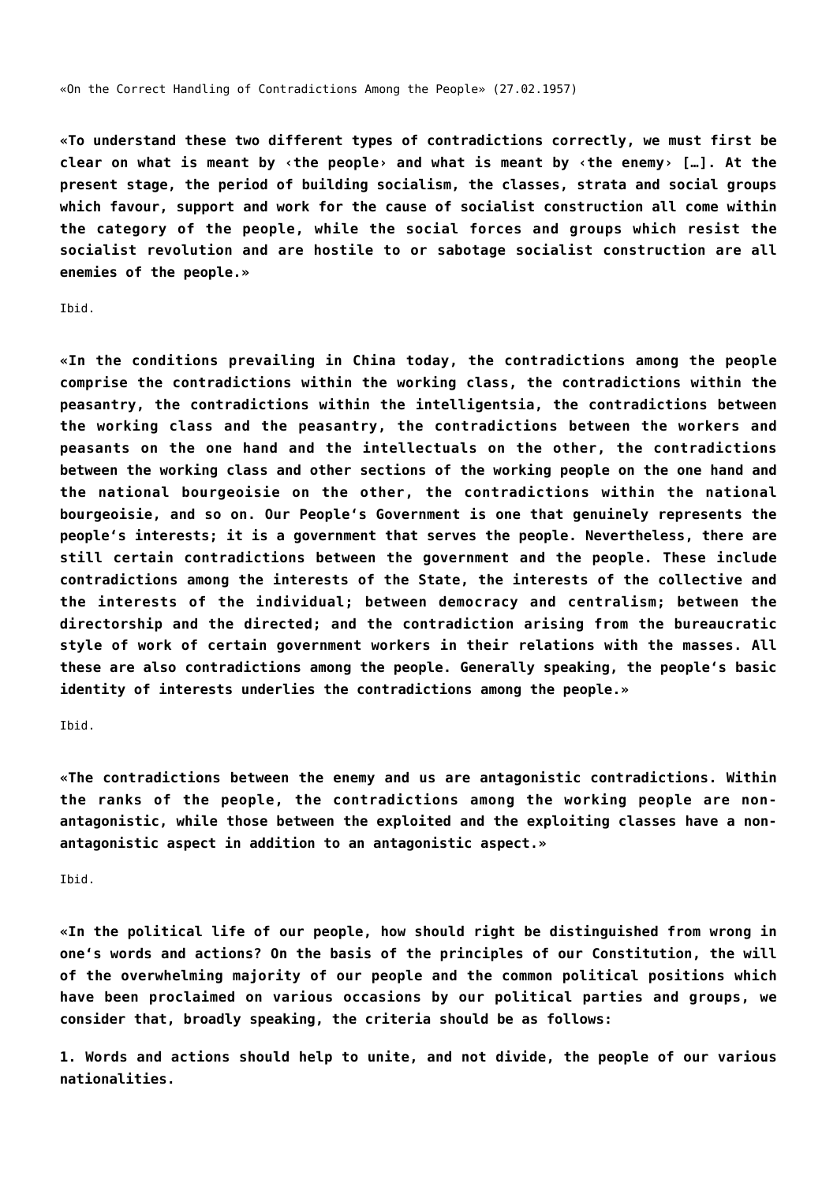«On the Correct Handling of Contradictions Among the People» (27.02.1957)

**«To understand these two different types of contradictions correctly, we must first be clear on what is meant by ‹the people› and what is meant by ‹the enemy› […]. At the present stage, the period of building socialism, the classes, strata and social groups which favour, support and work for the cause of socialist construction all come within the category of the people, while the social forces and groups which resist the socialist revolution and are hostile to or sabotage socialist construction are all enemies of the people.»**

Ibid.

**«In the conditions prevailing in China today, the contradictions among the people comprise the contradictions within the working class, the contradictions within the peasantry, the contradictions within the intelligentsia, the contradictions between the working class and the peasantry, the contradictions between the workers and peasants on the one hand and the intellectuals on the other, the contradictions between the working class and other sections of the working people on the one hand and the national bourgeoisie on the other, the contradictions within the national bourgeoisie, and so on. Our People's Government is one that genuinely represents the people's interests; it is a government that serves the people. Nevertheless, there are still certain contradictions between the government and the people. These include contradictions among the interests of the State, the interests of the collective and the interests of the individual; between democracy and centralism; between the directorship and the directed; and the contradiction arising from the bureaucratic style of work of certain government workers in their relations with the masses. All these are also contradictions among the people. Generally speaking, the people's basic identity of interests underlies the contradictions among the people.»**

Ibid.

**«The contradictions between the enemy and us are antagonistic contradictions. Within the ranks of the people, the contradictions among the working people are non-antagonistic, while those between the exploited and the exploiting classes have a non-antagonistic aspect in addition to an antagonistic aspect.»**

Ibid.

**«In the political life of our people, how should right be distinguished from wrong in one's words and actions? On the basis of the principles of our Constitution, the will of the overwhelming majority of our people and the common political positions which have been proclaimed on various occasions by our political parties and groups, we consider that, broadly speaking, the criteria should be as follows:**

**1. Words and actions should help to unite, and not divide, the people of our various nationalities.**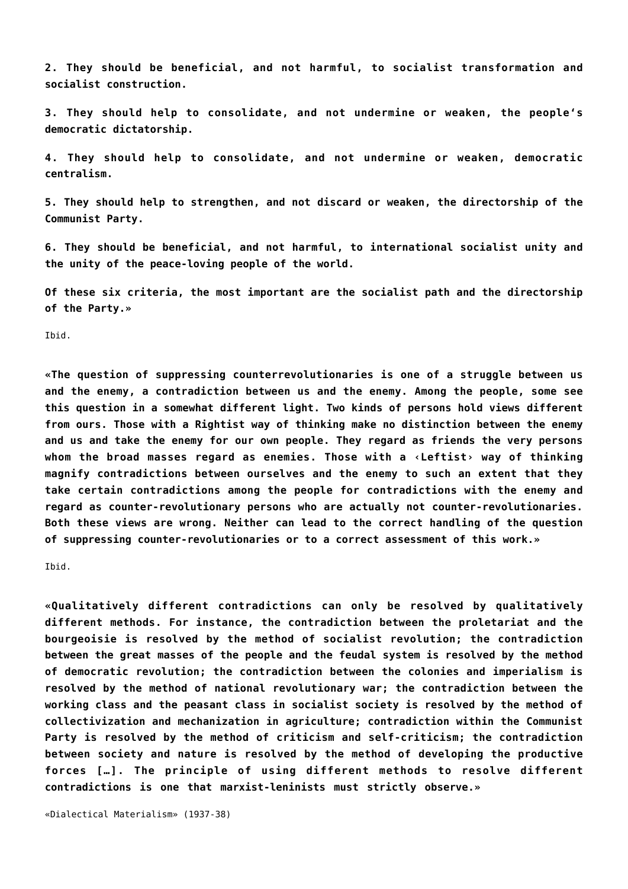**2. They should be beneficial, and not harmful, to socialist transformation and socialist construction.**

**3. They should help to consolidate, and not undermine or weaken, the people's democratic dictatorship.**

**4. They should help to consolidate, and not undermine or weaken, democratic centralism.**

**5. They should help to strengthen, and not discard or weaken, the directorship of the Communist Party.**

**6. They should be beneficial, and not harmful, to international socialist unity and the unity of the peace-loving people of the world.**

**Of these six criteria, the most important are the socialist path and the directorship of the Party.»**

Ibid.

**«The question of suppressing counterrevolutionaries is one of a struggle between us and the enemy, a contradiction between us and the enemy. Among the people, some see this question in a somewhat different light. Two kinds of persons hold views different from ours. Those with a Rightist way of thinking make no distinction between the enemy and us and take the enemy for our own people. They regard as friends the very persons whom the broad masses regard as enemies. Those with a ‹Leftist› way of thinking magnify contradictions between ourselves and the enemy to such an extent that they take certain contradictions among the people for contradictions with the enemy and regard as counter-revolutionary persons who are actually not counter-revolutionaries. Both these views are wrong. Neither can lead to the correct handling of the question of suppressing counter-revolutionaries or to a correct assessment of this work.»**

Ibid.

**«Qualitatively different contradictions can only be resolved by qualitatively different methods. For instance, the contradiction between the proletariat and the bourgeoisie is resolved by the method of socialist revolution; the contradiction between the great masses of the people and the feudal system is resolved by the method of democratic revolution; the contradiction between the colonies and imperialism is resolved by the method of national revolutionary war; the contradiction between the working class and the peasant class in socialist society is resolved by the method of collectivization and mechanization in agriculture; contradiction within the Communist Party is resolved by the method of criticism and self-criticism; the contradiction between society and nature is resolved by the method of developing the productive forces […]. The principle of using different methods to resolve different contradictions is one that marxist-leninists must strictly observe.»**

«Dialectical Materialism» (1937-38)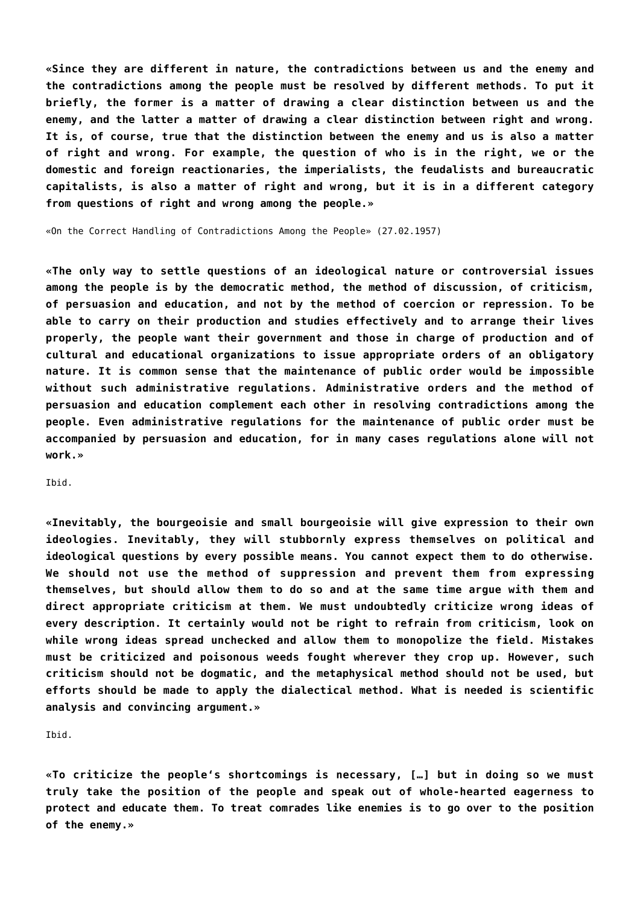**«Since they are different in nature, the contradictions between us and the enemy and the contradictions among the people must be resolved by different methods. To put it briefly, the former is a matter of drawing a clear distinction between us and the enemy, and the latter a matter of drawing a clear distinction between right and wrong. It is, of course, true that the distinction between the enemy and us is also a matter of right and wrong. For example, the question of who is in the right, we or the domestic and foreign reactionaries, the imperialists, the feudalists and bureaucratic capitalists, is also a matter of right and wrong, but it is in a different category from questions of right and wrong among the people.»**

«On the Correct Handling of Contradictions Among the People» (27.02.1957)

**«The only way to settle questions of an ideological nature or controversial issues among the people is by the democratic method, the method of discussion, of criticism, of persuasion and education, and not by the method of coercion or repression. To be able to carry on their production and studies effectively and to arrange their lives properly, the people want their government and those in charge of production and of cultural and educational organizations to issue appropriate orders of an obligatory nature. It is common sense that the maintenance of public order would be impossible without such administrative regulations. Administrative orders and the method of persuasion and education complement each other in resolving contradictions among the people. Even administrative regulations for the maintenance of public order must be accompanied by persuasion and education, for in many cases regulations alone will not work.»**

Ibid.

**«Inevitably, the bourgeoisie and small bourgeoisie will give expression to their own ideologies. Inevitably, they will stubbornly express themselves on political and ideological questions by every possible means. You cannot expect them to do otherwise. We should not use the method of suppression and prevent them from expressing themselves, but should allow them to do so and at the same time argue with them and direct appropriate criticism at them. We must undoubtedly criticize wrong ideas of every description. It certainly would not be right to refrain from criticism, look on while wrong ideas spread unchecked and allow them to monopolize the field. Mistakes must be criticized and poisonous weeds fought wherever they crop up. However, such criticism should not be dogmatic, and the metaphysical method should not be used, but efforts should be made to apply the dialectical method. What is needed is scientific analysis and convincing argument.»**

Ibid.

**«To criticize the people's shortcomings is necessary, […] but in doing so we must truly take the position of the people and speak out of whole-hearted eagerness to protect and educate them. To treat comrades like enemies is to go over to the position of the enemy.»**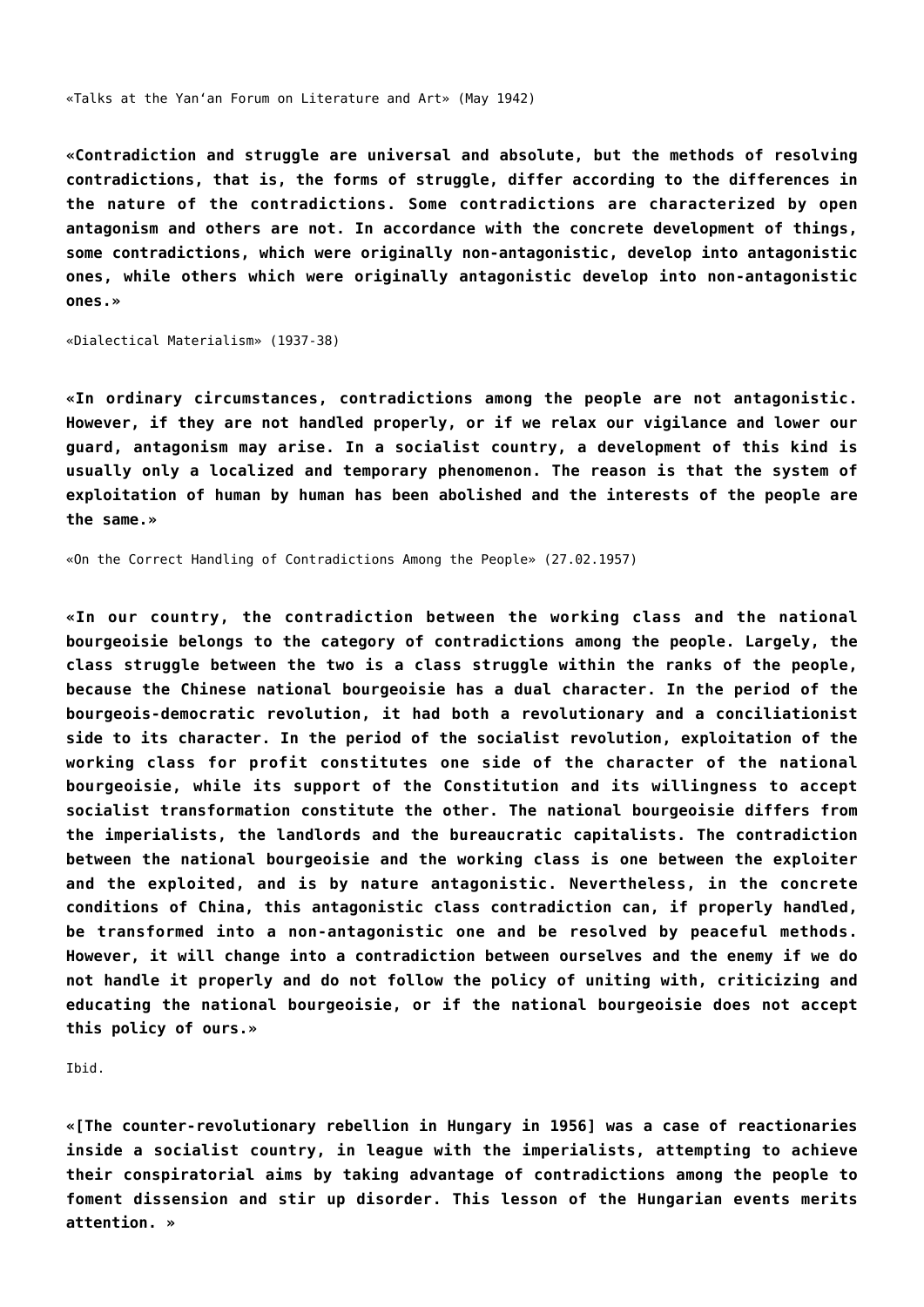«Talks at the Yan'an Forum on Literature and Art» (May 1942)

**«Contradiction and struggle are universal and absolute, but the methods of resolving contradictions, that is, the forms of struggle, differ according to the differences in the nature of the contradictions. Some contradictions are characterized by open antagonism and others are not. In accordance with the concrete development of things, some contradictions, which were originally non-antagonistic, develop into antagonistic ones, while others which were originally antagonistic develop into non-antagonistic ones.»**

«Dialectical Materialism» (1937-38)

**«In ordinary circumstances, contradictions among the people are not antagonistic. However, if they are not handled properly, or if we relax our vigilance and lower our guard, antagonism may arise. In a socialist country, a development of this kind is usually only a localized and temporary phenomenon. The reason is that the system of exploitation of human by human has been abolished and the interests of the people are the same.»**

«On the Correct Handling of Contradictions Among the People» (27.02.1957)

**«In our country, the contradiction between the working class and the national bourgeoisie belongs to the category of contradictions among the people. Largely, the class struggle between the two is a class struggle within the ranks of the people, because the Chinese national bourgeoisie has a dual character. In the period of the bourgeois-democratic revolution, it had both a revolutionary and a conciliationist side to its character. In the period of the socialist revolution, exploitation of the working class for profit constitutes one side of the character of the national bourgeoisie, while its support of the Constitution and its willingness to accept socialist transformation constitute the other. The national bourgeoisie differs from the imperialists, the landlords and the bureaucratic capitalists. The contradiction between the national bourgeoisie and the working class is one between the exploiter and the exploited, and is by nature antagonistic. Nevertheless, in the concrete conditions of China, this antagonistic class contradiction can, if properly handled, be transformed into a non-antagonistic one and be resolved by peaceful methods. However, it will change into a contradiction between ourselves and the enemy if we do not handle it properly and do not follow the policy of uniting with, criticizing and educating the national bourgeoisie, or if the national bourgeoisie does not accept this policy of ours.»**

Ibid.

**«[The counter-revolutionary rebellion in Hungary in 1956] was a case of reactionaries inside a socialist country, in league with the imperialists, attempting to achieve their conspiratorial aims by taking advantage of contradictions among the people to foment dissension and stir up disorder. This lesson of the Hungarian events merits attention. »**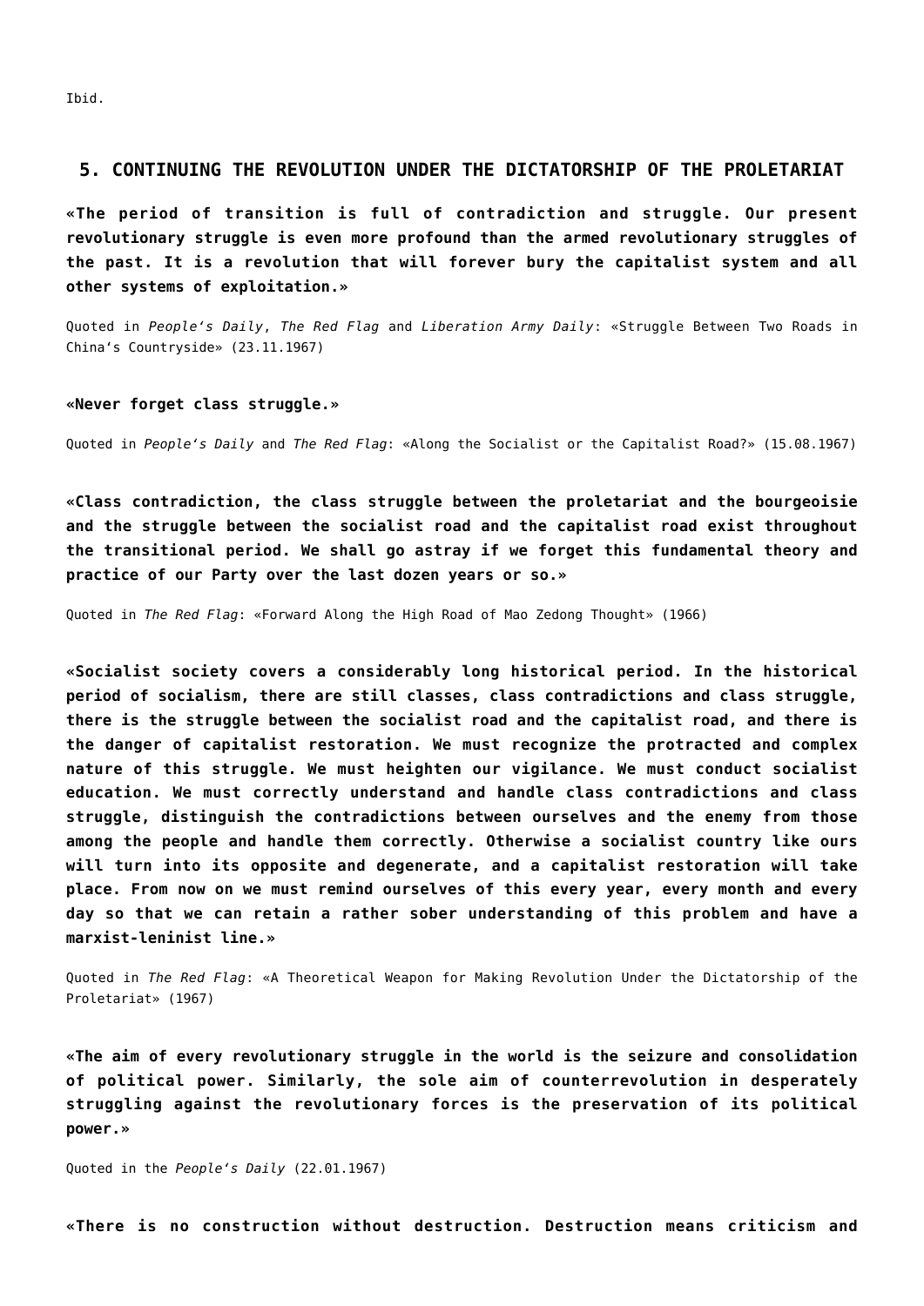Ibid.

## 5. CONTINUING THE REVOLUTION UNDER THE DICTATORSHIP OF THE PROLETARIAT

**«The period of transition is full of contradiction and struggle. Our present revolutionary struggle is even more profound than the armed revolutionary struggles of the past. It is a revolution that will forever bury the capitalist system and all other systems of exploitation.»**

Quoted in *People's Daily*, *The Red Flag* and *Liberation Army Daily*: «Struggle Between Two Roads in China's Countryside» (23.11.1967)

**«Never forget class struggle.»**

Quoted in *People's Daily* and *The Red Flag*: «Along the Socialist or the Capitalist Road?» (15.08.1967)

**«Class contradiction, the class struggle between the proletariat and the bourgeoisie and the struggle between the socialist road and the capitalist road exist throughout the transitional period. We shall go astray if we forget this fundamental theory and practice of our Party over the last dozen years or so.»**

Quoted in *The Red Flag*: «Forward Along the High Road of Mao Zedong Thought» (1966)

**«Socialist society covers a considerably long historical period. In the historical period of socialism, there are still classes, class contradictions and class struggle, there is the struggle between the socialist road and the capitalist road, and there is the danger of capitalist restoration. We must recognize the protracted and complex nature of this struggle. We must heighten our vigilance. We must conduct socialist education. We must correctly understand and handle class contradictions and class struggle, distinguish the contradictions between ourselves and the enemy from those among the people and handle them correctly. Otherwise a socialist country like ours will turn into its opposite and degenerate, and a capitalist restoration will take place. From now on we must remind ourselves of this every year, every month and every day so that we can retain a rather sober understanding of this problem and have a marxist-leninist line.»**

Quoted in *The Red Flag*: «A Theoretical Weapon for Making Revolution Under the Dictatorship of the Proletariat» (1967)

**«The aim of every revolutionary struggle in the world is the seizure and consolidation of political power. Similarly, the sole aim of counterrevolution in desperately struggling against the revolutionary forces is the preservation of its political power.»**

Quoted in the *People's Daily* (22.01.1967)

**«There is no construction without destruction. Destruction means criticism and**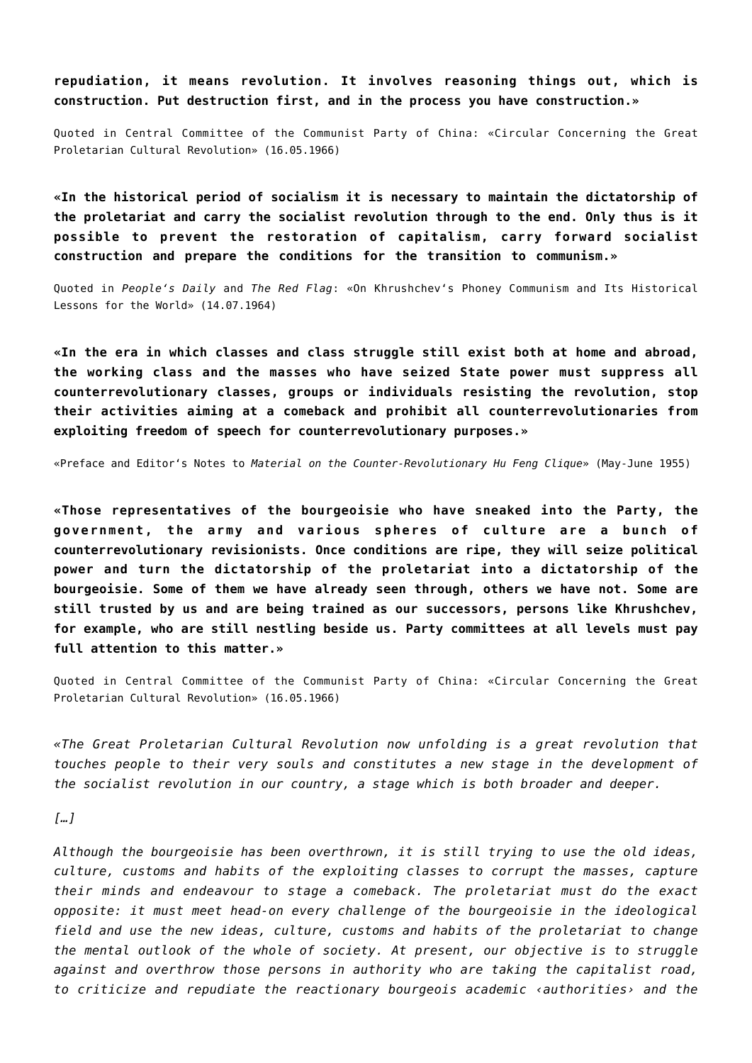**repudiation, it means revolution. It involves reasoning things out, which is construction. Put destruction first, and in the process you have construction.»**

Quoted in Central Committee of the Communist Party of China: «Circular Concerning the Great Proletarian Cultural Revolution» (16.05.1966)

**«In the historical period of socialism it is necessary to maintain the dictatorship of the proletariat and carry the socialist revolution through to the end. Only thus is it possible to prevent the restoration of capitalism, carry forward socialist construction and prepare the conditions for the transition to communism.»**

Quoted in *People's Daily* and *The Red Flag*: «On Khrushchev's Phoney Communism and Its Historical Lessons for the World» (14.07.1964)

**«In the era in which classes and class struggle still exist both at home and abroad, the working class and the masses who have seized State power must suppress all counterrevolutionary classes, groups or individuals resisting the revolution, stop their activities aiming at a comeback and prohibit all counterrevolutionaries from exploiting freedom of speech for counterrevolutionary purposes.»**

«Preface and Editor's Notes to *Material on the Counter-Revolutionary Hu Feng Clique*» (May-June 1955)

**«Those representatives of the bourgeoisie who have sneaked into the Party, the government, the army and various spheres of culture are a bunch of counterrevolutionary revisionists. Once conditions are ripe, they will seize political power and turn the dictatorship of the proletariat into a dictatorship of the bourgeoisie. Some of them we have already seen through, others we have not. Some are still trusted by us and are being trained as our successors, persons like Khrushchev, for example, who are still nestling beside us. Party committees at all levels must pay full attention to this matter.»**

Quoted in Central Committee of the Communist Party of China: «Circular Concerning the Great Proletarian Cultural Revolution» (16.05.1966)

*«The Great Proletarian Cultural Revolution now unfolding is a great revolution that touches people to their very souls and constitutes a new stage in the development of the socialist revolution in our country, a stage which is both broader and deeper.*

*[…]*

*Although the bourgeoisie has been overthrown, it is still trying to use the old ideas, culture, customs and habits of the exploiting classes to corrupt the masses, capture their minds and endeavour to stage a comeback. The proletariat must do the exact opposite: it must meet head-on every challenge of the bourgeoisie in the ideological field and use the new ideas, culture, customs and habits of the proletariat to change the mental outlook of the whole of society. At present, our objective is to struggle against and overthrow those persons in authority who are taking the capitalist road, to criticize and repudiate the reactionary bourgeois academic ‹authorities› and the*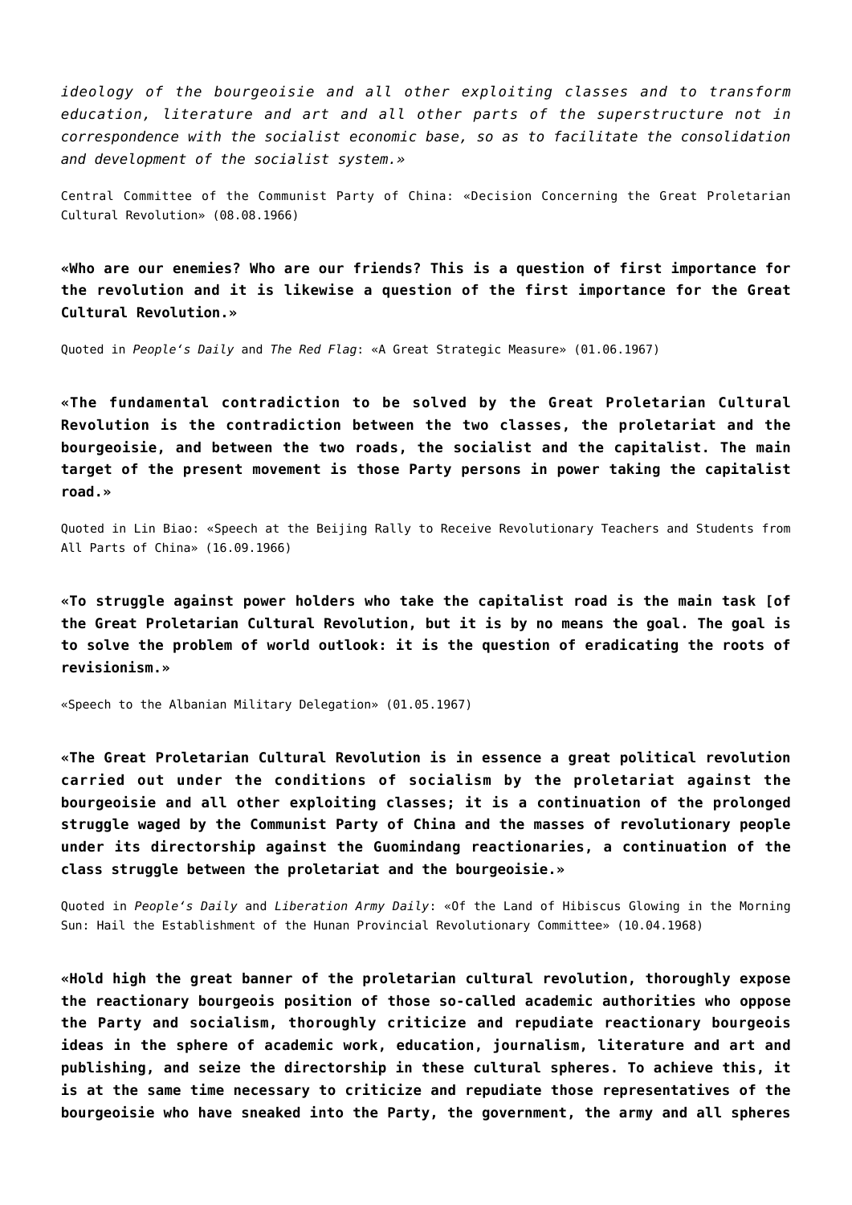*ideology of the bourgeoisie and all other exploiting classes and to transform education, literature and art and all other parts of the superstructure not in correspondence with the socialist economic base, so as to facilitate the consolidation and development of the socialist system.»*

Central Committee of the Communist Party of China: «Decision Concerning the Great Proletarian Cultural Revolution» (08.08.1966)

**«Who are our enemies? Who are our friends? This is a question of first importance for the revolution and it is likewise a question of the first importance for the Great Cultural Revolution.»**

Quoted in *People's Daily* and *The Red Flag*: «A Great Strategic Measure» (01.06.1967)

**«The fundamental contradiction to be solved by the Great Proletarian Cultural Revolution is the contradiction between the two classes, the proletariat and the bourgeoisie, and between the two roads, the socialist and the capitalist. The main target of the present movement is those Party persons in power taking the capitalist road.»**

Quoted in Lin Biao: «Speech at the Beijing Rally to Receive Revolutionary Teachers and Students from All Parts of China» (16.09.1966)

**«To struggle against power holders who take the capitalist road is the main task [of the Great Proletarian Cultural Revolution, but it is by no means the goal. The goal is to solve the problem of world outlook: it is the question of eradicating the roots of revisionism.»**

«Speech to the Albanian Military Delegation» (01.05.1967)

**«The Great Proletarian Cultural Revolution is in essence a great political revolution carried out under the conditions of socialism by the proletariat against the bourgeoisie and all other exploiting classes; it is a continuation of the prolonged struggle waged by the Communist Party of China and the masses of revolutionary people under its directorship against the Guomindang reactionaries, a continuation of the class struggle between the proletariat and the bourgeoisie.»**

Quoted in *People's Daily* and *Liberation Army Daily*: «Of the Land of Hibiscus Glowing in the Morning Sun: Hail the Establishment of the Hunan Provincial Revolutionary Committee» (10.04.1968)

**«Hold high the great banner of the proletarian cultural revolution, thoroughly expose the reactionary bourgeois position of those so-called academic authorities who oppose the Party and socialism, thoroughly criticize and repudiate reactionary bourgeois ideas in the sphere of academic work, education, journalism, literature and art and publishing, and seize the directorship in these cultural spheres. To achieve this, it is at the same time necessary to criticize and repudiate those representatives of the bourgeoisie who have sneaked into the Party, the government, the army and all spheres**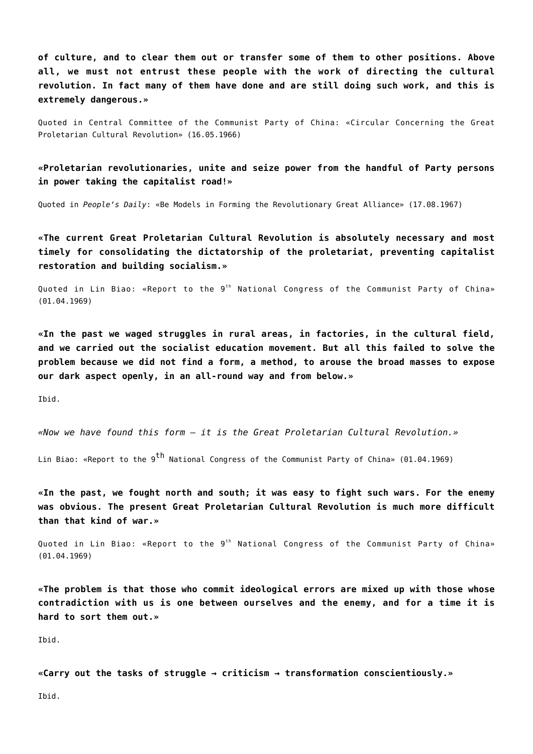**of culture, and to clear them out or transfer some of them to other positions. Above all, we must not entrust these people with the work of directing the cultural revolution. In fact many of them have done and are still doing such work, and this is extremely dangerous.»**

Quoted in Central Committee of the Communist Party of China: «Circular Concerning the Great Proletarian Cultural Revolution» (16.05.1966)

**«Proletarian revolutionaries, unite and seize power from the handful of Party persons in power taking the capitalist road!»**

Quoted in *People's Daily*: «Be Models in Forming the Revolutionary Great Alliance» (17.08.1967)

**«The current Great Proletarian Cultural Revolution is absolutely necessary and most timely for consolidating the dictatorship of the proletariat, preventing capitalist restoration and building socialism.»**

Quoted in Lin Biao: «Report to the 9th National Congress of the Communist Party of China» (01.04.1969)

**«In the past we waged struggles in rural areas, in factories, in the cultural field, and we carried out the socialist education movement. But all this failed to solve the problem because we did not find a form, a method, to arouse the broad masses to expose our dark aspect openly, in an all-round way and from below.»**

Ibid.

*«Now we have found this form — it is the Great Proletarian Cultural Revolution.»*

Lin Biao: «Report to the 9th National Congress of the Communist Party of China» (01.04.1969)

**«In the past, we fought north and south; it was easy to fight such wars. For the enemy was obvious. The present Great Proletarian Cultural Revolution is much more difficult than that kind of war.»**

Quoted in Lin Biao: «Report to the 9th National Congress of the Communist Party of China» (01.04.1969)

**«The problem is that those who commit ideological errors are mixed up with those whose contradiction with us is one between ourselves and the enemy, and for a time it is hard to sort them out.»**

Ibid.

**«Carry out the tasks of struggle → criticism → transformation conscientiously.»**

Ibid.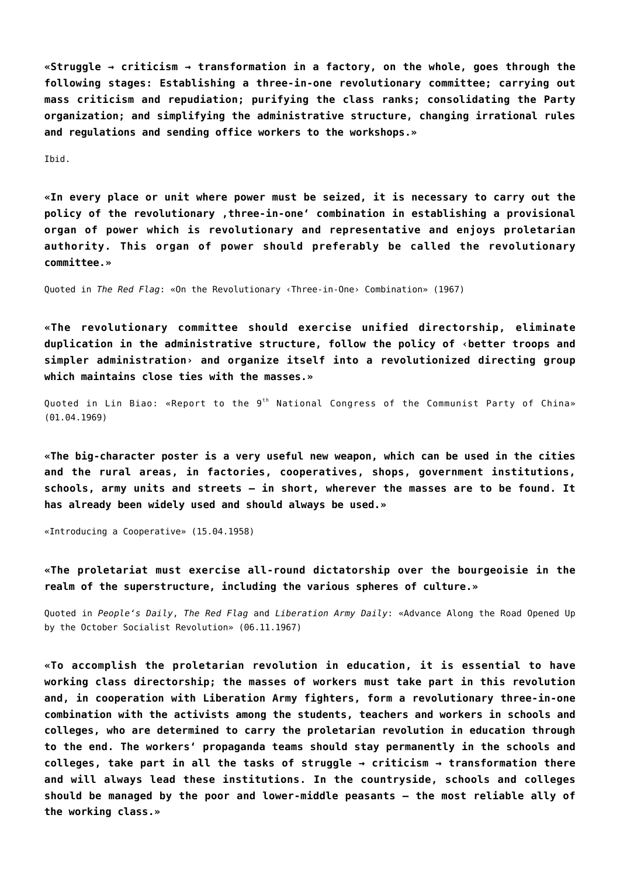**«Struggle → criticism → transformation in a factory, on the whole, goes through the following stages: Establishing a three-in-one revolutionary committee; carrying out mass criticism and repudiation; purifying the class ranks; consolidating the Party organization; and simplifying the administrative structure, changing irrational rules and regulations and sending office workers to the workshops.»**

Ibid.

**«In every place or unit where power must be seized, it is necessary to carry out the policy of the revolutionary ‚three-in-one' combination in establishing a provisional organ of power which is revolutionary and representative and enjoys proletarian authority. This organ of power should preferably be called the revolutionary committee.»**

Quoted in *The Red Flag*: «On the Revolutionary ‹Three-in-One› Combination» (1967)

**«The revolutionary committee should exercise unified directorship, eliminate duplication in the administrative structure, follow the policy of ‹better troops and simpler administration› and organize itself into a revolutionized directing group which maintains close ties with the masses.»**

Quoted in Lin Biao: «Report to the 9th National Congress of the Communist Party of China» (01.04.1969)

**«The big-character poster is a very useful new weapon, which can be used in the cities and the rural areas, in factories, cooperatives, shops, government institutions, schools, army units and streets – in short, wherever the masses are to be found. It has already been widely used and should always be used.»**

«Introducing a Cooperative» (15.04.1958)

**«The proletariat must exercise all-round dictatorship over the bourgeoisie in the realm of the superstructure, including the various spheres of culture.»**

Quoted in *People's Daily*, *The Red Flag* and *Liberation Army Daily*: «Advance Along the Road Opened Up by the October Socialist Revolution» (06.11.1967)

**«To accomplish the proletarian revolution in education, it is essential to have working class directorship; the masses of workers must take part in this revolution and, in cooperation with Liberation Army fighters, form a revolutionary three-in-one combination with the activists among the students, teachers and workers in schools and colleges, who are determined to carry the proletarian revolution in education through to the end. The workers' propaganda teams should stay permanently in the schools and colleges, take part in all the tasks of struggle → criticism → transformation there and will always lead these institutions. In the countryside, schools and colleges should be managed by the poor and lower-middle peasants – the most reliable ally of the working class.»**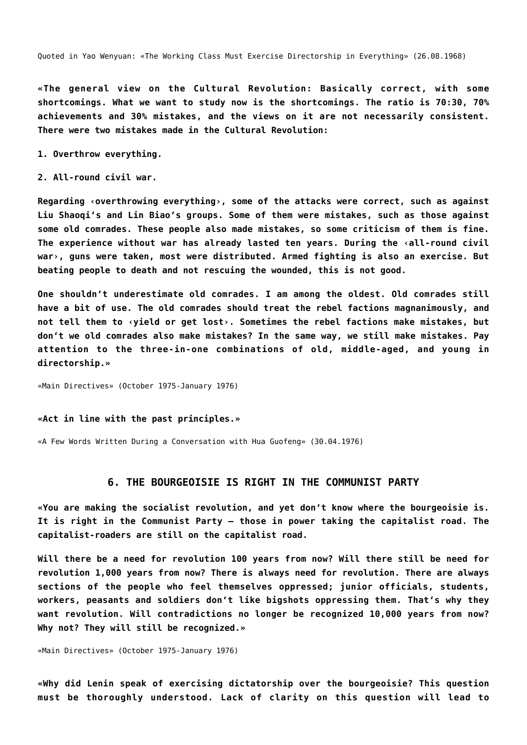Quoted in Yao Wenyuan: «The Working Class Must Exercise Directorship in Everything» (26.08.1968)

**«The general view on the Cultural Revolution: Basically correct, with some shortcomings. What we want to study now is the shortcomings. The ratio is 70:30, 70% achievements and 30% mistakes, and the views on it are not necessarily consistent. There were two mistakes made in the Cultural Revolution:**

**1. Overthrow everything.**

**2. All-round civil war.**

**Regarding ‹overthrowing everything›, some of the attacks were correct, such as against Liu Shaoqi's and Lin Biao's groups. Some of them were mistakes, such as those against some old comrades. These people also made mistakes, so some criticism of them is fine. The experience without war has already lasted ten years. During the ‹all-round civil war›, guns were taken, most were distributed. Armed fighting is also an exercise. But beating people to death and not rescuing the wounded, this is not good.**

**One shouldn't underestimate old comrades. I am among the oldest. Old comrades still have a bit of use. The old comrades should treat the rebel factions magnanimously, and not tell them to ‹yield or get lost›. Sometimes the rebel factions make mistakes, but don't we old comrades also make mistakes? In the same way, we still make mistakes. Pay attention to the three-in-one combinations of old, middle-aged, and young in directorship.»**

«Main Directives» (October 1975-January 1976)

**«Act in line with the past principles.»**

«A Few Words Written During a Conversation with Hua Guofeng» (30.04.1976)

## 6. THE BOURGEOISIE IS RIGHT IN THE COMMUNIST PARTY

**«You are making the socialist revolution, and yet don't know where the bourgeoisie is. It is right in the Communist Party – those in power taking the capitalist road. The capitalist-roaders are still on the capitalist road.**

**Will there be a need for revolution 100 years from now? Will there still be need for revolution 1,000 years from now? There is always need for revolution. There are always sections of the people who feel themselves oppressed; junior officials, students, workers, peasants and soldiers don't like bigshots oppressing them. That's why they want revolution. Will contradictions no longer be recognized 10,000 years from now? Why not? They will still be recognized.»**

«Main Directives» (October 1975-January 1976)

**«Why did Lenin speak of exercising dictatorship over the bourgeoisie? This question must be thoroughly understood. Lack of clarity on this question will lead to**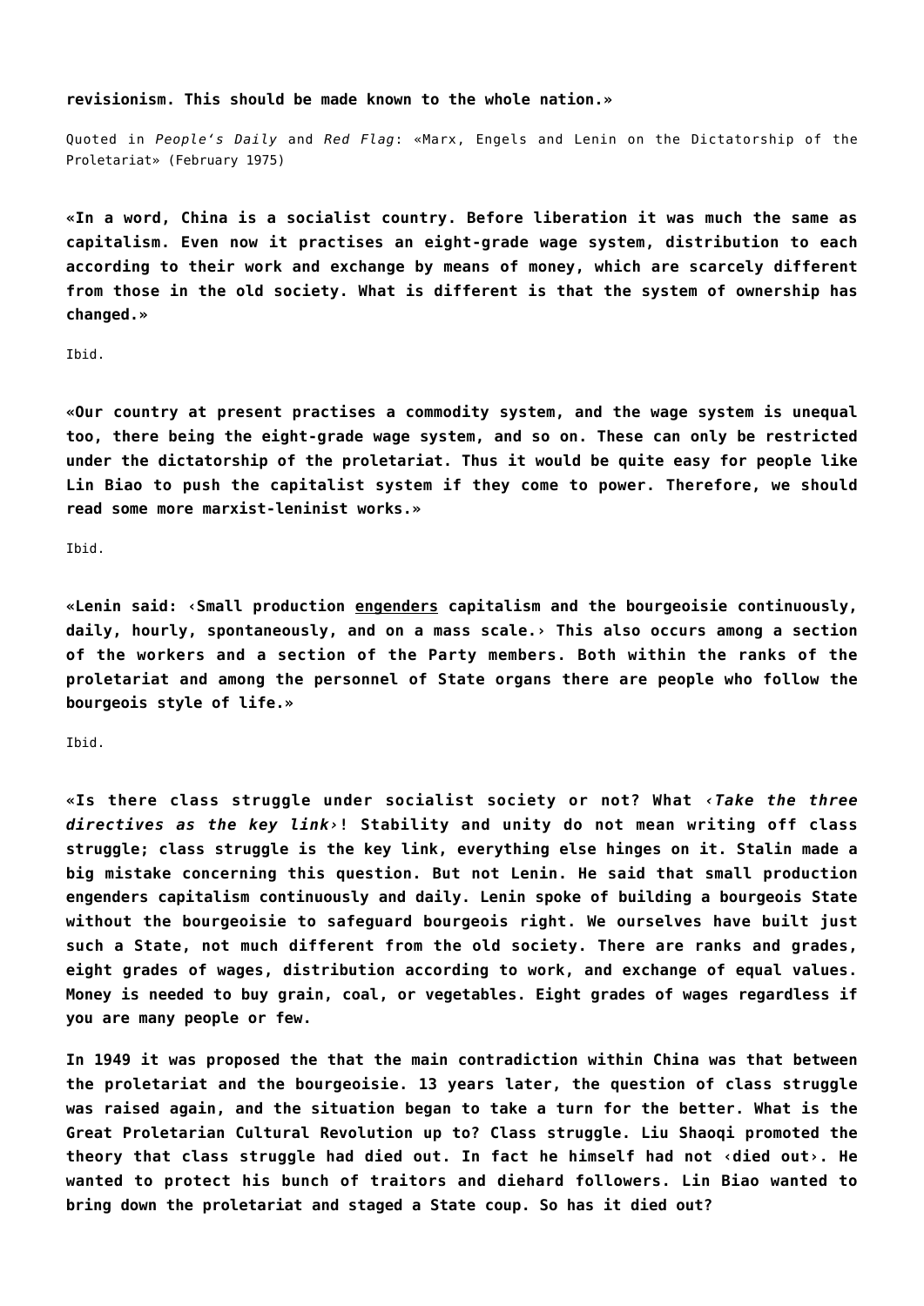**revisionism. This should be made known to the whole nation.»**

Quoted in *People's Daily* and *Red Flag*: «Marx, Engels and Lenin on the Dictatorship of the Proletariat» (February 1975)

**«In a word, China is a socialist country. Before liberation it was much the same as capitalism. Even now it practises an eight-grade wage system, distribution to each according to their work and exchange by means of money, which are scarcely different from those in the old society. What is different is that the system of ownership has changed.»**

Ibid.

**«Our country at present practises a commodity system, and the wage system is unequal too, there being the eight-grade wage system, and so on. These can only be restricted under the dictatorship of the proletariat. Thus it would be quite easy for people like Lin Biao to push the capitalist system if they come to power. Therefore, we should read some more marxist-leninist works.»**

Ibid.

**«Lenin said: ‹Small production <u>engenders</u> capitalism and the bourgeoisie continuously, daily, hourly, spontaneously, and on a mass scale.› This also occurs among a section of the workers and a section of the Party members. Both within the ranks of the proletariat and among the personnel of State organs there are people who follow the bourgeois style of life.»**

Ibid.

**«Is there class struggle under socialist society or not? What ‹*Take the three directives as the key link*›! Stability and unity do not mean writing off class struggle; class struggle is the key link, everything else hinges on it. Stalin made a big mistake concerning this question. But not Lenin. He said that small production engenders capitalism continuously and daily. Lenin spoke of building a bourgeois State without the bourgeoisie to safeguard bourgeois right. We ourselves have built just such a State, not much different from the old society. There are ranks and grades, eight grades of wages, distribution according to work, and exchange of equal values. Money is needed to buy grain, coal, or vegetables. Eight grades of wages regardless if you are many people or few.**

**In 1949 it was proposed the that the main contradiction within China was that between the proletariat and the bourgeoisie. 13 years later, the question of class struggle was raised again, and the situation began to take a turn for the better. What is the Great Proletarian Cultural Revolution up to? Class struggle. Liu Shaoqi promoted the theory that class struggle had died out. In fact he himself had not ‹died out›. He wanted to protect his bunch of traitors and diehard followers. Lin Biao wanted to bring down the proletariat and staged a State coup. So has it died out?**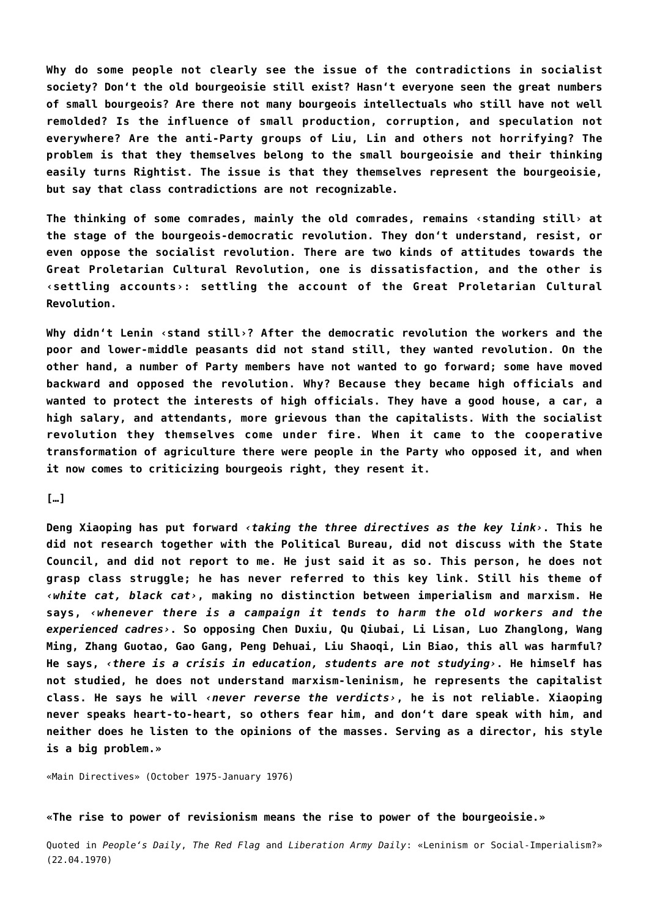**Why do some people not clearly see the issue of the contradictions in socialist society? Don't the old bourgeoisie still exist? Hasn't everyone seen the great numbers of small bourgeois? Are there not many bourgeois intellectuals who still have not well remolded? Is the influence of small production, corruption, and speculation not everywhere? Are the anti-Party groups of Liu, Lin and others not horrifying? The problem is that they themselves belong to the small bourgeoisie and their thinking easily turns Rightist. The issue is that they themselves represent the bourgeoisie, but say that class contradictions are not recognizable.**

**The thinking of some comrades, mainly the old comrades, remains ‹standing still› at the stage of the bourgeois-democratic revolution. They don't understand, resist, or even oppose the socialist revolution. There are two kinds of attitudes towards the Great Proletarian Cultural Revolution, one is dissatisfaction, and the other is ‹settling accounts›: settling the account of the Great Proletarian Cultural Revolution.**

**Why didn't Lenin ‹stand still›? After the democratic revolution the workers and the poor and lower-middle peasants did not stand still, they wanted revolution. On the other hand, a number of Party members have not wanted to go forward; some have moved backward and opposed the revolution. Why? Because they became high officials and wanted to protect the interests of high officials. They have a good house, a car, a high salary, and attendants, more grievous than the capitalists. With the socialist revolution they themselves come under fire. When it came to the cooperative transformation of agriculture there were people in the Party who opposed it, and when it now comes to criticizing bourgeois right, they resent it.**

**[…]**

**Deng Xiaoping has put forward ‹*taking the three directives as the key link*›. This he did not research together with the Political Bureau, did not discuss with the State Council, and did not report to me. He just said it as so. This person, he does not grasp class struggle; he has never referred to this key link. Still his theme of ‹*white cat, black cat*›, making no distinction between imperialism and marxism. He says, ‹*whenever there is a campaign it tends to harm the old workers and the experienced cadres*›. So opposing Chen Duxiu, Qu Qiubai, Li Lisan, Luo Zhanglong, Wang Ming, Zhang Guotao, Gao Gang, Peng Dehuai, Liu Shaoqi, Lin Biao, this all was harmful? He says, ‹*there is a crisis in education, students are not studying*›. He himself has not studied, he does not understand marxism-leninism, he represents the capitalist class. He says he will ‹*never reverse the verdicts*›, he is not reliable. Xiaoping never speaks heart-to-heart, so others fear him, and don't dare speak with him, and neither does he listen to the opinions of the masses. Serving as a director, his style is a big problem.»**

«Main Directives» (October 1975-January 1976)

**«The rise to power of revisionism means the rise to power of the bourgeoisie.»**

Quoted in *People's Daily*, *The Red Flag* and *Liberation Army Daily*: «Leninism or Social-Imperialism?» (22.04.1970)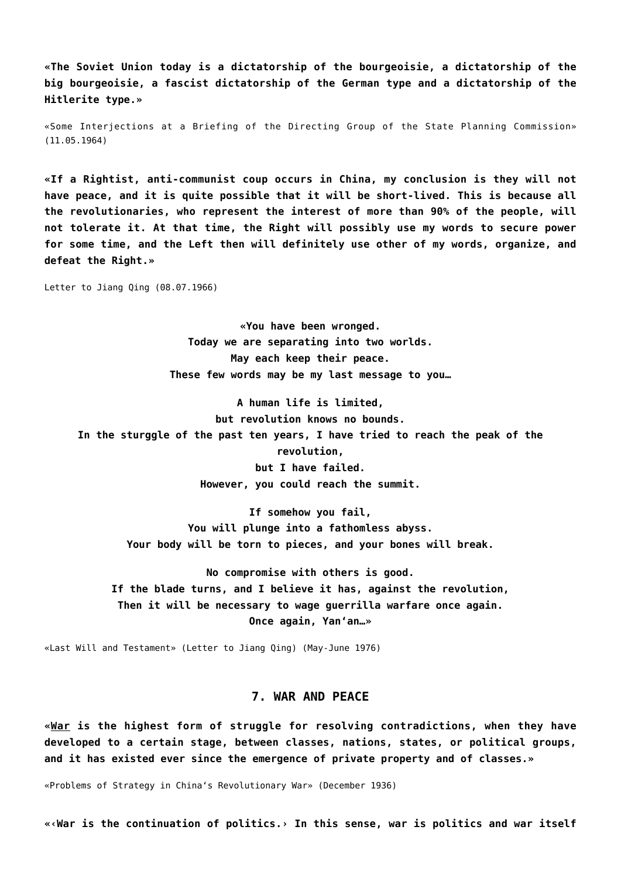**«The Soviet Union today is a dictatorship of the bourgeoisie, a dictatorship of the big bourgeoisie, a fascist dictatorship of the German type and a dictatorship of the Hitlerite type.»**

«Some Interjections at a Briefing of the Directing Group of the State Planning Commission» (11.05.1964)

**«If a Rightist, anti-communist coup occurs in China, my conclusion is they will not have peace, and it is quite possible that it will be short-lived. This is because all the revolutionaries, who represent the interest of more than 90% of the people, will not tolerate it. At that time, the Right will possibly use my words to secure power for some time, and the Left then will definitely use other of my words, organize, and defeat the Right.»**

Letter to Jiang Qing (08.07.1966)

**«You have been wronged.**
**Today we are separating into two worlds.**
**May each keep their peace.**
**These few words may be my last message to you…**

**A human life is limited,**
**but revolution knows no bounds.**
**In the sturggle of the past ten years, I have tried to reach the peak of the revolution,**
**but I have failed.**
**However, you could reach the summit.**

**If somehow you fail,**
**You will plunge into a fathomless abyss.**
**Your body will be torn to pieces, and your bones will break.**

**No compromise with others is good.**
**If the blade turns, and I believe it has, against the revolution,**
**Then it will be necessary to wage guerrilla warfare once again.**
**Once again, Yan'an…»**

«Last Will and Testament» (Letter to Jiang Qing) (May-June 1976)

## 7. WAR AND PEACE

**«War is the highest form of struggle for resolving contradictions, when they have developed to a certain stage, between classes, nations, states, or political groups, and it has existed ever since the emergence of private property and of classes.»**

«Problems of Strategy in China's Revolutionary War» (December 1936)

**«‹War is the continuation of politics.› In this sense, war is politics and war itself**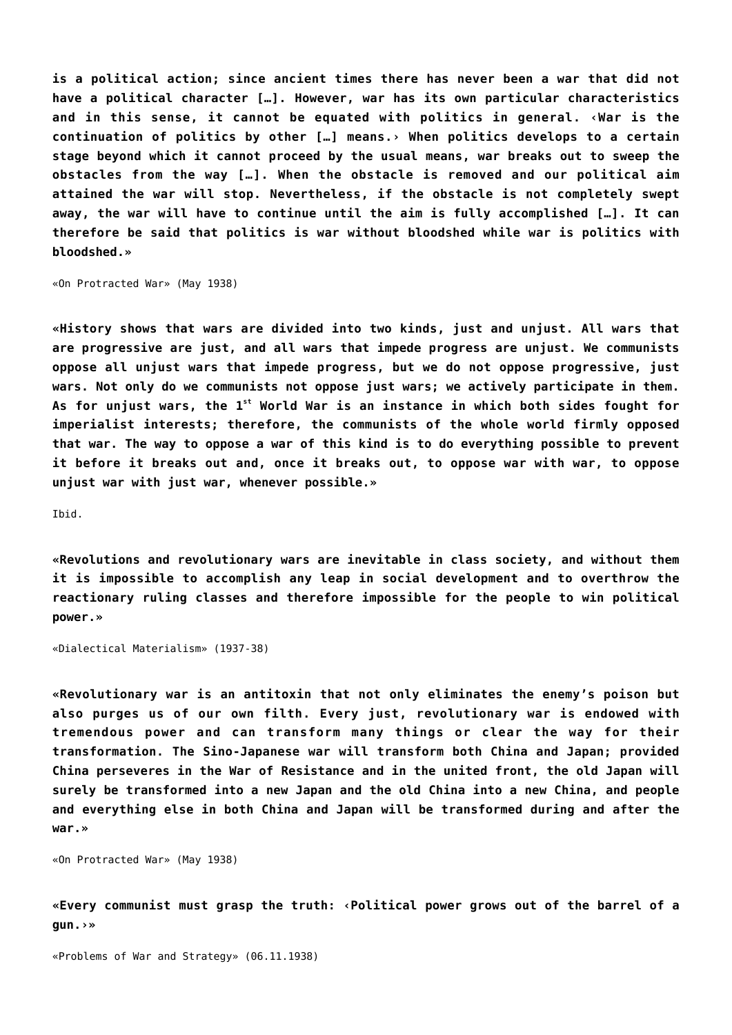**is a political action; since ancient times there has never been a war that did not have a political character […]. However, war has its own particular characteristics and in this sense, it cannot be equated with politics in general. ‹War is the continuation of politics by other […] means.› When politics develops to a certain stage beyond which it cannot proceed by the usual means, war breaks out to sweep the obstacles from the way […]. When the obstacle is removed and our political aim attained the war will stop. Nevertheless, if the obstacle is not completely swept away, the war will have to continue until the aim is fully accomplished […]. It can therefore be said that politics is war without bloodshed while war is politics with bloodshed.»**

«On Protracted War» (May 1938)

**«History shows that wars are divided into two kinds, just and unjust. All wars that are progressive are just, and all wars that impede progress are unjust. We communists oppose all unjust wars that impede progress, but we do not oppose progressive, just wars. Not only do we communists not oppose just wars; we actively participate in them. As for unjust wars, the 1st World War is an instance in which both sides fought for imperialist interests; therefore, the communists of the whole world firmly opposed that war. The way to oppose a war of this kind is to do everything possible to prevent it before it breaks out and, once it breaks out, to oppose war with war, to oppose unjust war with just war, whenever possible.»**

Ibid.

**«Revolutions and revolutionary wars are inevitable in class society, and without them it is impossible to accomplish any leap in social development and to overthrow the reactionary ruling classes and therefore impossible for the people to win political power.»**

«Dialectical Materialism» (1937-38)

**«Revolutionary war is an antitoxin that not only eliminates the enemy's poison but also purges us of our own filth. Every just, revolutionary war is endowed with tremendous power and can transform many things or clear the way for their transformation. The Sino-Japanese war will transform both China and Japan; provided China perseveres in the War of Resistance and in the united front, the old Japan will surely be transformed into a new Japan and the old China into a new China, and people and everything else in both China and Japan will be transformed during and after the war.»**

«On Protracted War» (May 1938)

**«Every communist must grasp the truth: ‹Political power grows out of the barrel of a gun.›»**

«Problems of War and Strategy» (06.11.1938)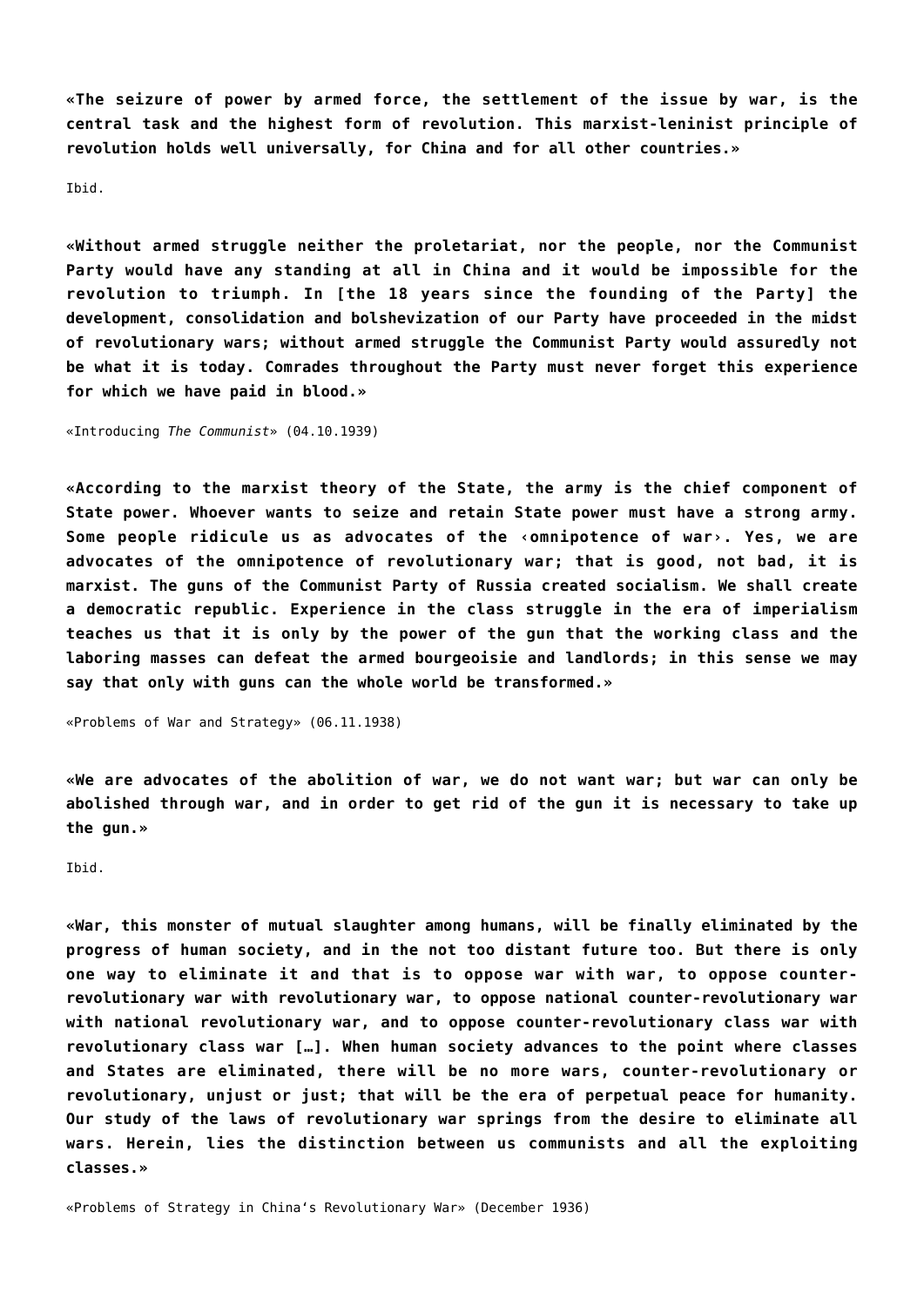**«The seizure of power by armed force, the settlement of the issue by war, is the central task and the highest form of revolution. This marxist-leninist principle of revolution holds well universally, for China and for all other countries.»**

Ibid.

**«Without armed struggle neither the proletariat, nor the people, nor the Communist Party would have any standing at all in China and it would be impossible for the revolution to triumph. In [the 18 years since the founding of the Party] the development, consolidation and bolshevization of our Party have proceeded in the midst of revolutionary wars; without armed struggle the Communist Party would assuredly not be what it is today. Comrades throughout the Party must never forget this experience for which we have paid in blood.»**

«Introducing *The Communist*» (04.10.1939)

**«According to the marxist theory of the State, the army is the chief component of State power. Whoever wants to seize and retain State power must have a strong army. Some people ridicule us as advocates of the ‹omnipotence of war›. Yes, we are advocates of the omnipotence of revolutionary war; that is good, not bad, it is marxist. The guns of the Communist Party of Russia created socialism. We shall create a democratic republic. Experience in the class struggle in the era of imperialism teaches us that it is only by the power of the gun that the working class and the laboring masses can defeat the armed bourgeoisie and landlords; in this sense we may say that only with guns can the whole world be transformed.»**

«Problems of War and Strategy» (06.11.1938)

**«We are advocates of the abolition of war, we do not want war; but war can only be abolished through war, and in order to get rid of the gun it is necessary to take up the gun.»**

Ibid.

**«War, this monster of mutual slaughter among humans, will be finally eliminated by the progress of human society, and in the not too distant future too. But there is only one way to eliminate it and that is to oppose war with war, to oppose counter-revolutionary war with revolutionary war, to oppose national counter-revolutionary war with national revolutionary war, and to oppose counter-revolutionary class war with revolutionary class war […]. When human society advances to the point where classes and States are eliminated, there will be no more wars, counter-revolutionary or revolutionary, unjust or just; that will be the era of perpetual peace for humanity. Our study of the laws of revolutionary war springs from the desire to eliminate all wars. Herein, lies the distinction between us communists and all the exploiting classes.»**

«Problems of Strategy in China's Revolutionary War» (December 1936)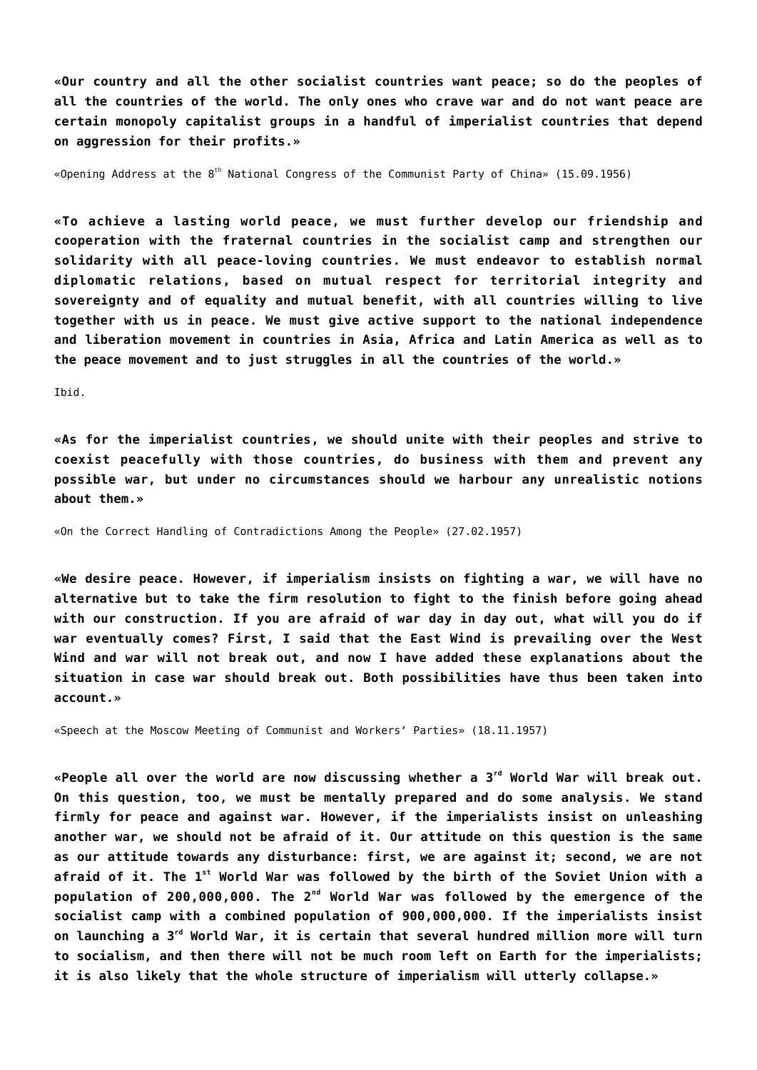**«Our country and all the other socialist countries want peace; so do the peoples of all the countries of the world. The only ones who crave war and do not want peace are certain monopoly capitalist groups in a handful of imperialist countries that depend on aggression for their profits.»**

«Opening Address at the 8th National Congress of the Communist Party of China» (15.09.1956)

**«To achieve a lasting world peace, we must further develop our friendship and cooperation with the fraternal countries in the socialist camp and strengthen our solidarity with all peace-loving countries. We must endeavor to establish normal diplomatic relations, based on mutual respect for territorial integrity and sovereignty and of equality and mutual benefit, with all countries willing to live together with us in peace. We must give active support to the national independence and liberation movement in countries in Asia, Africa and Latin America as well as to the peace movement and to just struggles in all the countries of the world.»**

Ibid.

**«As for the imperialist countries, we should unite with their peoples and strive to coexist peacefully with those countries, do business with them and prevent any possible war, but under no circumstances should we harbour any unrealistic notions about them.»**

«On the Correct Handling of Contradictions Among the People» (27.02.1957)

**«We desire peace. However, if imperialism insists on fighting a war, we will have no alternative but to take the firm resolution to fight to the finish before going ahead with our construction. If you are afraid of war day in day out, what will you do if war eventually comes? First, I said that the East Wind is prevailing over the West Wind and war will not break out, and now I have added these explanations about the situation in case war should break out. Both possibilities have thus been taken into account.»**

«Speech at the Moscow Meeting of Communist and Workers' Parties» (18.11.1957)

**«People all over the world are now discussing whether a 3rd World War will break out. On this question, too, we must be mentally prepared and do some analysis. We stand firmly for peace and against war. However, if the imperialists insist on unleashing another war, we should not be afraid of it. Our attitude on this question is the same as our attitude towards any disturbance: first, we are against it; second, we are not afraid of it. The 1st World War was followed by the birth of the Soviet Union with a population of 200,000,000. The 2nd World War was followed by the emergence of the socialist camp with a combined population of 900,000,000. If the imperialists insist on launching a 3rd World War, it is certain that several hundred million more will turn to socialism, and then there will not be much room left on Earth for the imperialists; it is also likely that the whole structure of imperialism will utterly collapse.»**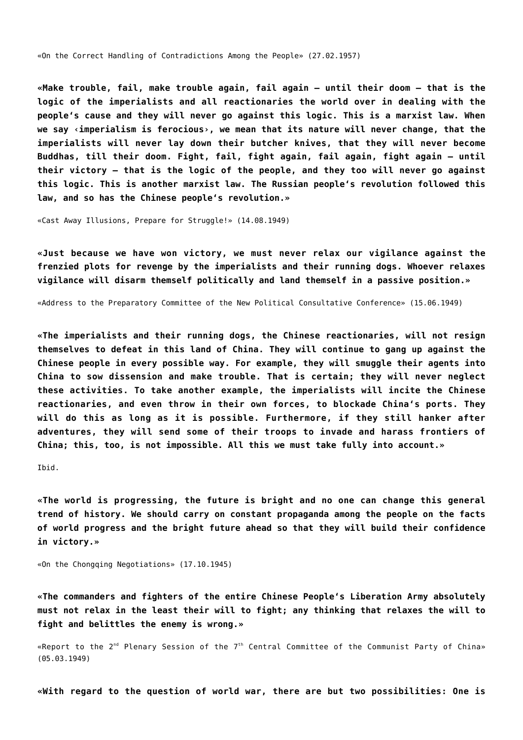«On the Correct Handling of Contradictions Among the People» (27.02.1957)

**«Make trouble, fail, make trouble again, fail again – until their doom – that is the logic of the imperialists and all reactionaries the world over in dealing with the people's cause and they will never go against this logic. This is a marxist law. When we say ‹imperialism is ferocious›, we mean that its nature will never change, that the imperialists will never lay down their butcher knives, that they will never become Buddhas, till their doom. Fight, fail, fight again, fail again, fight again – until their victory – that is the logic of the people, and they too will never go against this logic. This is another marxist law. The Russian people's revolution followed this law, and so has the Chinese people's revolution.»**

«Cast Away Illusions, Prepare for Struggle!» (14.08.1949)

**«Just because we have won victory, we must never relax our vigilance against the frenzied plots for revenge by the imperialists and their running dogs. Whoever relaxes vigilance will disarm themself politically and land themself in a passive position.»**

«Address to the Preparatory Committee of the New Political Consultative Conference» (15.06.1949)

**«The imperialists and their running dogs, the Chinese reactionaries, will not resign themselves to defeat in this land of China. They will continue to gang up against the Chinese people in every possible way. For example, they will smuggle their agents into China to sow dissension and make trouble. That is certain; they will never neglect these activities. To take another example, the imperialists will incite the Chinese reactionaries, and even throw in their own forces, to blockade China's ports. They will do this as long as it is possible. Furthermore, if they still hanker after adventures, they will send some of their troops to invade and harass frontiers of China; this, too, is not impossible. All this we must take fully into account.»**

Ibid.

**«The world is progressing, the future is bright and no one can change this general trend of history. We should carry on constant propaganda among the people on the facts of world progress and the bright future ahead so that they will build their confidence in victory.»**

«On the Chongqing Negotiations» (17.10.1945)

**«The commanders and fighters of the entire Chinese People's Liberation Army absolutely must not relax in the least their will to fight; any thinking that relaxes the will to fight and belittles the enemy is wrong.»**

«Report to the 2nd Plenary Session of the 7th Central Committee of the Communist Party of China» (05.03.1949)

**«With regard to the question of world war, there are but two possibilities: One is**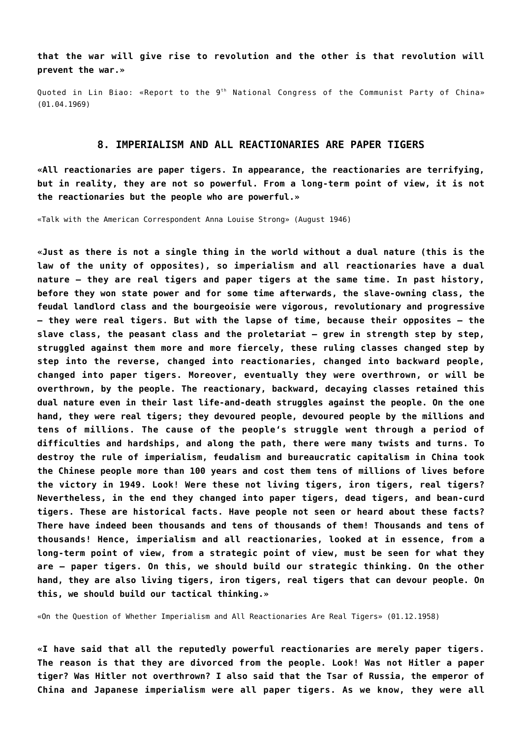**that the war will give rise to revolution and the other is that revolution will prevent the war.»**

Quoted in Lin Biao: «Report to the 9th National Congress of the Communist Party of China» (01.04.1969)

## 8. IMPERIALISM AND ALL REACTIONARIES ARE PAPER TIGERS

**«All reactionaries are paper tigers. In appearance, the reactionaries are terrifying, but in reality, they are not so powerful. From a long-term point of view, it is not the reactionaries but the people who are powerful.»**

«Talk with the American Correspondent Anna Louise Strong» (August 1946)

**«Just as there is not a single thing in the world without a dual nature (this is the law of the unity of opposites), so imperialism and all reactionaries have a dual nature – they are real tigers and paper tigers at the same time. In past history, before they won state power and for some time afterwards, the slave-owning class, the feudal landlord class and the bourgeoisie were vigorous, revolutionary and progressive – they were real tigers. But with the lapse of time, because their opposites – the slave class, the peasant class and the proletariat – grew in strength step by step, struggled against them more and more fiercely, these ruling classes changed step by step into the reverse, changed into reactionaries, changed into backward people, changed into paper tigers. Moreover, eventually they were overthrown, or will be overthrown, by the people. The reactionary, backward, decaying classes retained this dual nature even in their last life-and-death struggles against the people. On the one hand, they were real tigers; they devoured people, devoured people by the millions and tens of millions. The cause of the people's struggle went through a period of difficulties and hardships, and along the path, there were many twists and turns. To destroy the rule of imperialism, feudalism and bureaucratic capitalism in China took the Chinese people more than 100 years and cost them tens of millions of lives before the victory in 1949. Look! Were these not living tigers, iron tigers, real tigers? Nevertheless, in the end they changed into paper tigers, dead tigers, and bean-curd tigers. These are historical facts. Have people not seen or heard about these facts? There have indeed been thousands and tens of thousands of them! Thousands and tens of thousands! Hence, imperialism and all reactionaries, looked at in essence, from a long-term point of view, from a strategic point of view, must be seen for what they are – paper tigers. On this, we should build our strategic thinking. On the other hand, they are also living tigers, iron tigers, real tigers that can devour people. On this, we should build our tactical thinking.»**

«On the Question of Whether Imperialism and All Reactionaries Are Real Tigers» (01.12.1958)

**«I have said that all the reputedly powerful reactionaries are merely paper tigers. The reason is that they are divorced from the people. Look! Was not Hitler a paper tiger? Was Hitler not overthrown? I also said that the Tsar of Russia, the emperor of China and Japanese imperialism were all paper tigers. As we know, they were all**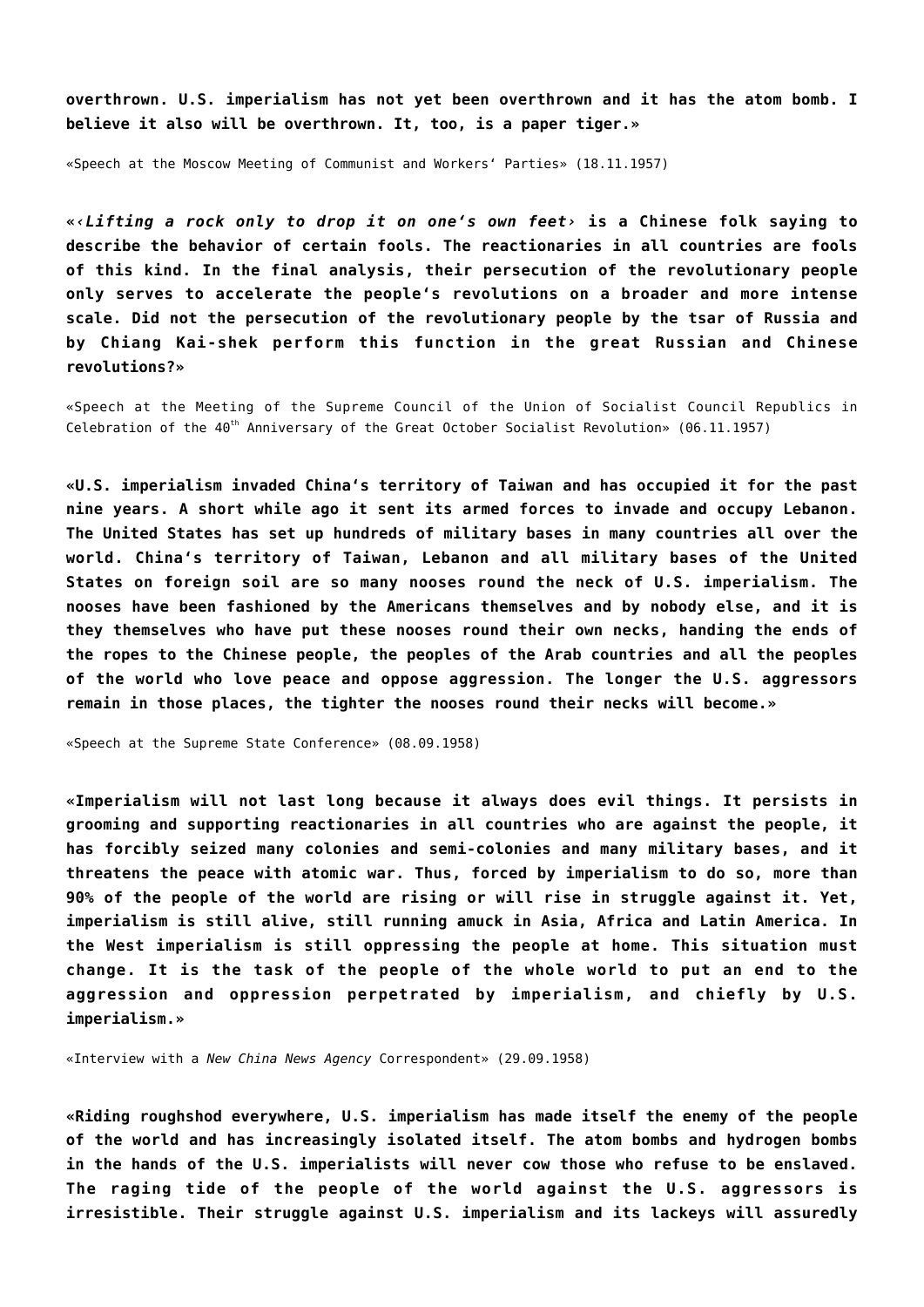**overthrown. U.S. imperialism has not yet been overthrown and it has the atom bomb. I believe it also will be overthrown. It, too, is a paper tiger.»**

«Speech at the Moscow Meeting of Communist and Workers' Parties» (18.11.1957)

**«‹*Lifting a rock only to drop it on one's own feet*› is a Chinese folk saying to describe the behavior of certain fools. The reactionaries in all countries are fools of this kind. In the final analysis, their persecution of the revolutionary people only serves to accelerate the people's revolutions on a broader and more intense scale. Did not the persecution of the revolutionary people by the tsar of Russia and by Chiang Kai-shek perform this function in the great Russian and Chinese revolutions?»**

«Speech at the Meeting of the Supreme Council of the Union of Socialist Council Republics in Celebration of the 40th Anniversary of the Great October Socialist Revolution» (06.11.1957)

**«U.S. imperialism invaded China's territory of Taiwan and has occupied it for the past nine years. A short while ago it sent its armed forces to invade and occupy Lebanon. The United States has set up hundreds of military bases in many countries all over the world. China's territory of Taiwan, Lebanon and all military bases of the United States on foreign soil are so many nooses round the neck of U.S. imperialism. The nooses have been fashioned by the Americans themselves and by nobody else, and it is they themselves who have put these nooses round their own necks, handing the ends of the ropes to the Chinese people, the peoples of the Arab countries and all the peoples of the world who love peace and oppose aggression. The longer the U.S. aggressors remain in those places, the tighter the nooses round their necks will become.»**

«Speech at the Supreme State Conference» (08.09.1958)

**«Imperialism will not last long because it always does evil things. It persists in grooming and supporting reactionaries in all countries who are against the people, it has forcibly seized many colonies and semi-colonies and many military bases, and it threatens the peace with atomic war. Thus, forced by imperialism to do so, more than 90% of the people of the world are rising or will rise in struggle against it. Yet, imperialism is still alive, still running amuck in Asia, Africa and Latin America. In the West imperialism is still oppressing the people at home. This situation must change. It is the task of the people of the whole world to put an end to the aggression and oppression perpetrated by imperialism, and chiefly by U.S. imperialism.»**

«Interview with a *New China News Agency* Correspondent» (29.09.1958)

**«Riding roughshod everywhere, U.S. imperialism has made itself the enemy of the people of the world and has increasingly isolated itself. The atom bombs and hydrogen bombs in the hands of the U.S. imperialists will never cow those who refuse to be enslaved. The raging tide of the people of the world against the U.S. aggressors is irresistible. Their struggle against U.S. imperialism and its lackeys will assuredly**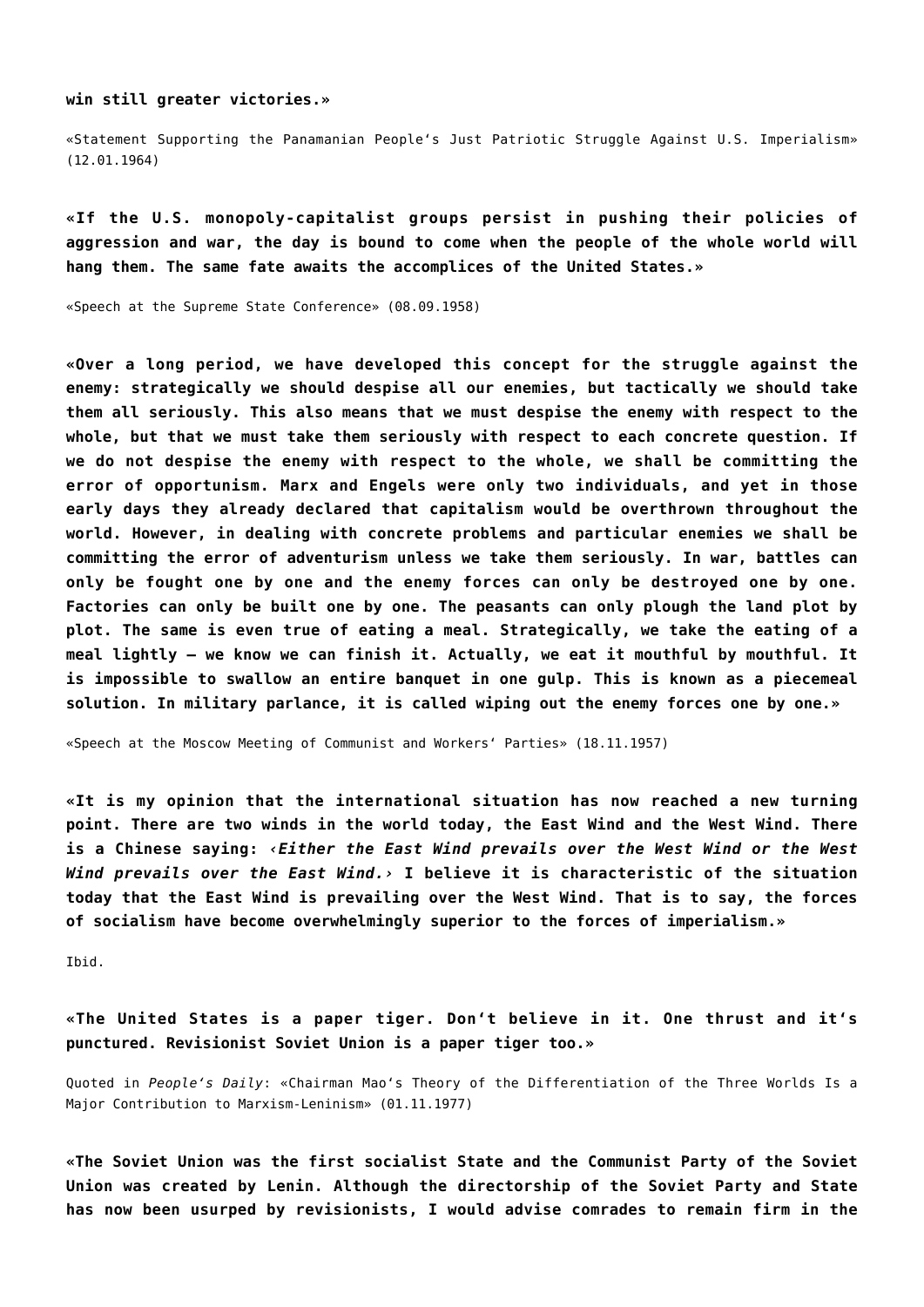**win still greater victories.»**

«Statement Supporting the Panamanian People's Just Patriotic Struggle Against U.S. Imperialism» (12.01.1964)

**«If the U.S. monopoly-capitalist groups persist in pushing their policies of aggression and war, the day is bound to come when the people of the whole world will hang them. The same fate awaits the accomplices of the United States.»**

«Speech at the Supreme State Conference» (08.09.1958)

**«Over a long period, we have developed this concept for the struggle against the enemy: strategically we should despise all our enemies, but tactically we should take them all seriously. This also means that we must despise the enemy with respect to the whole, but that we must take them seriously with respect to each concrete question. If we do not despise the enemy with respect to the whole, we shall be committing the error of opportunism. Marx and Engels were only two individuals, and yet in those early days they already declared that capitalism would be overthrown throughout the world. However, in dealing with concrete problems and particular enemies we shall be committing the error of adventurism unless we take them seriously. In war, battles can only be fought one by one and the enemy forces can only be destroyed one by one. Factories can only be built one by one. The peasants can only plough the land plot by plot. The same is even true of eating a meal. Strategically, we take the eating of a meal lightly – we know we can finish it. Actually, we eat it mouthful by mouthful. It is impossible to swallow an entire banquet in one gulp. This is known as a piecemeal solution. In military parlance, it is called wiping out the enemy forces one by one.»**

«Speech at the Moscow Meeting of Communist and Workers' Parties» (18.11.1957)

**«It is my opinion that the international situation has now reached a new turning point. There are two winds in the world today, the East Wind and the West Wind. There is a Chinese saying: ‹*Either the East Wind prevails over the West Wind or the West Wind prevails over the East Wind.*› I believe it is characteristic of the situation today that the East Wind is prevailing over the West Wind. That is to say, the forces of socialism have become overwhelmingly superior to the forces of imperialism.»**

Ibid.

**«The United States is a paper tiger. Don't believe in it. One thrust and it's punctured. Revisionist Soviet Union is a paper tiger too.»**

Quoted in *People's Daily*: «Chairman Mao's Theory of the Differentiation of the Three Worlds Is a Major Contribution to Marxism-Leninism» (01.11.1977)

**«The Soviet Union was the first socialist State and the Communist Party of the Soviet Union was created by Lenin. Although the directorship of the Soviet Party and State has now been usurped by revisionists, I would advise comrades to remain firm in the**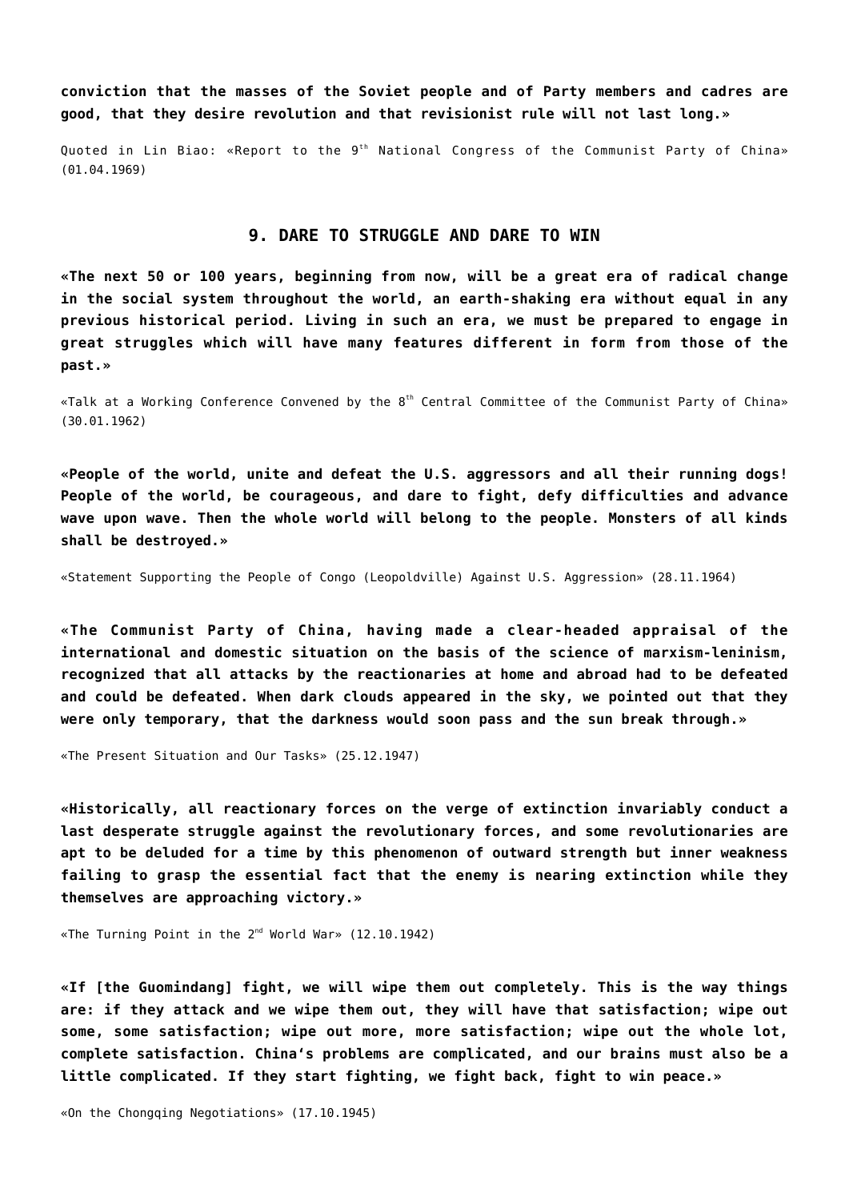**conviction that the masses of the Soviet people and of Party members and cadres are good, that they desire revolution and that revisionist rule will not last long.»**

Quoted in Lin Biao: «Report to the 9th National Congress of the Communist Party of China» (01.04.1969)

## 9. DARE TO STRUGGLE AND DARE TO WIN

**«The next 50 or 100 years, beginning from now, will be a great era of radical change in the social system throughout the world, an earth-shaking era without equal in any previous historical period. Living in such an era, we must be prepared to engage in great struggles which will have many features different in form from those of the past.»**

«Talk at a Working Conference Convened by the 8th Central Committee of the Communist Party of China» (30.01.1962)

**«People of the world, unite and defeat the U.S. aggressors and all their running dogs! People of the world, be courageous, and dare to fight, defy difficulties and advance wave upon wave. Then the whole world will belong to the people. Monsters of all kinds shall be destroyed.»**

«Statement Supporting the People of Congo (Leopoldville) Against U.S. Aggression» (28.11.1964)

**«The Communist Party of China, having made a clear-headed appraisal of the international and domestic situation on the basis of the science of marxism-leninism, recognized that all attacks by the reactionaries at home and abroad had to be defeated and could be defeated. When dark clouds appeared in the sky, we pointed out that they were only temporary, that the darkness would soon pass and the sun break through.»**

«The Present Situation and Our Tasks» (25.12.1947)

**«Historically, all reactionary forces on the verge of extinction invariably conduct a last desperate struggle against the revolutionary forces, and some revolutionaries are apt to be deluded for a time by this phenomenon of outward strength but inner weakness failing to grasp the essential fact that the enemy is nearing extinction while they themselves are approaching victory.»**

«The Turning Point in the 2nd World War» (12.10.1942)

**«If [the Guomindang] fight, we will wipe them out completely. This is the way things are: if they attack and we wipe them out, they will have that satisfaction; wipe out some, some satisfaction; wipe out more, more satisfaction; wipe out the whole lot, complete satisfaction. China's problems are complicated, and our brains must also be a little complicated. If they start fighting, we fight back, fight to win peace.»**

«On the Chongqing Negotiations» (17.10.1945)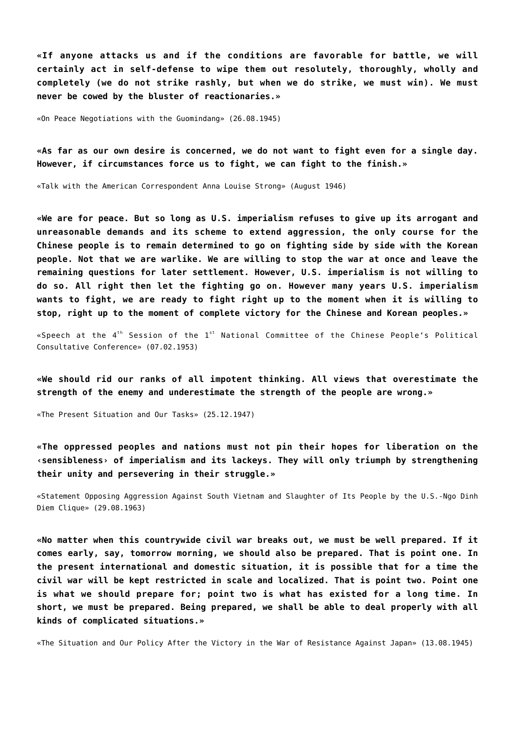**«If anyone attacks us and if the conditions are favorable for battle, we will certainly act in self-defense to wipe them out resolutely, thoroughly, wholly and completely (we do not strike rashly, but when we do strike, we must win). We must never be cowed by the bluster of reactionaries.»**

«On Peace Negotiations with the Guomindang» (26.08.1945)

**«As far as our own desire is concerned, we do not want to fight even for a single day. However, if circumstances force us to fight, we can fight to the finish.»**

«Talk with the American Correspondent Anna Louise Strong» (August 1946)

**«We are for peace. But so long as U.S. imperialism refuses to give up its arrogant and unreasonable demands and its scheme to extend aggression, the only course for the Chinese people is to remain determined to go on fighting side by side with the Korean people. Not that we are warlike. We are willing to stop the war at once and leave the remaining questions for later settlement. However, U.S. imperialism is not willing to do so. All right then let the fighting go on. However many years U.S. imperialism wants to fight, we are ready to fight right up to the moment when it is willing to stop, right up to the moment of complete victory for the Chinese and Korean peoples.»**

«Speech at the 4th Session of the 1st National Committee of the Chinese People's Political Consultative Conference» (07.02.1953)

**«We should rid our ranks of all impotent thinking. All views that overestimate the strength of the enemy and underestimate the strength of the people are wrong.»**

«The Present Situation and Our Tasks» (25.12.1947)

**«The oppressed peoples and nations must not pin their hopes for liberation on the ‹sensibleness› of imperialism and its lackeys. They will only triumph by strengthening their unity and persevering in their struggle.»**

«Statement Opposing Aggression Against South Vietnam and Slaughter of Its People by the U.S.-Ngo Dinh Diem Clique» (29.08.1963)

**«No matter when this countrywide civil war breaks out, we must be well prepared. If it comes early, say, tomorrow morning, we should also be prepared. That is point one. In the present international and domestic situation, it is possible that for a time the civil war will be kept restricted in scale and localized. That is point two. Point one is what we should prepare for; point two is what has existed for a long time. In short, we must be prepared. Being prepared, we shall be able to deal properly with all kinds of complicated situations.»**

«The Situation and Our Policy After the Victory in the War of Resistance Against Japan» (13.08.1945)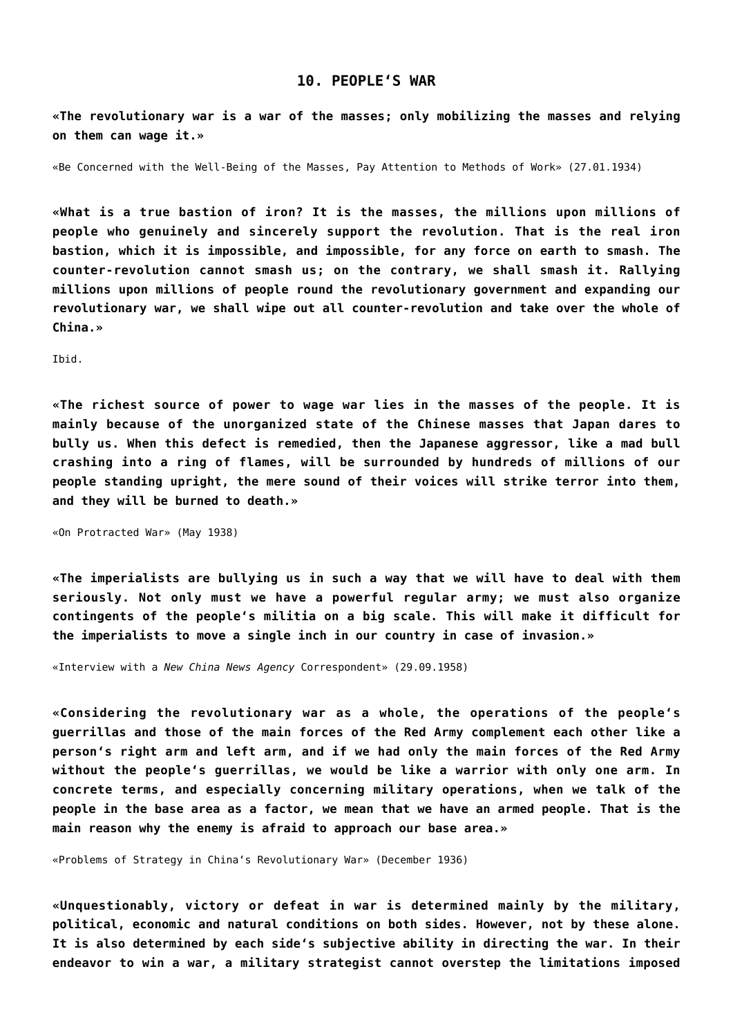## 10. PEOPLE'S WAR

**«The revolutionary war is a war of the masses; only mobilizing the masses and relying on them can wage it.»**

«Be Concerned with the Well-Being of the Masses, Pay Attention to Methods of Work» (27.01.1934)

**«What is a true bastion of iron? It is the masses, the millions upon millions of people who genuinely and sincerely support the revolution. That is the real iron bastion, which it is impossible, and impossible, for any force on earth to smash. The counter-revolution cannot smash us; on the contrary, we shall smash it. Rallying millions upon millions of people round the revolutionary government and expanding our revolutionary war, we shall wipe out all counter-revolution and take over the whole of China.»**

Ibid.

**«The richest source of power to wage war lies in the masses of the people. It is mainly because of the unorganized state of the Chinese masses that Japan dares to bully us. When this defect is remedied, then the Japanese aggressor, like a mad bull crashing into a ring of flames, will be surrounded by hundreds of millions of our people standing upright, the mere sound of their voices will strike terror into them, and they will be burned to death.»**

«On Protracted War» (May 1938)

**«The imperialists are bullying us in such a way that we will have to deal with them seriously. Not only must we have a powerful regular army; we must also organize contingents of the people's militia on a big scale. This will make it difficult for the imperialists to move a single inch in our country in case of invasion.»**

«Interview with a *New China News Agency* Correspondent» (29.09.1958)

**«Considering the revolutionary war as a whole, the operations of the people's guerrillas and those of the main forces of the Red Army complement each other like a person's right arm and left arm, and if we had only the main forces of the Red Army without the people's guerrillas, we would be like a warrior with only one arm. In concrete terms, and especially concerning military operations, when we talk of the people in the base area as a factor, we mean that we have an armed people. That is the main reason why the enemy is afraid to approach our base area.»**

«Problems of Strategy in China's Revolutionary War» (December 1936)

**«Unquestionably, victory or defeat in war is determined mainly by the military, political, economic and natural conditions on both sides. However, not by these alone. It is also determined by each side's subjective ability in directing the war. In their endeavor to win a war, a military strategist cannot overstep the limitations imposed**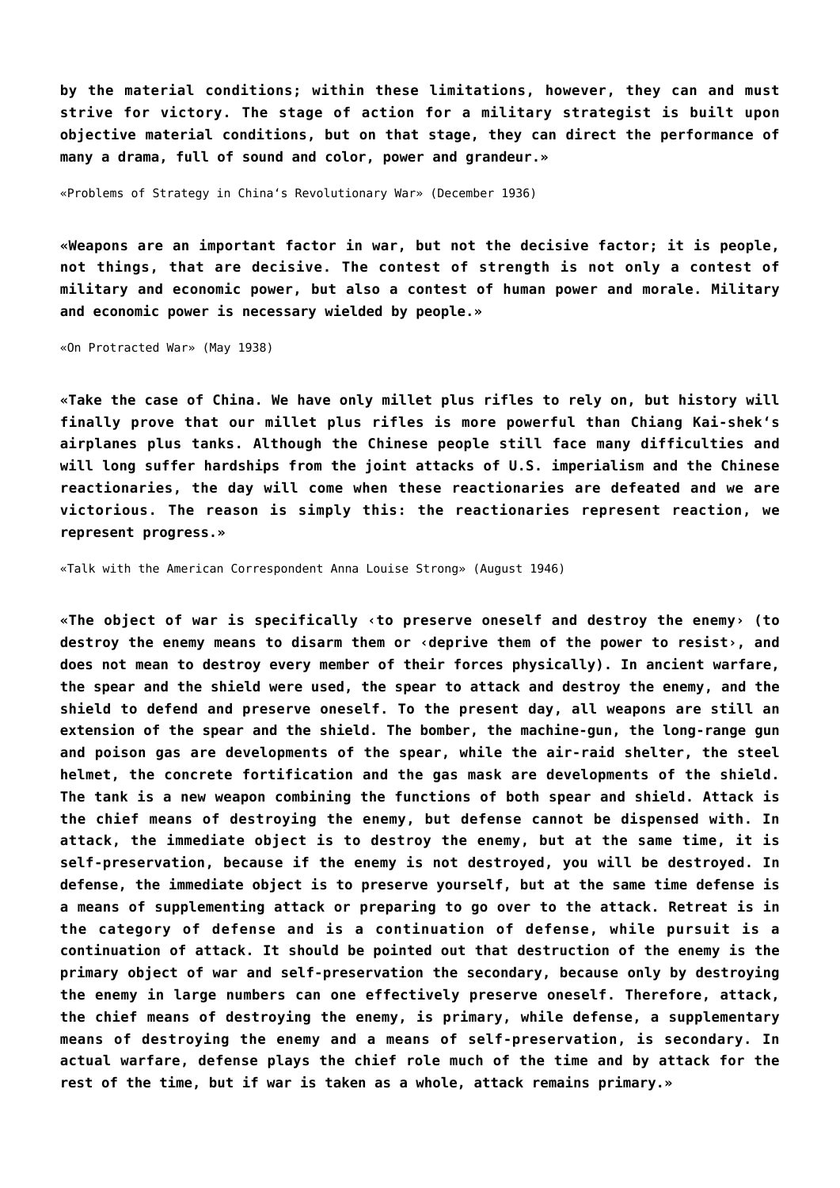**by the material conditions; within these limitations, however, they can and must strive for victory. The stage of action for a military strategist is built upon objective material conditions, but on that stage, they can direct the performance of many a drama, full of sound and color, power and grandeur.»**

«Problems of Strategy in China's Revolutionary War» (December 1936)

**«Weapons are an important factor in war, but not the decisive factor; it is people, not things, that are decisive. The contest of strength is not only a contest of military and economic power, but also a contest of human power and morale. Military and economic power is necessary wielded by people.»**

«On Protracted War» (May 1938)

**«Take the case of China. We have only millet plus rifles to rely on, but history will finally prove that our millet plus rifles is more powerful than Chiang Kai-shek's airplanes plus tanks. Although the Chinese people still face many difficulties and will long suffer hardships from the joint attacks of U.S. imperialism and the Chinese reactionaries, the day will come when these reactionaries are defeated and we are victorious. The reason is simply this: the reactionaries represent reaction, we represent progress.»**

«Talk with the American Correspondent Anna Louise Strong» (August 1946)

**«The object of war is specifically ‹to preserve oneself and destroy the enemy› (to destroy the enemy means to disarm them or ‹deprive them of the power to resist›, and does not mean to destroy every member of their forces physically). In ancient warfare, the spear and the shield were used, the spear to attack and destroy the enemy, and the shield to defend and preserve oneself. To the present day, all weapons are still an extension of the spear and the shield. The bomber, the machine-gun, the long-range gun and poison gas are developments of the spear, while the air-raid shelter, the steel helmet, the concrete fortification and the gas mask are developments of the shield. The tank is a new weapon combining the functions of both spear and shield. Attack is the chief means of destroying the enemy, but defense cannot be dispensed with. In attack, the immediate object is to destroy the enemy, but at the same time, it is self-preservation, because if the enemy is not destroyed, you will be destroyed. In defense, the immediate object is to preserve yourself, but at the same time defense is a means of supplementing attack or preparing to go over to the attack. Retreat is in the category of defense and is a continuation of defense, while pursuit is a continuation of attack. It should be pointed out that destruction of the enemy is the primary object of war and self-preservation the secondary, because only by destroying the enemy in large numbers can one effectively preserve oneself. Therefore, attack, the chief means of destroying the enemy, is primary, while defense, a supplementary means of destroying the enemy and a means of self-preservation, is secondary. In actual warfare, defense plays the chief role much of the time and by attack for the rest of the time, but if war is taken as a whole, attack remains primary.»**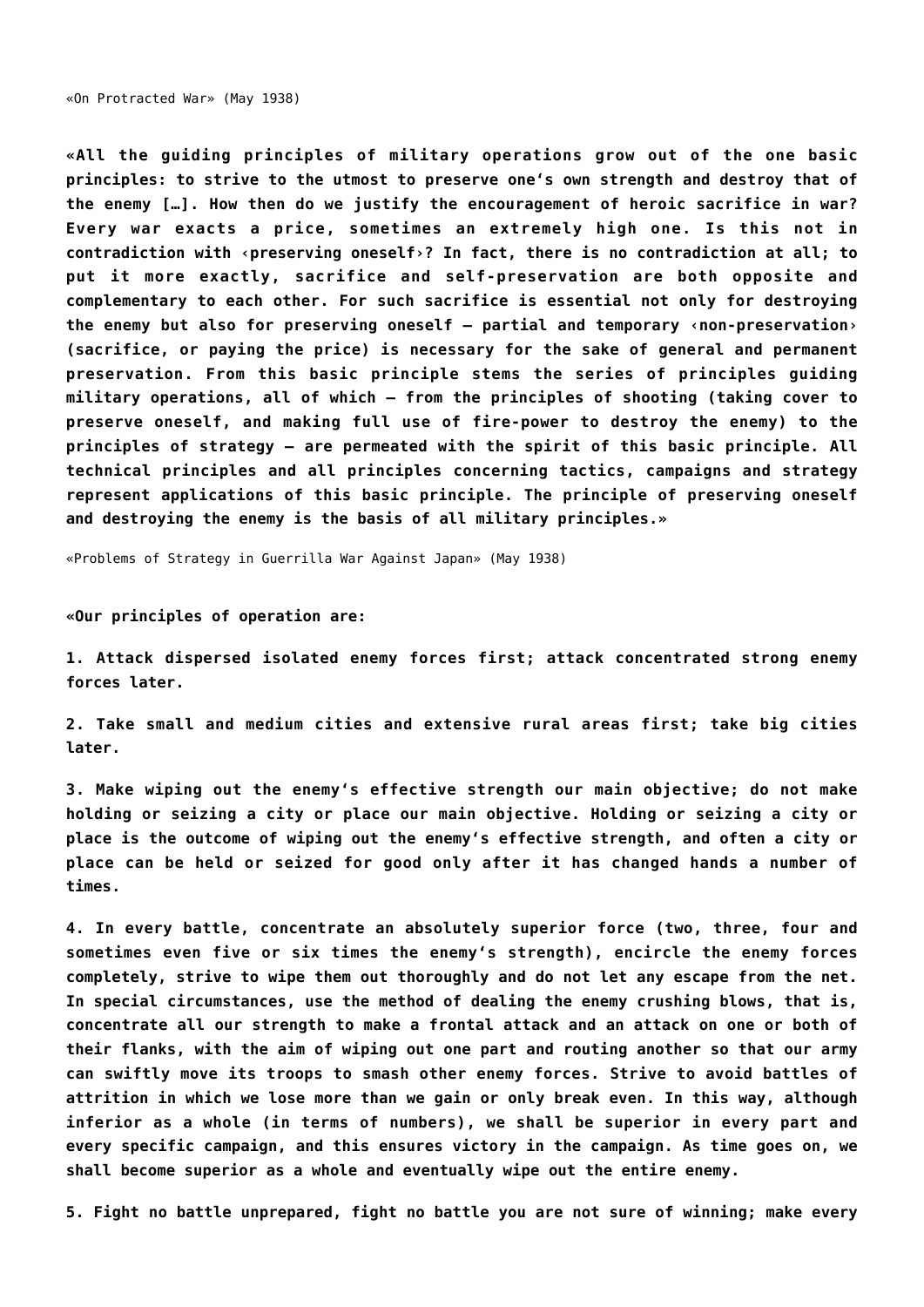«On Protracted War» (May 1938)

**«All the guiding principles of military operations grow out of the one basic principles: to strive to the utmost to preserve one's own strength and destroy that of the enemy […]. How then do we justify the encouragement of heroic sacrifice in war? Every war exacts a price, sometimes an extremely high one. Is this not in contradiction with ‹preserving oneself›? In fact, there is no contradiction at all; to put it more exactly, sacrifice and self-preservation are both opposite and complementary to each other. For such sacrifice is essential not only for destroying the enemy but also for preserving oneself — partial and temporary ‹non-preservation› (sacrifice, or paying the price) is necessary for the sake of general and permanent preservation. From this basic principle stems the series of principles guiding military operations, all of which — from the principles of shooting (taking cover to preserve oneself, and making full use of fire-power to destroy the enemy) to the principles of strategy — are permeated with the spirit of this basic principle. All technical principles and all principles concerning tactics, campaigns and strategy represent applications of this basic principle. The principle of preserving oneself and destroying the enemy is the basis of all military principles.»**

«Problems of Strategy in Guerrilla War Against Japan» (May 1938)

**«Our principles of operation are:**

**1. Attack dispersed isolated enemy forces first; attack concentrated strong enemy forces later.**

**2. Take small and medium cities and extensive rural areas first; take big cities later.**

**3. Make wiping out the enemy's effective strength our main objective; do not make holding or seizing a city or place our main objective. Holding or seizing a city or place is the outcome of wiping out the enemy's effective strength, and often a city or place can be held or seized for good only after it has changed hands a number of times.**

**4. In every battle, concentrate an absolutely superior force (two, three, four and sometimes even five or six times the enemy's strength), encircle the enemy forces completely, strive to wipe them out thoroughly and do not let any escape from the net. In special circumstances, use the method of dealing the enemy crushing blows, that is, concentrate all our strength to make a frontal attack and an attack on one or both of their flanks, with the aim of wiping out one part and routing another so that our army can swiftly move its troops to smash other enemy forces. Strive to avoid battles of attrition in which we lose more than we gain or only break even. In this way, although inferior as a whole (in terms of numbers), we shall be superior in every part and every specific campaign, and this ensures victory in the campaign. As time goes on, we shall become superior as a whole and eventually wipe out the entire enemy.**

**5. Fight no battle unprepared, fight no battle you are not sure of winning; make every**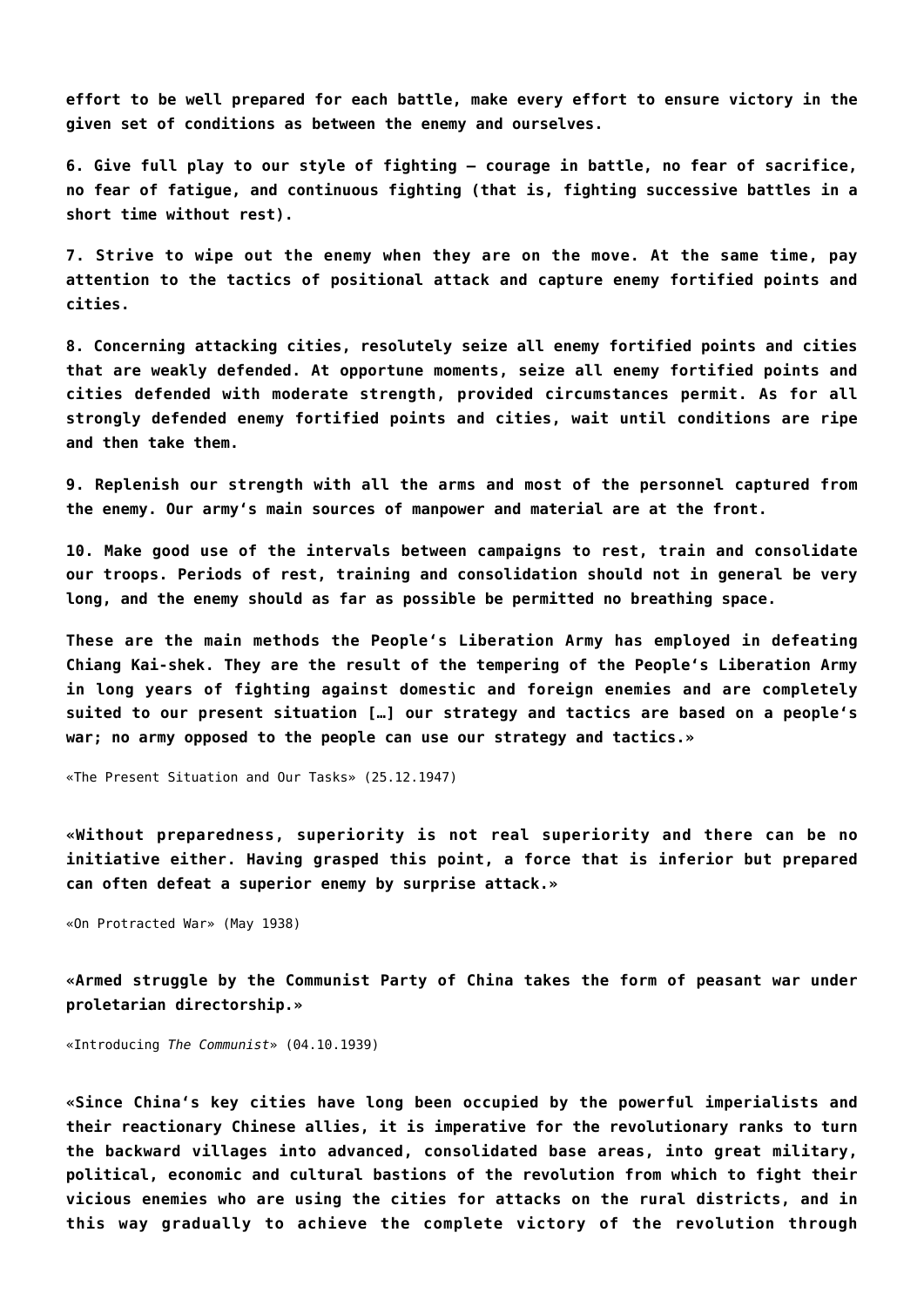**effort to be well prepared for each battle, make every effort to ensure victory in the given set of conditions as between the enemy and ourselves.**

**6. Give full play to our style of fighting – courage in battle, no fear of sacrifice, no fear of fatigue, and continuous fighting (that is, fighting successive battles in a short time without rest).**

**7. Strive to wipe out the enemy when they are on the move. At the same time, pay attention to the tactics of positional attack and capture enemy fortified points and cities.**

**8. Concerning attacking cities, resolutely seize all enemy fortified points and cities that are weakly defended. At opportune moments, seize all enemy fortified points and cities defended with moderate strength, provided circumstances permit. As for all strongly defended enemy fortified points and cities, wait until conditions are ripe and then take them.**

**9. Replenish our strength with all the arms and most of the personnel captured from the enemy. Our army's main sources of manpower and material are at the front.**

**10. Make good use of the intervals between campaigns to rest, train and consolidate our troops. Periods of rest, training and consolidation should not in general be very long, and the enemy should as far as possible be permitted no breathing space.**

**These are the main methods the People's Liberation Army has employed in defeating Chiang Kai-shek. They are the result of the tempering of the People's Liberation Army in long years of fighting against domestic and foreign enemies and are completely suited to our present situation […] our strategy and tactics are based on a people's war; no army opposed to the people can use our strategy and tactics.»**

«The Present Situation and Our Tasks» (25.12.1947)

**«Without preparedness, superiority is not real superiority and there can be no initiative either. Having grasped this point, a force that is inferior but prepared can often defeat a superior enemy by surprise attack.»**

«On Protracted War» (May 1938)

**«Armed struggle by the Communist Party of China takes the form of peasant war under proletarian directorship.»**

«Introducing *The Communist*» (04.10.1939)

**«Since China's key cities have long been occupied by the powerful imperialists and their reactionary Chinese allies, it is imperative for the revolutionary ranks to turn the backward villages into advanced, consolidated base areas, into great military, political, economic and cultural bastions of the revolution from which to fight their vicious enemies who are using the cities for attacks on the rural districts, and in this way gradually to achieve the complete victory of the revolution through**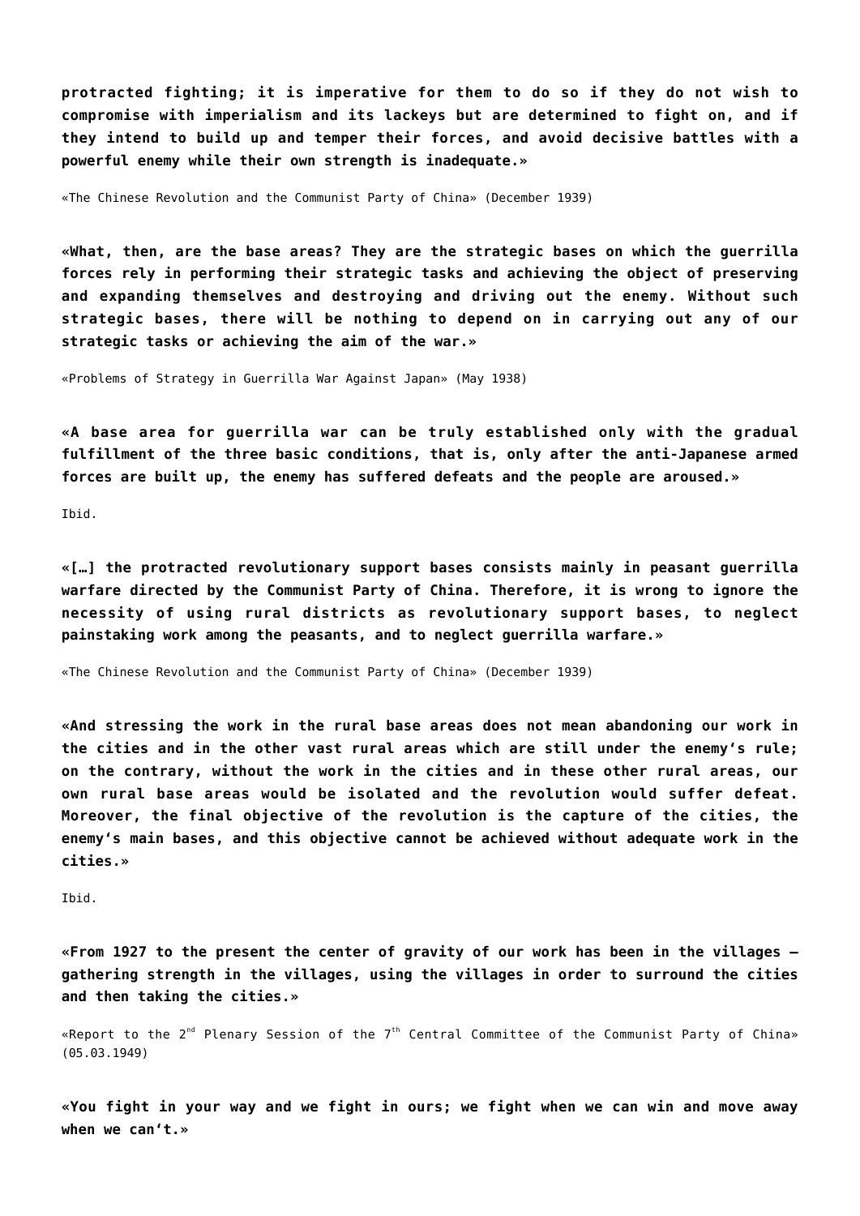**protracted fighting; it is imperative for them to do so if they do not wish to compromise with imperialism and its lackeys but are determined to fight on, and if they intend to build up and temper their forces, and avoid decisive battles with a powerful enemy while their own strength is inadequate.»**

«The Chinese Revolution and the Communist Party of China» (December 1939)

**«What, then, are the base areas? They are the strategic bases on which the guerrilla forces rely in performing their strategic tasks and achieving the object of preserving and expanding themselves and destroying and driving out the enemy. Without such strategic bases, there will be nothing to depend on in carrying out any of our strategic tasks or achieving the aim of the war.»**

«Problems of Strategy in Guerrilla War Against Japan» (May 1938)

**«A base area for guerrilla war can be truly established only with the gradual fulfillment of the three basic conditions, that is, only after the anti-Japanese armed forces are built up, the enemy has suffered defeats and the people are aroused.»**

Ibid.

**«[…] the protracted revolutionary support bases consists mainly in peasant guerrilla warfare directed by the Communist Party of China. Therefore, it is wrong to ignore the necessity of using rural districts as revolutionary support bases, to neglect painstaking work among the peasants, and to neglect guerrilla warfare.»**

«The Chinese Revolution and the Communist Party of China» (December 1939)

**«And stressing the work in the rural base areas does not mean abandoning our work in the cities and in the other vast rural areas which are still under the enemy's rule; on the contrary, without the work in the cities and in these other rural areas, our own rural base areas would be isolated and the revolution would suffer defeat. Moreover, the final objective of the revolution is the capture of the cities, the enemy's main bases, and this objective cannot be achieved without adequate work in the cities.»**

Ibid.

**«From 1927 to the present the center of gravity of our work has been in the villages – gathering strength in the villages, using the villages in order to surround the cities and then taking the cities.»**

«Report to the 2nd Plenary Session of the 7th Central Committee of the Communist Party of China» (05.03.1949)

**«You fight in your way and we fight in ours; we fight when we can win and move away when we can't.»**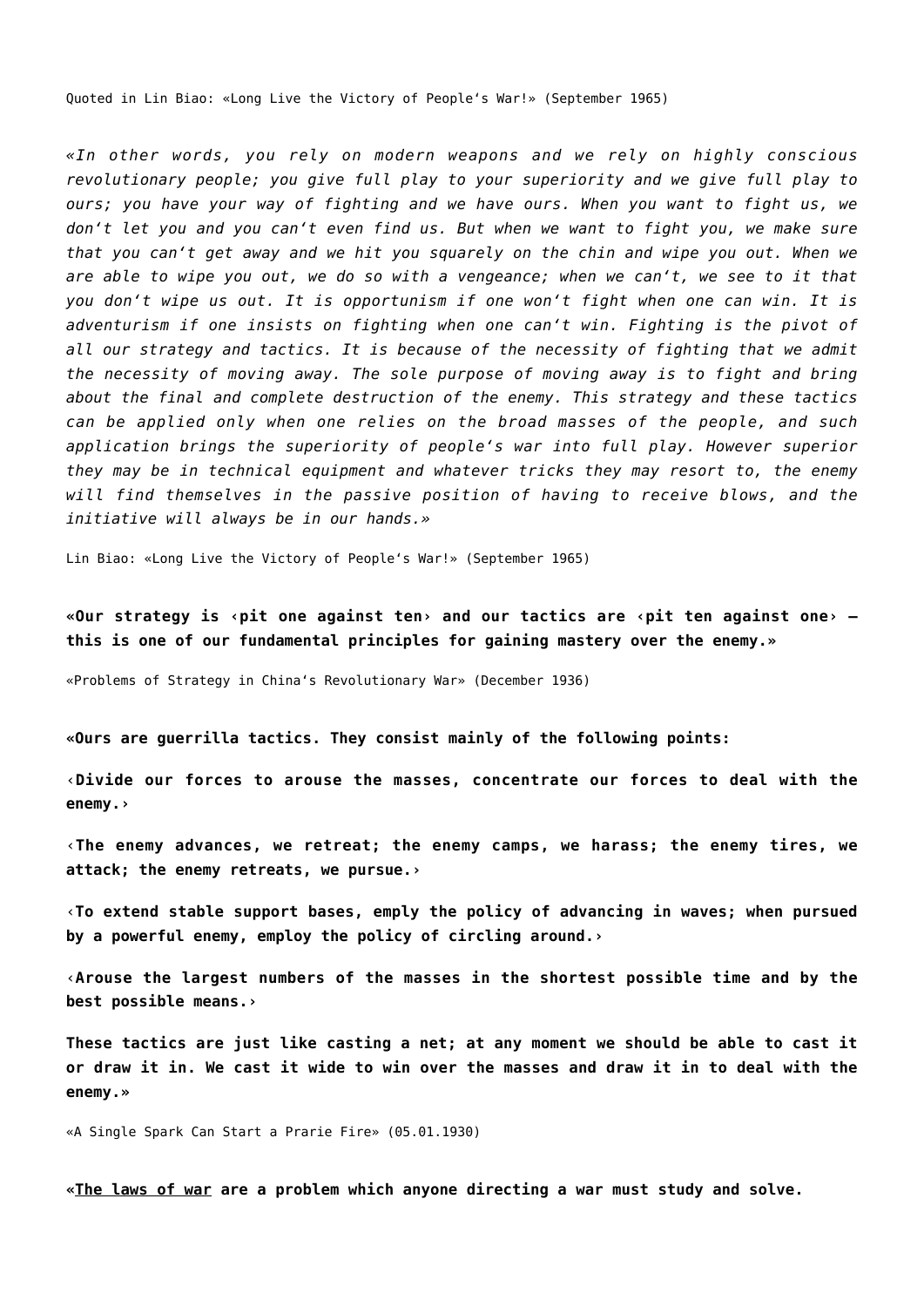Quoted in Lin Biao: «Long Live the Victory of People's War!» (September 1965)

*«In other words, you rely on modern weapons and we rely on highly conscious revolutionary people; you give full play to your superiority and we give full play to ours; you have your way of fighting and we have ours. When you want to fight us, we don't let you and you can't even find us. But when we want to fight you, we make sure that you can't get away and we hit you squarely on the chin and wipe you out. When we are able to wipe you out, we do so with a vengeance; when we can't, we see to it that you don't wipe us out. It is opportunism if one won't fight when one can win. It is adventurism if one insists on fighting when one can't win. Fighting is the pivot of all our strategy and tactics. It is because of the necessity of fighting that we admit the necessity of moving away. The sole purpose of moving away is to fight and bring about the final and complete destruction of the enemy. This strategy and these tactics can be applied only when one relies on the broad masses of the people, and such application brings the superiority of people's war into full play. However superior they may be in technical equipment and whatever tricks they may resort to, the enemy will find themselves in the passive position of having to receive blows, and the initiative will always be in our hands.»*

Lin Biao: «Long Live the Victory of People's War!» (September 1965)

**«Our strategy is ‹pit one against ten› and our tactics are ‹pit ten against one› – this is one of our fundamental principles for gaining mastery over the enemy.»**

«Problems of Strategy in China's Revolutionary War» (December 1936)

**«Ours are guerrilla tactics. They consist mainly of the following points:**

**‹Divide our forces to arouse the masses, concentrate our forces to deal with the enemy.›**

**‹The enemy advances, we retreat; the enemy camps, we harass; the enemy tires, we attack; the enemy retreats, we pursue.›**

**‹To extend stable support bases, emply the policy of advancing in waves; when pursued by a powerful enemy, employ the policy of circling around.›**

**‹Arouse the largest numbers of the masses in the shortest possible time and by the best possible means.›**

**These tactics are just like casting a net; at any moment we should be able to cast it or draw it in. We cast it wide to win over the masses and draw it in to deal with the enemy.»**

«A Single Spark Can Start a Prarie Fire» (05.01.1930)

**«The laws of war are a problem which anyone directing a war must study and solve.**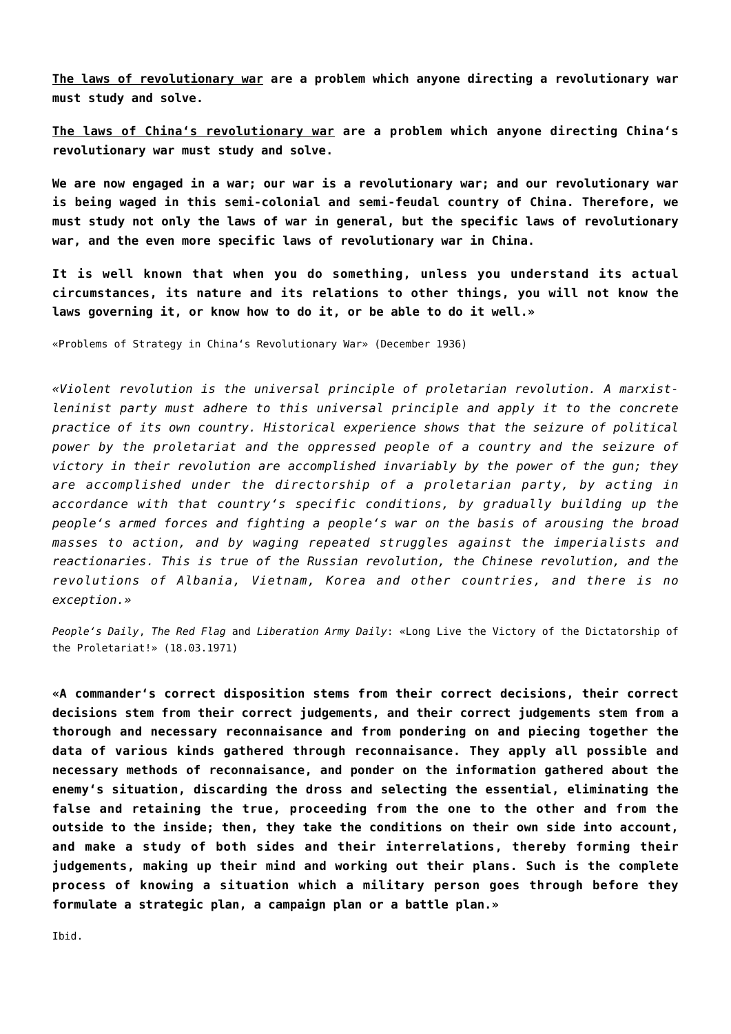**<u>The laws of revolutionary war</u> are a problem which anyone directing a revolutionary war must study and solve.**

**<u>The laws of China's revolutionary war</u> are a problem which anyone directing China's revolutionary war must study and solve.**

**We are now engaged in a war; our war is a revolutionary war; and our revolutionary war is being waged in this semi-colonial and semi-feudal country of China. Therefore, we must study not only the laws of war in general, but the specific laws of revolutionary war, and the even more specific laws of revolutionary war in China.**

**It is well known that when you do something, unless you understand its actual circumstances, its nature and its relations to other things, you will not know the laws governing it, or know how to do it, or be able to do it well.»**

«Problems of Strategy in China's Revolutionary War» (December 1936)

*«Violent revolution is the universal principle of proletarian revolution. A marxist-leninist party must adhere to this universal principle and apply it to the concrete practice of its own country. Historical experience shows that the seizure of political power by the proletariat and the oppressed people of a country and the seizure of victory in their revolution are accomplished invariably by the power of the gun; they are accomplished under the directorship of a proletarian party, by acting in accordance with that country's specific conditions, by gradually building up the people's armed forces and fighting a people's war on the basis of arousing the broad masses to action, and by waging repeated struggles against the imperialists and reactionaries. This is true of the Russian revolution, the Chinese revolution, and the revolutions of Albania, Vietnam, Korea and other countries, and there is no exception.»*

*People's Daily*, *The Red Flag* and *Liberation Army Daily*: «Long Live the Victory of the Dictatorship of the Proletariat!» (18.03.1971)

**«A commander's correct disposition stems from their correct decisions, their correct decisions stem from their correct judgements, and their correct judgements stem from a thorough and necessary reconnaisance and from pondering on and piecing together the data of various kinds gathered through reconnaisance. They apply all possible and necessary methods of reconnaisance, and ponder on the information gathered about the enemy's situation, discarding the dross and selecting the essential, eliminating the false and retaining the true, proceeding from the one to the other and from the outside to the inside; then, they take the conditions on their own side into account, and make a study of both sides and their interrelations, thereby forming their judgements, making up their mind and working out their plans. Such is the complete process of knowing a situation which a military person goes through before they formulate a strategic plan, a campaign plan or a battle plan.»**

Ibid.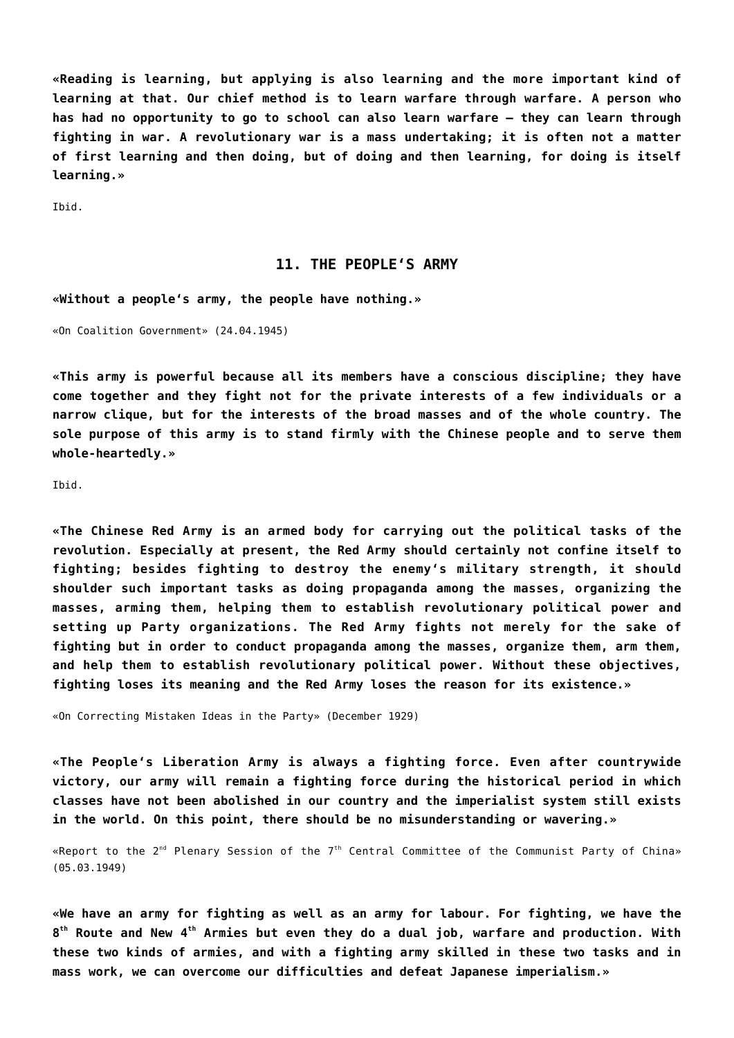**«Reading is learning, but applying is also learning and the more important kind of learning at that. Our chief method is to learn warfare through warfare. A person who has had no opportunity to go to school can also learn warfare – they can learn through fighting in war. A revolutionary war is a mass undertaking; it is often not a matter of first learning and then doing, but of doing and then learning, for doing is itself learning.»**

Ibid.

## 11. THE PEOPLE'S ARMY

**«Without a people's army, the people have nothing.»**

«On Coalition Government» (24.04.1945)

**«This army is powerful because all its members have a conscious discipline; they have come together and they fight not for the private interests of a few individuals or a narrow clique, but for the interests of the broad masses and of the whole country. The sole purpose of this army is to stand firmly with the Chinese people and to serve them whole-heartedly.»**

Ibid.

**«The Chinese Red Army is an armed body for carrying out the political tasks of the revolution. Especially at present, the Red Army should certainly not confine itself to fighting; besides fighting to destroy the enemy's military strength, it should shoulder such important tasks as doing propaganda among the masses, organizing the masses, arming them, helping them to establish revolutionary political power and setting up Party organizations. The Red Army fights not merely for the sake of fighting but in order to conduct propaganda among the masses, organize them, arm them, and help them to establish revolutionary political power. Without these objectives, fighting loses its meaning and the Red Army loses the reason for its existence.»**

«On Correcting Mistaken Ideas in the Party» (December 1929)

**«The People's Liberation Army is always a fighting force. Even after countrywide victory, our army will remain a fighting force during the historical period in which classes have not been abolished in our country and the imperialist system still exists in the world. On this point, there should be no misunderstanding or wavering.»**

«Report to the 2nd Plenary Session of the 7th Central Committee of the Communist Party of China» (05.03.1949)

**«We have an army for fighting as well as an army for labour. For fighting, we have the 8th Route and New 4th Armies but even they do a dual job, warfare and production. With these two kinds of armies, and with a fighting army skilled in these two tasks and in mass work, we can overcome our difficulties and defeat Japanese imperialism.»**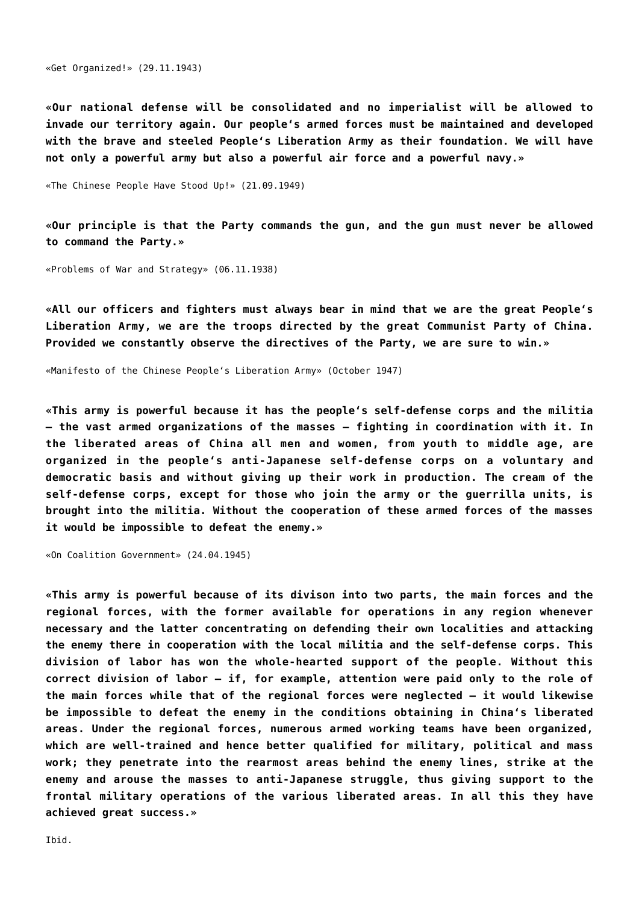«Get Organized!» (29.11.1943)

**«Our national defense will be consolidated and no imperialist will be allowed to invade our territory again. Our people's armed forces must be maintained and developed with the brave and steeled People's Liberation Army as their foundation. We will have not only a powerful army but also a powerful air force and a powerful navy.»**

«The Chinese People Have Stood Up!» (21.09.1949)

**«Our principle is that the Party commands the gun, and the gun must never be allowed to command the Party.»**

«Problems of War and Strategy» (06.11.1938)

**«All our officers and fighters must always bear in mind that we are the great People's Liberation Army, we are the troops directed by the great Communist Party of China. Provided we constantly observe the directives of the Party, we are sure to win.»**

«Manifesto of the Chinese People's Liberation Army» (October 1947)

**«This army is powerful because it has the people's self-defense corps and the militia – the vast armed organizations of the masses – fighting in coordination with it. In the liberated areas of China all men and women, from youth to middle age, are organized in the people's anti-Japanese self-defense corps on a voluntary and democratic basis and without giving up their work in production. The cream of the self-defense corps, except for those who join the army or the guerrilla units, is brought into the militia. Without the cooperation of these armed forces of the masses it would be impossible to defeat the enemy.»**

«On Coalition Government» (24.04.1945)

**«This army is powerful because of its divison into two parts, the main forces and the regional forces, with the former available for operations in any region whenever necessary and the latter concentrating on defending their own localities and attacking the enemy there in cooperation with the local militia and the self-defense corps. This division of labor has won the whole-hearted support of the people. Without this correct division of labor – if, for example, attention were paid only to the role of the main forces while that of the regional forces were neglected – it would likewise be impossible to defeat the enemy in the conditions obtaining in China's liberated areas. Under the regional forces, numerous armed working teams have been organized, which are well-trained and hence better qualified for military, political and mass work; they penetrate into the rearmost areas behind the enemy lines, strike at the enemy and arouse the masses to anti-Japanese struggle, thus giving support to the frontal military operations of the various liberated areas. In all this they have achieved great success.»**

Ibid.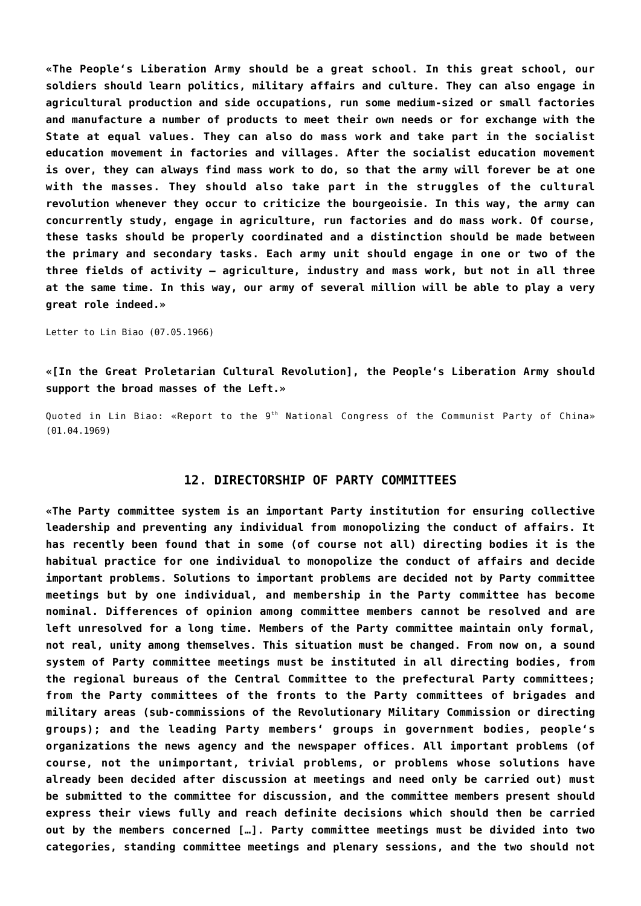**«The People's Liberation Army should be a great school. In this great school, our soldiers should learn politics, military affairs and culture. They can also engage in agricultural production and side occupations, run some medium-sized or small factories and manufacture a number of products to meet their own needs or for exchange with the State at equal values. They can also do mass work and take part in the socialist education movement in factories and villages. After the socialist education movement is over, they can always find mass work to do, so that the army will forever be at one with the masses. They should also take part in the struggles of the cultural revolution whenever they occur to criticize the bourgeoisie. In this way, the army can concurrently study, engage in agriculture, run factories and do mass work. Of course, these tasks should be properly coordinated and a distinction should be made between the primary and secondary tasks. Each army unit should engage in one or two of the three fields of activity – agriculture, industry and mass work, but not in all three at the same time. In this way, our army of several million will be able to play a very great role indeed.»**

Letter to Lin Biao (07.05.1966)

**«[In the Great Proletarian Cultural Revolution], the People's Liberation Army should support the broad masses of the Left.»**

Quoted in Lin Biao: «Report to the 9th National Congress of the Communist Party of China» (01.04.1969)

## 12. DIRECTORSHIP OF PARTY COMMITTEES

**«The Party committee system is an important Party institution for ensuring collective leadership and preventing any individual from monopolizing the conduct of affairs. It has recently been found that in some (of course not all) directing bodies it is the habitual practice for one individual to monopolize the conduct of affairs and decide important problems. Solutions to important problems are decided not by Party committee meetings but by one individual, and membership in the Party committee has become nominal. Differences of opinion among committee members cannot be resolved and are left unresolved for a long time. Members of the Party committee maintain only formal, not real, unity among themselves. This situation must be changed. From now on, a sound system of Party committee meetings must be instituted in all directing bodies, from the regional bureaus of the Central Committee to the prefectural Party committees; from the Party committees of the fronts to the Party committees of brigades and military areas (sub-commissions of the Revolutionary Military Commission or directing groups); and the leading Party members' groups in government bodies, people's organizations the news agency and the newspaper offices. All important problems (of course, not the unimportant, trivial problems, or problems whose solutions have already been decided after discussion at meetings and need only be carried out) must be submitted to the committee for discussion, and the committee members present should express their views fully and reach definite decisions which should then be carried out by the members concerned […]. Party committee meetings must be divided into two categories, standing committee meetings and plenary sessions, and the two should not**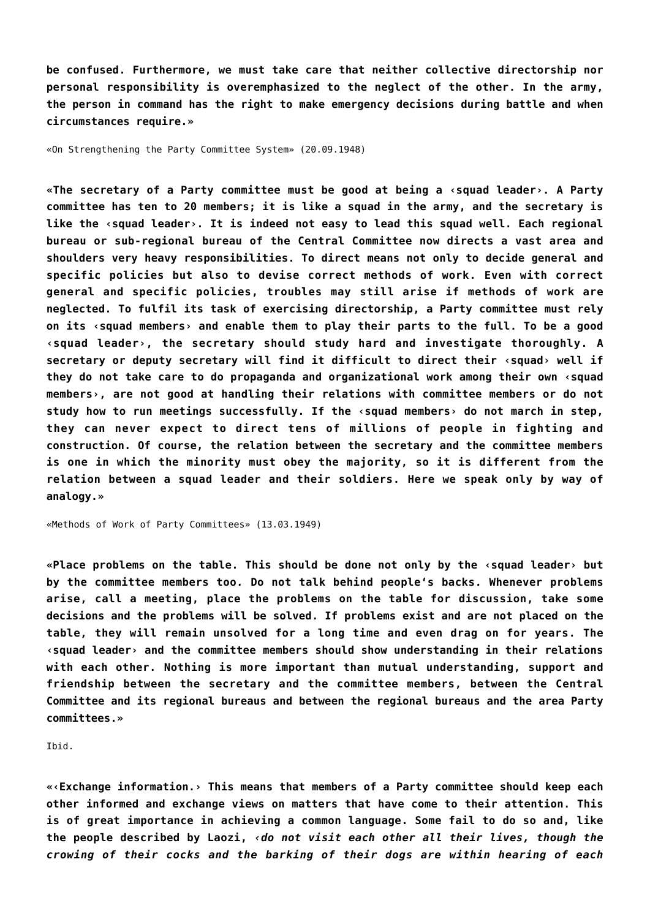**be confused. Furthermore, we must take care that neither collective directorship nor personal responsibility is overemphasized to the neglect of the other. In the army, the person in command has the right to make emergency decisions during battle and when circumstances require.»**

«On Strengthening the Party Committee System» (20.09.1948)

**«The secretary of a Party committee must be good at being a ‹squad leader›. A Party committee has ten to 20 members; it is like a squad in the army, and the secretary is like the ‹squad leader›. It is indeed not easy to lead this squad well. Each regional bureau or sub-regional bureau of the Central Committee now directs a vast area and shoulders very heavy responsibilities. To direct means not only to decide general and specific policies but also to devise correct methods of work. Even with correct general and specific policies, troubles may still arise if methods of work are neglected. To fulfil its task of exercising directorship, a Party committee must rely on its ‹squad members› and enable them to play their parts to the full. To be a good ‹squad leader›, the secretary should study hard and investigate thoroughly. A secretary or deputy secretary will find it difficult to direct their ‹squad› well if they do not take care to do propaganda and organizational work among their own ‹squad members›, are not good at handling their relations with committee members or do not study how to run meetings successfully. If the ‹squad members› do not march in step, they can never expect to direct tens of millions of people in fighting and construction. Of course, the relation between the secretary and the committee members is one in which the minority must obey the majority, so it is different from the relation between a squad leader and their soldiers. Here we speak only by way of analogy.»**

«Methods of Work of Party Committees» (13.03.1949)

**«Place problems on the table. This should be done not only by the ‹squad leader› but by the committee members too. Do not talk behind people's backs. Whenever problems arise, call a meeting, place the problems on the table for discussion, take some decisions and the problems will be solved. If problems exist and are not placed on the table, they will remain unsolved for a long time and even drag on for years. The ‹squad leader› and the committee members should show understanding in their relations with each other. Nothing is more important than mutual understanding, support and friendship between the secretary and the committee members, between the Central Committee and its regional bureaus and between the regional bureaus and the area Party committees.»**

Ibid.

**«‹Exchange information.› This means that members of a Party committee should keep each other informed and exchange views on matters that have come to their attention. This is of great importance in achieving a common language. Some fail to do so and, like the people described by Laozi, ‹*do not visit each other all their lives, though the crowing of their cocks and the barking of their dogs are within hearing of each***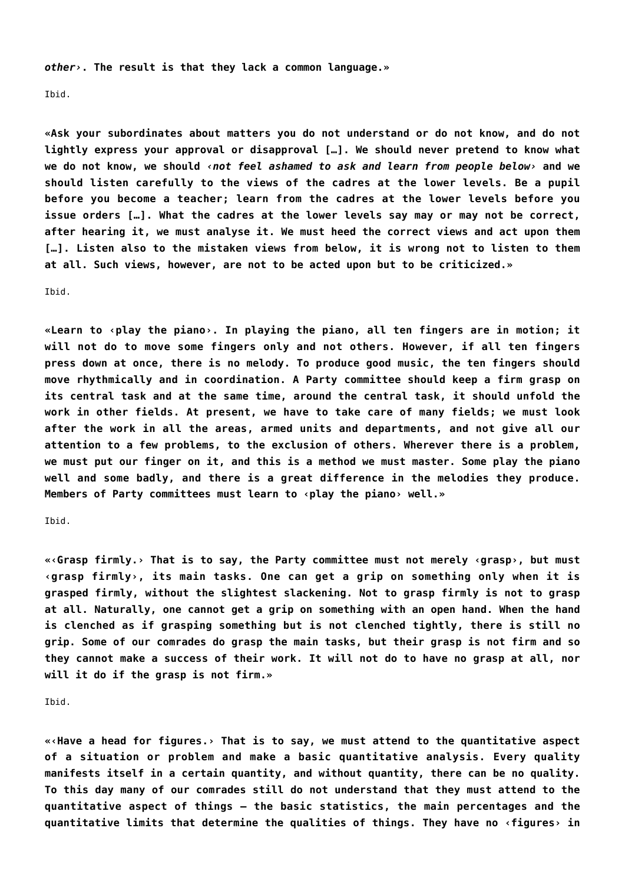***other›*. The result is that they lack a common language.»**

Ibid.

**«Ask your subordinates about matters you do not understand or do not know, and do not lightly express your approval or disapproval […]. We should never pretend to know what we do not know, we should ‹*not feel ashamed to ask and learn from people below*› and we should listen carefully to the views of the cadres at the lower levels. Be a pupil before you become a teacher; learn from the cadres at the lower levels before you issue orders […]. What the cadres at the lower levels say may or may not be correct, after hearing it, we must analyse it. We must heed the correct views and act upon them […]. Listen also to the mistaken views from below, it is wrong not to listen to them at all. Such views, however, are not to be acted upon but to be criticized.»**

Ibid.

**«Learn to ‹play the piano›. In playing the piano, all ten fingers are in motion; it will not do to move some fingers only and not others. However, if all ten fingers press down at once, there is no melody. To produce good music, the ten fingers should move rhythmically and in coordination. A Party committee should keep a firm grasp on its central task and at the same time, around the central task, it should unfold the work in other fields. At present, we have to take care of many fields; we must look after the work in all the areas, armed units and departments, and not give all our attention to a few problems, to the exclusion of others. Wherever there is a problem, we must put our finger on it, and this is a method we must master. Some play the piano well and some badly, and there is a great difference in the melodies they produce. Members of Party committees must learn to ‹play the piano› well.»**

Ibid.

**«‹Grasp firmly.› That is to say, the Party committee must not merely ‹grasp›, but must ‹grasp firmly›, its main tasks. One can get a grip on something only when it is grasped firmly, without the slightest slackening. Not to grasp firmly is not to grasp at all. Naturally, one cannot get a grip on something with an open hand. When the hand is clenched as if grasping something but is not clenched tightly, there is still no grip. Some of our comrades do grasp the main tasks, but their grasp is not firm and so they cannot make a success of their work. It will not do to have no grasp at all, nor will it do if the grasp is not firm.»**

Ibid.

**«‹Have a head for figures.› That is to say, we must attend to the quantitative aspect of a situation or problem and make a basic quantitative analysis. Every quality manifests itself in a certain quantity, and without quantity, there can be no quality. To this day many of our comrades still do not understand that they must attend to the quantitative aspect of things – the basic statistics, the main percentages and the quantitative limits that determine the qualities of things. They have no ‹figures› in**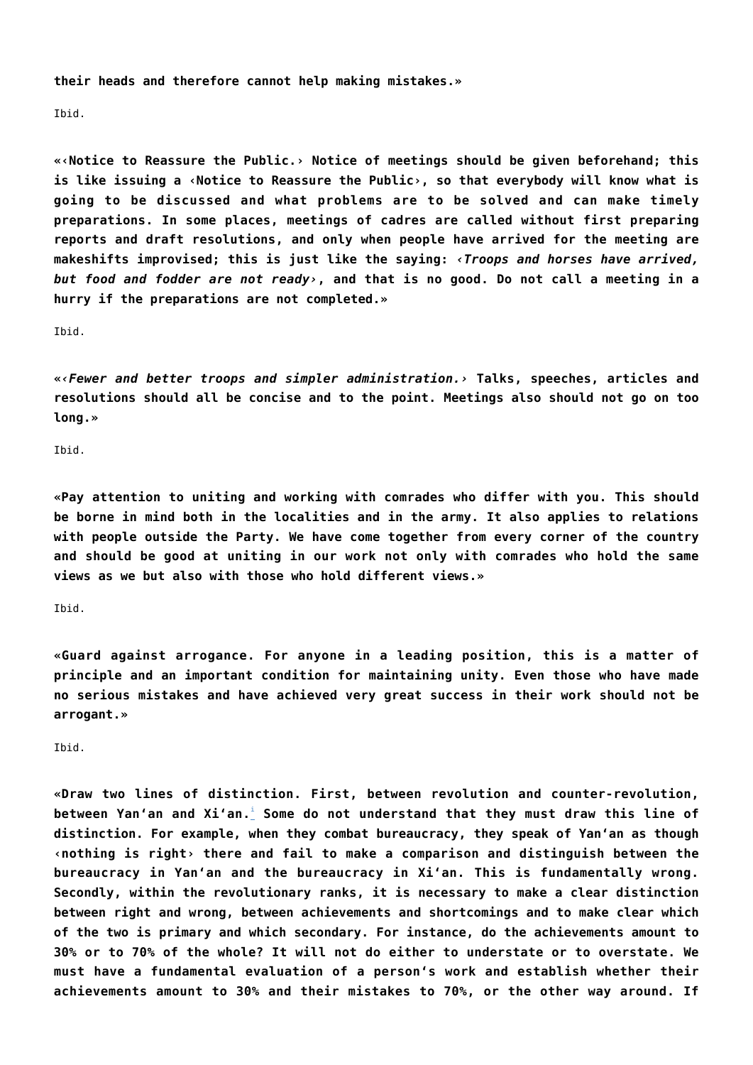**their heads and therefore cannot help making mistakes.»**

Ibid.

**«‹Notice to Reassure the Public.› Notice of meetings should be given beforehand; this is like issuing a ‹Notice to Reassure the Public›, so that everybody will know what is going to be discussed and what problems are to be solved and can make timely preparations. In some places, meetings of cadres are called without first preparing reports and draft resolutions, and only when people have arrived for the meeting are makeshifts improvised; this is just like the saying: ‹*Troops and horses have arrived, but food and fodder are not ready*›, and that is no good. Do not call a meeting in a hurry if the preparations are not completed.»**

Ibid.

**«‹*Fewer and better troops and simpler administration.*› Talks, speeches, articles and resolutions should all be concise and to the point. Meetings also should not go on too long.»**

Ibid.

**«Pay attention to uniting and working with comrades who differ with you. This should be borne in mind both in the localities and in the army. It also applies to relations with people outside the Party. We have come together from every corner of the country and should be good at uniting in our work not only with comrades who hold the same views as we but also with those who hold different views.»**

Ibid.

**«Guard against arrogance. For anyone in a leading position, this is a matter of principle and an important condition for maintaining unity. Even those who have made no serious mistakes and have achieved very great success in their work should not be arrogant.»**

Ibid.

**«Draw two lines of distinction. First, between revolution and counter-revolution, between Yan'an and Xi'an.[i] Some do not understand that they must draw this line of distinction. For example, when they combat bureaucracy, they speak of Yan'an as though ‹nothing is right› there and fail to make a comparison and distinguish between the bureaucracy in Yan'an and the bureaucracy in Xi'an. This is fundamentally wrong. Secondly, within the revolutionary ranks, it is necessary to make a clear distinction between right and wrong, between achievements and shortcomings and to make clear which of the two is primary and which secondary. For instance, do the achievements amount to 30% or to 70% of the whole? It will not do either to understate or to overstate. We must have a fundamental evaluation of a person's work and establish whether their achievements amount to 30% and their mistakes to 70%, or the other way around. If**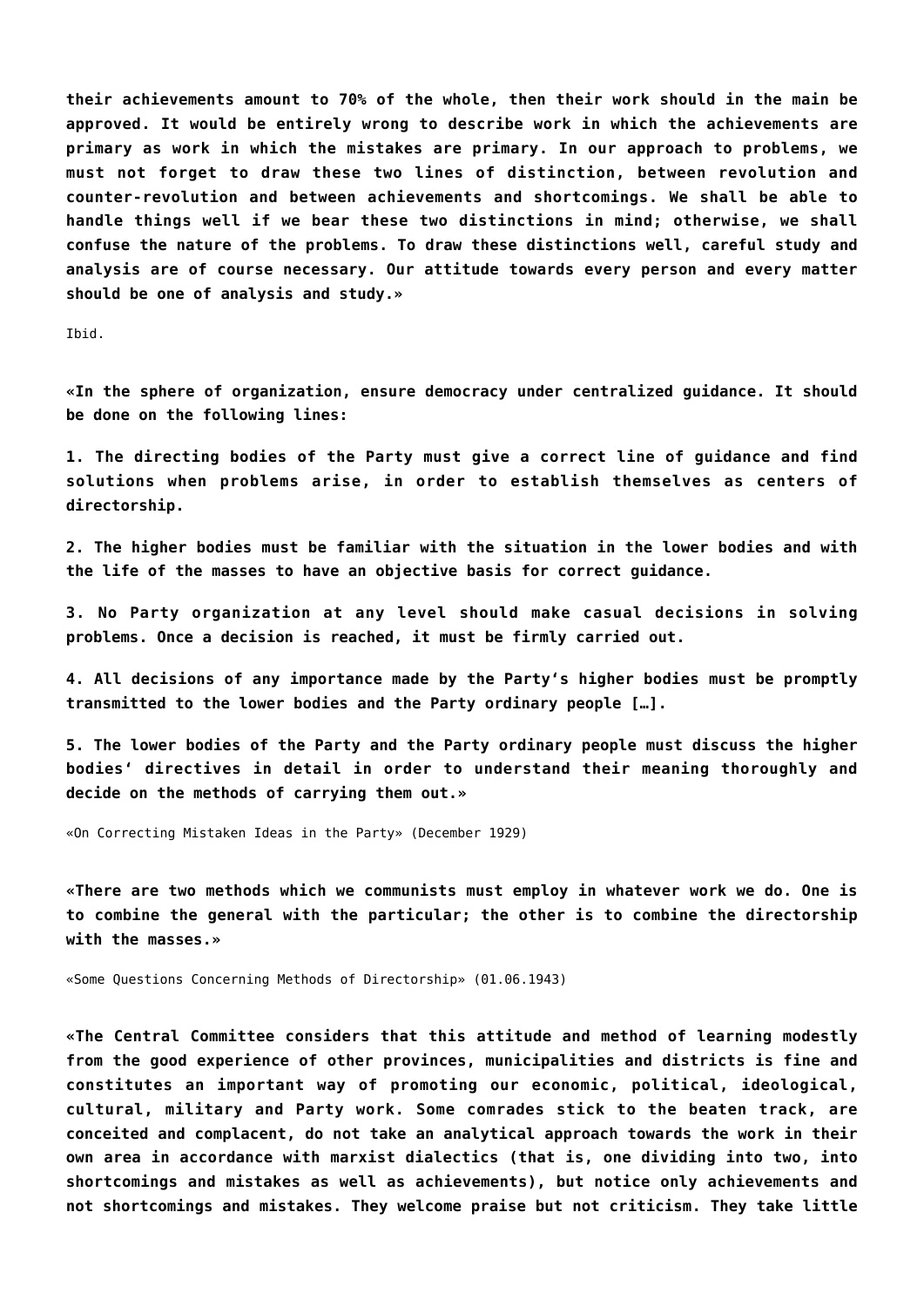**their achievements amount to 70% of the whole, then their work should in the main be approved. It would be entirely wrong to describe work in which the achievements are primary as work in which the mistakes are primary. In our approach to problems, we must not forget to draw these two lines of distinction, between revolution and counter-revolution and between achievements and shortcomings. We shall be able to handle things well if we bear these two distinctions in mind; otherwise, we shall confuse the nature of the problems. To draw these distinctions well, careful study and analysis are of course necessary. Our attitude towards every person and every matter should be one of analysis and study.»**

Ibid.

**«In the sphere of organization, ensure democracy under centralized guidance. It should be done on the following lines:**

**1. The directing bodies of the Party must give a correct line of guidance and find solutions when problems arise, in order to establish themselves as centers of directorship.**

**2. The higher bodies must be familiar with the situation in the lower bodies and with the life of the masses to have an objective basis for correct guidance.**

**3. No Party organization at any level should make casual decisions in solving problems. Once a decision is reached, it must be firmly carried out.**

**4. All decisions of any importance made by the Party's higher bodies must be promptly transmitted to the lower bodies and the Party ordinary people […].**

**5. The lower bodies of the Party and the Party ordinary people must discuss the higher bodies' directives in detail in order to understand their meaning thoroughly and decide on the methods of carrying them out.»**

«On Correcting Mistaken Ideas in the Party» (December 1929)

**«There are two methods which we communists must employ in whatever work we do. One is to combine the general with the particular; the other is to combine the directorship with the masses.»**

«Some Questions Concerning Methods of Directorship» (01.06.1943)

**«The Central Committee considers that this attitude and method of learning modestly from the good experience of other provinces, municipalities and districts is fine and constitutes an important way of promoting our economic, political, ideological, cultural, military and Party work. Some comrades stick to the beaten track, are conceited and complacent, do not take an analytical approach towards the work in their own area in accordance with marxist dialectics (that is, one dividing into two, into shortcomings and mistakes as well as achievements), but notice only achievements and not shortcomings and mistakes. They welcome praise but not criticism. They take little**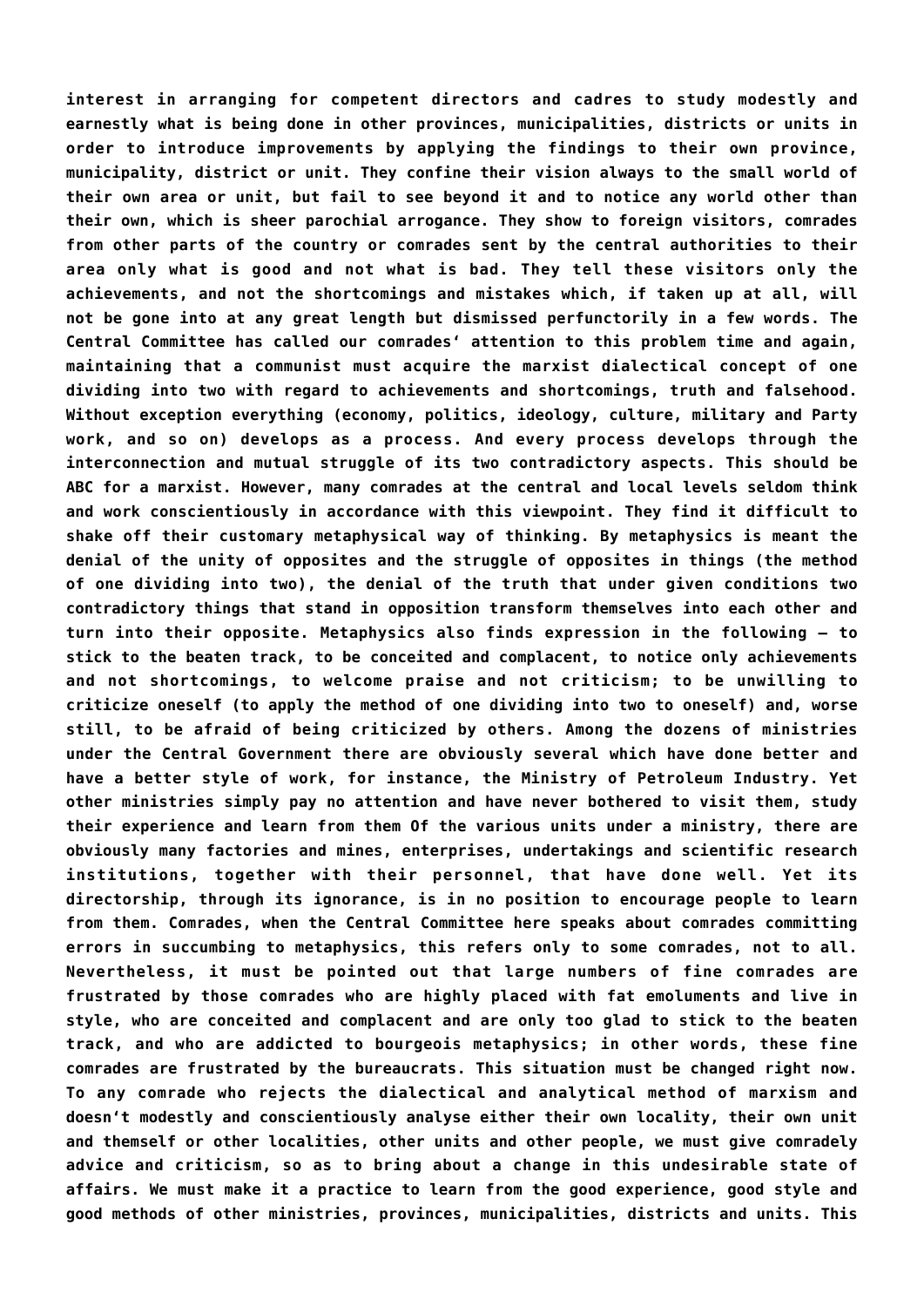interest in arranging for competent directors and cadres to study modestly and earnestly what is being done in other provinces, municipalities, districts or units in order to introduce improvements by applying the findings to their own province, municipality, district or unit. They confine their vision always to the small world of their own area or unit, but fail to see beyond it and to notice any world other than their own, which is sheer parochial arrogance. They show to foreign visitors, comrades from other parts of the country or comrades sent by the central authorities to their area only what is good and not what is bad. They tell these visitors only the achievements, and not the shortcomings and mistakes which, if taken up at all, will not be gone into at any great length but dismissed perfunctorily in a few words. The Central Committee has called our comrades' attention to this problem time and again, maintaining that a communist must acquire the marxist dialectical concept of one dividing into two with regard to achievements and shortcomings, truth and falsehood. Without exception everything (economy, politics, ideology, culture, military and Party work, and so on) develops as a process. And every process develops through the interconnection and mutual struggle of its two contradictory aspects. This should be ABC for a marxist. However, many comrades at the central and local levels seldom think and work conscientiously in accordance with this viewpoint. They find it difficult to shake off their customary metaphysical way of thinking. By metaphysics is meant the denial of the unity of opposites and the struggle of opposites in things (the method of one dividing into two), the denial of the truth that under given conditions two contradictory things that stand in opposition transform themselves into each other and turn into their opposite. Metaphysics also finds expression in the following – to stick to the beaten track, to be conceited and complacent, to notice only achievements and not shortcomings, to welcome praise and not criticism; to be unwilling to criticize oneself (to apply the method of one dividing into two to oneself) and, worse still, to be afraid of being criticized by others. Among the dozens of ministries under the Central Government there are obviously several which have done better and have a better style of work, for instance, the Ministry of Petroleum Industry. Yet other ministries simply pay no attention and have never bothered to visit them, study their experience and learn from them Of the various units under a ministry, there are obviously many factories and mines, enterprises, undertakings and scientific research institutions, together with their personnel, that have done well. Yet its directorship, through its ignorance, is in no position to encourage people to learn from them. Comrades, when the Central Committee here speaks about comrades committing errors in succumbing to metaphysics, this refers only to some comrades, not to all. Nevertheless, it must be pointed out that large numbers of fine comrades are frustrated by those comrades who are highly placed with fat emoluments and live in style, who are conceited and complacent and are only too glad to stick to the beaten track, and who are addicted to bourgeois metaphysics; in other words, these fine comrades are frustrated by the bureaucrats. This situation must be changed right now. To any comrade who rejects the dialectical and analytical method of marxism and doesn't modestly and conscientiously analyse either their own locality, their own unit and themself or other localities, other units and other people, we must give comradely advice and criticism, so as to bring about a change in this undesirable state of affairs. We must make it a practice to learn from the good experience, good style and good methods of other ministries, provinces, municipalities, districts and units. This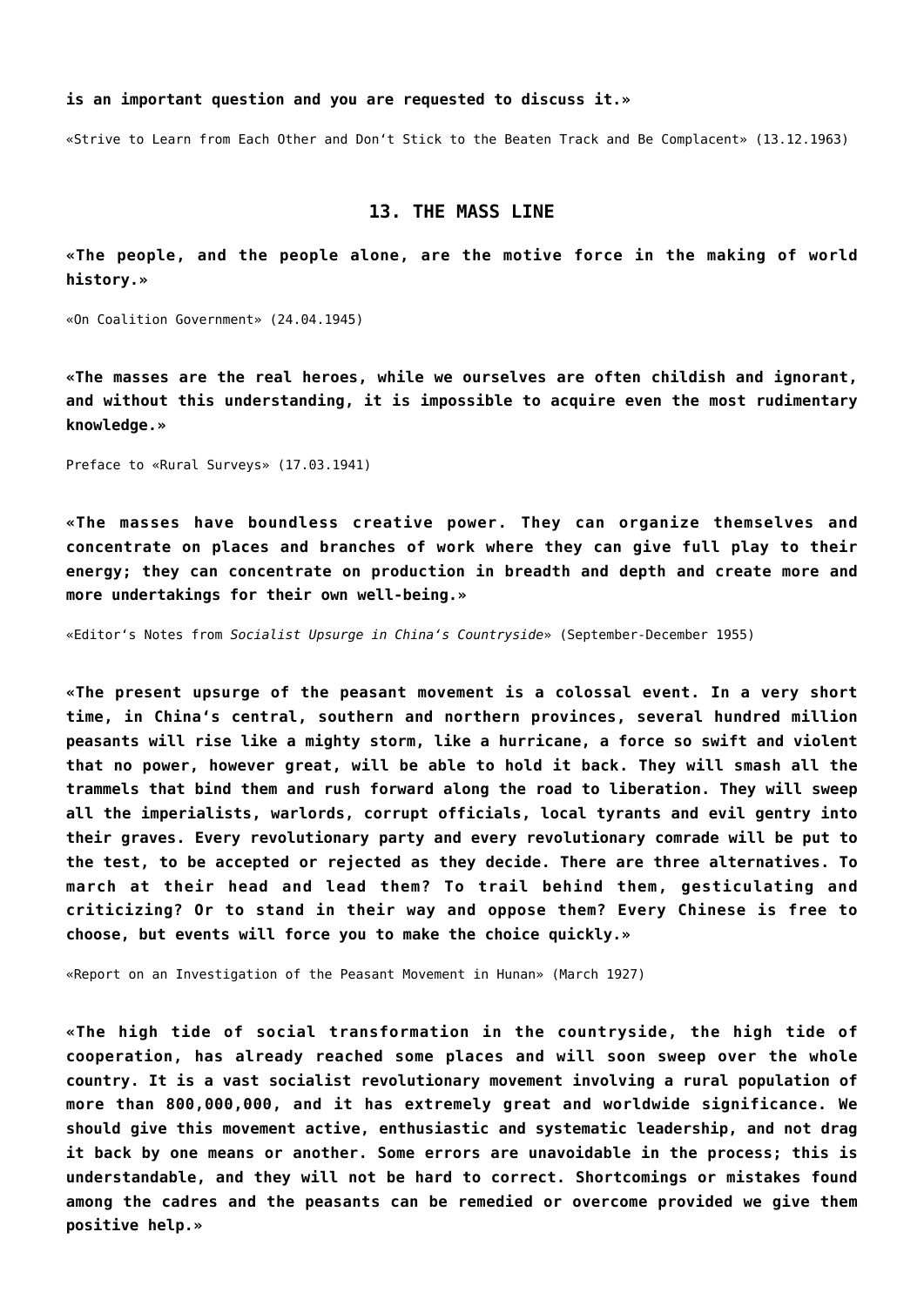**is an important question and you are requested to discuss it.»**

«Strive to Learn from Each Other and Don't Stick to the Beaten Track and Be Complacent» (13.12.1963)

## 13. THE MASS LINE

**«The people, and the people alone, are the motive force in the making of world history.»**

«On Coalition Government» (24.04.1945)

**«The masses are the real heroes, while we ourselves are often childish and ignorant, and without this understanding, it is impossible to acquire even the most rudimentary knowledge.»**

Preface to «Rural Surveys» (17.03.1941)

**«The masses have boundless creative power. They can organize themselves and concentrate on places and branches of work where they can give full play to their energy; they can concentrate on production in breadth and depth and create more and more undertakings for their own well-being.»**

«Editor's Notes from *Socialist Upsurge in China's Countryside*» (September-December 1955)

**«The present upsurge of the peasant movement is a colossal event. In a very short time, in China's central, southern and northern provinces, several hundred million peasants will rise like a mighty storm, like a hurricane, a force so swift and violent that no power, however great, will be able to hold it back. They will smash all the trammels that bind them and rush forward along the road to liberation. They will sweep all the imperialists, warlords, corrupt officials, local tyrants and evil gentry into their graves. Every revolutionary party and every revolutionary comrade will be put to the test, to be accepted or rejected as they decide. There are three alternatives. To march at their head and lead them? To trail behind them, gesticulating and criticizing? Or to stand in their way and oppose them? Every Chinese is free to choose, but events will force you to make the choice quickly.»**

«Report on an Investigation of the Peasant Movement in Hunan» (March 1927)

**«The high tide of social transformation in the countryside, the high tide of cooperation, has already reached some places and will soon sweep over the whole country. It is a vast socialist revolutionary movement involving a rural population of more than 800,000,000, and it has extremely great and worldwide significance. We should give this movement active, enthusiastic and systematic leadership, and not drag it back by one means or another. Some errors are unavoidable in the process; this is understandable, and they will not be hard to correct. Shortcomings or mistakes found among the cadres and the peasants can be remedied or overcome provided we give them positive help.»**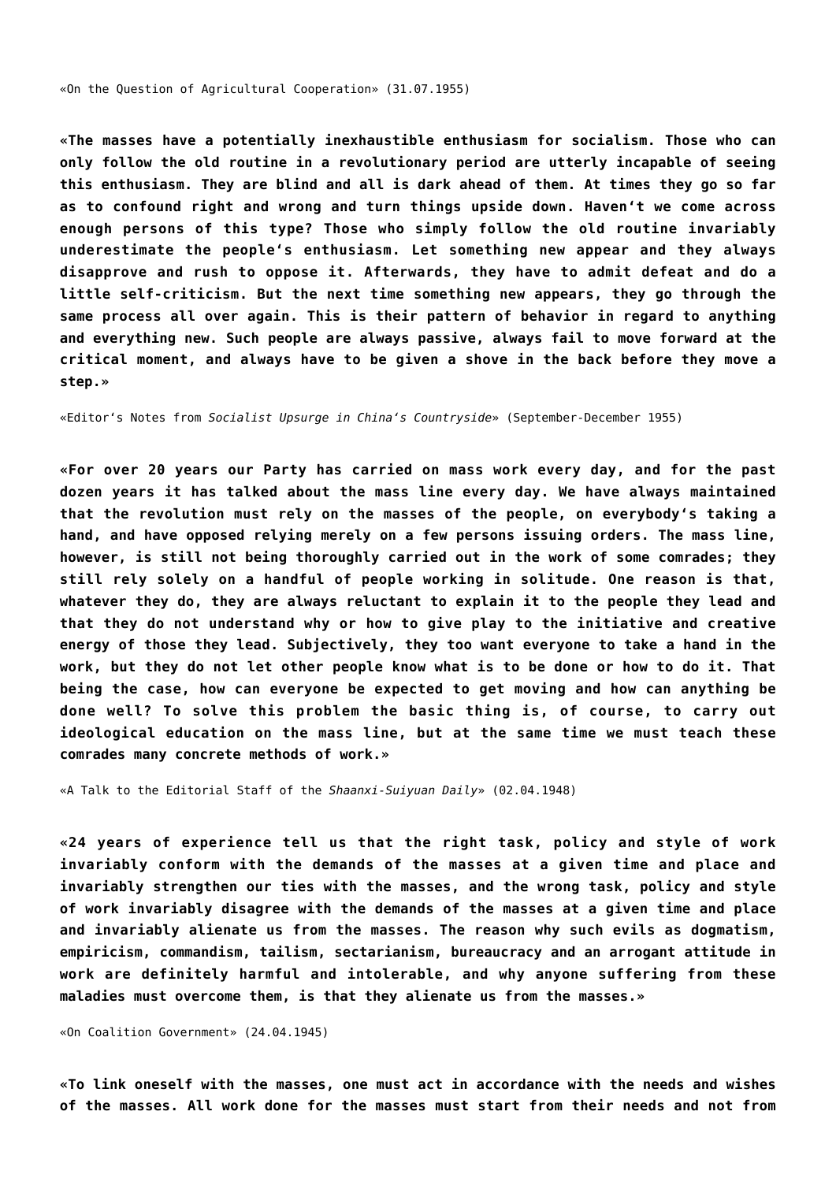«On the Question of Agricultural Cooperation» (31.07.1955)

**«The masses have a potentially inexhaustible enthusiasm for socialism. Those who can only follow the old routine in a revolutionary period are utterly incapable of seeing this enthusiasm. They are blind and all is dark ahead of them. At times they go so far as to confound right and wrong and turn things upside down. Haven't we come across enough persons of this type? Those who simply follow the old routine invariably underestimate the people's enthusiasm. Let something new appear and they always disapprove and rush to oppose it. Afterwards, they have to admit defeat and do a little self-criticism. But the next time something new appears, they go through the same process all over again. This is their pattern of behavior in regard to anything and everything new. Such people are always passive, always fail to move forward at the critical moment, and always have to be given a shove in the back before they move a step.»**

«Editor's Notes from *Socialist Upsurge in China's Countryside*» (September-December 1955)

**«For over 20 years our Party has carried on mass work every day, and for the past dozen years it has talked about the mass line every day. We have always maintained that the revolution must rely on the masses of the people, on everybody's taking a hand, and have opposed relying merely on a few persons issuing orders. The mass line, however, is still not being thoroughly carried out in the work of some comrades; they still rely solely on a handful of people working in solitude. One reason is that, whatever they do, they are always reluctant to explain it to the people they lead and that they do not understand why or how to give play to the initiative and creative energy of those they lead. Subjectively, they too want everyone to take a hand in the work, but they do not let other people know what is to be done or how to do it. That being the case, how can everyone be expected to get moving and how can anything be done well? To solve this problem the basic thing is, of course, to carry out ideological education on the mass line, but at the same time we must teach these comrades many concrete methods of work.»**

«A Talk to the Editorial Staff of the *Shaanxi-Suiyuan Daily*» (02.04.1948)

**«24 years of experience tell us that the right task, policy and style of work invariably conform with the demands of the masses at a given time and place and invariably strengthen our ties with the masses, and the wrong task, policy and style of work invariably disagree with the demands of the masses at a given time and place and invariably alienate us from the masses. The reason why such evils as dogmatism, empiricism, commandism, tailism, sectarianism, bureaucracy and an arrogant attitude in work are definitely harmful and intolerable, and why anyone suffering from these maladies must overcome them, is that they alienate us from the masses.»**

«On Coalition Government» (24.04.1945)

**«To link oneself with the masses, one must act in accordance with the needs and wishes of the masses. All work done for the masses must start from their needs and not from**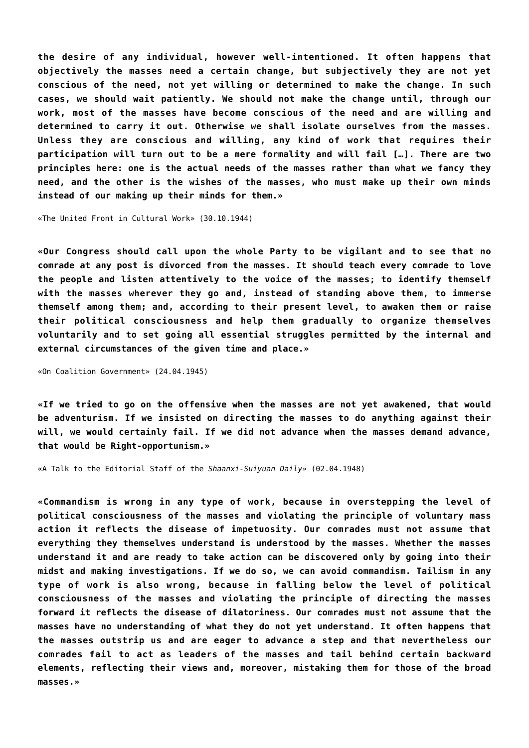**the desire of any individual, however well-intentioned. It often happens that objectively the masses need a certain change, but subjectively they are not yet conscious of the need, not yet willing or determined to make the change. In such cases, we should wait patiently. We should not make the change until, through our work, most of the masses have become conscious of the need and are willing and determined to carry it out. Otherwise we shall isolate ourselves from the masses. Unless they are conscious and willing, any kind of work that requires their participation will turn out to be a mere formality and will fail […]. There are two principles here: one is the actual needs of the masses rather than what we fancy they need, and the other is the wishes of the masses, who must make up their own minds instead of our making up their minds for them.»**

«The United Front in Cultural Work» (30.10.1944)

**«Our Congress should call upon the whole Party to be vigilant and to see that no comrade at any post is divorced from the masses. It should teach every comrade to love the people and listen attentively to the voice of the masses; to identify themself with the masses wherever they go and, instead of standing above them, to immerse themself among them; and, according to their present level, to awaken them or raise their political consciousness and help them gradually to organize themselves voluntarily and to set going all essential struggles permitted by the internal and external circumstances of the given time and place.»**

«On Coalition Government» (24.04.1945)

**«If we tried to go on the offensive when the masses are not yet awakened, that would be adventurism. If we insisted on directing the masses to do anything against their will, we would certainly fail. If we did not advance when the masses demand advance, that would be Right-opportunism.»**

«A Talk to the Editorial Staff of the *Shaanxi-Suiyuan Daily*» (02.04.1948)

**«Commandism is wrong in any type of work, because in overstepping the level of political consciousness of the masses and violating the principle of voluntary mass action it reflects the disease of impetuosity. Our comrades must not assume that everything they themselves understand is understood by the masses. Whether the masses understand it and are ready to take action can be discovered only by going into their midst and making investigations. If we do so, we can avoid commandism. Tailism in any type of work is also wrong, because in falling below the level of political consciousness of the masses and violating the principle of directing the masses forward it reflects the disease of dilatoriness. Our comrades must not assume that the masses have no understanding of what they do not yet understand. It often happens that the masses outstrip us and are eager to advance a step and that nevertheless our comrades fail to act as leaders of the masses and tail behind certain backward elements, reflecting their views and, moreover, mistaking them for those of the broad masses.»**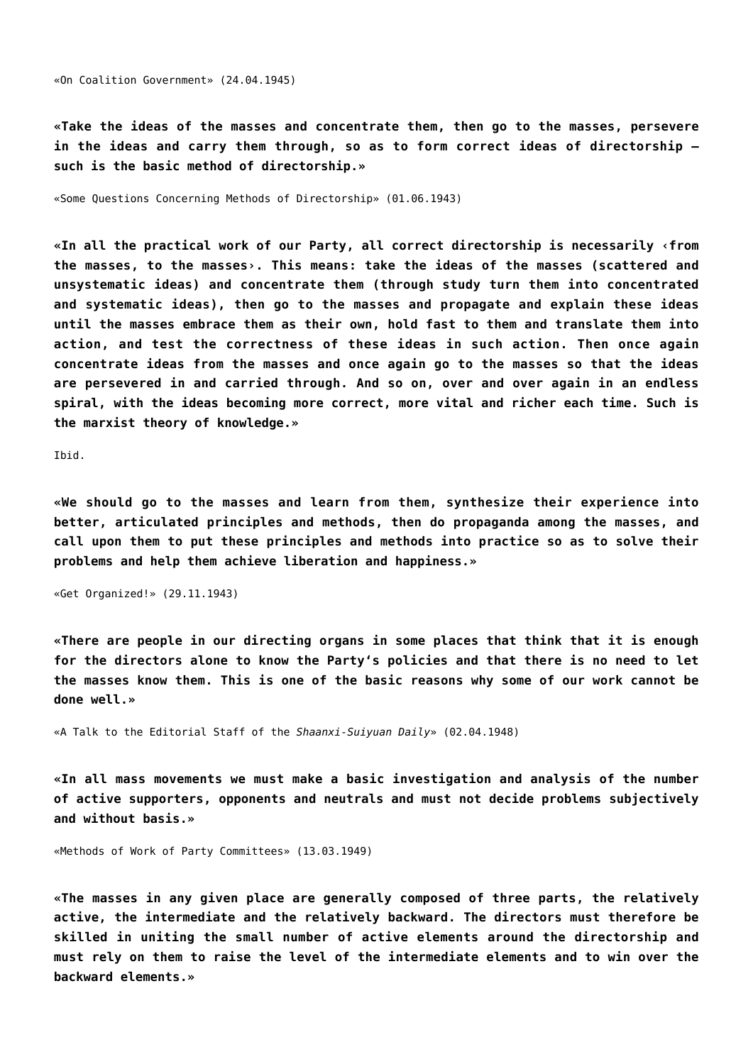«On Coalition Government» (24.04.1945)

**«Take the ideas of the masses and concentrate them, then go to the masses, persevere in the ideas and carry them through, so as to form correct ideas of directorship — such is the basic method of directorship.»**

«Some Questions Concerning Methods of Directorship» (01.06.1943)

**«In all the practical work of our Party, all correct directorship is necessarily ‹from the masses, to the masses›. This means: take the ideas of the masses (scattered and unsystematic ideas) and concentrate them (through study turn them into concentrated and systematic ideas), then go to the masses and propagate and explain these ideas until the masses embrace them as their own, hold fast to them and translate them into action, and test the correctness of these ideas in such action. Then once again concentrate ideas from the masses and once again go to the masses so that the ideas are persevered in and carried through. And so on, over and over again in an endless spiral, with the ideas becoming more correct, more vital and richer each time. Such is the marxist theory of knowledge.»**

Ibid.

**«We should go to the masses and learn from them, synthesize their experience into better, articulated principles and methods, then do propaganda among the masses, and call upon them to put these principles and methods into practice so as to solve their problems and help them achieve liberation and happiness.»**

«Get Organized!» (29.11.1943)

**«There are people in our directing organs in some places that think that it is enough for the directors alone to know the Party's policies and that there is no need to let the masses know them. This is one of the basic reasons why some of our work cannot be done well.»**

«A Talk to the Editorial Staff of the *Shaanxi-Suiyuan Daily*» (02.04.1948)

**«In all mass movements we must make a basic investigation and analysis of the number of active supporters, opponents and neutrals and must not decide problems subjectively and without basis.»**

«Methods of Work of Party Committees» (13.03.1949)

**«The masses in any given place are generally composed of three parts, the relatively active, the intermediate and the relatively backward. The directors must therefore be skilled in uniting the small number of active elements around the directorship and must rely on them to raise the level of the intermediate elements and to win over the backward elements.»**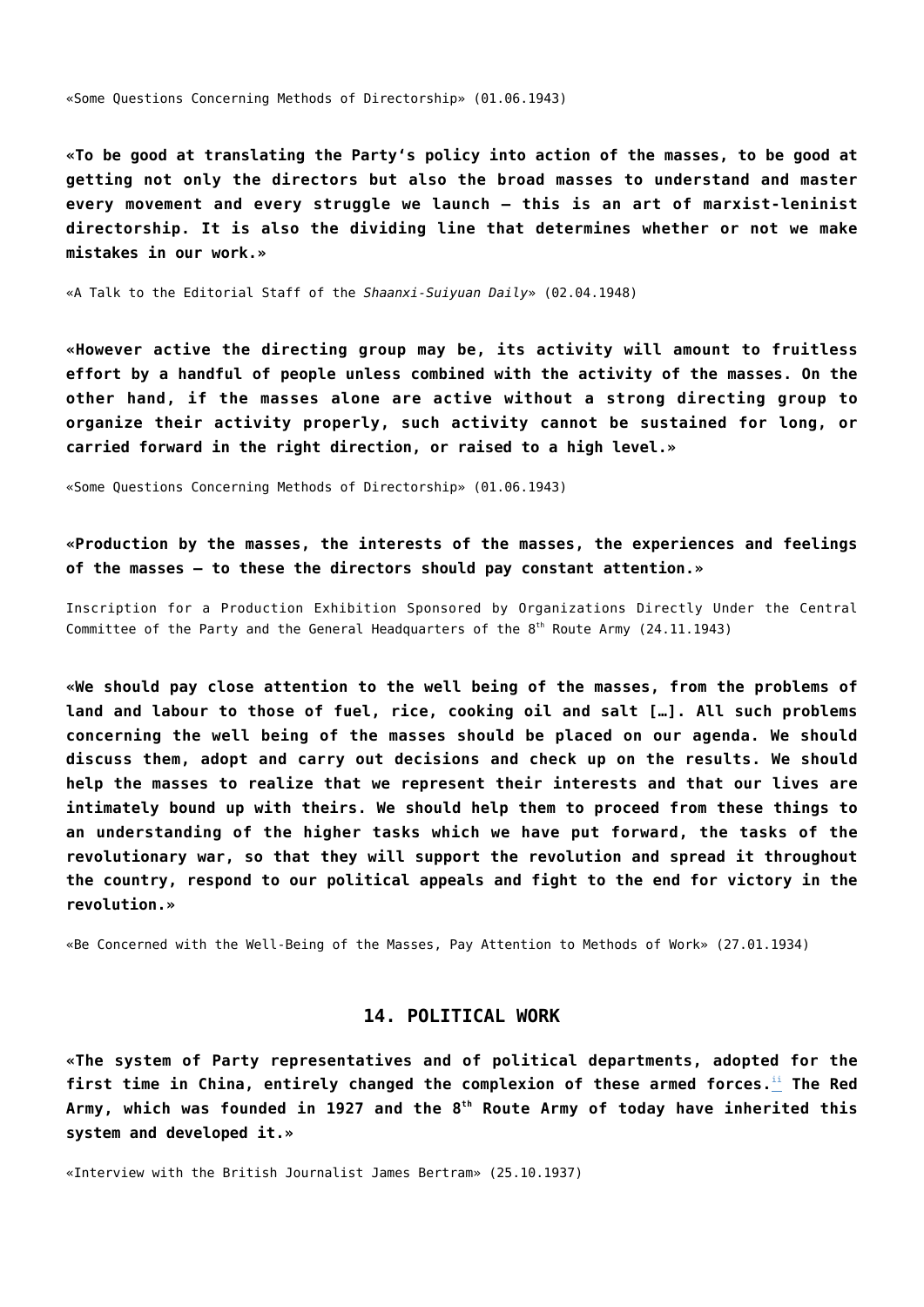«Some Questions Concerning Methods of Directorship» (01.06.1943)

**«To be good at translating the Party's policy into action of the masses, to be good at getting not only the directors but also the broad masses to understand and master every movement and every struggle we launch — this is an art of marxist-leninist directorship. It is also the dividing line that determines whether or not we make mistakes in our work.»**

«A Talk to the Editorial Staff of the *Shaanxi-Suiyuan Daily*» (02.04.1948)

**«However active the directing group may be, its activity will amount to fruitless effort by a handful of people unless combined with the activity of the masses. On the other hand, if the masses alone are active without a strong directing group to organize their activity properly, such activity cannot be sustained for long, or carried forward in the right direction, or raised to a high level.»**

«Some Questions Concerning Methods of Directorship» (01.06.1943)

**«Production by the masses, the interests of the masses, the experiences and feelings of the masses — to these the directors should pay constant attention.»**

Inscription for a Production Exhibition Sponsored by Organizations Directly Under the Central Committee of the Party and the General Headquarters of the 8th Route Army (24.11.1943)

**«We should pay close attention to the well being of the masses, from the problems of land and labour to those of fuel, rice, cooking oil and salt […]. All such problems concerning the well being of the masses should be placed on our agenda. We should discuss them, adopt and carry out decisions and check up on the results. We should help the masses to realize that we represent their interests and that our lives are intimately bound up with theirs. We should help them to proceed from these things to an understanding of the higher tasks which we have put forward, the tasks of the revolutionary war, so that they will support the revolution and spread it throughout the country, respond to our political appeals and fight to the end for victory in the revolution.»**

«Be Concerned with the Well-Being of the Masses, Pay Attention to Methods of Work» (27.01.1934)

## 14. POLITICAL WORK

**«The system of Party representatives and of political departments, adopted for the first time in China, entirely changed the complexion of these armed forces.[ii] The Red Army, which was founded in 1927 and the 8th Route Army of today have inherited this system and developed it.»**

«Interview with the British Journalist James Bertram» (25.10.1937)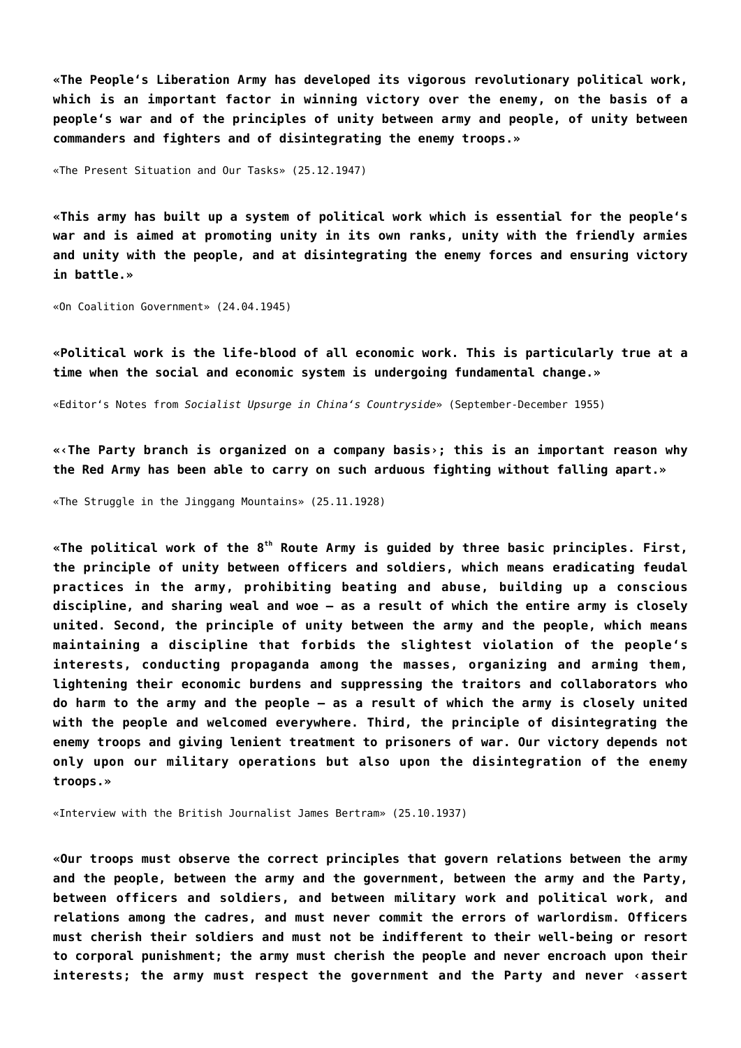**«The People's Liberation Army has developed its vigorous revolutionary political work, which is an important factor in winning victory over the enemy, on the basis of a people's war and of the principles of unity between army and people, of unity between commanders and fighters and of disintegrating the enemy troops.»**

«The Present Situation and Our Tasks» (25.12.1947)

**«This army has built up a system of political work which is essential for the people's war and is aimed at promoting unity in its own ranks, unity with the friendly armies and unity with the people, and at disintegrating the enemy forces and ensuring victory in battle.»**

«On Coalition Government» (24.04.1945)

**«Political work is the life-blood of all economic work. This is particularly true at a time when the social and economic system is undergoing fundamental change.»**

«Editor's Notes from *Socialist Upsurge in China's Countryside*» (September-December 1955)

**«‹The Party branch is organized on a company basis›; this is an important reason why the Red Army has been able to carry on such arduous fighting without falling apart.»**

«The Struggle in the Jinggang Mountains» (25.11.1928)

**«The political work of the 8th Route Army is guided by three basic principles. First, the principle of unity between officers and soldiers, which means eradicating feudal practices in the army, prohibiting beating and abuse, building up a conscious discipline, and sharing weal and woe – as a result of which the entire army is closely united. Second, the principle of unity between the army and the people, which means maintaining a discipline that forbids the slightest violation of the people's interests, conducting propaganda among the masses, organizing and arming them, lightening their economic burdens and suppressing the traitors and collaborators who do harm to the army and the people – as a result of which the army is closely united with the people and welcomed everywhere. Third, the principle of disintegrating the enemy troops and giving lenient treatment to prisoners of war. Our victory depends not only upon our military operations but also upon the disintegration of the enemy troops.»**

«Interview with the British Journalist James Bertram» (25.10.1937)

**«Our troops must observe the correct principles that govern relations between the army and the people, between the army and the government, between the army and the Party, between officers and soldiers, and between military work and political work, and relations among the cadres, and must never commit the errors of warlordism. Officers must cherish their soldiers and must not be indifferent to their well-being or resort to corporal punishment; the army must cherish the people and never encroach upon their interests; the army must respect the government and the Party and never ‹assert**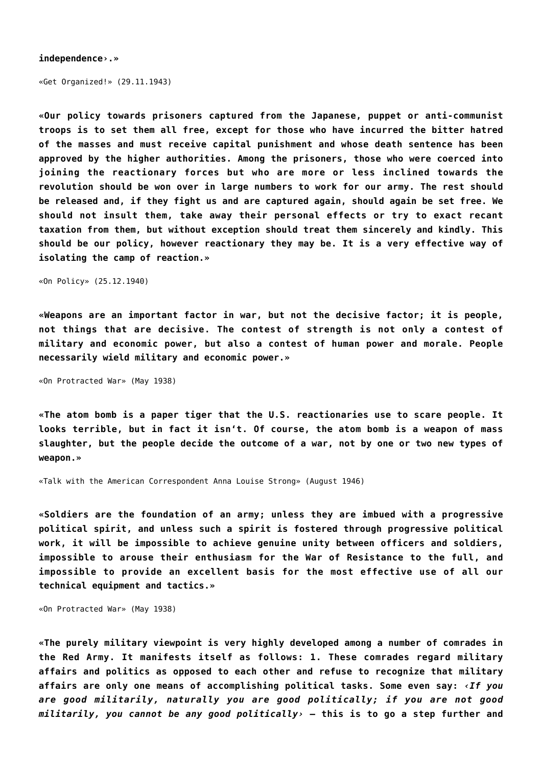**independence›.»**

«Get Organized!» (29.11.1943)

**«Our policy towards prisoners captured from the Japanese, puppet or anti-communist troops is to set them all free, except for those who have incurred the bitter hatred of the masses and must receive capital punishment and whose death sentence has been approved by the higher authorities. Among the prisoners, those who were coerced into joining the reactionary forces but who are more or less inclined towards the revolution should be won over in large numbers to work for our army. The rest should be released and, if they fight us and are captured again, should again be set free. We should not insult them, take away their personal effects or try to exact recant taxation from them, but without exception should treat them sincerely and kindly. This should be our policy, however reactionary they may be. It is a very effective way of isolating the camp of reaction.»**

«On Policy» (25.12.1940)

**«Weapons are an important factor in war, but not the decisive factor; it is people, not things that are decisive. The contest of strength is not only a contest of military and economic power, but also a contest of human power and morale. People necessarily wield military and economic power.»**

«On Protracted War» (May 1938)

**«The atom bomb is a paper tiger that the U.S. reactionaries use to scare people. It looks terrible, but in fact it isn't. Of course, the atom bomb is a weapon of mass slaughter, but the people decide the outcome of a war, not by one or two new types of weapon.»**

«Talk with the American Correspondent Anna Louise Strong» (August 1946)

**«Soldiers are the foundation of an army; unless they are imbued with a progressive political spirit, and unless such a spirit is fostered through progressive political work, it will be impossible to achieve genuine unity between officers and soldiers, impossible to arouse their enthusiasm for the War of Resistance to the full, and impossible to provide an excellent basis for the most effective use of all our technical equipment and tactics.»**

«On Protracted War» (May 1938)

**«The purely military viewpoint is very highly developed among a number of comrades in the Red Army. It manifests itself as follows: 1. These comrades regard military affairs and politics as opposed to each other and refuse to recognize that military affairs are only one means of accomplishing political tasks. Some even say: ‹*If you are good militarily, naturally you are good politically; if you are not good militarily, you cannot be any good politically*› – this is to go a step further and**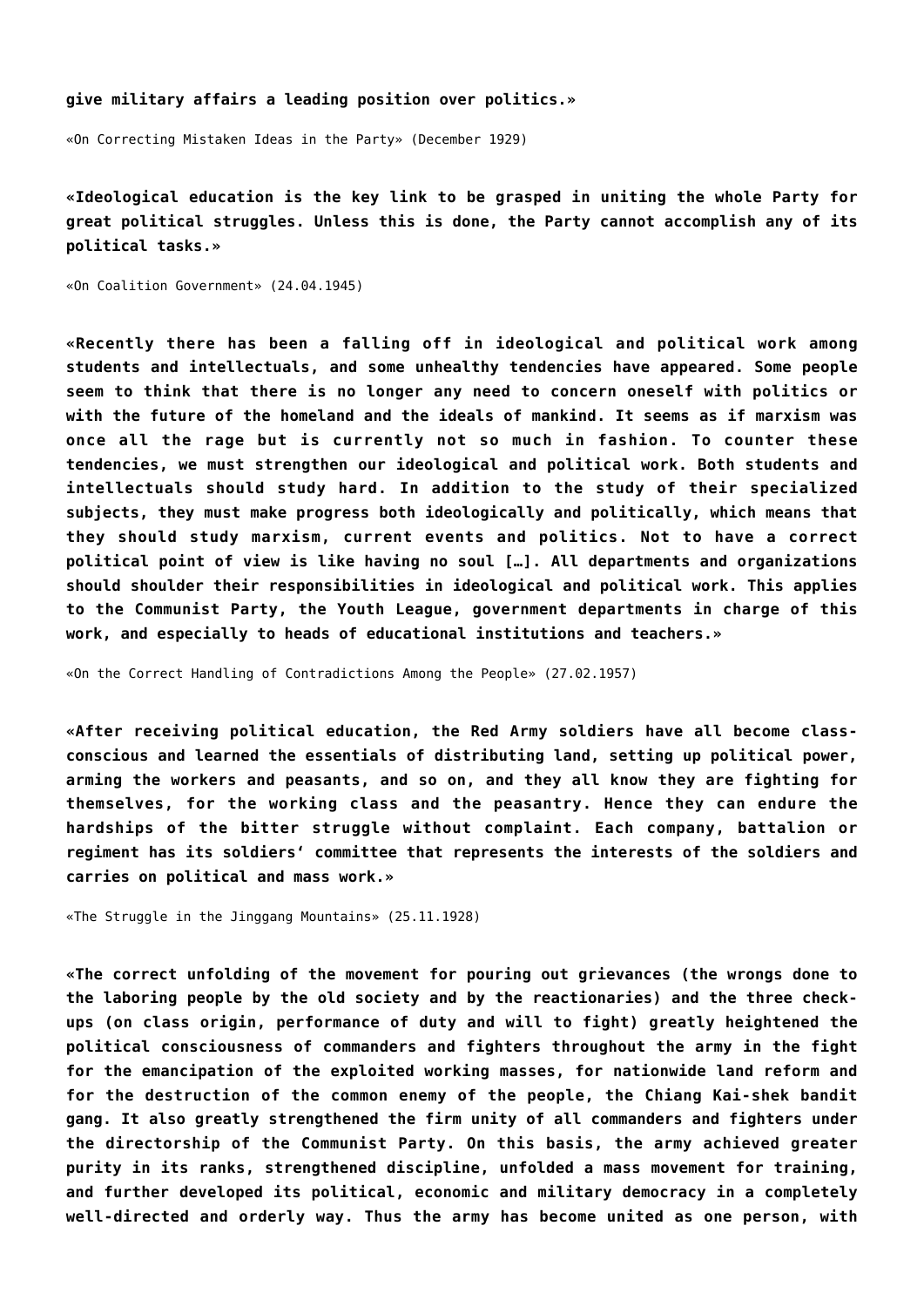**give military affairs a leading position over politics.»**

«On Correcting Mistaken Ideas in the Party» (December 1929)

**«Ideological education is the key link to be grasped in uniting the whole Party for great political struggles. Unless this is done, the Party cannot accomplish any of its political tasks.»**

«On Coalition Government» (24.04.1945)

**«Recently there has been a falling off in ideological and political work among students and intellectuals, and some unhealthy tendencies have appeared. Some people seem to think that there is no longer any need to concern oneself with politics or with the future of the homeland and the ideals of mankind. It seems as if marxism was once all the rage but is currently not so much in fashion. To counter these tendencies, we must strengthen our ideological and political work. Both students and intellectuals should study hard. In addition to the study of their specialized subjects, they must make progress both ideologically and politically, which means that they should study marxism, current events and politics. Not to have a correct political point of view is like having no soul […]. All departments and organizations should shoulder their responsibilities in ideological and political work. This applies to the Communist Party, the Youth League, government departments in charge of this work, and especially to heads of educational institutions and teachers.»**

«On the Correct Handling of Contradictions Among the People» (27.02.1957)

**«After receiving political education, the Red Army soldiers have all become class-conscious and learned the essentials of distributing land, setting up political power, arming the workers and peasants, and so on, and they all know they are fighting for themselves, for the working class and the peasantry. Hence they can endure the hardships of the bitter struggle without complaint. Each company, battalion or regiment has its soldiers' committee that represents the interests of the soldiers and carries on political and mass work.»**

«The Struggle in the Jinggang Mountains» (25.11.1928)

**«The correct unfolding of the movement for pouring out grievances (the wrongs done to the laboring people by the old society and by the reactionaries) and the three check-ups (on class origin, performance of duty and will to fight) greatly heightened the political consciousness of commanders and fighters throughout the army in the fight for the emancipation of the exploited working masses, for nationwide land reform and for the destruction of the common enemy of the people, the Chiang Kai-shek bandit gang. It also greatly strengthened the firm unity of all commanders and fighters under the directorship of the Communist Party. On this basis, the army achieved greater purity in its ranks, strengthened discipline, unfolded a mass movement for training, and further developed its political, economic and military democracy in a completely well-directed and orderly way. Thus the army has become united as one person, with**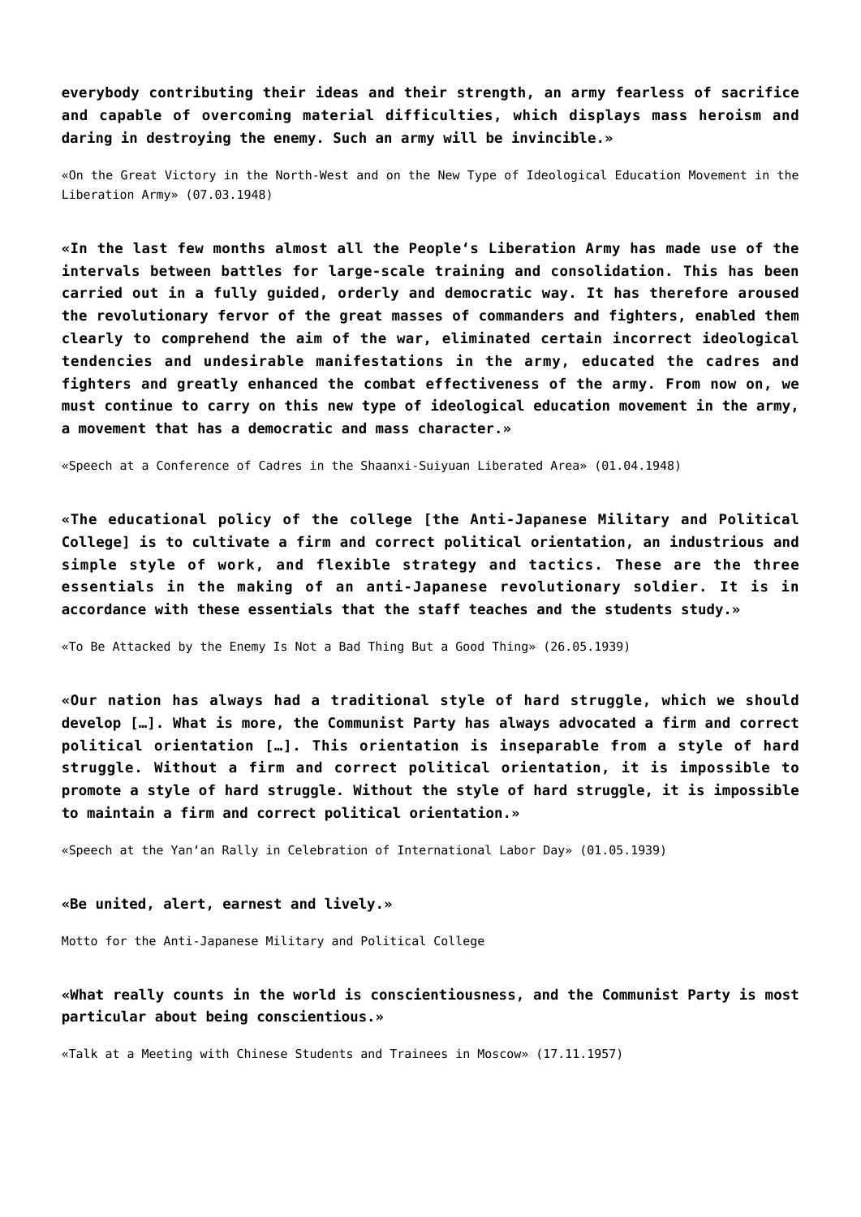**everybody contributing their ideas and their strength, an army fearless of sacrifice and capable of overcoming material difficulties, which displays mass heroism and daring in destroying the enemy. Such an army will be invincible.»**

«On the Great Victory in the North-West and on the New Type of Ideological Education Movement in the Liberation Army» (07.03.1948)

**«In the last few months almost all the People's Liberation Army has made use of the intervals between battles for large-scale training and consolidation. This has been carried out in a fully guided, orderly and democratic way. It has therefore aroused the revolutionary fervor of the great masses of commanders and fighters, enabled them clearly to comprehend the aim of the war, eliminated certain incorrect ideological tendencies and undesirable manifestations in the army, educated the cadres and fighters and greatly enhanced the combat effectiveness of the army. From now on, we must continue to carry on this new type of ideological education movement in the army, a movement that has a democratic and mass character.»**

«Speech at a Conference of Cadres in the Shaanxi-Suiyuan Liberated Area» (01.04.1948)

**«The educational policy of the college [the Anti-Japanese Military and Political College] is to cultivate a firm and correct political orientation, an industrious and simple style of work, and flexible strategy and tactics. These are the three essentials in the making of an anti-Japanese revolutionary soldier. It is in accordance with these essentials that the staff teaches and the students study.»**

«To Be Attacked by the Enemy Is Not a Bad Thing But a Good Thing» (26.05.1939)

**«Our nation has always had a traditional style of hard struggle, which we should develop […]. What is more, the Communist Party has always advocated a firm and correct political orientation […]. This orientation is inseparable from a style of hard struggle. Without a firm and correct political orientation, it is impossible to promote a style of hard struggle. Without the style of hard struggle, it is impossible to maintain a firm and correct political orientation.»**

«Speech at the Yan'an Rally in Celebration of International Labor Day» (01.05.1939)

**«Be united, alert, earnest and lively.»**

Motto for the Anti-Japanese Military and Political College

**«What really counts in the world is conscientiousness, and the Communist Party is most particular about being conscientious.»**

«Talk at a Meeting with Chinese Students and Trainees in Moscow» (17.11.1957)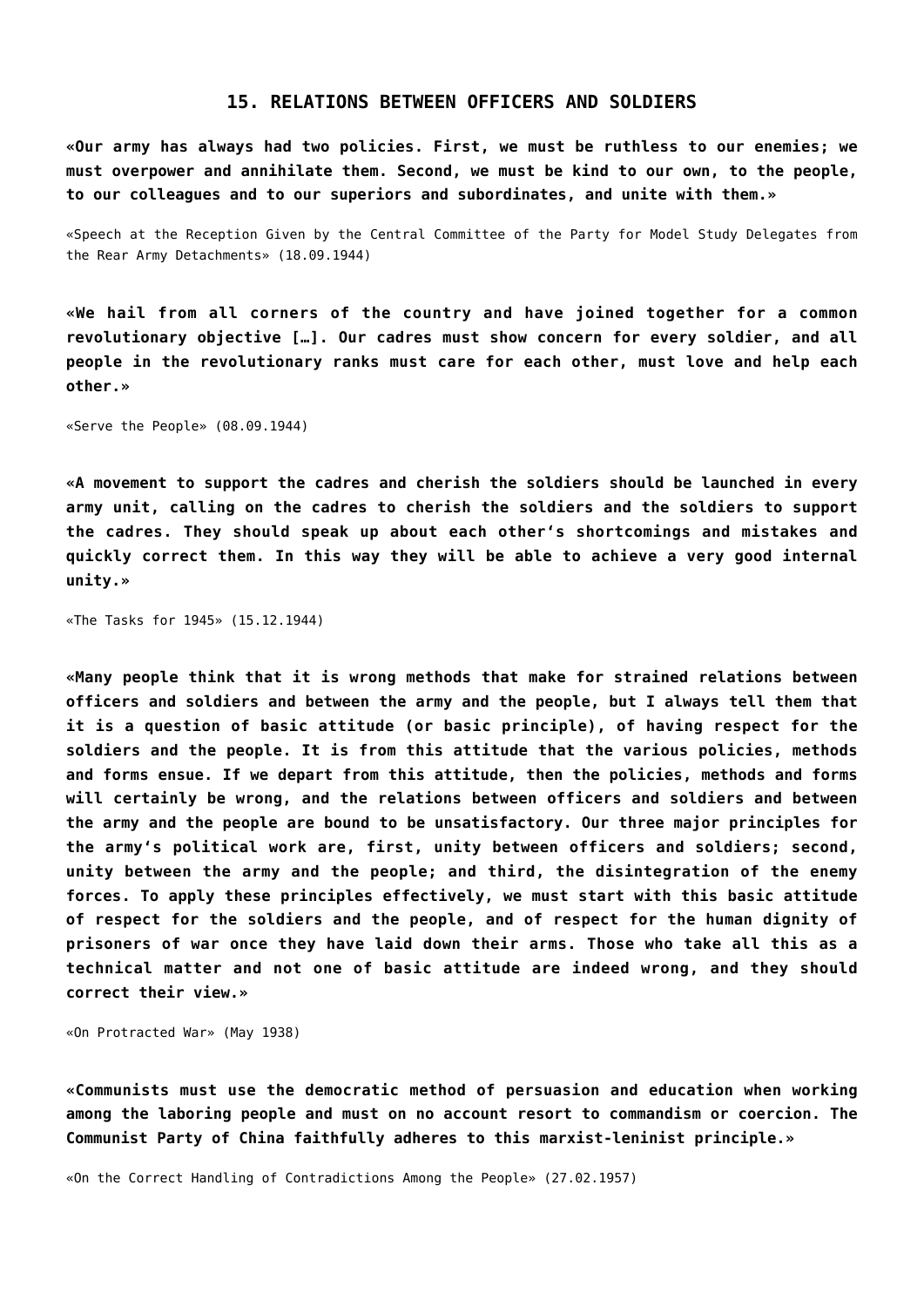## 15. RELATIONS BETWEEN OFFICERS AND SOLDIERS

**«Our army has always had two policies. First, we must be ruthless to our enemies; we must overpower and annihilate them. Second, we must be kind to our own, to the people, to our colleagues and to our superiors and subordinates, and unite with them.»**

«Speech at the Reception Given by the Central Committee of the Party for Model Study Delegates from the Rear Army Detachments» (18.09.1944)

**«We hail from all corners of the country and have joined together for a common revolutionary objective […]. Our cadres must show concern for every soldier, and all people in the revolutionary ranks must care for each other, must love and help each other.»**

«Serve the People» (08.09.1944)

**«A movement to support the cadres and cherish the soldiers should be launched in every army unit, calling on the cadres to cherish the soldiers and the soldiers to support the cadres. They should speak up about each other's shortcomings and mistakes and quickly correct them. In this way they will be able to achieve a very good internal unity.»**

«The Tasks for 1945» (15.12.1944)

**«Many people think that it is wrong methods that make for strained relations between officers and soldiers and between the army and the people, but I always tell them that it is a question of basic attitude (or basic principle), of having respect for the soldiers and the people. It is from this attitude that the various policies, methods and forms ensue. If we depart from this attitude, then the policies, methods and forms will certainly be wrong, and the relations between officers and soldiers and between the army and the people are bound to be unsatisfactory. Our three major principles for the army's political work are, first, unity between officers and soldiers; second, unity between the army and the people; and third, the disintegration of the enemy forces. To apply these principles effectively, we must start with this basic attitude of respect for the soldiers and the people, and of respect for the human dignity of prisoners of war once they have laid down their arms. Those who take all this as a technical matter and not one of basic attitude are indeed wrong, and they should correct their view.»**

«On Protracted War» (May 1938)

**«Communists must use the democratic method of persuasion and education when working among the laboring people and must on no account resort to commandism or coercion. The Communist Party of China faithfully adheres to this marxist-leninist principle.»**

«On the Correct Handling of Contradictions Among the People» (27.02.1957)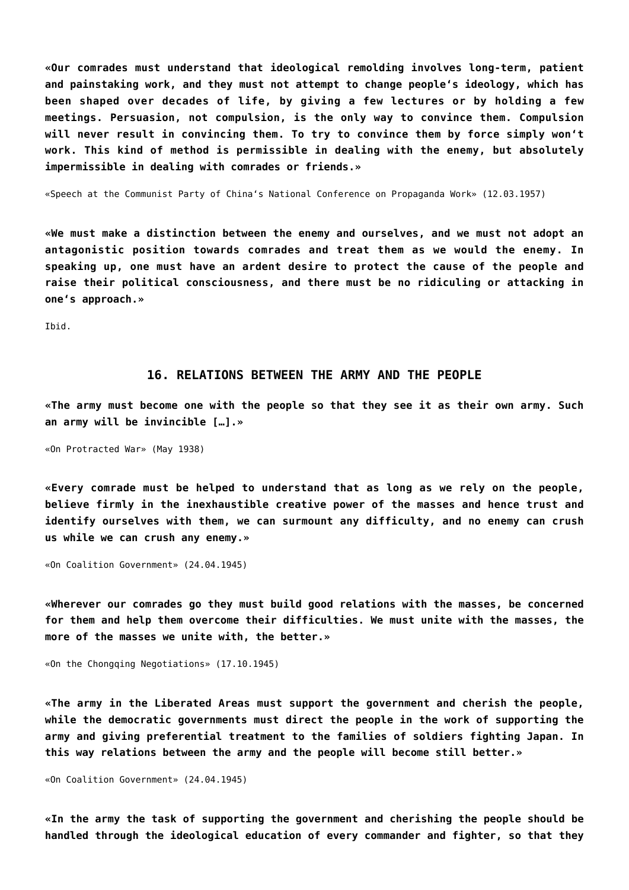**«Our comrades must understand that ideological remolding involves long-term, patient and painstaking work, and they must not attempt to change people's ideology, which has been shaped over decades of life, by giving a few lectures or by holding a few meetings. Persuasion, not compulsion, is the only way to convince them. Compulsion will never result in convincing them. To try to convince them by force simply won't work. This kind of method is permissible in dealing with the enemy, but absolutely impermissible in dealing with comrades or friends.»**

«Speech at the Communist Party of China's National Conference on Propaganda Work» (12.03.1957)

**«We must make a distinction between the enemy and ourselves, and we must not adopt an antagonistic position towards comrades and treat them as we would the enemy. In speaking up, one must have an ardent desire to protect the cause of the people and raise their political consciousness, and there must be no ridiculing or attacking in one's approach.»**

Ibid.

## 16. RELATIONS BETWEEN THE ARMY AND THE PEOPLE

**«The army must become one with the people so that they see it as their own army. Such an army will be invincible […].»**

«On Protracted War» (May 1938)

**«Every comrade must be helped to understand that as long as we rely on the people, believe firmly in the inexhaustible creative power of the masses and hence trust and identify ourselves with them, we can surmount any difficulty, and no enemy can crush us while we can crush any enemy.»**

«On Coalition Government» (24.04.1945)

**«Wherever our comrades go they must build good relations with the masses, be concerned for them and help them overcome their difficulties. We must unite with the masses, the more of the masses we unite with, the better.»**

«On the Chongqing Negotiations» (17.10.1945)

**«The army in the Liberated Areas must support the government and cherish the people, while the democratic governments must direct the people in the work of supporting the army and giving preferential treatment to the families of soldiers fighting Japan. In this way relations between the army and the people will become still better.»**

«On Coalition Government» (24.04.1945)

**«In the army the task of supporting the government and cherishing the people should be handled through the ideological education of every commander and fighter, so that they**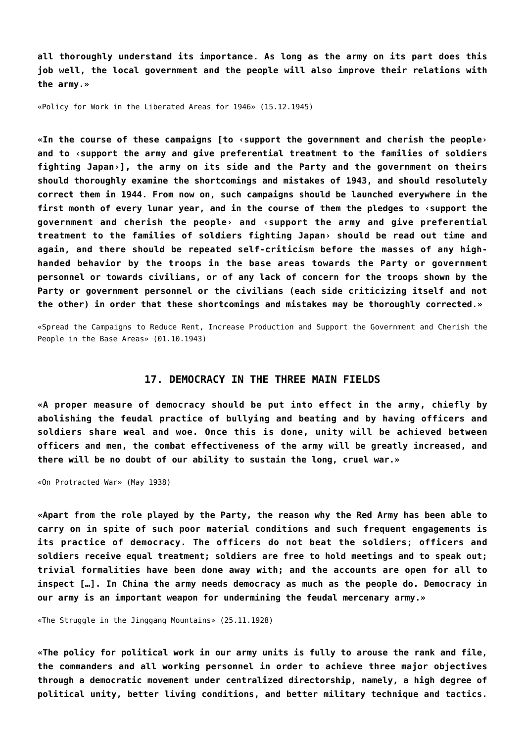**all thoroughly understand its importance. As long as the army on its part does this job well, the local government and the people will also improve their relations with the army.»**

«Policy for Work in the Liberated Areas for 1946» (15.12.1945)

**«In the course of these campaigns [to ‹support the government and cherish the people› and to ‹support the army and give preferential treatment to the families of soldiers fighting Japan›], the army on its side and the Party and the government on theirs should thoroughly examine the shortcomings and mistakes of 1943, and should resolutely correct them in 1944. From now on, such campaigns should be launched everywhere in the first month of every lunar year, and in the course of them the pledges to ‹support the government and cherish the people› and ‹support the army and give preferential treatment to the families of soldiers fighting Japan› should be read out time and again, and there should be repeated self-criticism before the masses of any high-handed behavior by the troops in the base areas towards the Party or government personnel or towards civilians, or of any lack of concern for the troops shown by the Party or government personnel or the civilians (each side criticizing itself and not the other) in order that these shortcomings and mistakes may be thoroughly corrected.»**

«Spread the Campaigns to Reduce Rent, Increase Production and Support the Government and Cherish the People in the Base Areas» (01.10.1943)

## 17. DEMOCRACY IN THE THREE MAIN FIELDS

**«A proper measure of democracy should be put into effect in the army, chiefly by abolishing the feudal practice of bullying and beating and by having officers and soldiers share weal and woe. Once this is done, unity will be achieved between officers and men, the combat effectiveness of the army will be greatly increased, and there will be no doubt of our ability to sustain the long, cruel war.»**

«On Protracted War» (May 1938)

**«Apart from the role played by the Party, the reason why the Red Army has been able to carry on in spite of such poor material conditions and such frequent engagements is its practice of democracy. The officers do not beat the soldiers; officers and soldiers receive equal treatment; soldiers are free to hold meetings and to speak out; trivial formalities have been done away with; and the accounts are open for all to inspect […]. In China the army needs democracy as much as the people do. Democracy in our army is an important weapon for undermining the feudal mercenary army.»**

«The Struggle in the Jinggang Mountains» (25.11.1928)

**«The policy for political work in our army units is fully to arouse the rank and file, the commanders and all working personnel in order to achieve three major objectives through a democratic movement under centralized directorship, namely, a high degree of political unity, better living conditions, and better military technique and tactics.**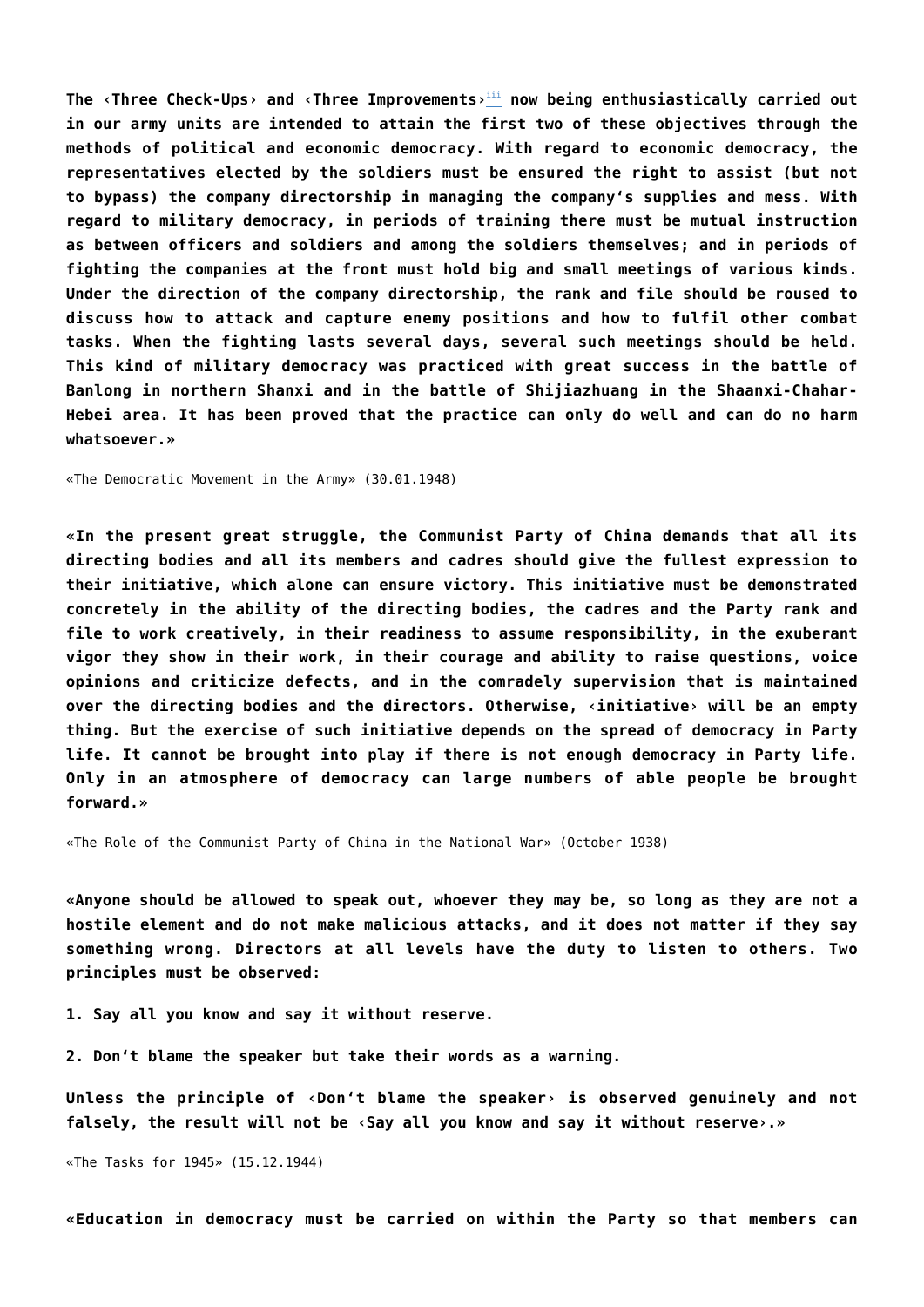**The ‹Three Check-Ups› and ‹Three Improvements›[iii] now being enthusiastically carried out in our army units are intended to attain the first two of these objectives through the methods of political and economic democracy. With regard to economic democracy, the representatives elected by the soldiers must be ensured the right to assist (but not to bypass) the company directorship in managing the company's supplies and mess. With regard to military democracy, in periods of training there must be mutual instruction as between officers and soldiers and among the soldiers themselves; and in periods of fighting the companies at the front must hold big and small meetings of various kinds. Under the direction of the company directorship, the rank and file should be roused to discuss how to attack and capture enemy positions and how to fulfil other combat tasks. When the fighting lasts several days, several such meetings should be held. This kind of military democracy was practiced with great success in the battle of Banlong in northern Shanxi and in the battle of Shijiazhuang in the Shaanxi-Chahar-Hebei area. It has been proved that the practice can only do well and can do no harm whatsoever.»**

«The Democratic Movement in the Army» (30.01.1948)

**«In the present great struggle, the Communist Party of China demands that all its directing bodies and all its members and cadres should give the fullest expression to their initiative, which alone can ensure victory. This initiative must be demonstrated concretely in the ability of the directing bodies, the cadres and the Party rank and file to work creatively, in their readiness to assume responsibility, in the exuberant vigor they show in their work, in their courage and ability to raise questions, voice opinions and criticize defects, and in the comradely supervision that is maintained over the directing bodies and the directors. Otherwise, ‹initiative› will be an empty thing. But the exercise of such initiative depends on the spread of democracy in Party life. It cannot be brought into play if there is not enough democracy in Party life. Only in an atmosphere of democracy can large numbers of able people be brought forward.»**

«The Role of the Communist Party of China in the National War» (October 1938)

**«Anyone should be allowed to speak out, whoever they may be, so long as they are not a hostile element and do not make malicious attacks, and it does not matter if they say something wrong. Directors at all levels have the duty to listen to others. Two principles must be observed:**

**1. Say all you know and say it without reserve.**

**2. Don't blame the speaker but take their words as a warning.**

**Unless the principle of ‹Don't blame the speaker› is observed genuinely and not falsely, the result will not be ‹Say all you know and say it without reserve›.»**

«The Tasks for 1945» (15.12.1944)

**«Education in democracy must be carried on within the Party so that members can**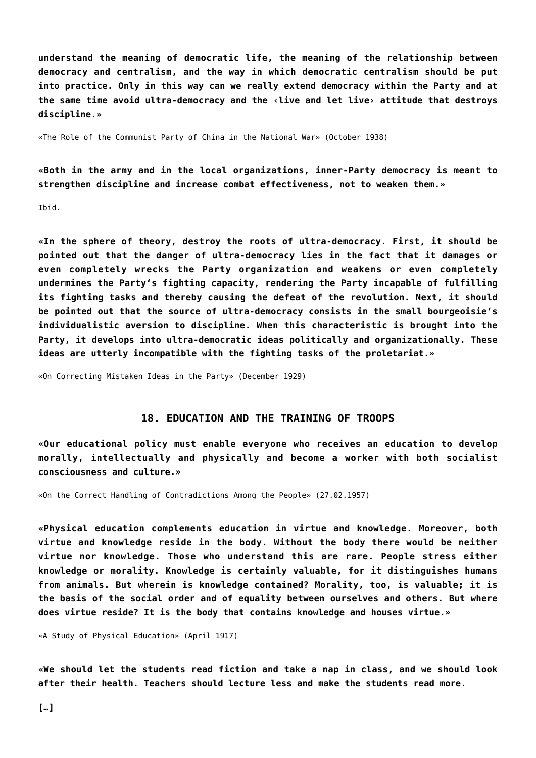**understand the meaning of democratic life, the meaning of the relationship between democracy and centralism, and the way in which democratic centralism should be put into practice. Only in this way can we really extend democracy within the Party and at the same time avoid ultra-democracy and the ‹live and let live› attitude that destroys discipline.»**

«The Role of the Communist Party of China in the National War» (October 1938)

**«Both in the army and in the local organizations, inner-Party democracy is meant to strengthen discipline and increase combat effectiveness, not to weaken them.»**

Ibid.

**«In the sphere of theory, destroy the roots of ultra-democracy. First, it should be pointed out that the danger of ultra-democracy lies in the fact that it damages or even completely wrecks the Party organization and weakens or even completely undermines the Party's fighting capacity, rendering the Party incapable of fulfilling its fighting tasks and thereby causing the defeat of the revolution. Next, it should be pointed out that the source of ultra-democracy consists in the small bourgeoisie's individualistic aversion to discipline. When this characteristic is brought into the Party, it develops into ultra-democratic ideas politically and organizationally. These ideas are utterly incompatible with the fighting tasks of the proletariat.»**

«On Correcting Mistaken Ideas in the Party» (December 1929)

## 18. EDUCATION AND THE TRAINING OF TROOPS

**«Our educational policy must enable everyone who receives an education to develop morally, intellectually and physically and become a worker with both socialist consciousness and culture.»**

«On the Correct Handling of Contradictions Among the People» (27.02.1957)

**«Physical education complements education in virtue and knowledge. Moreover, both virtue and knowledge reside in the body. Without the body there would be neither virtue nor knowledge. Those who understand this are rare. People stress either knowledge or morality. Knowledge is certainly valuable, for it distinguishes humans from animals. But wherein is knowledge contained? Morality, too, is valuable; it is the basis of the social order and of equality between ourselves and others. But where does virtue reside? <u>It is the body that contains knowledge and houses virtue</u>.»**

«A Study of Physical Education» (April 1917)

**«We should let the students read fiction and take a nap in class, and we should look after their health. Teachers should lecture less and make the students read more.**

**[…]**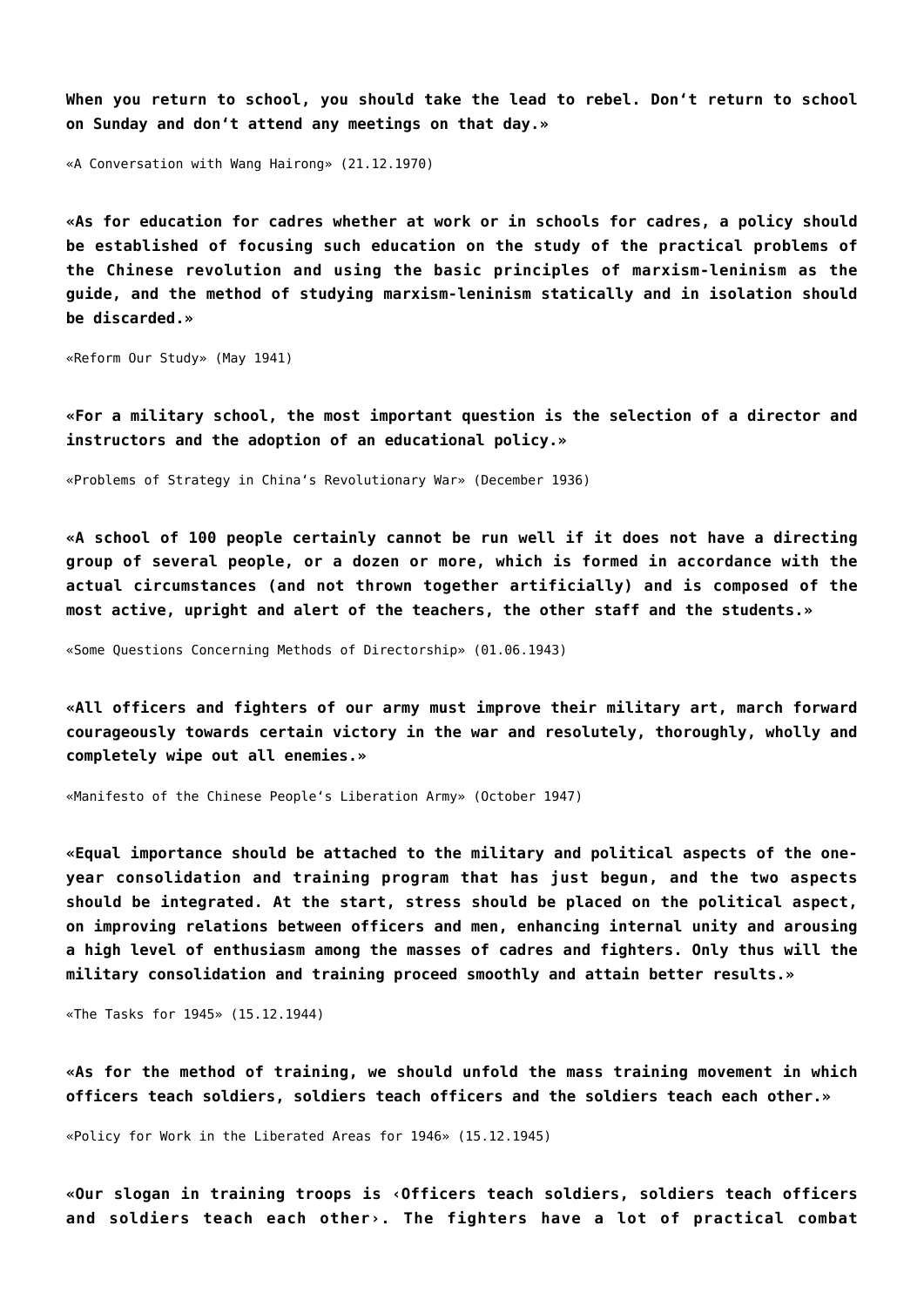**When you return to school, you should take the lead to rebel. Don't return to school on Sunday and don't attend any meetings on that day.»**

«A Conversation with Wang Hairong» (21.12.1970)

**«As for education for cadres whether at work or in schools for cadres, a policy should be established of focusing such education on the study of the practical problems of the Chinese revolution and using the basic principles of marxism-leninism as the guide, and the method of studying marxism-leninism statically and in isolation should be discarded.»**

«Reform Our Study» (May 1941)

**«For a military school, the most important question is the selection of a director and instructors and the adoption of an educational policy.»**

«Problems of Strategy in China's Revolutionary War» (December 1936)

**«A school of 100 people certainly cannot be run well if it does not have a directing group of several people, or a dozen or more, which is formed in accordance with the actual circumstances (and not thrown together artificially) and is composed of the most active, upright and alert of the teachers, the other staff and the students.»**

«Some Questions Concerning Methods of Directorship» (01.06.1943)

**«All officers and fighters of our army must improve their military art, march forward courageously towards certain victory in the war and resolutely, thoroughly, wholly and completely wipe out all enemies.»**

«Manifesto of the Chinese People's Liberation Army» (October 1947)

**«Equal importance should be attached to the military and political aspects of the one-year consolidation and training program that has just begun, and the two aspects should be integrated. At the start, stress should be placed on the political aspect, on improving relations between officers and men, enhancing internal unity and arousing a high level of enthusiasm among the masses of cadres and fighters. Only thus will the military consolidation and training proceed smoothly and attain better results.»**

«The Tasks for 1945» (15.12.1944)

**«As for the method of training, we should unfold the mass training movement in which officers teach soldiers, soldiers teach officers and the soldiers teach each other.»**

«Policy for Work in the Liberated Areas for 1946» (15.12.1945)

**«Our slogan in training troops is ‹Officers teach soldiers, soldiers teach officers and soldiers teach each other›. The fighters have a lot of practical combat**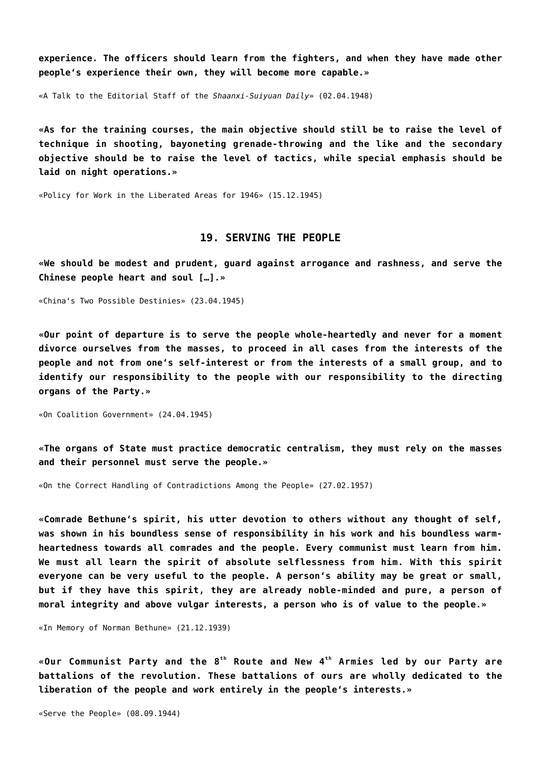**experience. The officers should learn from the fighters, and when they have made other people's experience their own, they will become more capable.»**

«A Talk to the Editorial Staff of the *Shaanxi-Suiyuan Daily*» (02.04.1948)

**«As for the training courses, the main objective should still be to raise the level of technique in shooting, bayoneting grenade-throwing and the like and the secondary objective should be to raise the level of tactics, while special emphasis should be laid on night operations.»**

«Policy for Work in the Liberated Areas for 1946» (15.12.1945)

## 19. SERVING THE PEOPLE

**«We should be modest and prudent, guard against arrogance and rashness, and serve the Chinese people heart and soul […].»**

«China's Two Possible Destinies» (23.04.1945)

**«Our point of departure is to serve the people whole-heartedly and never for a moment divorce ourselves from the masses, to proceed in all cases from the interests of the people and not from one's self-interest or from the interests of a small group, and to identify our responsibility to the people with our responsibility to the directing organs of the Party.»**

«On Coalition Government» (24.04.1945)

**«The organs of State must practice democratic centralism, they must rely on the masses and their personnel must serve the people.»**

«On the Correct Handling of Contradictions Among the People» (27.02.1957)

**«Comrade Bethune's spirit, his utter devotion to others without any thought of self, was shown in his boundless sense of responsibility in his work and his boundless warm-heartedness towards all comrades and the people. Every communist must learn from him. We must all learn the spirit of absolute selflessness from him. With this spirit everyone can be very useful to the people. A person's ability may be great or small, but if they have this spirit, they are already noble-minded and pure, a person of moral integrity and above vulgar interests, a person who is of value to the people.»**

«In Memory of Norman Bethune» (21.12.1939)

**«Our Communist Party and the 8th Route and New 4th Armies led by our Party are battalions of the revolution. These battalions of ours are wholly dedicated to the liberation of the people and work entirely in the people's interests.»**

«Serve the People» (08.09.1944)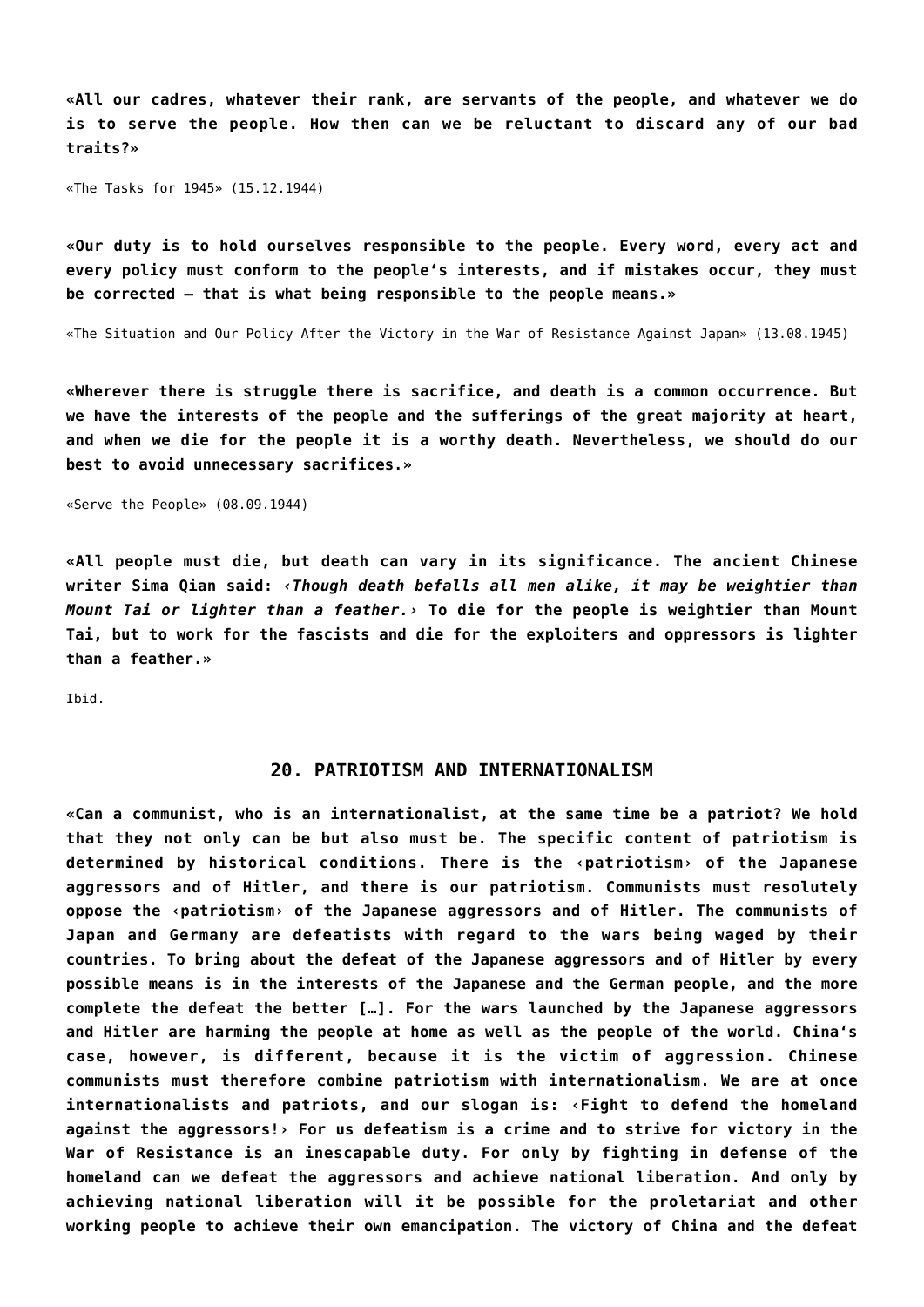**«All our cadres, whatever their rank, are servants of the people, and whatever we do is to serve the people. How then can we be reluctant to discard any of our bad traits?»**

«The Tasks for 1945» (15.12.1944)

**«Our duty is to hold ourselves responsible to the people. Every word, every act and every policy must conform to the people's interests, and if mistakes occur, they must be corrected – that is what being responsible to the people means.»**

«The Situation and Our Policy After the Victory in the War of Resistance Against Japan» (13.08.1945)

**«Wherever there is struggle there is sacrifice, and death is a common occurrence. But we have the interests of the people and the sufferings of the great majority at heart, and when we die for the people it is a worthy death. Nevertheless, we should do our best to avoid unnecessary sacrifices.»**

«Serve the People» (08.09.1944)

**«All people must die, but death can vary in its significance. The ancient Chinese writer Sima Qian said: ‹*Though death befalls all men alike, it may be weightier than Mount Tai or lighter than a feather.*› To die for the people is weightier than Mount Tai, but to work for the fascists and die for the exploiters and oppressors is lighter than a feather.»**

Ibid.

## 20. PATRIOTISM AND INTERNATIONALISM

**«Can a communist, who is an internationalist, at the same time be a patriot? We hold that they not only can be but also must be. The specific content of patriotism is determined by historical conditions. There is the ‹patriotism› of the Japanese aggressors and of Hitler, and there is our patriotism. Communists must resolutely oppose the ‹patriotism› of the Japanese aggressors and of Hitler. The communists of Japan and Germany are defeatists with regard to the wars being waged by their countries. To bring about the defeat of the Japanese aggressors and of Hitler by every possible means is in the interests of the Japanese and the German people, and the more complete the defeat the better […]. For the wars launched by the Japanese aggressors and Hitler are harming the people at home as well as the people of the world. China's case, however, is different, because it is the victim of aggression. Chinese communists must therefore combine patriotism with internationalism. We are at once internationalists and patriots, and our slogan is: ‹Fight to defend the homeland against the aggressors!› For us defeatism is a crime and to strive for victory in the War of Resistance is an inescapable duty. For only by fighting in defense of the homeland can we defeat the aggressors and achieve national liberation. And only by achieving national liberation will it be possible for the proletariat and other working people to achieve their own emancipation. The victory of China and the defeat**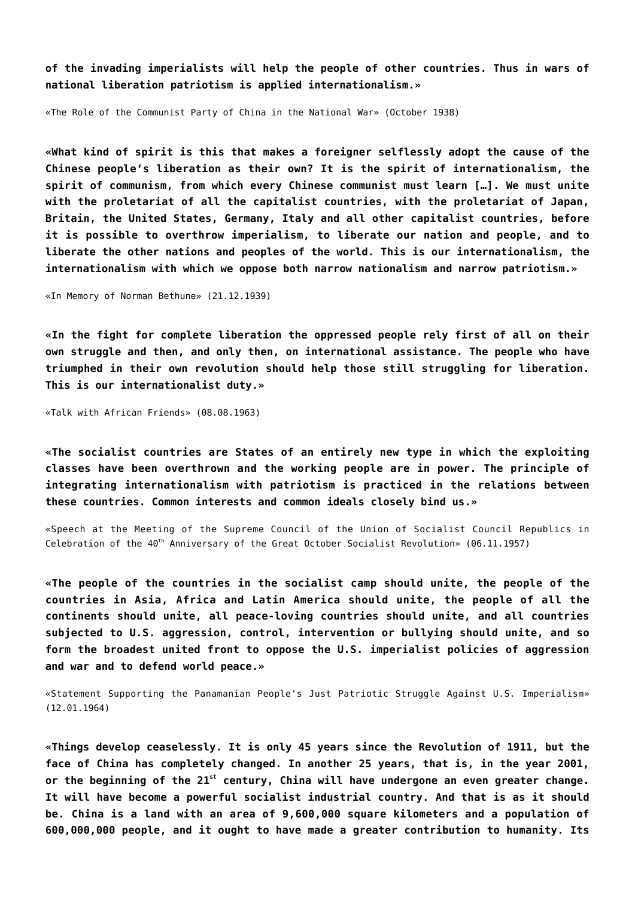**of the invading imperialists will help the people of other countries. Thus in wars of national liberation patriotism is applied internationalism.»**

«The Role of the Communist Party of China in the National War» (October 1938)

**«What kind of spirit is this that makes a foreigner selflessly adopt the cause of the Chinese people's liberation as their own? It is the spirit of internationalism, the spirit of communism, from which every Chinese communist must learn […]. We must unite with the proletariat of all the capitalist countries, with the proletariat of Japan, Britain, the United States, Germany, Italy and all other capitalist countries, before it is possible to overthrow imperialism, to liberate our nation and people, and to liberate the other nations and peoples of the world. This is our internationalism, the internationalism with which we oppose both narrow nationalism and narrow patriotism.»**

«In Memory of Norman Bethune» (21.12.1939)

**«In the fight for complete liberation the oppressed people rely first of all on their own struggle and then, and only then, on international assistance. The people who have triumphed in their own revolution should help those still struggling for liberation. This is our internationalist duty.»**

«Talk with African Friends» (08.08.1963)

**«The socialist countries are States of an entirely new type in which the exploiting classes have been overthrown and the working people are in power. The principle of integrating internationalism with patriotism is practiced in the relations between these countries. Common interests and common ideals closely bind us.»**

«Speech at the Meeting of the Supreme Council of the Union of Socialist Council Republics in Celebration of the 40th Anniversary of the Great October Socialist Revolution» (06.11.1957)

**«The people of the countries in the socialist camp should unite, the people of the countries in Asia, Africa and Latin America should unite, the people of all the continents should unite, all peace-loving countries should unite, and all countries subjected to U.S. aggression, control, intervention or bullying should unite, and so form the broadest united front to oppose the U.S. imperialist policies of aggression and war and to defend world peace.»**

«Statement Supporting the Panamanian People's Just Patriotic Struggle Against U.S. Imperialism» (12.01.1964)

**«Things develop ceaselessly. It is only 45 years since the Revolution of 1911, but the face of China has completely changed. In another 25 years, that is, in the year 2001, or the beginning of the 21st century, China will have undergone an even greater change. It will have become a powerful socialist industrial country. And that is as it should be. China is a land with an area of 9,600,000 square kilometers and a population of 600,000,000 people, and it ought to have made a greater contribution to humanity. Its**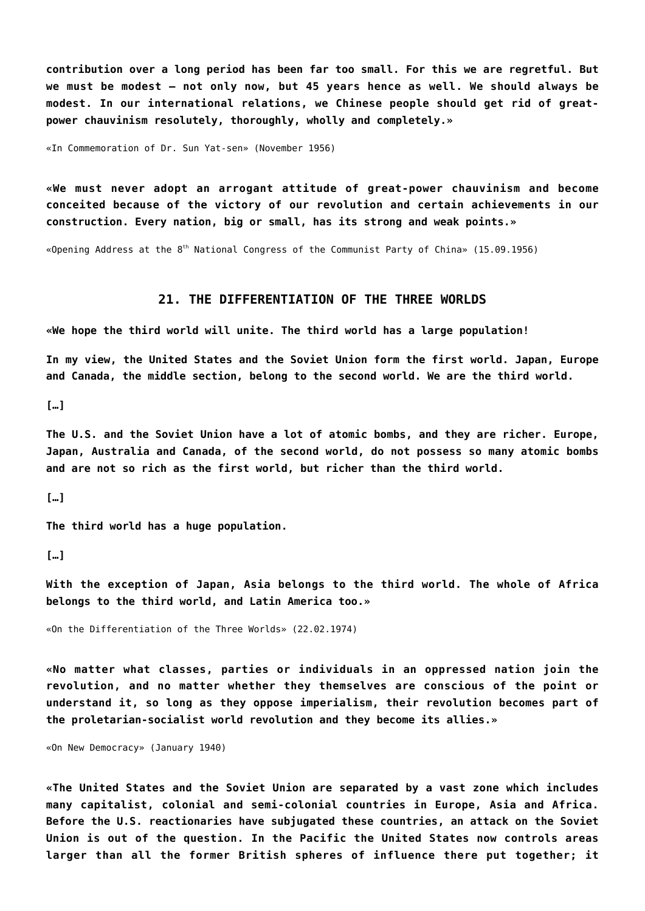**contribution over a long period has been far too small. For this we are regretful. But we must be modest – not only now, but 45 years hence as well. We should always be modest. In our international relations, we Chinese people should get rid of great-power chauvinism resolutely, thoroughly, wholly and completely.»**

«In Commemoration of Dr. Sun Yat-sen» (November 1956)

**«We must never adopt an arrogant attitude of great-power chauvinism and become conceited because of the victory of our revolution and certain achievements in our construction. Every nation, big or small, has its strong and weak points.»**

«Opening Address at the 8th National Congress of the Communist Party of China» (15.09.1956)

## 21. THE DIFFERENTIATION OF THE THREE WORLDS

**«We hope the third world will unite. The third world has a large population!**

**In my view, the United States and the Soviet Union form the first world. Japan, Europe and Canada, the middle section, belong to the second world. We are the third world.**

**[…]**

**The U.S. and the Soviet Union have a lot of atomic bombs, and they are richer. Europe, Japan, Australia and Canada, of the second world, do not possess so many atomic bombs and are not so rich as the first world, but richer than the third world.**

**[…]**

**The third world has a huge population.**

**[…]**

**With the exception of Japan, Asia belongs to the third world. The whole of Africa belongs to the third world, and Latin America too.»**

«On the Differentiation of the Three Worlds» (22.02.1974)

**«No matter what classes, parties or individuals in an oppressed nation join the revolution, and no matter whether they themselves are conscious of the point or understand it, so long as they oppose imperialism, their revolution becomes part of the proletarian-socialist world revolution and they become its allies.»**

«On New Democracy» (January 1940)

**«The United States and the Soviet Union are separated by a vast zone which includes many capitalist, colonial and semi-colonial countries in Europe, Asia and Africa. Before the U.S. reactionaries have subjugated these countries, an attack on the Soviet Union is out of the question. In the Pacific the United States now controls areas larger than all the former British spheres of influence there put together; it**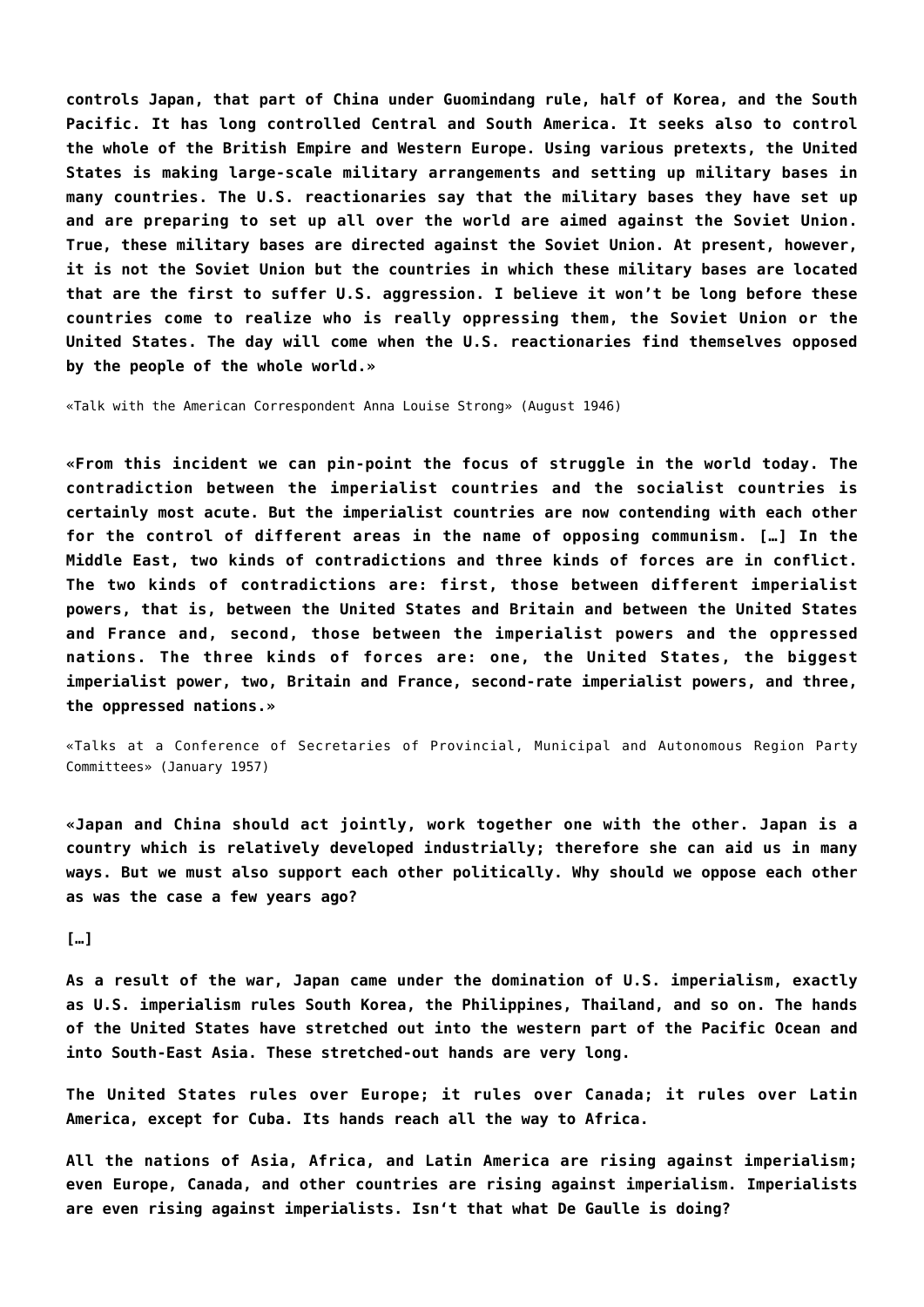**controls Japan, that part of China under Guomindang rule, half of Korea, and the South Pacific. It has long controlled Central and South America. It seeks also to control the whole of the British Empire and Western Europe. Using various pretexts, the United States is making large-scale military arrangements and setting up military bases in many countries. The U.S. reactionaries say that the military bases they have set up and are preparing to set up all over the world are aimed against the Soviet Union. True, these military bases are directed against the Soviet Union. At present, however, it is not the Soviet Union but the countries in which these military bases are located that are the first to suffer U.S. aggression. I believe it won't be long before these countries come to realize who is really oppressing them, the Soviet Union or the United States. The day will come when the U.S. reactionaries find themselves opposed by the people of the whole world.»**

«Talk with the American Correspondent Anna Louise Strong» (August 1946)

**«From this incident we can pin-point the focus of struggle in the world today. The contradiction between the imperialist countries and the socialist countries is certainly most acute. But the imperialist countries are now contending with each other for the control of different areas in the name of opposing communism. […] In the Middle East, two kinds of contradictions and three kinds of forces are in conflict. The two kinds of contradictions are: first, those between different imperialist powers, that is, between the United States and Britain and between the United States and France and, second, those between the imperialist powers and the oppressed nations. The three kinds of forces are: one, the United States, the biggest imperialist power, two, Britain and France, second-rate imperialist powers, and three, the oppressed nations.»**

«Talks at a Conference of Secretaries of Provincial, Municipal and Autonomous Region Party Committees» (January 1957)

**«Japan and China should act jointly, work together one with the other. Japan is a country which is relatively developed industrially; therefore she can aid us in many ways. But we must also support each other politically. Why should we oppose each other as was the case a few years ago?**

**[…]**

**As a result of the war, Japan came under the domination of U.S. imperialism, exactly as U.S. imperialism rules South Korea, the Philippines, Thailand, and so on. The hands of the United States have stretched out into the western part of the Pacific Ocean and into South-East Asia. These stretched-out hands are very long.**

**The United States rules over Europe; it rules over Canada; it rules over Latin America, except for Cuba. Its hands reach all the way to Africa.**

**All the nations of Asia, Africa, and Latin America are rising against imperialism; even Europe, Canada, and other countries are rising against imperialism. Imperialists are even rising against imperialists. Isn't that what De Gaulle is doing?**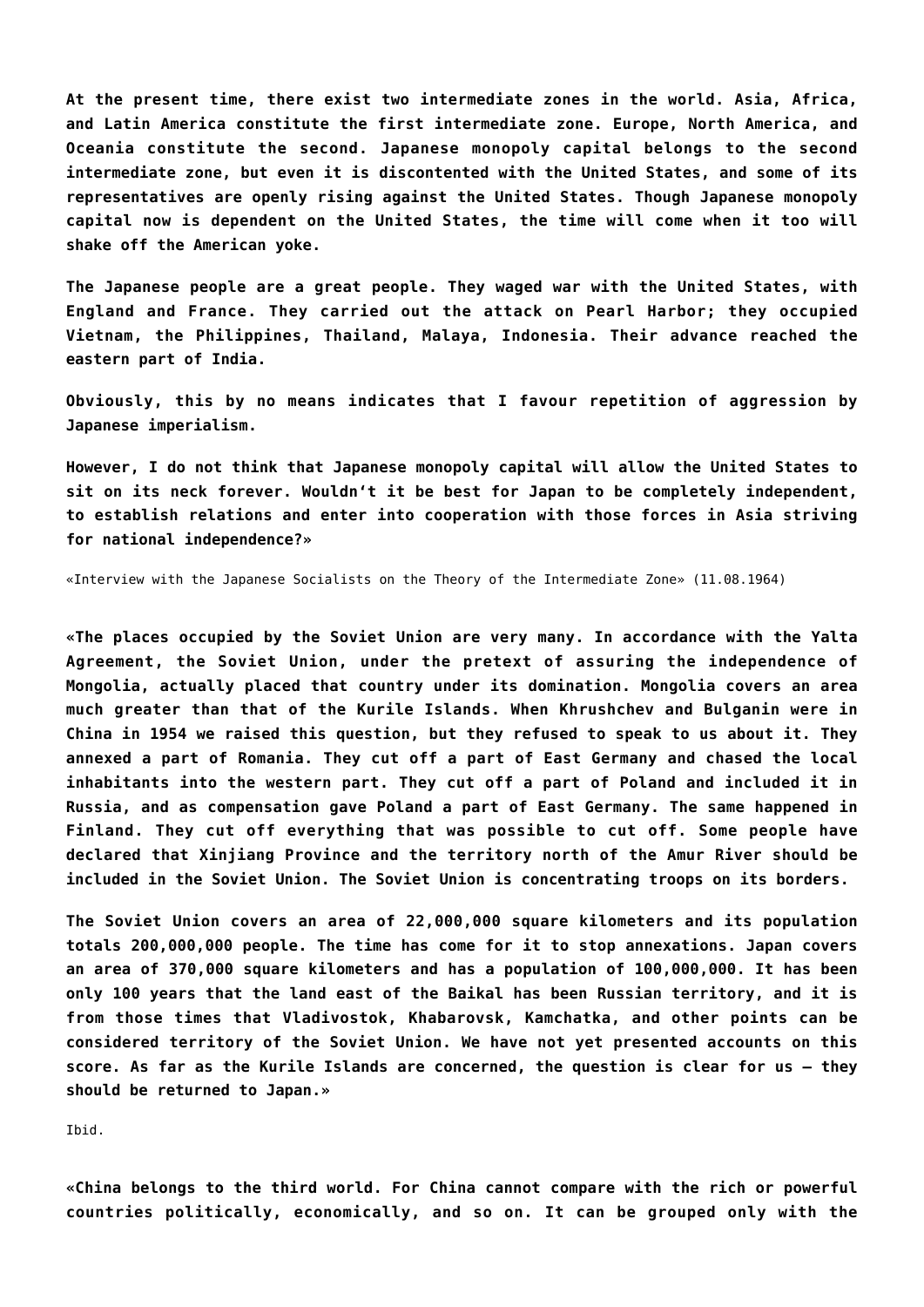**At the present time, there exist two intermediate zones in the world. Asia, Africa, and Latin America constitute the first intermediate zone. Europe, North America, and Oceania constitute the second. Japanese monopoly capital belongs to the second intermediate zone, but even it is discontented with the United States, and some of its representatives are openly rising against the United States. Though Japanese monopoly capital now is dependent on the United States, the time will come when it too will shake off the American yoke.**

**The Japanese people are a great people. They waged war with the United States, with England and France. They carried out the attack on Pearl Harbor; they occupied Vietnam, the Philippines, Thailand, Malaya, Indonesia. Their advance reached the eastern part of India.**

**Obviously, this by no means indicates that I favour repetition of aggression by Japanese imperialism.**

**However, I do not think that Japanese monopoly capital will allow the United States to sit on its neck forever. Wouldn't it be best for Japan to be completely independent, to establish relations and enter into cooperation with those forces in Asia striving for national independence?»**

«Interview with the Japanese Socialists on the Theory of the Intermediate Zone» (11.08.1964)

**«The places occupied by the Soviet Union are very many. In accordance with the Yalta Agreement, the Soviet Union, under the pretext of assuring the independence of Mongolia, actually placed that country under its domination. Mongolia covers an area much greater than that of the Kurile Islands. When Khrushchev and Bulganin were in China in 1954 we raised this question, but they refused to speak to us about it. They annexed a part of Romania. They cut off a part of East Germany and chased the local inhabitants into the western part. They cut off a part of Poland and included it in Russia, and as compensation gave Poland a part of East Germany. The same happened in Finland. They cut off everything that was possible to cut off. Some people have declared that Xinjiang Province and the territory north of the Amur River should be included in the Soviet Union. The Soviet Union is concentrating troops on its borders.**

**The Soviet Union covers an area of 22,000,000 square kilometers and its population totals 200,000,000 people. The time has come for it to stop annexations. Japan covers an area of 370,000 square kilometers and has a population of 100,000,000. It has been only 100 years that the land east of the Baikal has been Russian territory, and it is from those times that Vladivostok, Khabarovsk, Kamchatka, and other points can be considered territory of the Soviet Union. We have not yet presented accounts on this score. As far as the Kurile Islands are concerned, the question is clear for us – they should be returned to Japan.»**

Ibid.

**«China belongs to the third world. For China cannot compare with the rich or powerful countries politically, economically, and so on. It can be grouped only with the**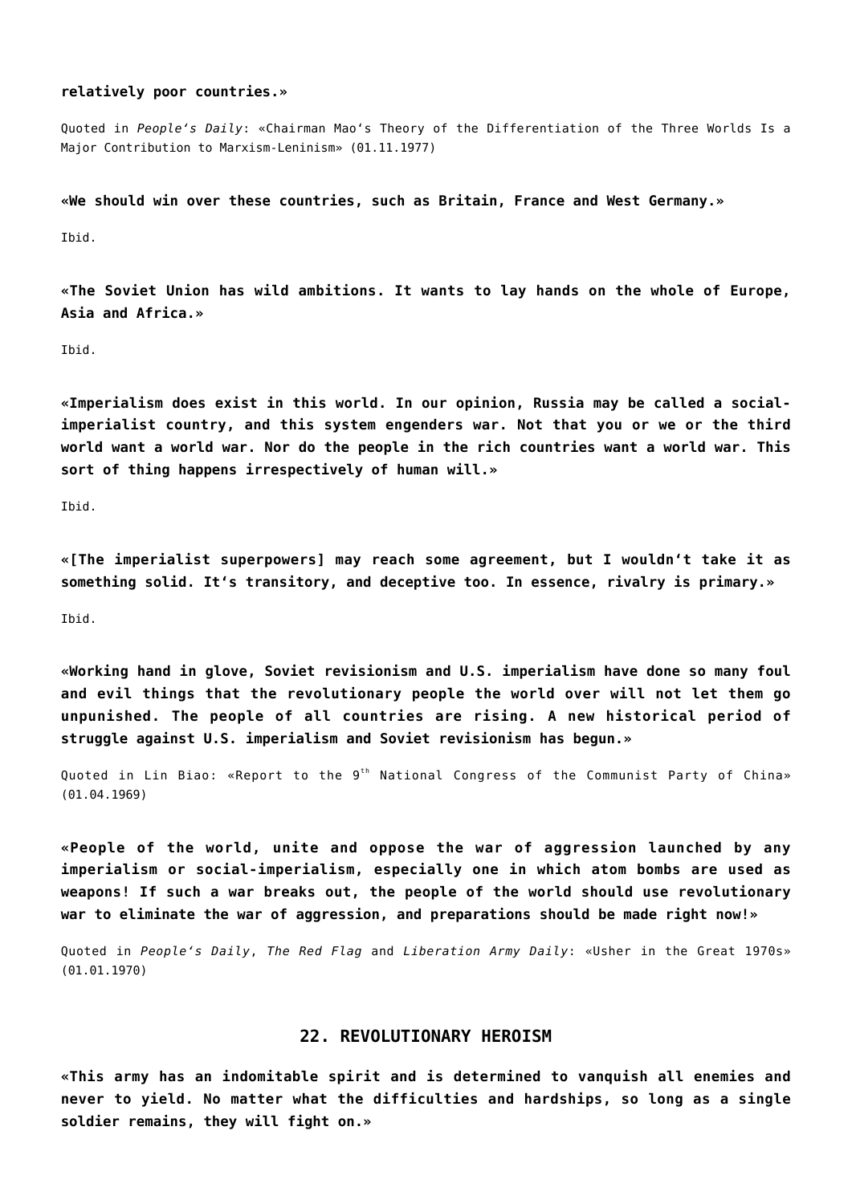**relatively poor countries.»**

Quoted in *People's Daily*: «Chairman Mao's Theory of the Differentiation of the Three Worlds Is a Major Contribution to Marxism-Leninism» (01.11.1977)

**«We should win over these countries, such as Britain, France and West Germany.»**

Ibid.

**«The Soviet Union has wild ambitions. It wants to lay hands on the whole of Europe, Asia and Africa.»**

Ibid.

**«Imperialism does exist in this world. In our opinion, Russia may be called a social-imperialist country, and this system engenders war. Not that you or we or the third world want a world war. Nor do the people in the rich countries want a world war. This sort of thing happens irrespectively of human will.»**

Ibid.

**«[The imperialist superpowers] may reach some agreement, but I wouldn't take it as something solid. It's transitory, and deceptive too. In essence, rivalry is primary.»**

Ibid.

**«Working hand in glove, Soviet revisionism and U.S. imperialism have done so many foul and evil things that the revolutionary people the world over will not let them go unpunished. The people of all countries are rising. A new historical period of struggle against U.S. imperialism and Soviet revisionism has begun.»**

Quoted in Lin Biao: «Report to the 9th National Congress of the Communist Party of China» (01.04.1969)

**«People of the world, unite and oppose the war of aggression launched by any imperialism or social-imperialism, especially one in which atom bombs are used as weapons! If such a war breaks out, the people of the world should use revolutionary war to eliminate the war of aggression, and preparations should be made right now!»**

Quoted in *People's Daily*, *The Red Flag* and *Liberation Army Daily*: «Usher in the Great 1970s» (01.01.1970)

## 22. REVOLUTIONARY HEROISM

**«This army has an indomitable spirit and is determined to vanquish all enemies and never to yield. No matter what the difficulties and hardships, so long as a single soldier remains, they will fight on.»**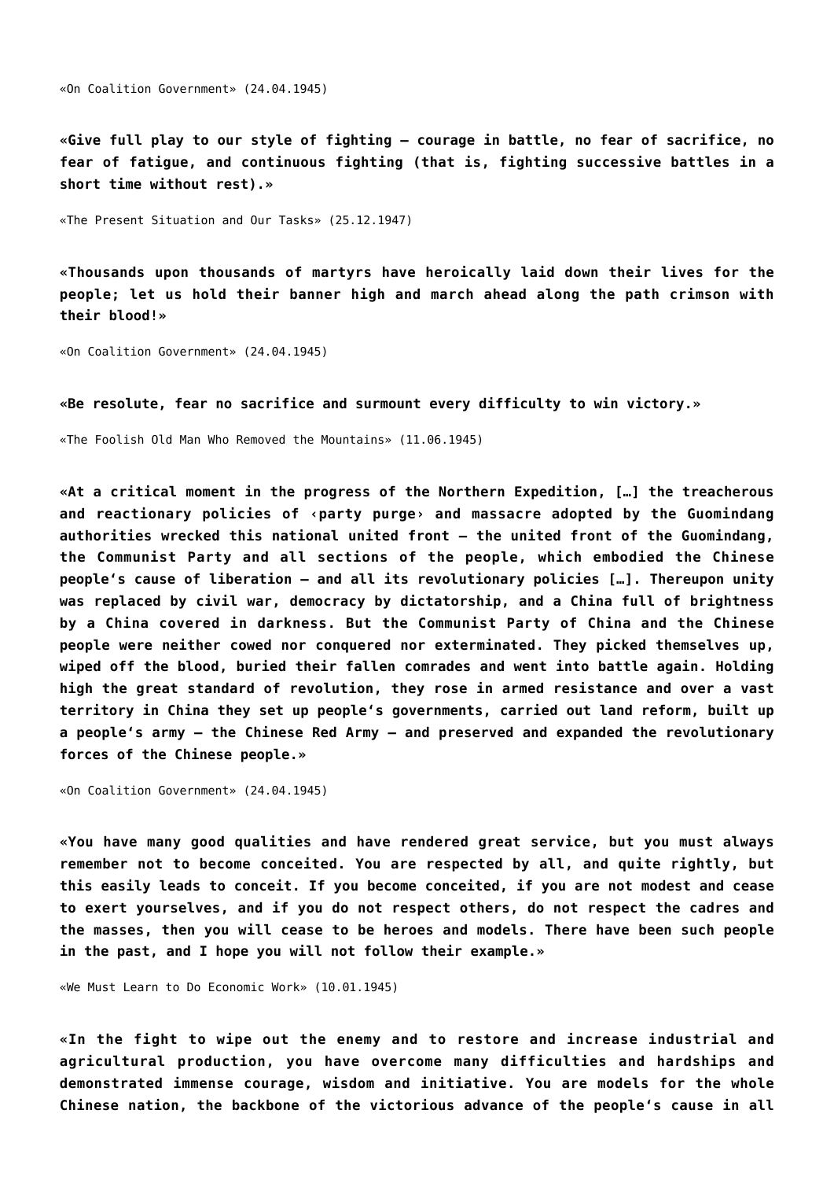«On Coalition Government» (24.04.1945)

**«Give full play to our style of fighting — courage in battle, no fear of sacrifice, no fear of fatigue, and continuous fighting (that is, fighting successive battles in a short time without rest).»**

«The Present Situation and Our Tasks» (25.12.1947)

**«Thousands upon thousands of martyrs have heroically laid down their lives for the people; let us hold their banner high and march ahead along the path crimson with their blood!»**

«On Coalition Government» (24.04.1945)

**«Be resolute, fear no sacrifice and surmount every difficulty to win victory.»**

«The Foolish Old Man Who Removed the Mountains» (11.06.1945)

**«At a critical moment in the progress of the Northern Expedition, […] the treacherous and reactionary policies of ‹party purge› and massacre adopted by the Guomindang authorities wrecked this national united front — the united front of the Guomindang, the Communist Party and all sections of the people, which embodied the Chinese people's cause of liberation — and all its revolutionary policies […]. Thereupon unity was replaced by civil war, democracy by dictatorship, and a China full of brightness by a China covered in darkness. But the Communist Party of China and the Chinese people were neither cowed nor conquered nor exterminated. They picked themselves up, wiped off the blood, buried their fallen comrades and went into battle again. Holding high the great standard of revolution, they rose in armed resistance and over a vast territory in China they set up people's governments, carried out land reform, built up a people's army — the Chinese Red Army — and preserved and expanded the revolutionary forces of the Chinese people.»**

«On Coalition Government» (24.04.1945)

**«You have many good qualities and have rendered great service, but you must always remember not to become conceited. You are respected by all, and quite rightly, but this easily leads to conceit. If you become conceited, if you are not modest and cease to exert yourselves, and if you do not respect others, do not respect the cadres and the masses, then you will cease to be heroes and models. There have been such people in the past, and I hope you will not follow their example.»**

«We Must Learn to Do Economic Work» (10.01.1945)

**«In the fight to wipe out the enemy and to restore and increase industrial and agricultural production, you have overcome many difficulties and hardships and demonstrated immense courage, wisdom and initiative. You are models for the whole Chinese nation, the backbone of the victorious advance of the people's cause in all**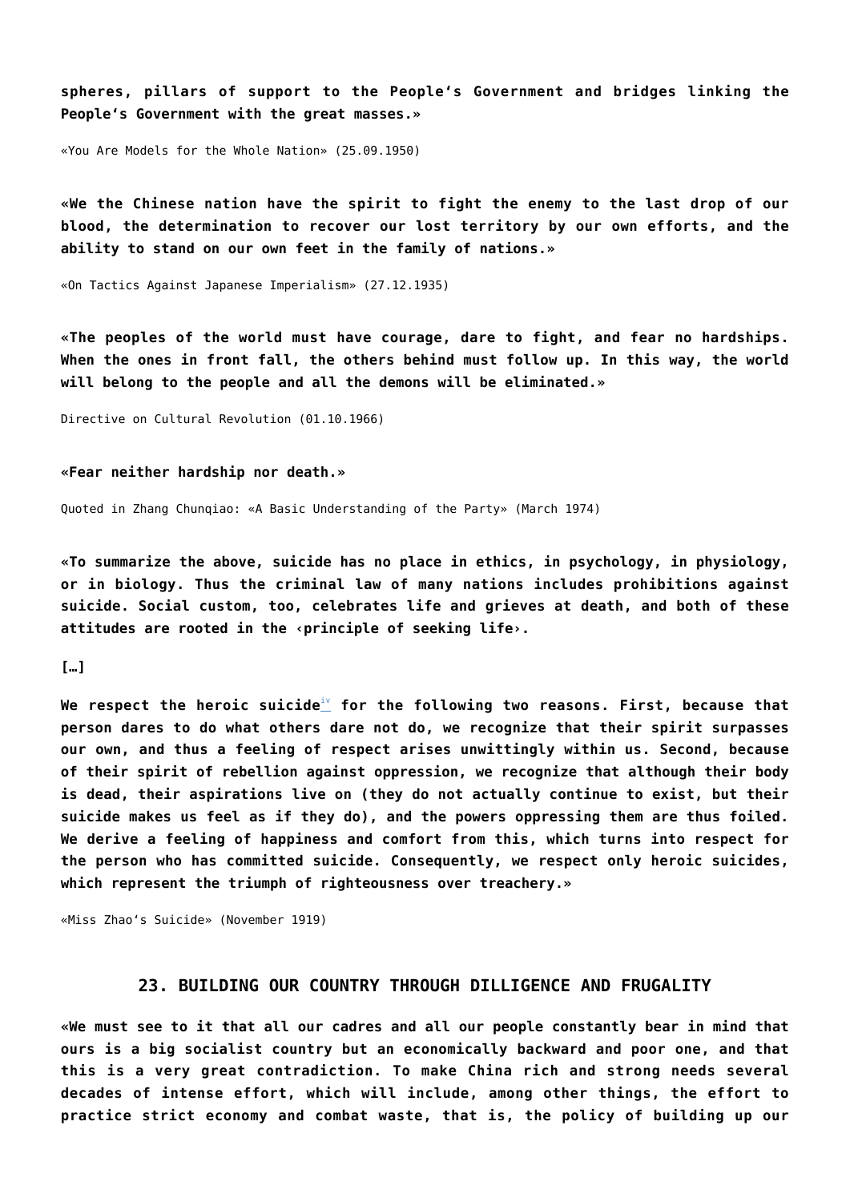**spheres, pillars of support to the People's Government and bridges linking the People's Government with the great masses.»**

«You Are Models for the Whole Nation» (25.09.1950)

**«We the Chinese nation have the spirit to fight the enemy to the last drop of our blood, the determination to recover our lost territory by our own efforts, and the ability to stand on our own feet in the family of nations.»**

«On Tactics Against Japanese Imperialism» (27.12.1935)

**«The peoples of the world must have courage, dare to fight, and fear no hardships. When the ones in front fall, the others behind must follow up. In this way, the world will belong to the people and all the demons will be eliminated.»**

Directive on Cultural Revolution (01.10.1966)

**«Fear neither hardship nor death.»**

Quoted in Zhang Chunqiao: «A Basic Understanding of the Party» (March 1974)

**«To summarize the above, suicide has no place in ethics, in psychology, in physiology, or in biology. Thus the criminal law of many nations includes prohibitions against suicide. Social custom, too, celebrates life and grieves at death, and both of these attitudes are rooted in the ‹principle of seeking life›.**

**[…]**

**We respect the heroic suicide[iv] for the following two reasons. First, because that person dares to do what others dare not do, we recognize that their spirit surpasses our own, and thus a feeling of respect arises unwittingly within us. Second, because of their spirit of rebellion against oppression, we recognize that although their body is dead, their aspirations live on (they do not actually continue to exist, but their suicide makes us feel as if they do), and the powers oppressing them are thus foiled. We derive a feeling of happiness and comfort from this, which turns into respect for the person who has committed suicide. Consequently, we respect only heroic suicides, which represent the triumph of righteousness over treachery.»**

«Miss Zhao's Suicide» (November 1919)

## 23. BUILDING OUR COUNTRY THROUGH DILLIGENCE AND FRUGALITY

**«We must see to it that all our cadres and all our people constantly bear in mind that ours is a big socialist country but an economically backward and poor one, and that this is a very great contradiction. To make China rich and strong needs several decades of intense effort, which will include, among other things, the effort to practice strict economy and combat waste, that is, the policy of building up our**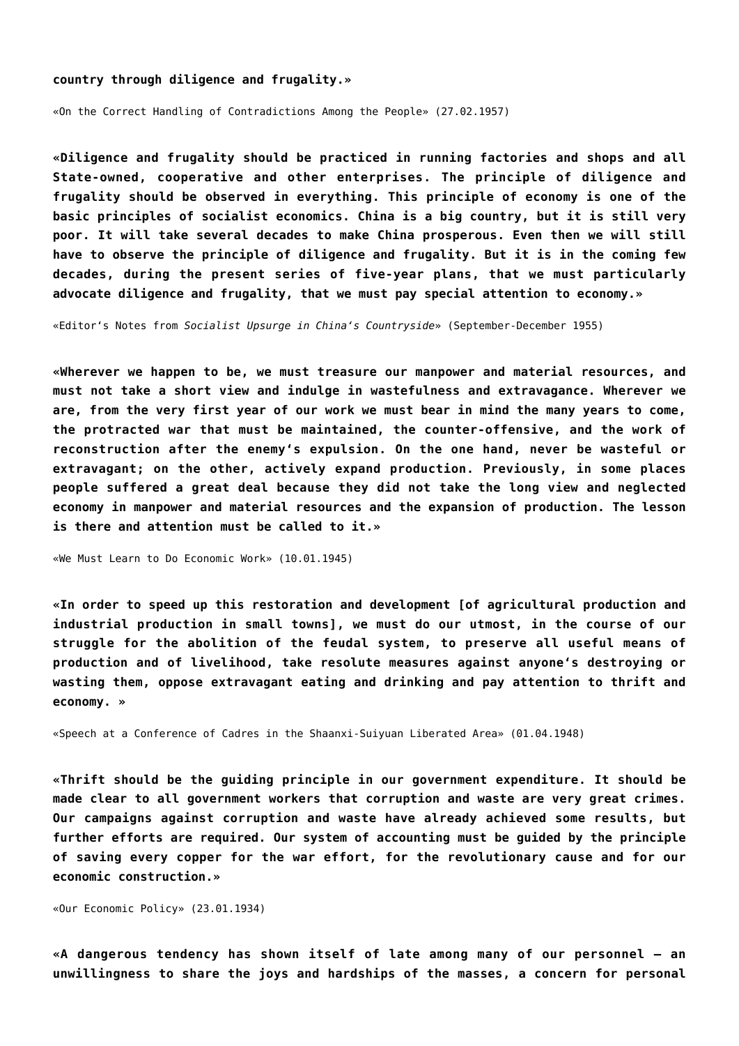**country through diligence and frugality.»**

«On the Correct Handling of Contradictions Among the People» (27.02.1957)

**«Diligence and frugality should be practiced in running factories and shops and all State-owned, cooperative and other enterprises. The principle of diligence and frugality should be observed in everything. This principle of economy is one of the basic principles of socialist economics. China is a big country, but it is still very poor. It will take several decades to make China prosperous. Even then we will still have to observe the principle of diligence and frugality. But it is in the coming few decades, during the present series of five-year plans, that we must particularly advocate diligence and frugality, that we must pay special attention to economy.»**

«Editor's Notes from *Socialist Upsurge in China's Countryside*» (September-December 1955)

**«Wherever we happen to be, we must treasure our manpower and material resources, and must not take a short view and indulge in wastefulness and extravagance. Wherever we are, from the very first year of our work we must bear in mind the many years to come, the protracted war that must be maintained, the counter-offensive, and the work of reconstruction after the enemy's expulsion. On the one hand, never be wasteful or extravagant; on the other, actively expand production. Previously, in some places people suffered a great deal because they did not take the long view and neglected economy in manpower and material resources and the expansion of production. The lesson is there and attention must be called to it.»**

«We Must Learn to Do Economic Work» (10.01.1945)

**«In order to speed up this restoration and development [of agricultural production and industrial production in small towns], we must do our utmost, in the course of our struggle for the abolition of the feudal system, to preserve all useful means of production and of livelihood, take resolute measures against anyone's destroying or wasting them, oppose extravagant eating and drinking and pay attention to thrift and economy. »**

«Speech at a Conference of Cadres in the Shaanxi-Suiyuan Liberated Area» (01.04.1948)

**«Thrift should be the guiding principle in our government expenditure. It should be made clear to all government workers that corruption and waste are very great crimes. Our campaigns against corruption and waste have already achieved some results, but further efforts are required. Our system of accounting must be guided by the principle of saving every copper for the war effort, for the revolutionary cause and for our economic construction.»**

«Our Economic Policy» (23.01.1934)

**«A dangerous tendency has shown itself of late among many of our personnel — an unwillingness to share the joys and hardships of the masses, a concern for personal**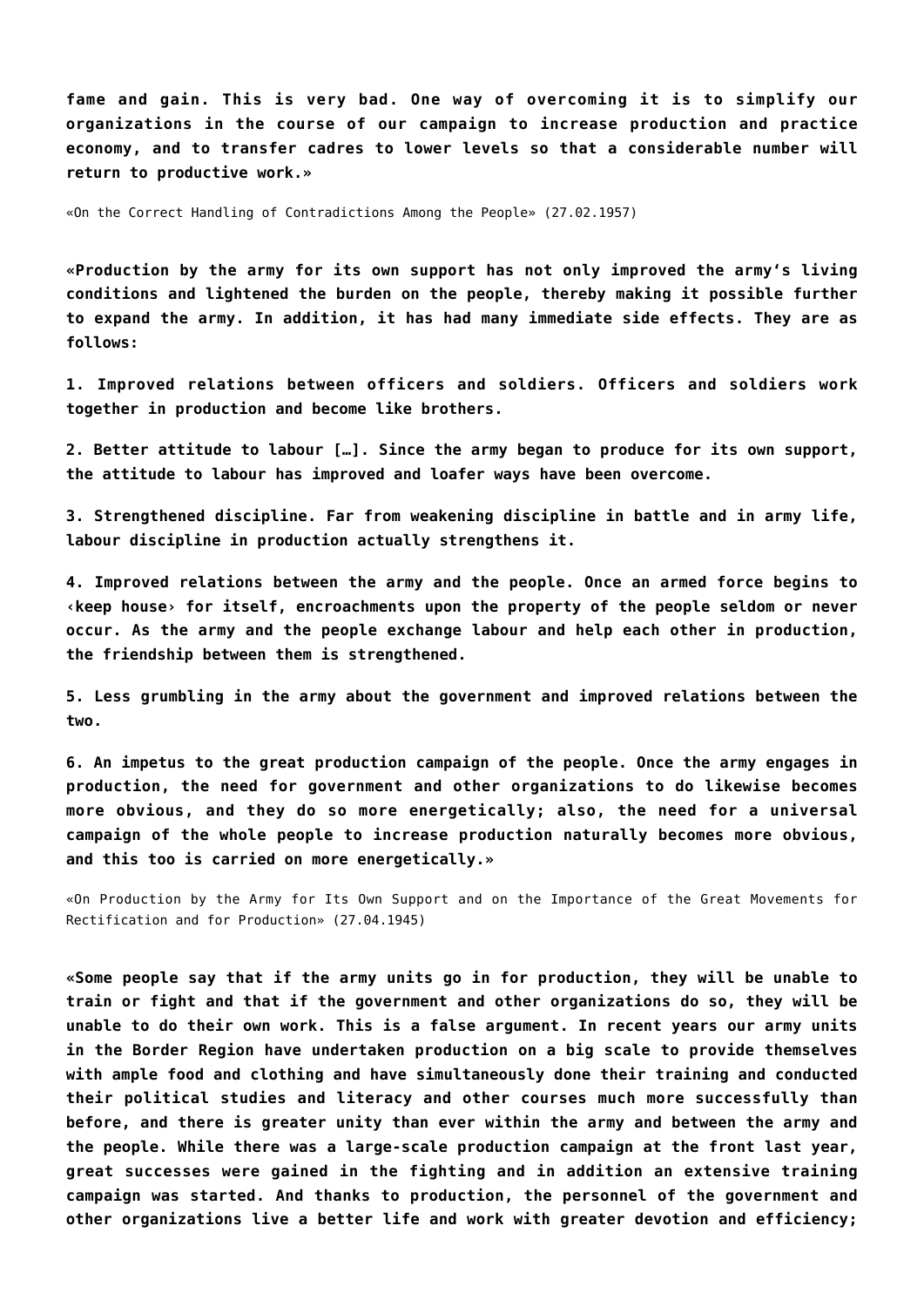**fame and gain. This is very bad. One way of overcoming it is to simplify our organizations in the course of our campaign to increase production and practice economy, and to transfer cadres to lower levels so that a considerable number will return to productive work.»**

«On the Correct Handling of Contradictions Among the People» (27.02.1957)

**«Production by the army for its own support has not only improved the army's living conditions and lightened the burden on the people, thereby making it possible further to expand the army. In addition, it has had many immediate side effects. They are as follows:**

**1. Improved relations between officers and soldiers. Officers and soldiers work together in production and become like brothers.**

**2. Better attitude to labour […]. Since the army began to produce for its own support, the attitude to labour has improved and loafer ways have been overcome.**

**3. Strengthened discipline. Far from weakening discipline in battle and in army life, labour discipline in production actually strengthens it.**

**4. Improved relations between the army and the people. Once an armed force begins to ‹keep house› for itself, encroachments upon the property of the people seldom or never occur. As the army and the people exchange labour and help each other in production, the friendship between them is strengthened.**

**5. Less grumbling in the army about the government and improved relations between the two.**

**6. An impetus to the great production campaign of the people. Once the army engages in production, the need for government and other organizations to do likewise becomes more obvious, and they do so more energetically; also, the need for a universal campaign of the whole people to increase production naturally becomes more obvious, and this too is carried on more energetically.»**

«On Production by the Army for Its Own Support and on the Importance of the Great Movements for Rectification and for Production» (27.04.1945)

**«Some people say that if the army units go in for production, they will be unable to train or fight and that if the government and other organizations do so, they will be unable to do their own work. This is a false argument. In recent years our army units in the Border Region have undertaken production on a big scale to provide themselves with ample food and clothing and have simultaneously done their training and conducted their political studies and literacy and other courses much more successfully than before, and there is greater unity than ever within the army and between the army and the people. While there was a large-scale production campaign at the front last year, great successes were gained in the fighting and in addition an extensive training campaign was started. And thanks to production, the personnel of the government and other organizations live a better life and work with greater devotion and efficiency;**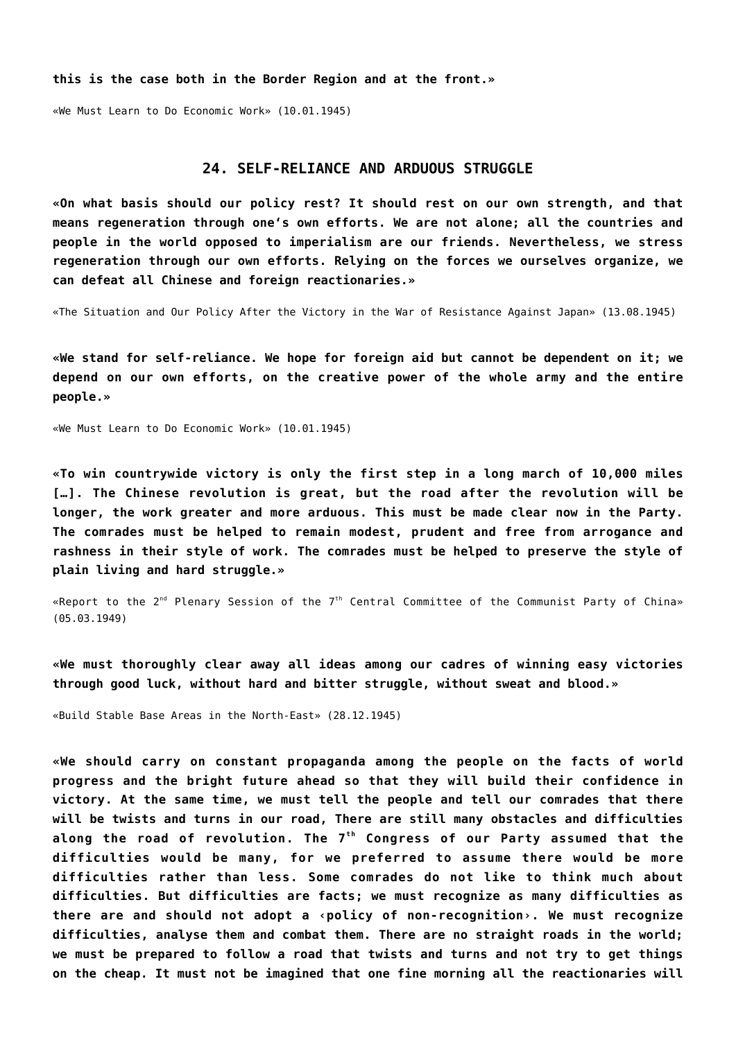**this is the case both in the Border Region and at the front.»**

«We Must Learn to Do Economic Work» (10.01.1945)

## 24. SELF-RELIANCE AND ARDUOUS STRUGGLE

**«On what basis should our policy rest? It should rest on our own strength, and that means regeneration through one's own efforts. We are not alone; all the countries and people in the world opposed to imperialism are our friends. Nevertheless, we stress regeneration through our own efforts. Relying on the forces we ourselves organize, we can defeat all Chinese and foreign reactionaries.»**

«The Situation and Our Policy After the Victory in the War of Resistance Against Japan» (13.08.1945)

**«We stand for self-reliance. We hope for foreign aid but cannot be dependent on it; we depend on our own efforts, on the creative power of the whole army and the entire people.»**

«We Must Learn to Do Economic Work» (10.01.1945)

**«To win countrywide victory is only the first step in a long march of 10,000 miles […]. The Chinese revolution is great, but the road after the revolution will be longer, the work greater and more arduous. This must be made clear now in the Party. The comrades must be helped to remain modest, prudent and free from arrogance and rashness in their style of work. The comrades must be helped to preserve the style of plain living and hard struggle.»**

«Report to the 2nd Plenary Session of the 7th Central Committee of the Communist Party of China» (05.03.1949)

**«We must thoroughly clear away all ideas among our cadres of winning easy victories through good luck, without hard and bitter struggle, without sweat and blood.»**

«Build Stable Base Areas in the North-East» (28.12.1945)

**«We should carry on constant propaganda among the people on the facts of world progress and the bright future ahead so that they will build their confidence in victory. At the same time, we must tell the people and tell our comrades that there will be twists and turns in our road, There are still many obstacles and difficulties along the road of revolution. The 7th Congress of our Party assumed that the difficulties would be many, for we preferred to assume there would be more difficulties rather than less. Some comrades do not like to think much about difficulties. But difficulties are facts; we must recognize as many difficulties as there are and should not adopt a ‹policy of non-recognition›. We must recognize difficulties, analyse them and combat them. There are no straight roads in the world; we must be prepared to follow a road that twists and turns and not try to get things on the cheap. It must not be imagined that one fine morning all the reactionaries will**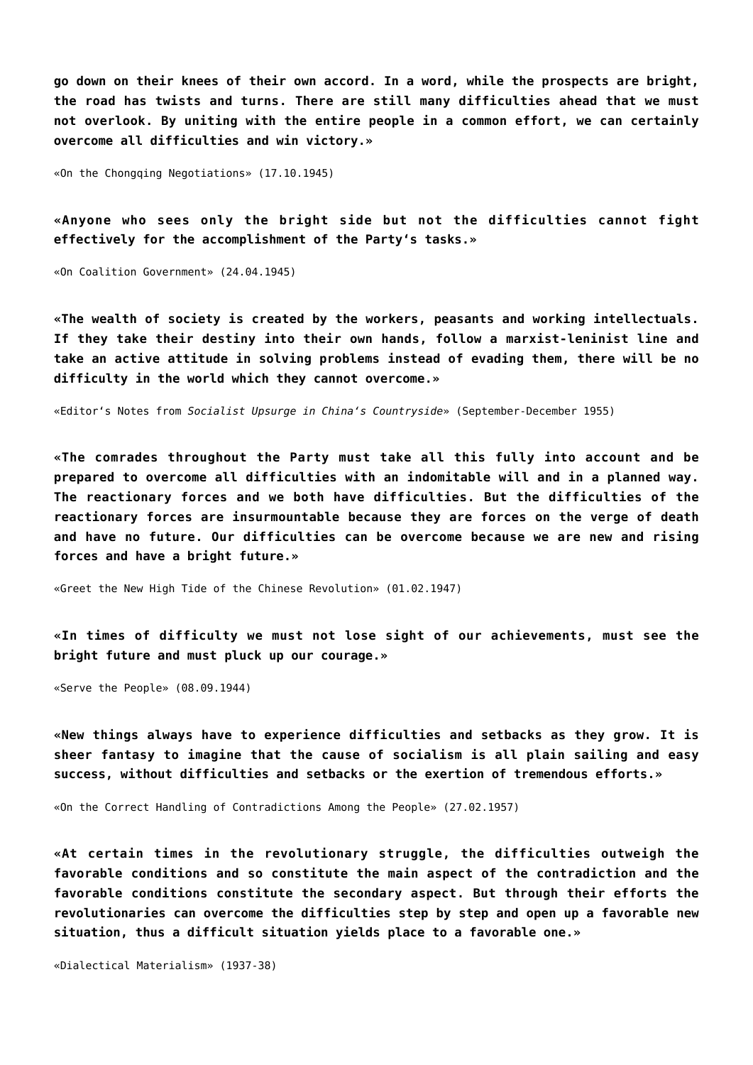**go down on their knees of their own accord. In a word, while the prospects are bright, the road has twists and turns. There are still many difficulties ahead that we must not overlook. By uniting with the entire people in a common effort, we can certainly overcome all difficulties and win victory.»**

«On the Chongqing Negotiations» (17.10.1945)

**«Anyone who sees only the bright side but not the difficulties cannot fight effectively for the accomplishment of the Party's tasks.»**

«On Coalition Government» (24.04.1945)

**«The wealth of society is created by the workers, peasants and working intellectuals. If they take their destiny into their own hands, follow a marxist-leninist line and take an active attitude in solving problems instead of evading them, there will be no difficulty in the world which they cannot overcome.»**

«Editor's Notes from *Socialist Upsurge in China's Countryside*» (September-December 1955)

**«The comrades throughout the Party must take all this fully into account and be prepared to overcome all difficulties with an indomitable will and in a planned way. The reactionary forces and we both have difficulties. But the difficulties of the reactionary forces are insurmountable because they are forces on the verge of death and have no future. Our difficulties can be overcome because we are new and rising forces and have a bright future.»**

«Greet the New High Tide of the Chinese Revolution» (01.02.1947)

**«In times of difficulty we must not lose sight of our achievements, must see the bright future and must pluck up our courage.»**

«Serve the People» (08.09.1944)

**«New things always have to experience difficulties and setbacks as they grow. It is sheer fantasy to imagine that the cause of socialism is all plain sailing and easy success, without difficulties and setbacks or the exertion of tremendous efforts.»**

«On the Correct Handling of Contradictions Among the People» (27.02.1957)

**«At certain times in the revolutionary struggle, the difficulties outweigh the favorable conditions and so constitute the main aspect of the contradiction and the favorable conditions constitute the secondary aspect. But through their efforts the revolutionaries can overcome the difficulties step by step and open up a favorable new situation, thus a difficult situation yields place to a favorable one.»**

«Dialectical Materialism» (1937-38)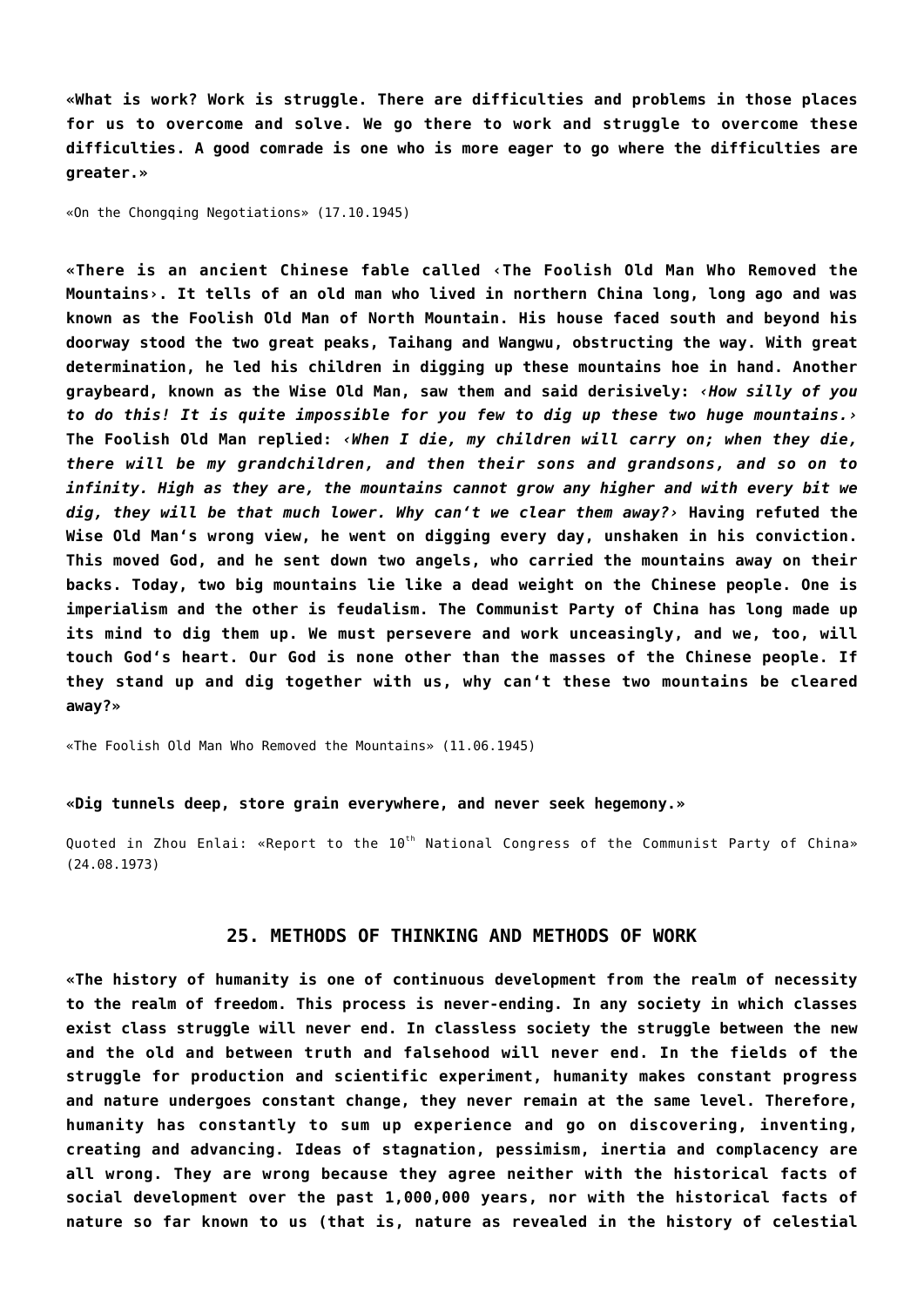**«What is work? Work is struggle. There are difficulties and problems in those places for us to overcome and solve. We go there to work and struggle to overcome these difficulties. A good comrade is one who is more eager to go where the difficulties are greater.»**

«On the Chongqing Negotiations» (17.10.1945)

**«There is an ancient Chinese fable called ‹The Foolish Old Man Who Removed the Mountains›. It tells of an old man who lived in northern China long, long ago and was known as the Foolish Old Man of North Mountain. His house faced south and beyond his doorway stood the two great peaks, Taihang and Wangwu, obstructing the way. With great determination, he led his children in digging up these mountains hoe in hand. Another graybeard, known as the Wise Old Man, saw them and said derisively: ‹*How silly of you to do this! It is quite impossible for you few to dig up these two huge mountains.*› The Foolish Old Man replied: ‹*When I die, my children will carry on; when they die, there will be my grandchildren, and then their sons and grandsons, and so on to infinity. High as they are, the mountains cannot grow any higher and with every bit we dig, they will be that much lower. Why can't we clear them away?*› Having refuted the Wise Old Man's wrong view, he went on digging every day, unshaken in his conviction. This moved God, and he sent down two angels, who carried the mountains away on their backs. Today, two big mountains lie like a dead weight on the Chinese people. One is imperialism and the other is feudalism. The Communist Party of China has long made up its mind to dig them up. We must persevere and work unceasingly, and we, too, will touch God's heart. Our God is none other than the masses of the Chinese people. If they stand up and dig together with us, why can't these two mountains be cleared away?»**

«The Foolish Old Man Who Removed the Mountains» (11.06.1945)

**«Dig tunnels deep, store grain everywhere, and never seek hegemony.»**

Quoted in Zhou Enlai: «Report to the 10th National Congress of the Communist Party of China» (24.08.1973)

## 25. METHODS OF THINKING AND METHODS OF WORK

**«The history of humanity is one of continuous development from the realm of necessity to the realm of freedom. This process is never-ending. In any society in which classes exist class struggle will never end. In classless society the struggle between the new and the old and between truth and falsehood will never end. In the fields of the struggle for production and scientific experiment, humanity makes constant progress and nature undergoes constant change, they never remain at the same level. Therefore, humanity has constantly to sum up experience and go on discovering, inventing, creating and advancing. Ideas of stagnation, pessimism, inertia and complacency are all wrong. They are wrong because they agree neither with the historical facts of social development over the past 1,000,000 years, nor with the historical facts of nature so far known to us (that is, nature as revealed in the history of celestial**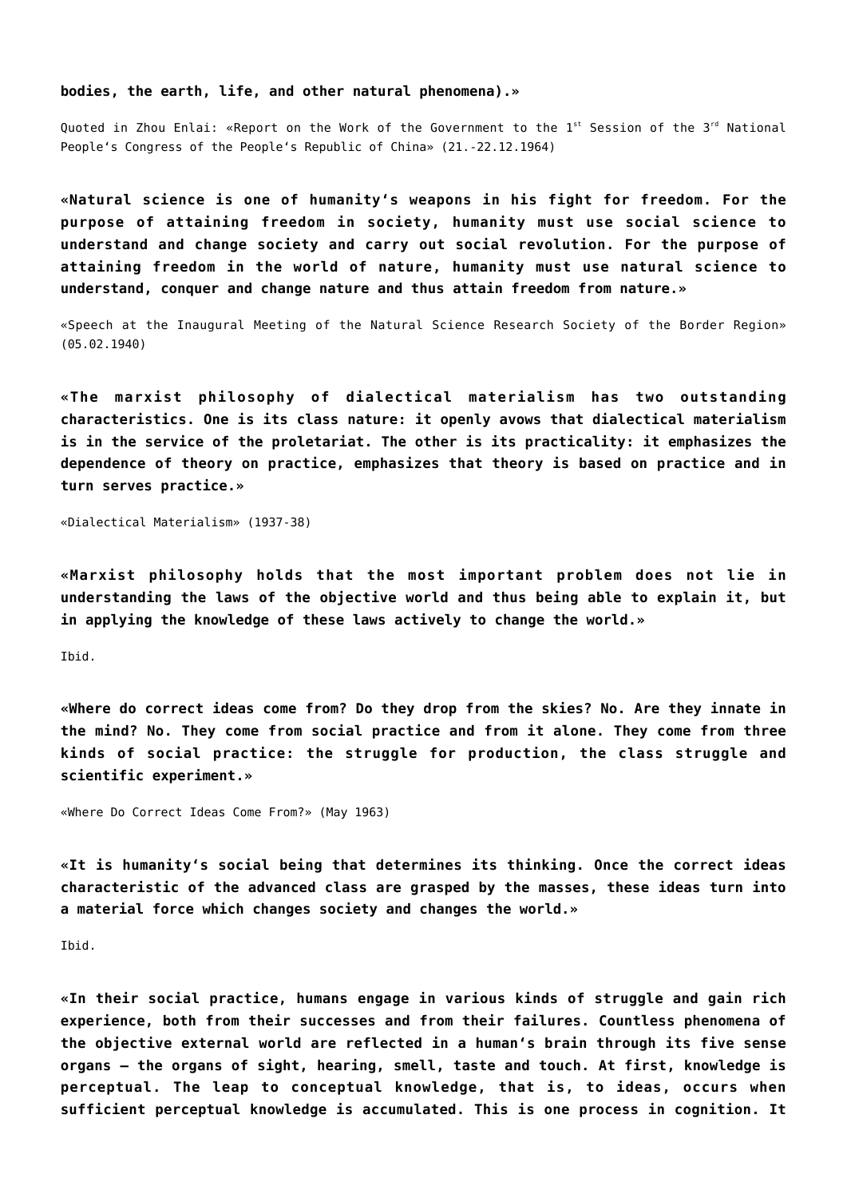**bodies, the earth, life, and other natural phenomena).»**

Quoted in Zhou Enlai: «Report on the Work of the Government to the 1st Session of the 3rd National People's Congress of the People's Republic of China» (21.-22.12.1964)

**«Natural science is one of humanity's weapons in his fight for freedom. For the purpose of attaining freedom in society, humanity must use social science to understand and change society and carry out social revolution. For the purpose of attaining freedom in the world of nature, humanity must use natural science to understand, conquer and change nature and thus attain freedom from nature.»**

«Speech at the Inaugural Meeting of the Natural Science Research Society of the Border Region» (05.02.1940)

**«The marxist philosophy of dialectical materialism has two outstanding characteristics. One is its class nature: it openly avows that dialectical materialism is in the service of the proletariat. The other is its practicality: it emphasizes the dependence of theory on practice, emphasizes that theory is based on practice and in turn serves practice.»**

«Dialectical Materialism» (1937-38)

**«Marxist philosophy holds that the most important problem does not lie in understanding the laws of the objective world and thus being able to explain it, but in applying the knowledge of these laws actively to change the world.»**

Ibid.

**«Where do correct ideas come from? Do they drop from the skies? No. Are they innate in the mind? No. They come from social practice and from it alone. They come from three kinds of social practice: the struggle for production, the class struggle and scientific experiment.»**

«Where Do Correct Ideas Come From?» (May 1963)

**«It is humanity's social being that determines its thinking. Once the correct ideas characteristic of the advanced class are grasped by the masses, these ideas turn into a material force which changes society and changes the world.»**

Ibid.

**«In their social practice, humans engage in various kinds of struggle and gain rich experience, both from their successes and from their failures. Countless phenomena of the objective external world are reflected in a human's brain through its five sense organs — the organs of sight, hearing, smell, taste and touch. At first, knowledge is perceptual. The leap to conceptual knowledge, that is, to ideas, occurs when sufficient perceptual knowledge is accumulated. This is one process in cognition. It**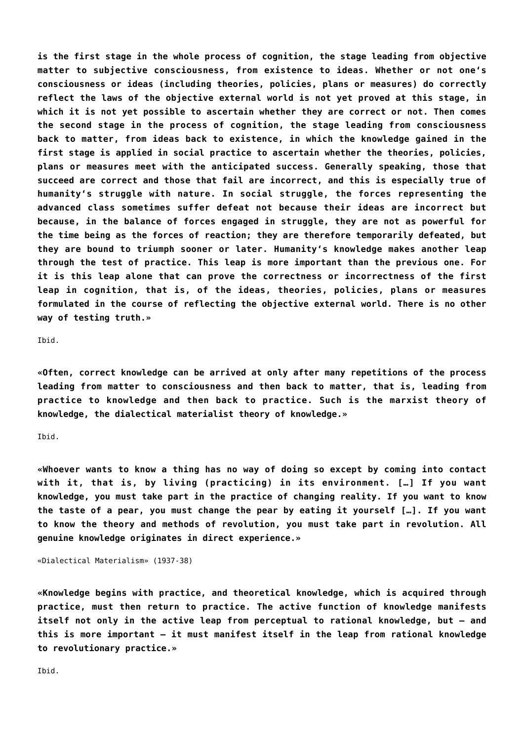**is the first stage in the whole process of cognition, the stage leading from objective matter to subjective consciousness, from existence to ideas. Whether or not one's consciousness or ideas (including theories, policies, plans or measures) do correctly reflect the laws of the objective external world is not yet proved at this stage, in which it is not yet possible to ascertain whether they are correct or not. Then comes the second stage in the process of cognition, the stage leading from consciousness back to matter, from ideas back to existence, in which the knowledge gained in the first stage is applied in social practice to ascertain whether the theories, policies, plans or measures meet with the anticipated success. Generally speaking, those that succeed are correct and those that fail are incorrect, and this is especially true of humanity's struggle with nature. In social struggle, the forces representing the advanced class sometimes suffer defeat not because their ideas are incorrect but because, in the balance of forces engaged in struggle, they are not as powerful for the time being as the forces of reaction; they are therefore temporarily defeated, but they are bound to triumph sooner or later. Humanity's knowledge makes another leap through the test of practice. This leap is more important than the previous one. For it is this leap alone that can prove the correctness or incorrectness of the first leap in cognition, that is, of the ideas, theories, policies, plans or measures formulated in the course of reflecting the objective external world. There is no other way of testing truth.»**

Ibid.

**«Often, correct knowledge can be arrived at only after many repetitions of the process leading from matter to consciousness and then back to matter, that is, leading from practice to knowledge and then back to practice. Such is the marxist theory of knowledge, the dialectical materialist theory of knowledge.»**

Ibid.

**«Whoever wants to know a thing has no way of doing so except by coming into contact with it, that is, by living (practicing) in its environment. […] If you want knowledge, you must take part in the practice of changing reality. If you want to know the taste of a pear, you must change the pear by eating it yourself […]. If you want to know the theory and methods of revolution, you must take part in revolution. All genuine knowledge originates in direct experience.»**

«Dialectical Materialism» (1937-38)

**«Knowledge begins with practice, and theoretical knowledge, which is acquired through practice, must then return to practice. The active function of knowledge manifests itself not only in the active leap from perceptual to rational knowledge, but – and this is more important – it must manifest itself in the leap from rational knowledge to revolutionary practice.»**

Ibid.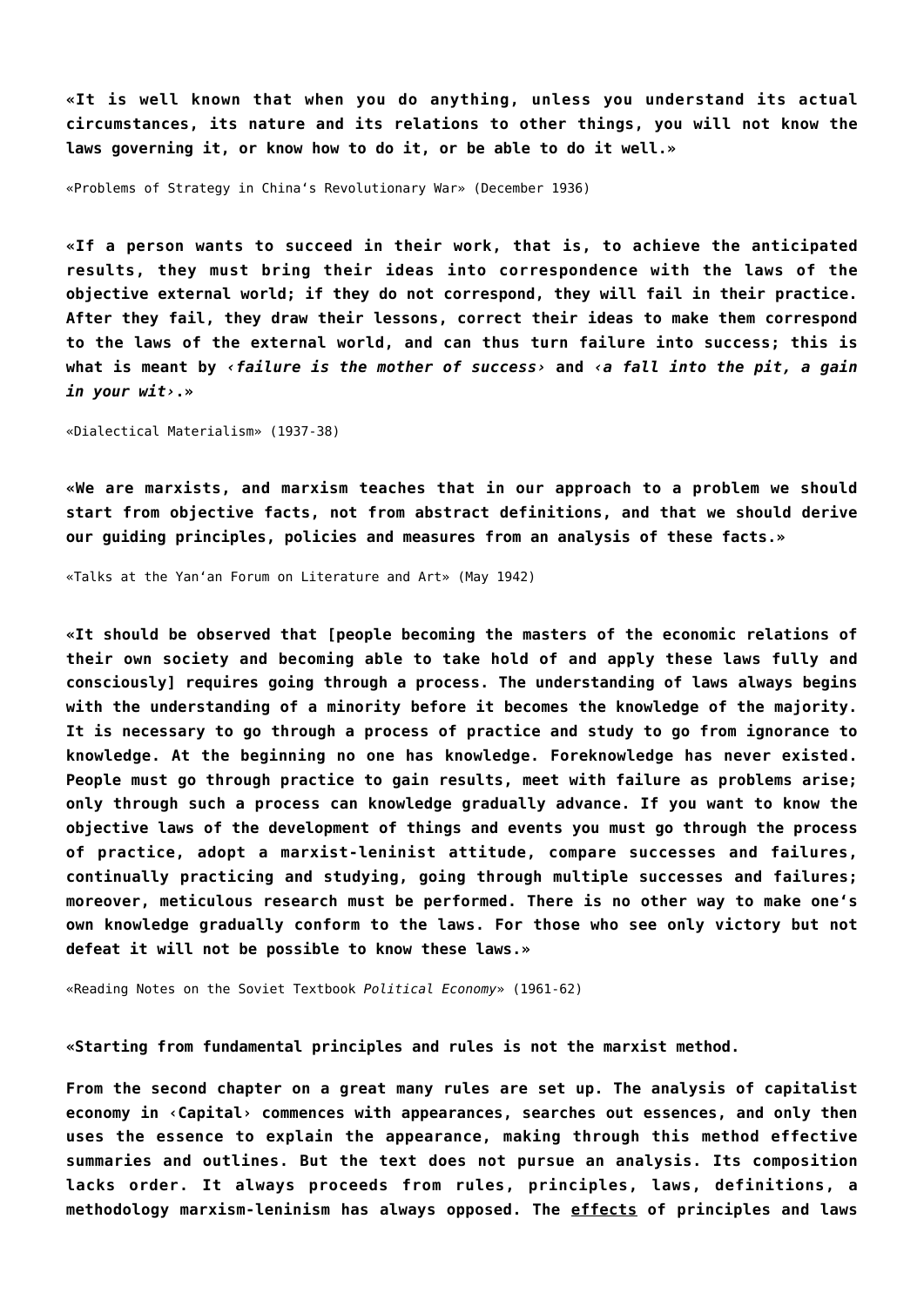**«It is well known that when you do anything, unless you understand its actual circumstances, its nature and its relations to other things, you will not know the laws governing it, or know how to do it, or be able to do it well.»**

«Problems of Strategy in China's Revolutionary War» (December 1936)

**«If a person wants to succeed in their work, that is, to achieve the anticipated results, they must bring their ideas into correspondence with the laws of the objective external world; if they do not correspond, they will fail in their practice. After they fail, they draw their lessons, correct their ideas to make them correspond to the laws of the external world, and can thus turn failure into success; this is what is meant by ‹*failure is the mother of success*› and ‹*a fall into the pit, a gain in your wit*›.»**

«Dialectical Materialism» (1937-38)

**«We are marxists, and marxism teaches that in our approach to a problem we should start from objective facts, not from abstract definitions, and that we should derive our guiding principles, policies and measures from an analysis of these facts.»**

«Talks at the Yan'an Forum on Literature and Art» (May 1942)

**«It should be observed that [people becoming the masters of the economic relations of their own society and becoming able to take hold of and apply these laws fully and consciously] requires going through a process. The understanding of laws always begins with the understanding of a minority before it becomes the knowledge of the majority. It is necessary to go through a process of practice and study to go from ignorance to knowledge. At the beginning no one has knowledge. Foreknowledge has never existed. People must go through practice to gain results, meet with failure as problems arise; only through such a process can knowledge gradually advance. If you want to know the objective laws of the development of things and events you must go through the process of practice, adopt a marxist-leninist attitude, compare successes and failures, continually practicing and studying, going through multiple successes and failures; moreover, meticulous research must be performed. There is no other way to make one's own knowledge gradually conform to the laws. For those who see only victory but not defeat it will not be possible to know these laws.»**

«Reading Notes on the Soviet Textbook *Political Economy*» (1961-62)

**«Starting from fundamental principles and rules is not the marxist method.**

**From the second chapter on a great many rules are set up. The analysis of capitalist economy in ‹Capital› commences with appearances, searches out essences, and only then uses the essence to explain the appearance, making through this method effective summaries and outlines. But the text does not pursue an analysis. Its composition lacks order. It always proceeds from rules, principles, laws, definitions, a methodology marxism-leninism has always opposed. The <u>effects</u> of principles and laws**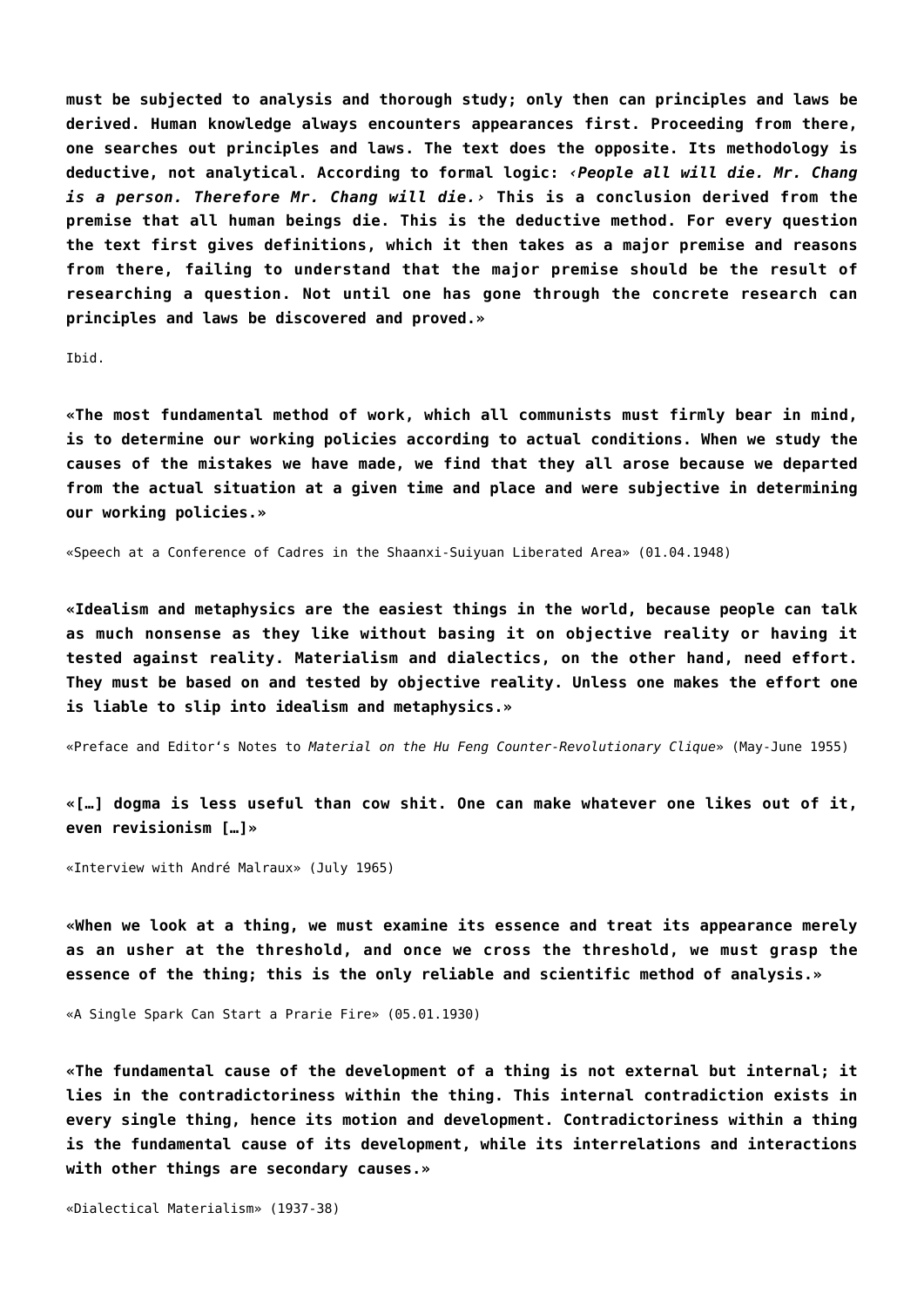**must be subjected to analysis and thorough study; only then can principles and laws be derived. Human knowledge always encounters appearances first. Proceeding from there, one searches out principles and laws. The text does the opposite. Its methodology is deductive, not analytical. According to formal logic: ‹*People all will die. Mr. Chang is a person. Therefore Mr. Chang will die.*› This is a conclusion derived from the premise that all human beings die. This is the deductive method. For every question the text first gives definitions, which it then takes as a major premise and reasons from there, failing to understand that the major premise should be the result of researching a question. Not until one has gone through the concrete research can principles and laws be discovered and proved.»**

Ibid.

**«The most fundamental method of work, which all communists must firmly bear in mind, is to determine our working policies according to actual conditions. When we study the causes of the mistakes we have made, we find that they all arose because we departed from the actual situation at a given time and place and were subjective in determining our working policies.»**

«Speech at a Conference of Cadres in the Shaanxi-Suiyuan Liberated Area» (01.04.1948)

**«Idealism and metaphysics are the easiest things in the world, because people can talk as much nonsense as they like without basing it on objective reality or having it tested against reality. Materialism and dialectics, on the other hand, need effort. They must be based on and tested by objective reality. Unless one makes the effort one is liable to slip into idealism and metaphysics.»**

«Preface and Editor's Notes to *Material on the Hu Feng Counter-Revolutionary Clique*» (May-June 1955)

**«[…] dogma is less useful than cow shit. One can make whatever one likes out of it, even revisionism […]»**

«Interview with André Malraux» (July 1965)

**«When we look at a thing, we must examine its essence and treat its appearance merely as an usher at the threshold, and once we cross the threshold, we must grasp the essence of the thing; this is the only reliable and scientific method of analysis.»**

«A Single Spark Can Start a Prarie Fire» (05.01.1930)

**«The fundamental cause of the development of a thing is not external but internal; it lies in the contradictoriness within the thing. This internal contradiction exists in every single thing, hence its motion and development. Contradictoriness within a thing is the fundamental cause of its development, while its interrelations and interactions with other things are secondary causes.»**

«Dialectical Materialism» (1937-38)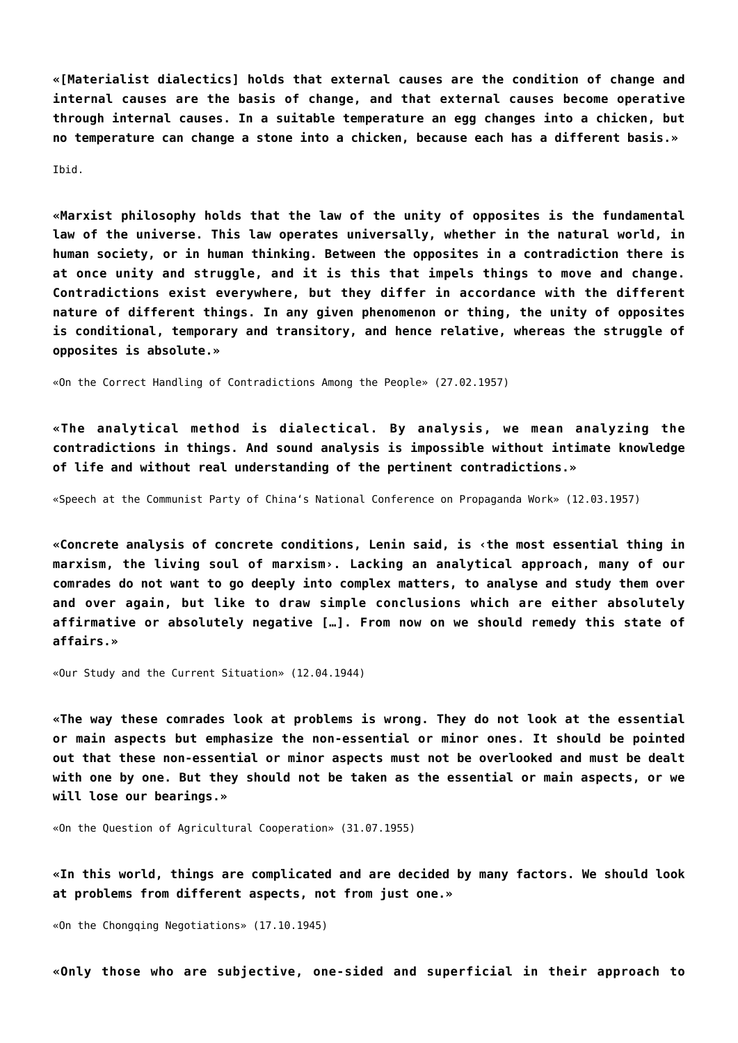**«[Materialist dialectics] holds that external causes are the condition of change and internal causes are the basis of change, and that external causes become operative through internal causes. In a suitable temperature an egg changes into a chicken, but no temperature can change a stone into a chicken, because each has a different basis.»**

Ibid.

**«Marxist philosophy holds that the law of the unity of opposites is the fundamental law of the universe. This law operates universally, whether in the natural world, in human society, or in human thinking. Between the opposites in a contradiction there is at once unity and struggle, and it is this that impels things to move and change. Contradictions exist everywhere, but they differ in accordance with the different nature of different things. In any given phenomenon or thing, the unity of opposites is conditional, temporary and transitory, and hence relative, whereas the struggle of opposites is absolute.»**

«On the Correct Handling of Contradictions Among the People» (27.02.1957)

**«The analytical method is dialectical. By analysis, we mean analyzing the contradictions in things. And sound analysis is impossible without intimate knowledge of life and without real understanding of the pertinent contradictions.»**

«Speech at the Communist Party of China's National Conference on Propaganda Work» (12.03.1957)

**«Concrete analysis of concrete conditions, Lenin said, is ‹the most essential thing in marxism, the living soul of marxism›. Lacking an analytical approach, many of our comrades do not want to go deeply into complex matters, to analyse and study them over and over again, but like to draw simple conclusions which are either absolutely affirmative or absolutely negative […]. From now on we should remedy this state of affairs.»**

«Our Study and the Current Situation» (12.04.1944)

**«The way these comrades look at problems is wrong. They do not look at the essential or main aspects but emphasize the non-essential or minor ones. It should be pointed out that these non-essential or minor aspects must not be overlooked and must be dealt with one by one. But they should not be taken as the essential or main aspects, or we will lose our bearings.»**

«On the Question of Agricultural Cooperation» (31.07.1955)

**«In this world, things are complicated and are decided by many factors. We should look at problems from different aspects, not from just one.»**

«On the Chongqing Negotiations» (17.10.1945)

**«Only those who are subjective, one-sided and superficial in their approach to**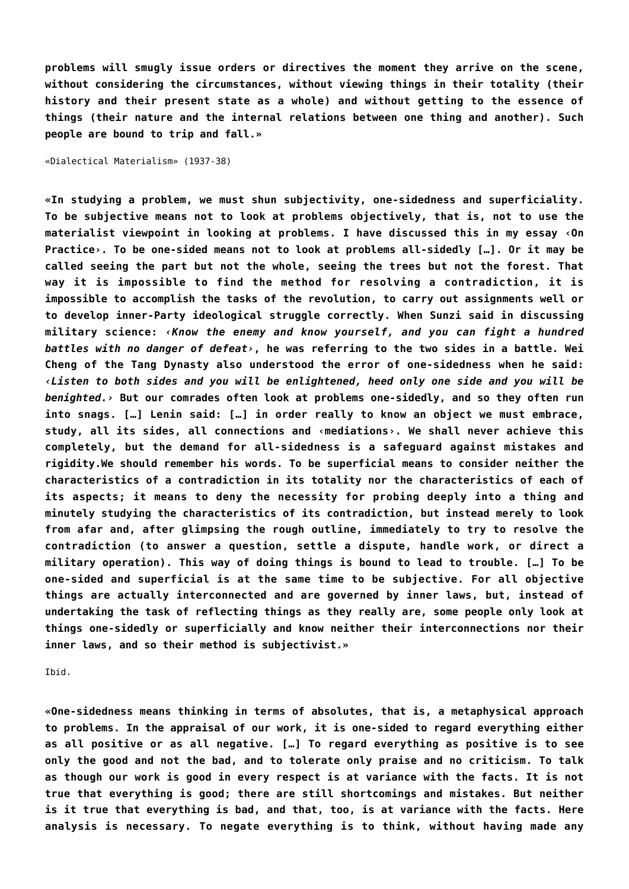**problems will smugly issue orders or directives the moment they arrive on the scene, without considering the circumstances, without viewing things in their totality (their history and their present state as a whole) and without getting to the essence of things (their nature and the internal relations between one thing and another). Such people are bound to trip and fall.»**

«Dialectical Materialism» (1937-38)

**«In studying a problem, we must shun subjectivity, one-sidedness and superficiality. To be subjective means not to look at problems objectively, that is, not to use the materialist viewpoint in looking at problems. I have discussed this in my essay ‹On Practice›. To be one-sided means not to look at problems all-sidedly […]. Or it may be called seeing the part but not the whole, seeing the trees but not the forest. That way it is impossible to find the method for resolving a contradiction, it is impossible to accomplish the tasks of the revolution, to carry out assignments well or to develop inner-Party ideological struggle correctly. When Sunzi said in discussing military science: ‹*Know the enemy and know yourself, and you can fight a hundred battles with no danger of defeat*›, he was referring to the two sides in a battle. Wei Cheng of the Tang Dynasty also understood the error of one-sidedness when he said: ‹*Listen to both sides and you will be enlightened, heed only one side and you will be benighted.*› But our comrades often look at problems one-sidedly, and so they often run into snags. […] Lenin said: […] in order really to know an object we must embrace, study, all its sides, all connections and ‹mediations›. We shall never achieve this completely, but the demand for all-sidedness is a safeguard against mistakes and rigidity.We should remember his words. To be superficial means to consider neither the characteristics of a contradiction in its totality nor the characteristics of each of its aspects; it means to deny the necessity for probing deeply into a thing and minutely studying the characteristics of its contradiction, but instead merely to look from afar and, after glimpsing the rough outline, immediately to try to resolve the contradiction (to answer a question, settle a dispute, handle work, or direct a military operation). This way of doing things is bound to lead to trouble. […] To be one-sided and superficial is at the same time to be subjective. For all objective things are actually interconnected and are governed by inner laws, but, instead of undertaking the task of reflecting things as they really are, some people only look at things one-sidedly or superficially and know neither their interconnections nor their inner laws, and so their method is subjectivist.»**

Ibid.

**«One-sidedness means thinking in terms of absolutes, that is, a metaphysical approach to problems. In the appraisal of our work, it is one-sided to regard everything either as all positive or as all negative. […] To regard everything as positive is to see only the good and not the bad, and to tolerate only praise and no criticism. To talk as though our work is good in every respect is at variance with the facts. It is not true that everything is good; there are still shortcomings and mistakes. But neither is it true that everything is bad, and that, too, is at variance with the facts. Here analysis is necessary. To negate everything is to think, without having made any**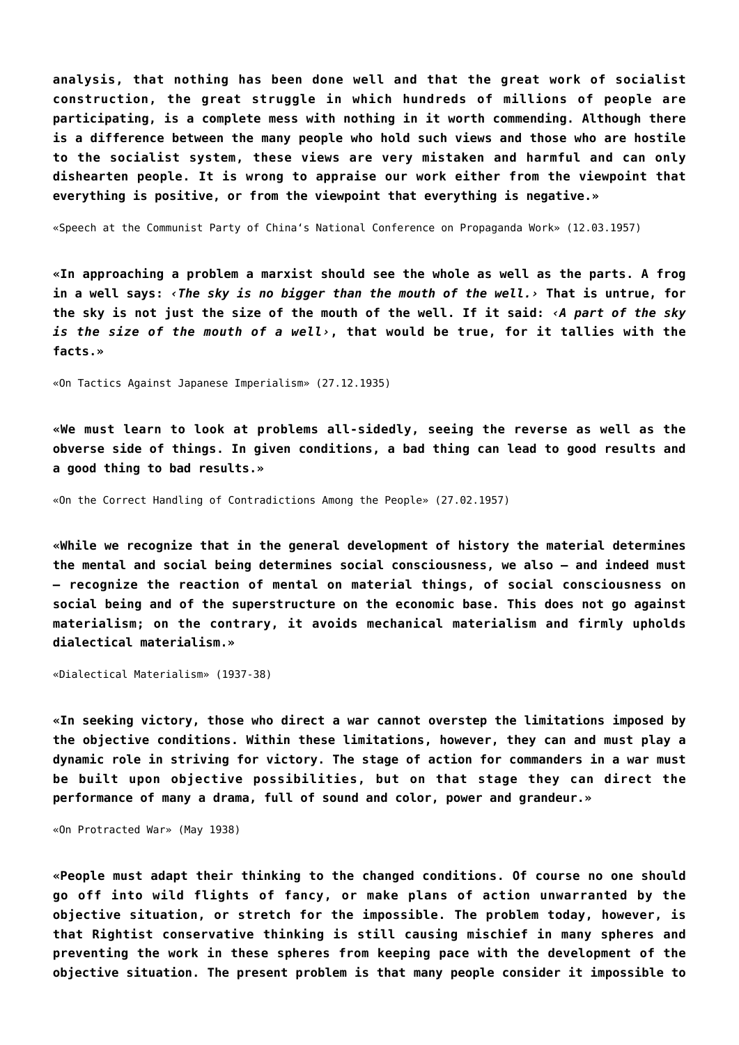**analysis, that nothing has been done well and that the great work of socialist construction, the great struggle in which hundreds of millions of people are participating, is a complete mess with nothing in it worth commending. Although there is a difference between the many people who hold such views and those who are hostile to the socialist system, these views are very mistaken and harmful and can only dishearten people. It is wrong to appraise our work either from the viewpoint that everything is positive, or from the viewpoint that everything is negative.»**

«Speech at the Communist Party of China's National Conference on Propaganda Work» (12.03.1957)

**«In approaching a problem a marxist should see the whole as well as the parts. A frog in a well says: ‹*The sky is no bigger than the mouth of the well.*› That is untrue, for the sky is not just the size of the mouth of the well. If it said: ‹*A part of the sky is the size of the mouth of a well*›, that would be true, for it tallies with the facts.»**

«On Tactics Against Japanese Imperialism» (27.12.1935)

**«We must learn to look at problems all-sidedly, seeing the reverse as well as the obverse side of things. In given conditions, a bad thing can lead to good results and a good thing to bad results.»**

«On the Correct Handling of Contradictions Among the People» (27.02.1957)

**«While we recognize that in the general development of history the material determines the mental and social being determines social consciousness, we also – and indeed must – recognize the reaction of mental on material things, of social consciousness on social being and of the superstructure on the economic base. This does not go against materialism; on the contrary, it avoids mechanical materialism and firmly upholds dialectical materialism.»**

«Dialectical Materialism» (1937-38)

**«In seeking victory, those who direct a war cannot overstep the limitations imposed by the objective conditions. Within these limitations, however, they can and must play a dynamic role in striving for victory. The stage of action for commanders in a war must be built upon objective possibilities, but on that stage they can direct the performance of many a drama, full of sound and color, power and grandeur.»**

«On Protracted War» (May 1938)

**«People must adapt their thinking to the changed conditions. Of course no one should go off into wild flights of fancy, or make plans of action unwarranted by the objective situation, or stretch for the impossible. The problem today, however, is that Rightist conservative thinking is still causing mischief in many spheres and preventing the work in these spheres from keeping pace with the development of the objective situation. The present problem is that many people consider it impossible to**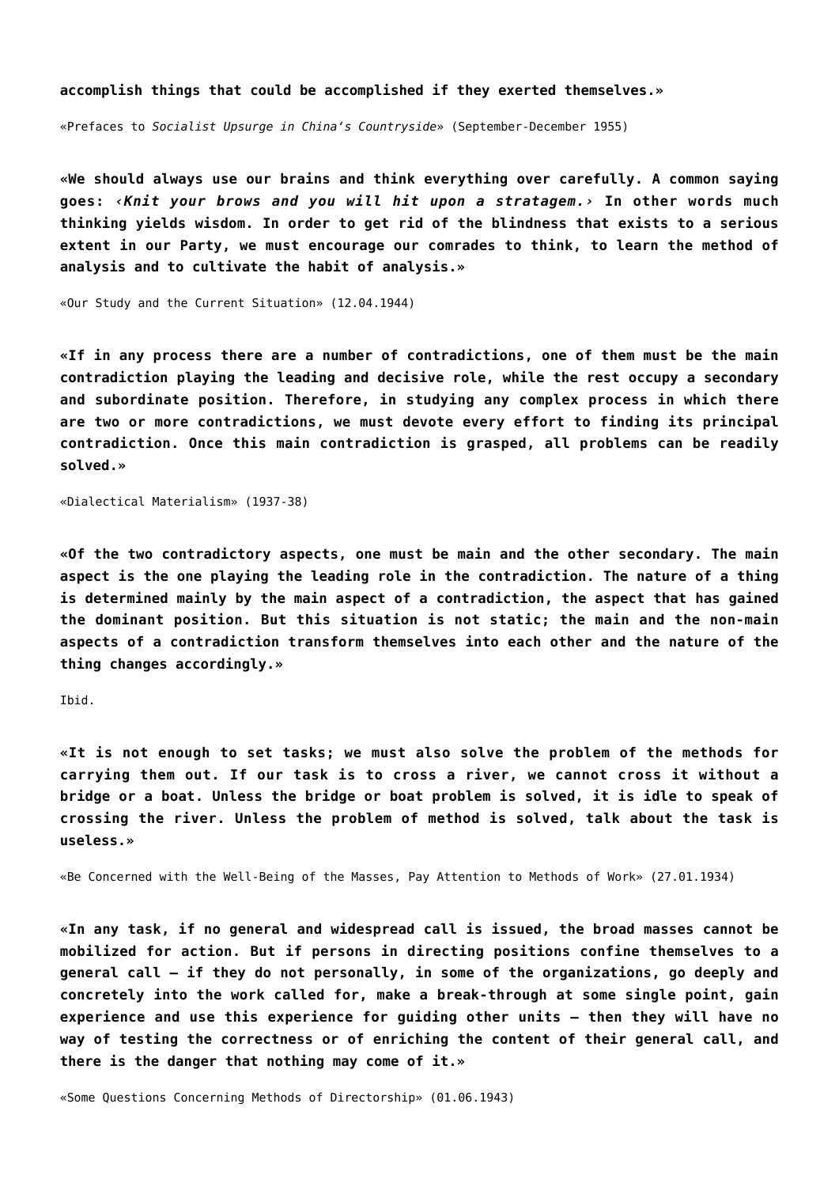**accomplish things that could be accomplished if they exerted themselves.»**

«Prefaces to *Socialist Upsurge in China's Countryside*» (September-December 1955)

**«We should always use our brains and think everything over carefully. A common saying goes: ‹*Knit your brows and you will hit upon a stratagem.*› In other words much thinking yields wisdom. In order to get rid of the blindness that exists to a serious extent in our Party, we must encourage our comrades to think, to learn the method of analysis and to cultivate the habit of analysis.»**

«Our Study and the Current Situation» (12.04.1944)

**«If in any process there are a number of contradictions, one of them must be the main contradiction playing the leading and decisive role, while the rest occupy a secondary and subordinate position. Therefore, in studying any complex process in which there are two or more contradictions, we must devote every effort to finding its principal contradiction. Once this main contradiction is grasped, all problems can be readily solved.»**

«Dialectical Materialism» (1937-38)

**«Of the two contradictory aspects, one must be main and the other secondary. The main aspect is the one playing the leading role in the contradiction. The nature of a thing is determined mainly by the main aspect of a contradiction, the aspect that has gained the dominant position. But this situation is not static; the main and the non-main aspects of a contradiction transform themselves into each other and the nature of the thing changes accordingly.»**

Ibid.

**«It is not enough to set tasks; we must also solve the problem of the methods for carrying them out. If our task is to cross a river, we cannot cross it without a bridge or a boat. Unless the bridge or boat problem is solved, it is idle to speak of crossing the river. Unless the problem of method is solved, talk about the task is useless.»**

«Be Concerned with the Well-Being of the Masses, Pay Attention to Methods of Work» (27.01.1934)

**«In any task, if no general and widespread call is issued, the broad masses cannot be mobilized for action. But if persons in directing positions confine themselves to a general call – if they do not personally, in some of the organizations, go deeply and concretely into the work called for, make a break-through at some single point, gain experience and use this experience for guiding other units – then they will have no way of testing the correctness or of enriching the content of their general call, and there is the danger that nothing may come of it.»**

«Some Questions Concerning Methods of Directorship» (01.06.1943)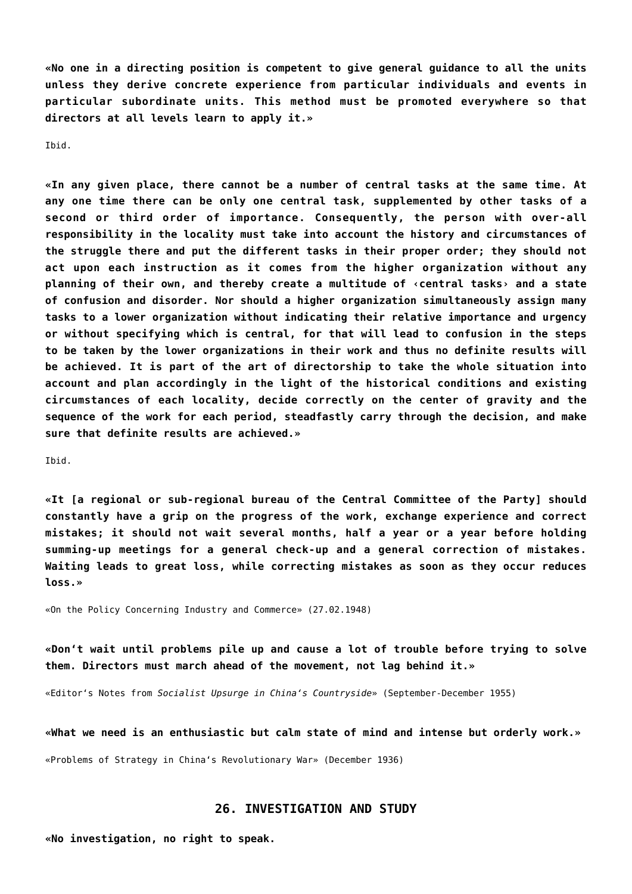**«No one in a directing position is competent to give general guidance to all the units unless they derive concrete experience from particular individuals and events in particular subordinate units. This method must be promoted everywhere so that directors at all levels learn to apply it.»**

Ibid.

**«In any given place, there cannot be a number of central tasks at the same time. At any one time there can be only one central task, supplemented by other tasks of a second or third order of importance. Consequently, the person with over-all responsibility in the locality must take into account the history and circumstances of the struggle there and put the different tasks in their proper order; they should not act upon each instruction as it comes from the higher organization without any planning of their own, and thereby create a multitude of ‹central tasks› and a state of confusion and disorder. Nor should a higher organization simultaneously assign many tasks to a lower organization without indicating their relative importance and urgency or without specifying which is central, for that will lead to confusion in the steps to be taken by the lower organizations in their work and thus no definite results will be achieved. It is part of the art of directorship to take the whole situation into account and plan accordingly in the light of the historical conditions and existing circumstances of each locality, decide correctly on the center of gravity and the sequence of the work for each period, steadfastly carry through the decision, and make sure that definite results are achieved.»**

Ibid.

**«It [a regional or sub-regional bureau of the Central Committee of the Party] should constantly have a grip on the progress of the work, exchange experience and correct mistakes; it should not wait several months, half a year or a year before holding summing-up meetings for a general check-up and a general correction of mistakes. Waiting leads to great loss, while correcting mistakes as soon as they occur reduces loss.»**

«On the Policy Concerning Industry and Commerce» (27.02.1948)

**«Don't wait until problems pile up and cause a lot of trouble before trying to solve them. Directors must march ahead of the movement, not lag behind it.»**

«Editor's Notes from *Socialist Upsurge in China's Countryside*» (September-December 1955)

**«What we need is an enthusiastic but calm state of mind and intense but orderly work.»**

«Problems of Strategy in China's Revolutionary War» (December 1936)

## 26. INVESTIGATION AND STUDY

**«No investigation, no right to speak.**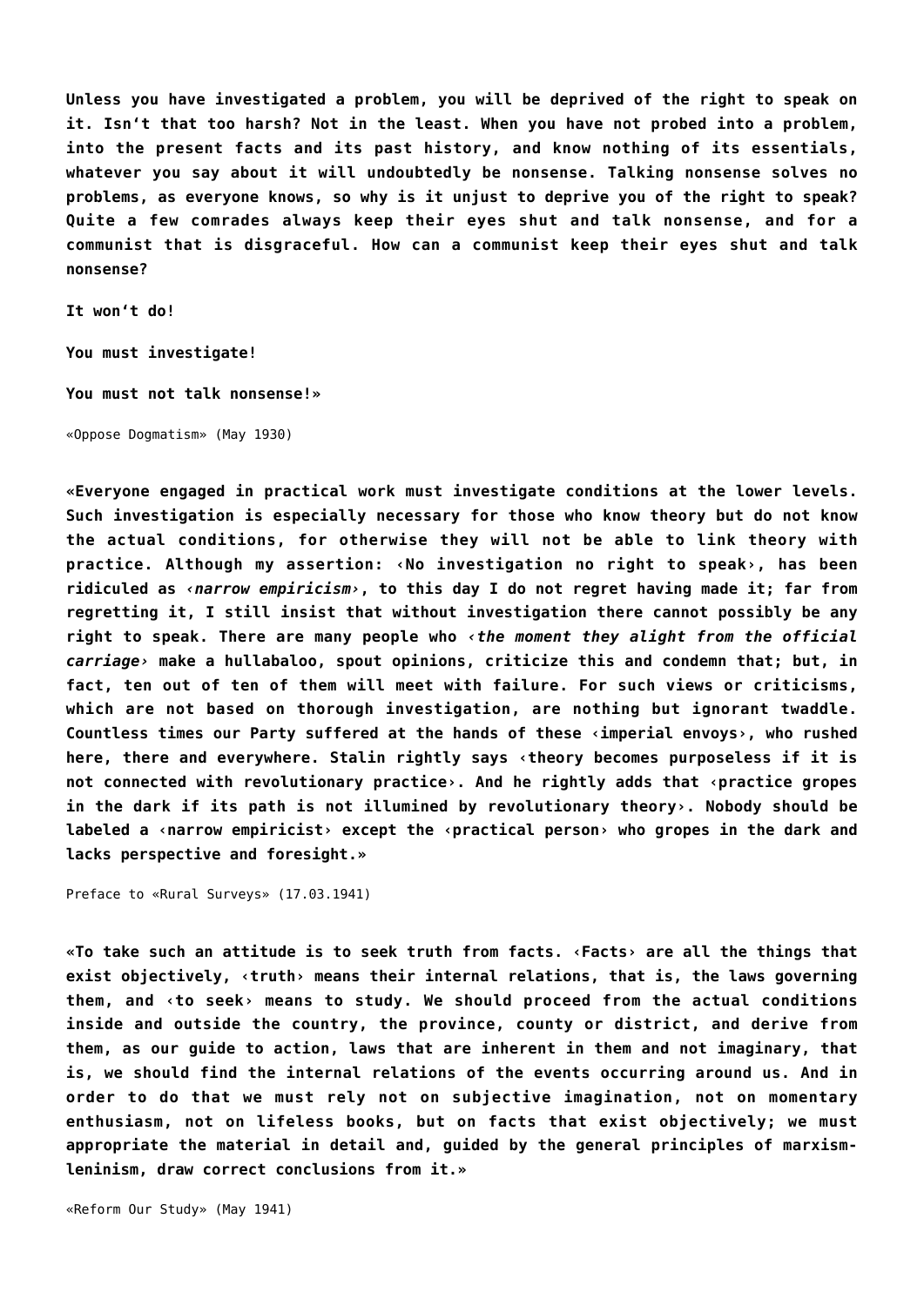**Unless you have investigated a problem, you will be deprived of the right to speak on it. Isn't that too harsh? Not in the least. When you have not probed into a problem, into the present facts and its past history, and know nothing of its essentials, whatever you say about it will undoubtedly be nonsense. Talking nonsense solves no problems, as everyone knows, so why is it unjust to deprive you of the right to speak? Quite a few comrades always keep their eyes shut and talk nonsense, and for a communist that is disgraceful. How can a communist keep their eyes shut and talk nonsense?**

**It won't do!**

**You must investigate!**

**You must not talk nonsense!»**

«Oppose Dogmatism» (May 1930)

**«Everyone engaged in practical work must investigate conditions at the lower levels. Such investigation is especially necessary for those who know theory but do not know the actual conditions, for otherwise they will not be able to link theory with practice. Although my assertion: ‹No investigation no right to speak›, has been ridiculed as ‹*narrow empiricism*›, to this day I do not regret having made it; far from regretting it, I still insist that without investigation there cannot possibly be any right to speak. There are many people who ‹*the moment they alight from the official carriage*› make a hullabaloo, spout opinions, criticize this and condemn that; but, in fact, ten out of ten of them will meet with failure. For such views or criticisms, which are not based on thorough investigation, are nothing but ignorant twaddle. Countless times our Party suffered at the hands of these ‹imperial envoys›, who rushed here, there and everywhere. Stalin rightly says ‹theory becomes purposeless if it is not connected with revolutionary practice›. And he rightly adds that ‹practice gropes in the dark if its path is not illumined by revolutionary theory›. Nobody should be labeled a ‹narrow empiricist› except the ‹practical person› who gropes in the dark and lacks perspective and foresight.»**

Preface to «Rural Surveys» (17.03.1941)

**«To take such an attitude is to seek truth from facts. ‹Facts› are all the things that exist objectively, ‹truth› means their internal relations, that is, the laws governing them, and ‹to seek› means to study. We should proceed from the actual conditions inside and outside the country, the province, county or district, and derive from them, as our guide to action, laws that are inherent in them and not imaginary, that is, we should find the internal relations of the events occurring around us. And in order to do that we must rely not on subjective imagination, not on momentary enthusiasm, not on lifeless books, but on facts that exist objectively; we must appropriate the material in detail and, guided by the general principles of marxism-leninism, draw correct conclusions from it.»**

«Reform Our Study» (May 1941)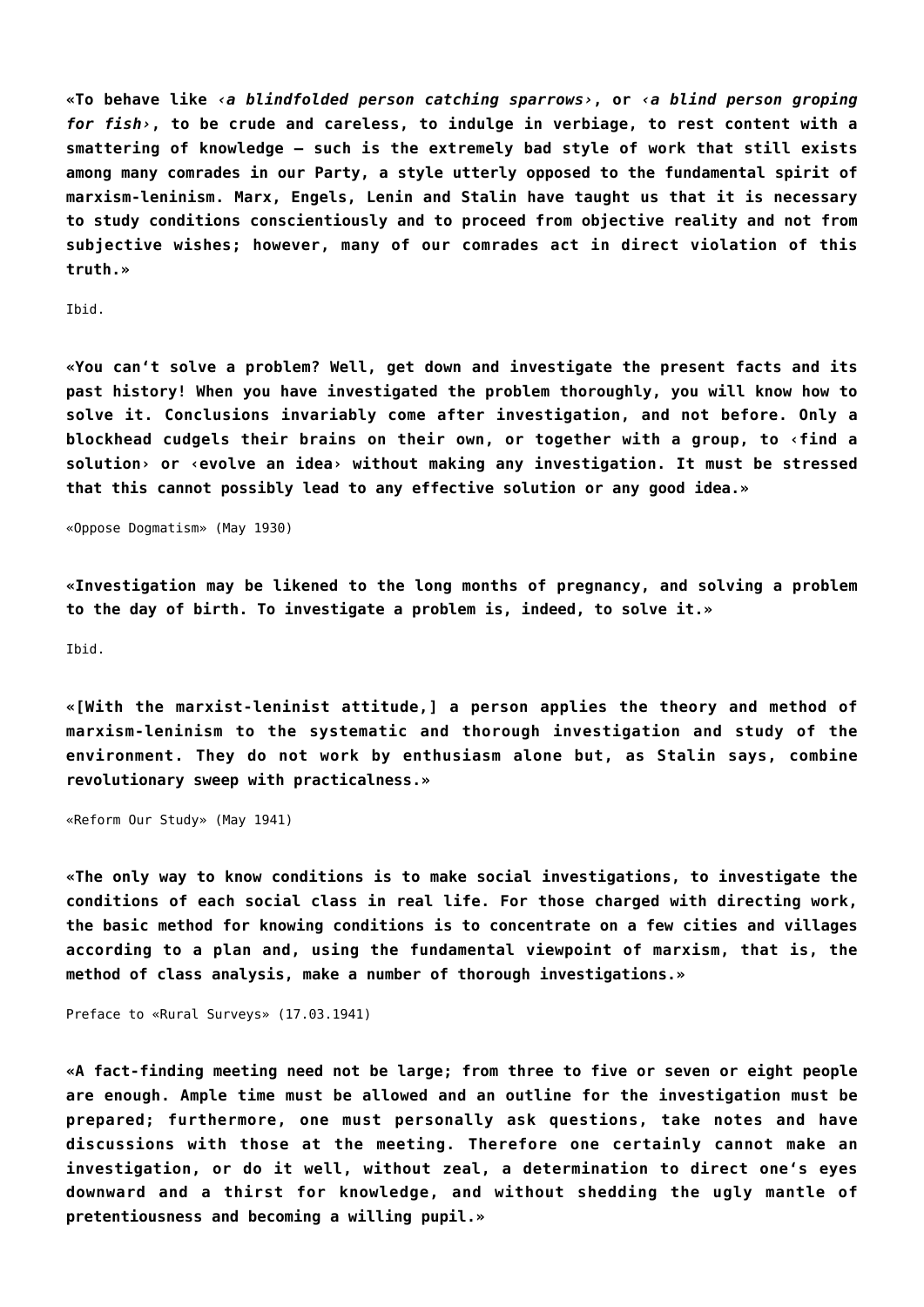**«To behave like ‹*a blindfolded person catching sparrows*›, or ‹*a blind person groping for fish*›, to be crude and careless, to indulge in verbiage, to rest content with a smattering of knowledge – such is the extremely bad style of work that still exists among many comrades in our Party, a style utterly opposed to the fundamental spirit of marxism-leninism. Marx, Engels, Lenin and Stalin have taught us that it is necessary to study conditions conscientiously and to proceed from objective reality and not from subjective wishes; however, many of our comrades act in direct violation of this truth.»**

Ibid.

**«You can't solve a problem? Well, get down and investigate the present facts and its past history! When you have investigated the problem thoroughly, you will know how to solve it. Conclusions invariably come after investigation, and not before. Only a blockhead cudgels their brains on their own, or together with a group, to ‹find a solution› or ‹evolve an idea› without making any investigation. It must be stressed that this cannot possibly lead to any effective solution or any good idea.»**

«Oppose Dogmatism» (May 1930)

**«Investigation may be likened to the long months of pregnancy, and solving a problem to the day of birth. To investigate a problem is, indeed, to solve it.»**

Ibid.

**«[With the marxist-leninist attitude,] a person applies the theory and method of marxism-leninism to the systematic and thorough investigation and study of the environment. They do not work by enthusiasm alone but, as Stalin says, combine revolutionary sweep with practicalness.»**

«Reform Our Study» (May 1941)

**«The only way to know conditions is to make social investigations, to investigate the conditions of each social class in real life. For those charged with directing work, the basic method for knowing conditions is to concentrate on a few cities and villages according to a plan and, using the fundamental viewpoint of marxism, that is, the method of class analysis, make a number of thorough investigations.»**

Preface to «Rural Surveys» (17.03.1941)

**«A fact-finding meeting need not be large; from three to five or seven or eight people are enough. Ample time must be allowed and an outline for the investigation must be prepared; furthermore, one must personally ask questions, take notes and have discussions with those at the meeting. Therefore one certainly cannot make an investigation, or do it well, without zeal, a determination to direct one's eyes downward and a thirst for knowledge, and without shedding the ugly mantle of pretentiousness and becoming a willing pupil.»**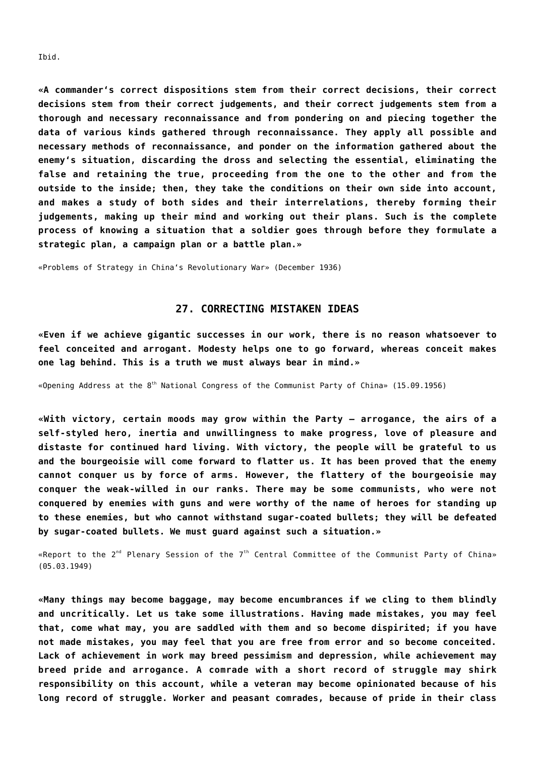Ibid.

**«A commander's correct dispositions stem from their correct decisions, their correct decisions stem from their correct judgements, and their correct judgements stem from a thorough and necessary reconnaissance and from pondering on and piecing together the data of various kinds gathered through reconnaissance. They apply all possible and necessary methods of reconnaissance, and ponder on the information gathered about the enemy's situation, discarding the dross and selecting the essential, eliminating the false and retaining the true, proceeding from the one to the other and from the outside to the inside; then, they take the conditions on their own side into account, and makes a study of both sides and their interrelations, thereby forming their judgements, making up their mind and working out their plans. Such is the complete process of knowing a situation that a soldier goes through before they formulate a strategic plan, a campaign plan or a battle plan.»**

«Problems of Strategy in China's Revolutionary War» (December 1936)

## 27. CORRECTING MISTAKEN IDEAS

**«Even if we achieve gigantic successes in our work, there is no reason whatsoever to feel conceited and arrogant. Modesty helps one to go forward, whereas conceit makes one lag behind. This is a truth we must always bear in mind.»**

«Opening Address at the 8th National Congress of the Communist Party of China» (15.09.1956)

**«With victory, certain moods may grow within the Party – arrogance, the airs of a self-styled hero, inertia and unwillingness to make progress, love of pleasure and distaste for continued hard living. With victory, the people will be grateful to us and the bourgeoisie will come forward to flatter us. It has been proved that the enemy cannot conquer us by force of arms. However, the flattery of the bourgeoisie may conquer the weak-willed in our ranks. There may be some communists, who were not conquered by enemies with guns and were worthy of the name of heroes for standing up to these enemies, but who cannot withstand sugar-coated bullets; they will be defeated by sugar-coated bullets. We must guard against such a situation.»**

«Report to the 2nd Plenary Session of the 7th Central Committee of the Communist Party of China» (05.03.1949)

**«Many things may become baggage, may become encumbrances if we cling to them blindly and uncritically. Let us take some illustrations. Having made mistakes, you may feel that, come what may, you are saddled with them and so become dispirited; if you have not made mistakes, you may feel that you are free from error and so become conceited. Lack of achievement in work may breed pessimism and depression, while achievement may breed pride and arrogance. A comrade with a short record of struggle may shirk responsibility on this account, while a veteran may become opinionated because of his long record of struggle. Worker and peasant comrades, because of pride in their class**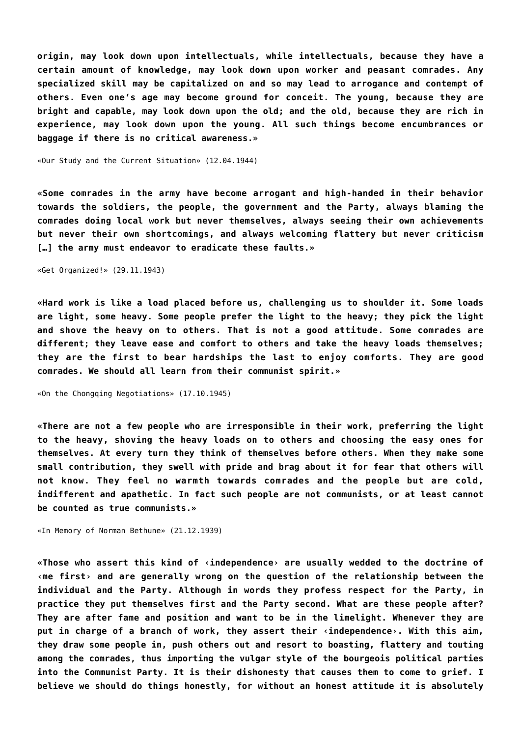**origin, may look down upon intellectuals, while intellectuals, because they have a certain amount of knowledge, may look down upon worker and peasant comrades. Any specialized skill may be capitalized on and so may lead to arrogance and contempt of others. Even one's age may become ground for conceit. The young, because they are bright and capable, may look down upon the old; and the old, because they are rich in experience, may look down upon the young. All such things become encumbrances or baggage if there is no critical awareness.»**

«Our Study and the Current Situation» (12.04.1944)

**«Some comrades in the army have become arrogant and high-handed in their behavior towards the soldiers, the people, the government and the Party, always blaming the comrades doing local work but never themselves, always seeing their own achievements but never their own shortcomings, and always welcoming flattery but never criticism […] the army must endeavor to eradicate these faults.»**

«Get Organized!» (29.11.1943)

**«Hard work is like a load placed before us, challenging us to shoulder it. Some loads are light, some heavy. Some people prefer the light to the heavy; they pick the light and shove the heavy on to others. That is not a good attitude. Some comrades are different; they leave ease and comfort to others and take the heavy loads themselves; they are the first to bear hardships the last to enjoy comforts. They are good comrades. We should all learn from their communist spirit.»**

«On the Chongqing Negotiations» (17.10.1945)

**«There are not a few people who are irresponsible in their work, preferring the light to the heavy, shoving the heavy loads on to others and choosing the easy ones for themselves. At every turn they think of themselves before others. When they make some small contribution, they swell with pride and brag about it for fear that others will not know. They feel no warmth towards comrades and the people but are cold, indifferent and apathetic. In fact such people are not communists, or at least cannot be counted as true communists.»**

«In Memory of Norman Bethune» (21.12.1939)

**«Those who assert this kind of ‹independence› are usually wedded to the doctrine of ‹me first› and are generally wrong on the question of the relationship between the individual and the Party. Although in words they profess respect for the Party, in practice they put themselves first and the Party second. What are these people after? They are after fame and position and want to be in the limelight. Whenever they are put in charge of a branch of work, they assert their ‹independence›. With this aim, they draw some people in, push others out and resort to boasting, flattery and touting among the comrades, thus importing the vulgar style of the bourgeois political parties into the Communist Party. It is their dishonesty that causes them to come to grief. I believe we should do things honestly, for without an honest attitude it is absolutely**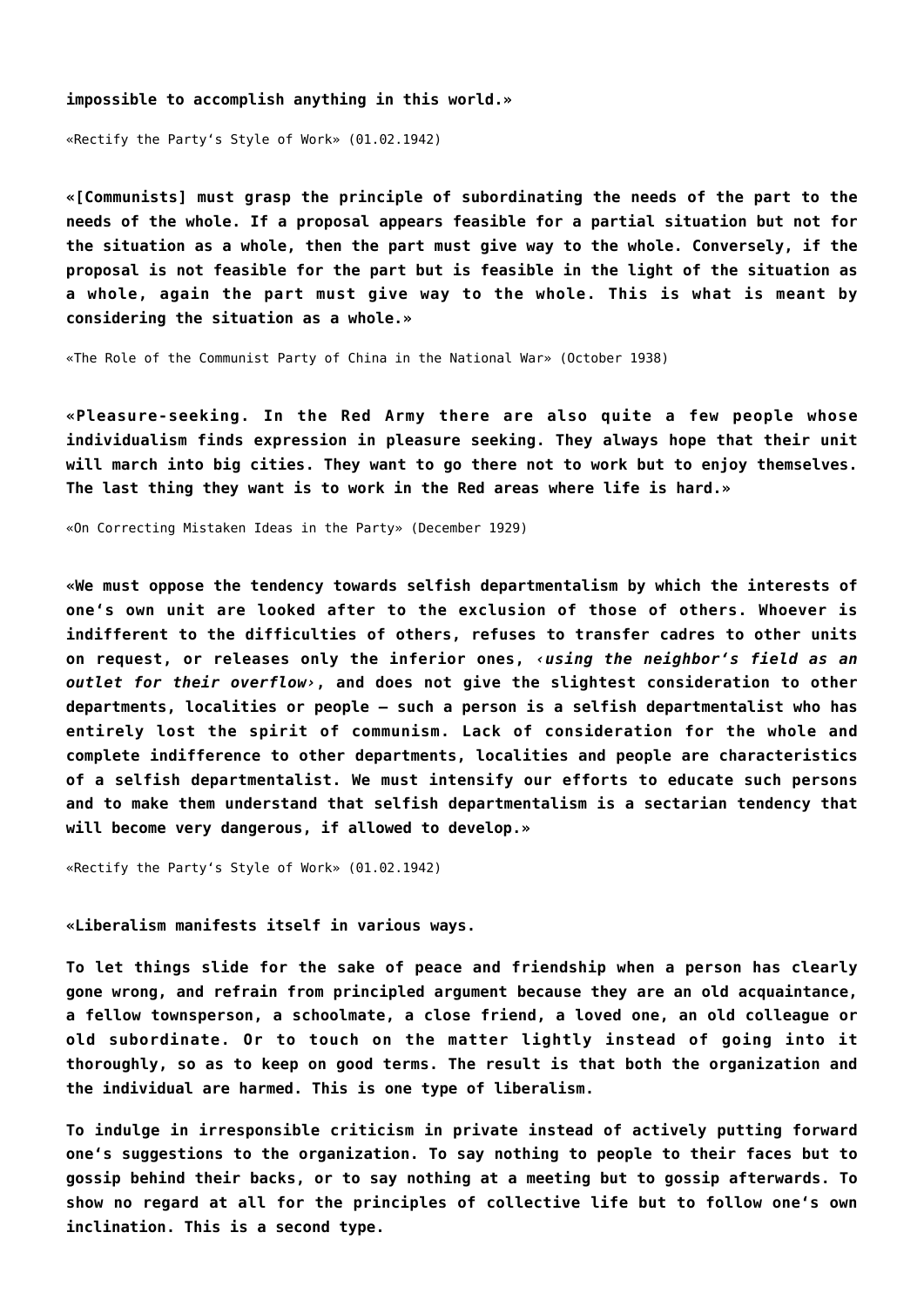**impossible to accomplish anything in this world.»**

«Rectify the Party's Style of Work» (01.02.1942)

**«[Communists] must grasp the principle of subordinating the needs of the part to the needs of the whole. If a proposal appears feasible for a partial situation but not for the situation as a whole, then the part must give way to the whole. Conversely, if the proposal is not feasible for the part but is feasible in the light of the situation as a whole, again the part must give way to the whole. This is what is meant by considering the situation as a whole.»**

«The Role of the Communist Party of China in the National War» (October 1938)

**«Pleasure-seeking. In the Red Army there are also quite a few people whose individualism finds expression in pleasure seeking. They always hope that their unit will march into big cities. They want to go there not to work but to enjoy themselves. The last thing they want is to work in the Red areas where life is hard.»**

«On Correcting Mistaken Ideas in the Party» (December 1929)

**«We must oppose the tendency towards selfish departmentalism by which the interests of one's own unit are looked after to the exclusion of those of others. Whoever is indifferent to the difficulties of others, refuses to transfer cadres to other units on request, or releases only the inferior ones, ‹*using the neighbor's field as an outlet for their overflow*›, and does not give the slightest consideration to other departments, localities or people — such a person is a selfish departmentalist who has entirely lost the spirit of communism. Lack of consideration for the whole and complete indifference to other departments, localities and people are characteristics of a selfish departmentalist. We must intensify our efforts to educate such persons and to make them understand that selfish departmentalism is a sectarian tendency that will become very dangerous, if allowed to develop.»**

«Rectify the Party's Style of Work» (01.02.1942)

**«Liberalism manifests itself in various ways.**

**To let things slide for the sake of peace and friendship when a person has clearly gone wrong, and refrain from principled argument because they are an old acquaintance, a fellow townsperson, a schoolmate, a close friend, a loved one, an old colleague or old subordinate. Or to touch on the matter lightly instead of going into it thoroughly, so as to keep on good terms. The result is that both the organization and the individual are harmed. This is one type of liberalism.**

**To indulge in irresponsible criticism in private instead of actively putting forward one's suggestions to the organization. To say nothing to people to their faces but to gossip behind their backs, or to say nothing at a meeting but to gossip afterwards. To show no regard at all for the principles of collective life but to follow one's own inclination. This is a second type.**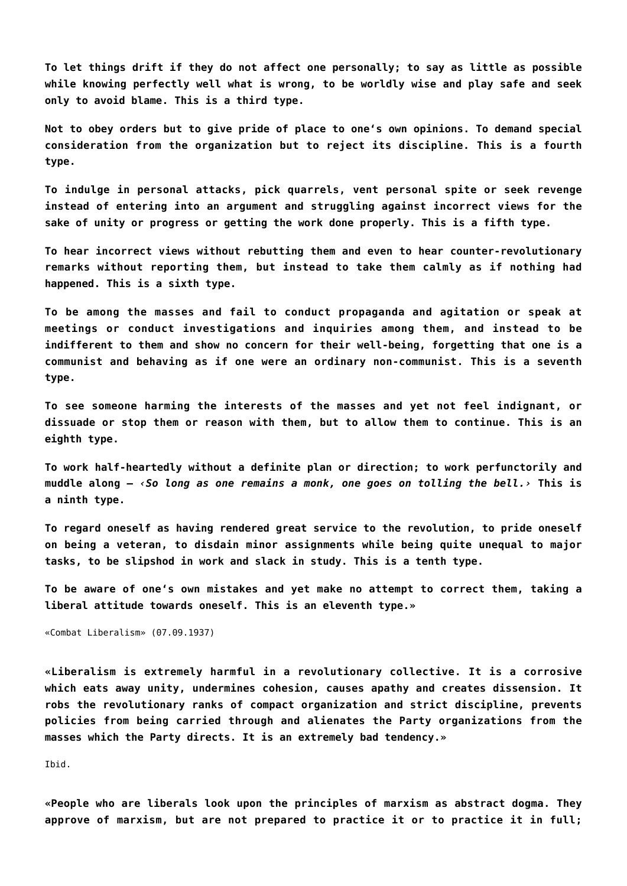**To let things drift if they do not affect one personally; to say as little as possible while knowing perfectly well what is wrong, to be worldly wise and play safe and seek only to avoid blame. This is a third type.**

**Not to obey orders but to give pride of place to one's own opinions. To demand special consideration from the organization but to reject its discipline. This is a fourth type.**

**To indulge in personal attacks, pick quarrels, vent personal spite or seek revenge instead of entering into an argument and struggling against incorrect views for the sake of unity or progress or getting the work done properly. This is a fifth type.**

**To hear incorrect views without rebutting them and even to hear counter-revolutionary remarks without reporting them, but instead to take them calmly as if nothing had happened. This is a sixth type.**

**To be among the masses and fail to conduct propaganda and agitation or speak at meetings or conduct investigations and inquiries among them, and instead to be indifferent to them and show no concern for their well-being, forgetting that one is a communist and behaving as if one were an ordinary non-communist. This is a seventh type.**

**To see someone harming the interests of the masses and yet not feel indignant, or dissuade or stop them or reason with them, but to allow them to continue. This is an eighth type.**

**To work half-heartedly without a definite plan or direction; to work perfunctorily and muddle along – ‹*So long as one remains a monk, one goes on tolling the bell.*› This is a ninth type.**

**To regard oneself as having rendered great service to the revolution, to pride oneself on being a veteran, to disdain minor assignments while being quite unequal to major tasks, to be slipshod in work and slack in study. This is a tenth type.**

**To be aware of one's own mistakes and yet make no attempt to correct them, taking a liberal attitude towards oneself. This is an eleventh type.»**

«Combat Liberalism» (07.09.1937)

**«Liberalism is extremely harmful in a revolutionary collective. It is a corrosive which eats away unity, undermines cohesion, causes apathy and creates dissension. It robs the revolutionary ranks of compact organization and strict discipline, prevents policies from being carried through and alienates the Party organizations from the masses which the Party directs. It is an extremely bad tendency.»**

Ibid.

**«People who are liberals look upon the principles of marxism as abstract dogma. They approve of marxism, but are not prepared to practice it or to practice it in full;**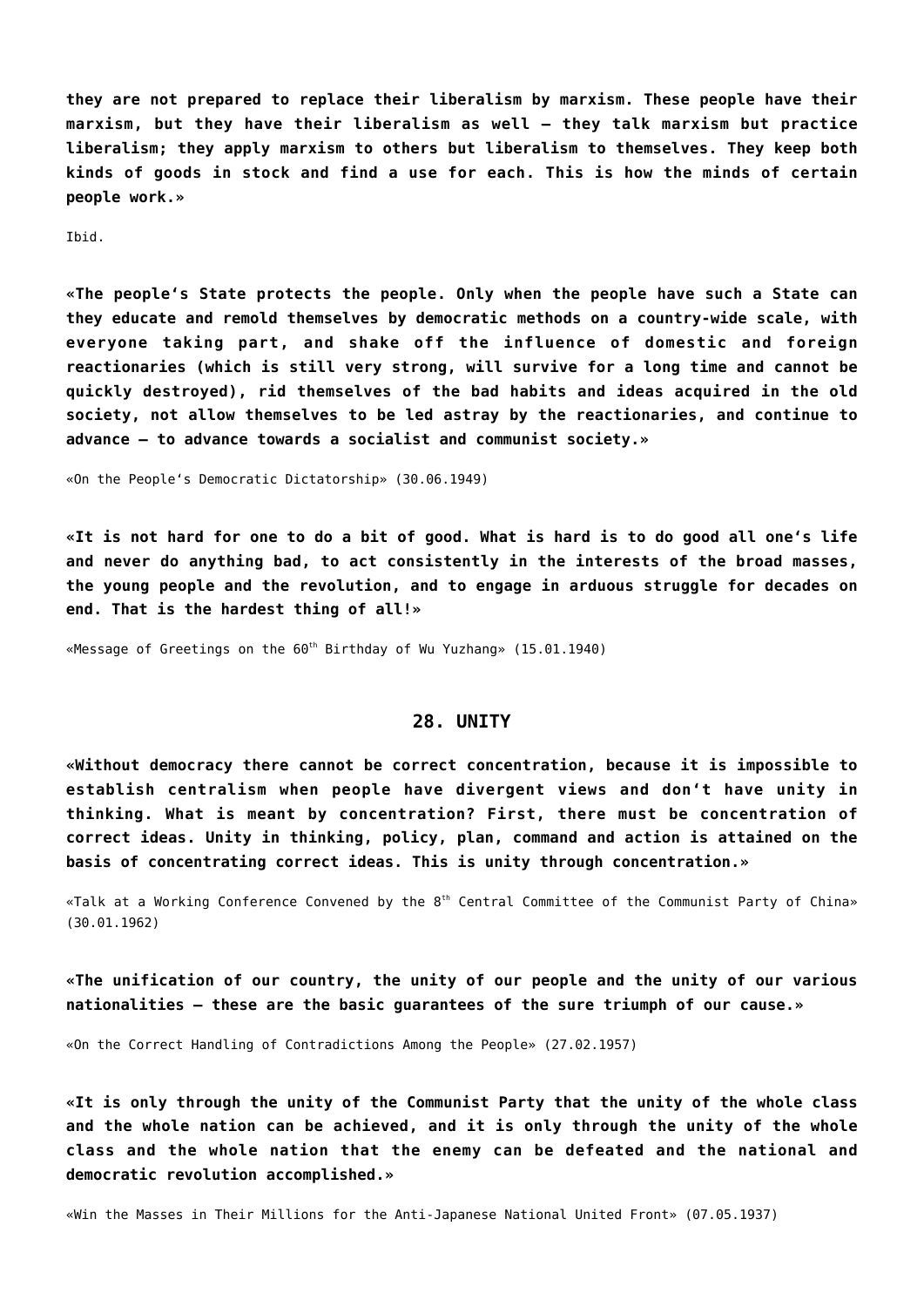**they are not prepared to replace their liberalism by marxism. These people have their marxism, but they have their liberalism as well – they talk marxism but practice liberalism; they apply marxism to others but liberalism to themselves. They keep both kinds of goods in stock and find a use for each. This is how the minds of certain people work.»**

Ibid.

**«The people's State protects the people. Only when the people have such a State can they educate and remold themselves by democratic methods on a country-wide scale, with everyone taking part, and shake off the influence of domestic and foreign reactionaries (which is still very strong, will survive for a long time and cannot be quickly destroyed), rid themselves of the bad habits and ideas acquired in the old society, not allow themselves to be led astray by the reactionaries, and continue to advance – to advance towards a socialist and communist society.»**

«On the People's Democratic Dictatorship» (30.06.1949)

**«It is not hard for one to do a bit of good. What is hard is to do good all one's life and never do anything bad, to act consistently in the interests of the broad masses, the young people and the revolution, and to engage in arduous struggle for decades on end. That is the hardest thing of all!»**

«Message of Greetings on the 60th Birthday of Wu Yuzhang» (15.01.1940)

## 28. UNITY

**«Without democracy there cannot be correct concentration, because it is impossible to establish centralism when people have divergent views and don't have unity in thinking. What is meant by concentration? First, there must be concentration of correct ideas. Unity in thinking, policy, plan, command and action is attained on the basis of concentrating correct ideas. This is unity through concentration.»**

«Talk at a Working Conference Convened by the 8th Central Committee of the Communist Party of China» (30.01.1962)

**«The unification of our country, the unity of our people and the unity of our various nationalities – these are the basic guarantees of the sure triumph of our cause.»**

«On the Correct Handling of Contradictions Among the People» (27.02.1957)

**«It is only through the unity of the Communist Party that the unity of the whole class and the whole nation can be achieved, and it is only through the unity of the whole class and the whole nation that the enemy can be defeated and the national and democratic revolution accomplished.»**

«Win the Masses in Their Millions for the Anti-Japanese National United Front» (07.05.1937)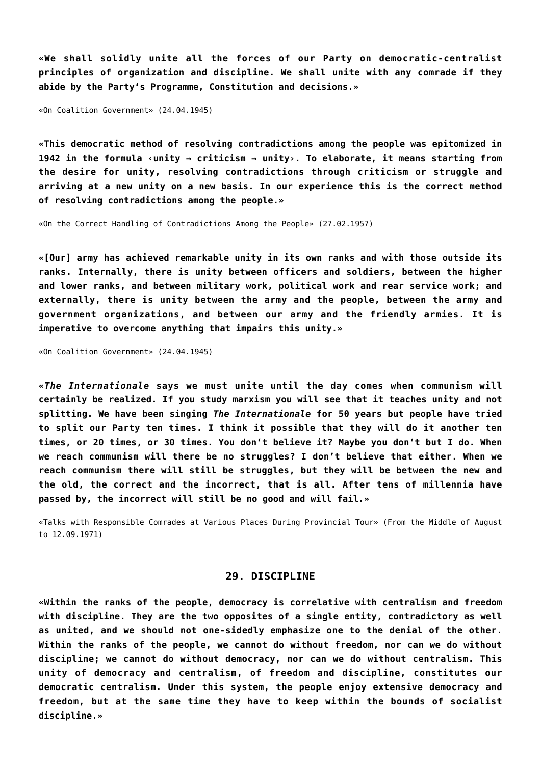**«We shall solidly unite all the forces of our Party on democratic-centralist principles of organization and discipline. We shall unite with any comrade if they abide by the Party's Programme, Constitution and decisions.»**

«On Coalition Government» (24.04.1945)

**«This democratic method of resolving contradictions among the people was epitomized in 1942 in the formula ‹unity → criticism → unity›. To elaborate, it means starting from the desire for unity, resolving contradictions through criticism or struggle and arriving at a new unity on a new basis. In our experience this is the correct method of resolving contradictions among the people.»**

«On the Correct Handling of Contradictions Among the People» (27.02.1957)

**«[Our] army has achieved remarkable unity in its own ranks and with those outside its ranks. Internally, there is unity between officers and soldiers, between the higher and lower ranks, and between military work, political work and rear service work; and externally, there is unity between the army and the people, between the army and government organizations, and between our army and the friendly armies. It is imperative to overcome anything that impairs this unity.»**

«On Coalition Government» (24.04.1945)

**«*The Internationale* says we must unite until the day comes when communism will certainly be realized. If you study marxism you will see that it teaches unity and not splitting. We have been singing *The Internationale* for 50 years but people have tried to split our Party ten times. I think it possible that they will do it another ten times, or 20 times, or 30 times. You don't believe it? Maybe you don't but I do. When we reach communism will there be no struggles? I don't believe that either. When we reach communism there will still be struggles, but they will be between the new and the old, the correct and the incorrect, that is all. After tens of millennia have passed by, the incorrect will still be no good and will fail.»**

«Talks with Responsible Comrades at Various Places During Provincial Tour» (From the Middle of August to 12.09.1971)

## 29. DISCIPLINE

**«Within the ranks of the people, democracy is correlative with centralism and freedom with discipline. They are the two opposites of a single entity, contradictory as well as united, and we should not one-sidedly emphasize one to the denial of the other. Within the ranks of the people, we cannot do without freedom, nor can we do without discipline; we cannot do without democracy, nor can we do without centralism. This unity of democracy and centralism, of freedom and discipline, constitutes our democratic centralism. Under this system, the people enjoy extensive democracy and freedom, but at the same time they have to keep within the bounds of socialist discipline.»**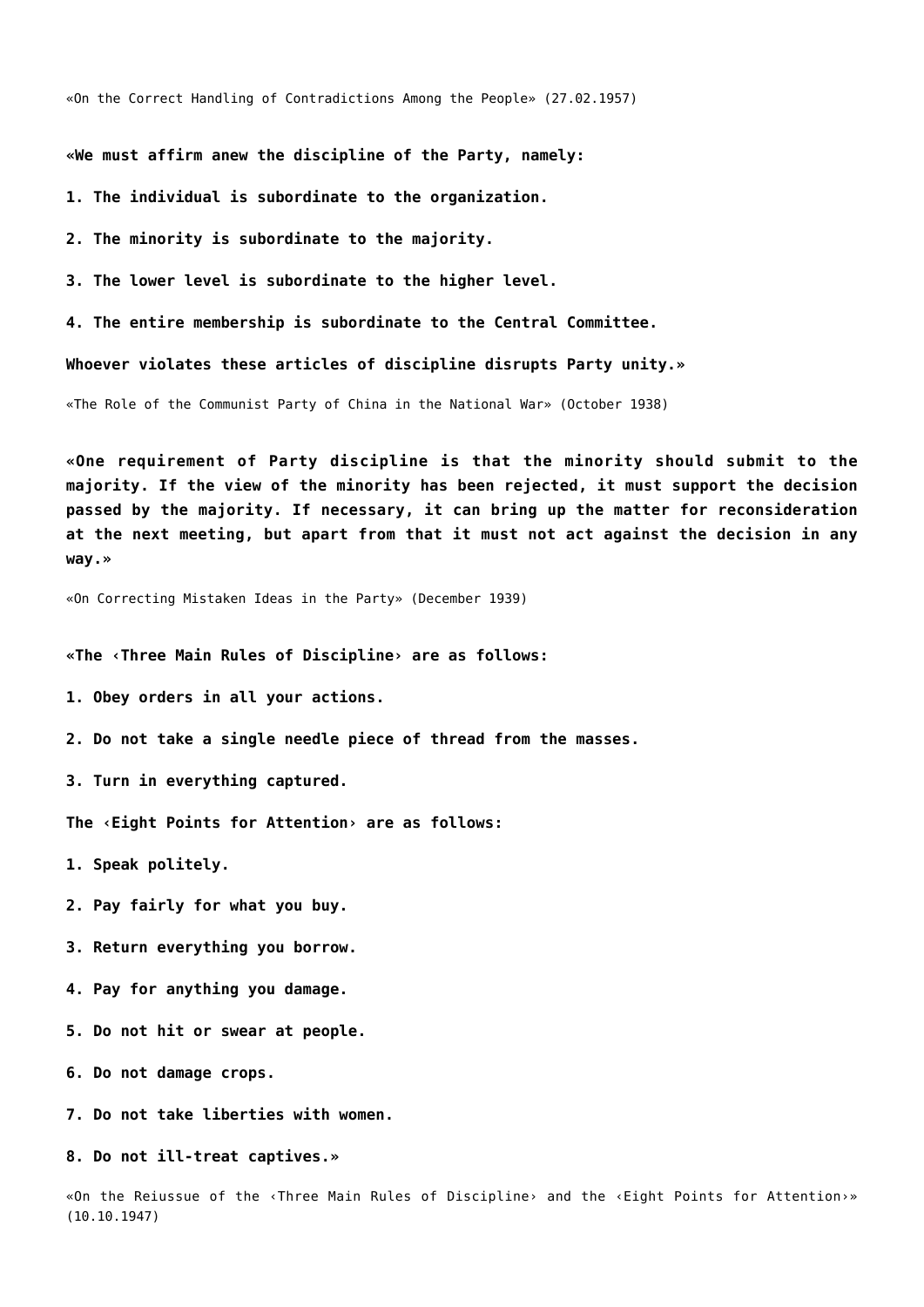«On the Correct Handling of Contradictions Among the People» (27.02.1957)

**«We must affirm anew the discipline of the Party, namely:**

**1. The individual is subordinate to the organization.**

**2. The minority is subordinate to the majority.**

**3. The lower level is subordinate to the higher level.**

**4. The entire membership is subordinate to the Central Committee.**

**Whoever violates these articles of discipline disrupts Party unity.»**

«The Role of the Communist Party of China in the National War» (October 1938)

**«One requirement of Party discipline is that the minority should submit to the majority. If the view of the minority has been rejected, it must support the decision passed by the majority. If necessary, it can bring up the matter for reconsideration at the next meeting, but apart from that it must not act against the decision in any way.»**

«On Correcting Mistaken Ideas in the Party» (December 1939)

**«The ‹Three Main Rules of Discipline› are as follows:**

**1. Obey orders in all your actions.**

**2. Do not take a single needle piece of thread from the masses.**

**3. Turn in everything captured.**

**The ‹Eight Points for Attention› are as follows:**

**1. Speak politely.**

**2. Pay fairly for what you buy.**

**3. Return everything you borrow.**

**4. Pay for anything you damage.**

**5. Do not hit or swear at people.**

**6. Do not damage crops.**

**7. Do not take liberties with women.**

**8. Do not ill-treat captives.»**

«On the Reiussue of the ‹Three Main Rules of Discipline› and the ‹Eight Points for Attention›» (10.10.1947)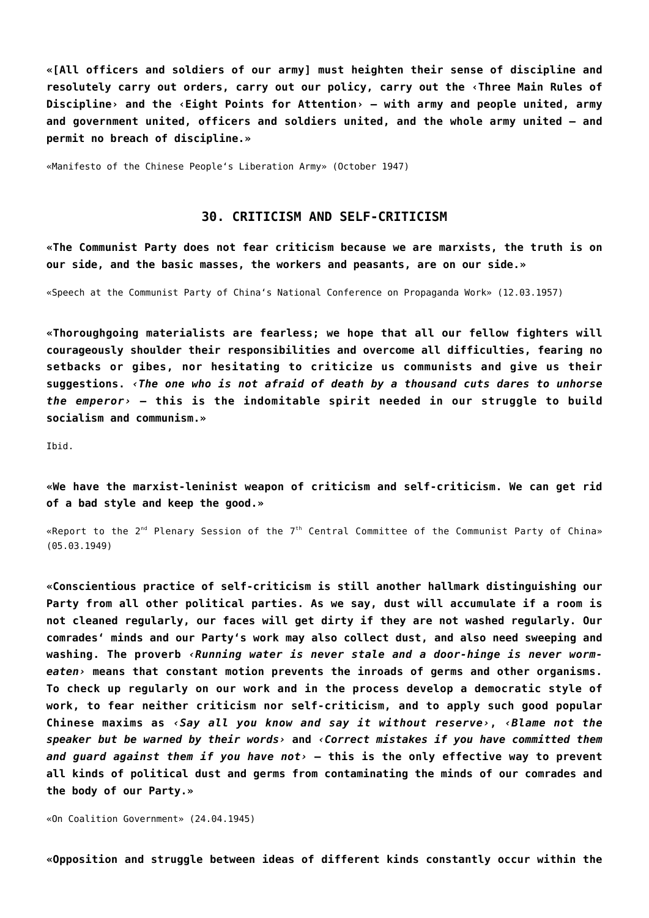**«[All officers and soldiers of our army] must heighten their sense of discipline and resolutely carry out orders, carry out our policy, carry out the ‹Three Main Rules of Discipline› and the ‹Eight Points for Attention› – with army and people united, army and government united, officers and soldiers united, and the whole army united – and permit no breach of discipline.»**

«Manifesto of the Chinese People's Liberation Army» (October 1947)

## 30. CRITICISM AND SELF-CRITICISM

**«The Communist Party does not fear criticism because we are marxists, the truth is on our side, and the basic masses, the workers and peasants, are on our side.»**

«Speech at the Communist Party of China's National Conference on Propaganda Work» (12.03.1957)

**«Thoroughgoing materialists are fearless; we hope that all our fellow fighters will courageously shoulder their responsibilities and overcome all difficulties, fearing no setbacks or gibes, nor hesitating to criticize us communists and give us their suggestions. ‹*The one who is not afraid of death by a thousand cuts dares to unhorse the emperor*› – this is the indomitable spirit needed in our struggle to build socialism and communism.»**

Ibid.

**«We have the marxist-leninist weapon of criticism and self-criticism. We can get rid of a bad style and keep the good.»**

«Report to the 2nd Plenary Session of the 7th Central Committee of the Communist Party of China» (05.03.1949)

**«Conscientious practice of self-criticism is still another hallmark distinguishing our Party from all other political parties. As we say, dust will accumulate if a room is not cleaned regularly, our faces will get dirty if they are not washed regularly. Our comrades' minds and our Party's work may also collect dust, and also need sweeping and washing. The proverb ‹*Running water is never stale and a door-hinge is never worm-eaten*› means that constant motion prevents the inroads of germs and other organisms. To check up regularly on our work and in the process develop a democratic style of work, to fear neither criticism nor self-criticism, and to apply such good popular Chinese maxims as ‹*Say all you know and say it without reserve*›, ‹*Blame not the speaker but be warned by their words*› and ‹*Correct mistakes if you have committed them and guard against them if you have not*› – this is the only effective way to prevent all kinds of political dust and germs from contaminating the minds of our comrades and the body of our Party.»**

«On Coalition Government» (24.04.1945)

**«Opposition and struggle between ideas of different kinds constantly occur within the**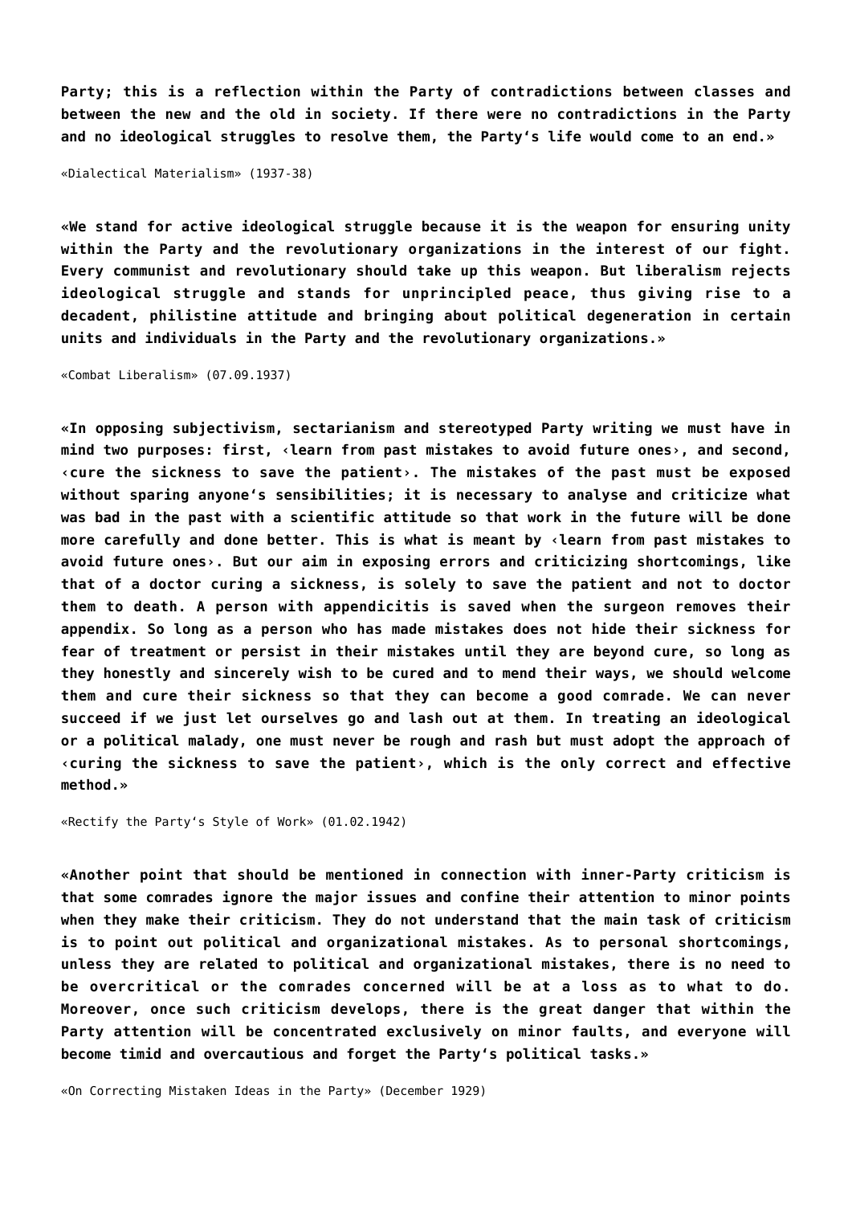**Party; this is a reflection within the Party of contradictions between classes and between the new and the old in society. If there were no contradictions in the Party and no ideological struggles to resolve them, the Party's life would come to an end.»**

«Dialectical Materialism» (1937-38)

**«We stand for active ideological struggle because it is the weapon for ensuring unity within the Party and the revolutionary organizations in the interest of our fight. Every communist and revolutionary should take up this weapon. But liberalism rejects ideological struggle and stands for unprincipled peace, thus giving rise to a decadent, philistine attitude and bringing about political degeneration in certain units and individuals in the Party and the revolutionary organizations.»**

«Combat Liberalism» (07.09.1937)

**«In opposing subjectivism, sectarianism and stereotyped Party writing we must have in mind two purposes: first, ‹learn from past mistakes to avoid future ones›, and second, ‹cure the sickness to save the patient›. The mistakes of the past must be exposed without sparing anyone's sensibilities; it is necessary to analyse and criticize what was bad in the past with a scientific attitude so that work in the future will be done more carefully and done better. This is what is meant by ‹learn from past mistakes to avoid future ones›. But our aim in exposing errors and criticizing shortcomings, like that of a doctor curing a sickness, is solely to save the patient and not to doctor them to death. A person with appendicitis is saved when the surgeon removes their appendix. So long as a person who has made mistakes does not hide their sickness for fear of treatment or persist in their mistakes until they are beyond cure, so long as they honestly and sincerely wish to be cured and to mend their ways, we should welcome them and cure their sickness so that they can become a good comrade. We can never succeed if we just let ourselves go and lash out at them. In treating an ideological or a political malady, one must never be rough and rash but must adopt the approach of ‹curing the sickness to save the patient›, which is the only correct and effective method.»**

«Rectify the Party's Style of Work» (01.02.1942)

**«Another point that should be mentioned in connection with inner-Party criticism is that some comrades ignore the major issues and confine their attention to minor points when they make their criticism. They do not understand that the main task of criticism is to point out political and organizational mistakes. As to personal shortcomings, unless they are related to political and organizational mistakes, there is no need to be overcritical or the comrades concerned will be at a loss as to what to do. Moreover, once such criticism develops, there is the great danger that within the Party attention will be concentrated exclusively on minor faults, and everyone will become timid and overcautious and forget the Party's political tasks.»**

«On Correcting Mistaken Ideas in the Party» (December 1929)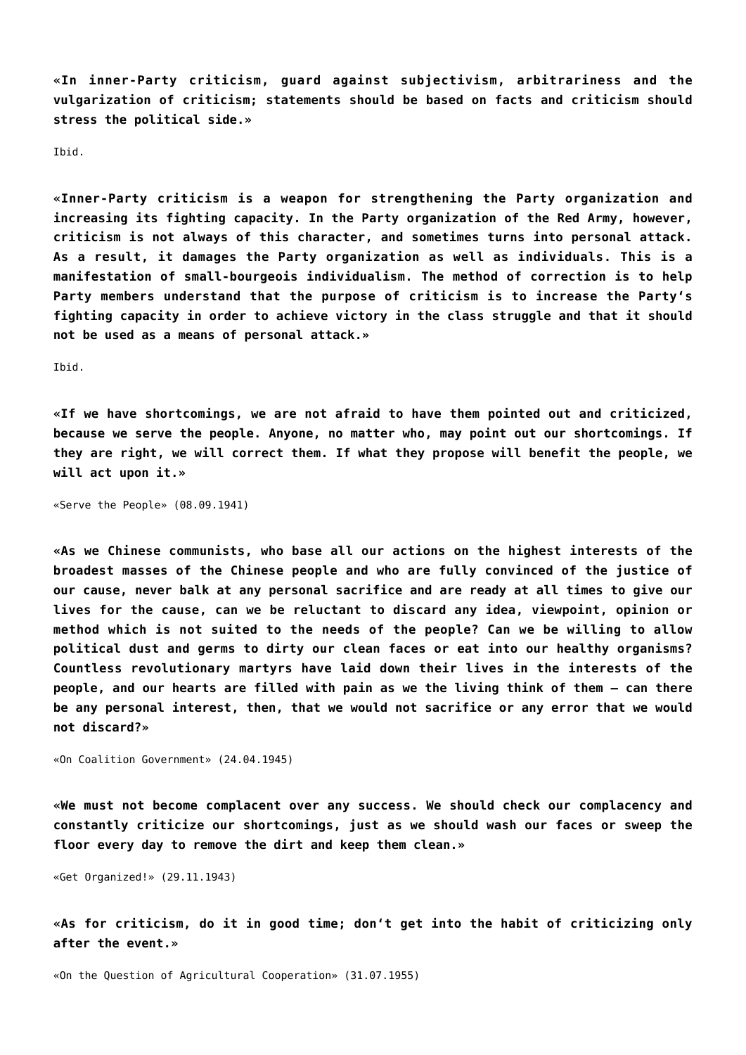**«In inner-Party criticism, guard against subjectivism, arbitrariness and the vulgarization of criticism; statements should be based on facts and criticism should stress the political side.»**

Ibid.

**«Inner-Party criticism is a weapon for strengthening the Party organization and increasing its fighting capacity. In the Party organization of the Red Army, however, criticism is not always of this character, and sometimes turns into personal attack. As a result, it damages the Party organization as well as individuals. This is a manifestation of small-bourgeois individualism. The method of correction is to help Party members understand that the purpose of criticism is to increase the Party's fighting capacity in order to achieve victory in the class struggle and that it should not be used as a means of personal attack.»**

Ibid.

**«If we have shortcomings, we are not afraid to have them pointed out and criticized, because we serve the people. Anyone, no matter who, may point out our shortcomings. If they are right, we will correct them. If what they propose will benefit the people, we will act upon it.»**

«Serve the People» (08.09.1941)

**«As we Chinese communists, who base all our actions on the highest interests of the broadest masses of the Chinese people and who are fully convinced of the justice of our cause, never balk at any personal sacrifice and are ready at all times to give our lives for the cause, can we be reluctant to discard any idea, viewpoint, opinion or method which is not suited to the needs of the people? Can we be willing to allow political dust and germs to dirty our clean faces or eat into our healthy organisms? Countless revolutionary martyrs have laid down their lives in the interests of the people, and our hearts are filled with pain as we the living think of them – can there be any personal interest, then, that we would not sacrifice or any error that we would not discard?»**

«On Coalition Government» (24.04.1945)

**«We must not become complacent over any success. We should check our complacency and constantly criticize our shortcomings, just as we should wash our faces or sweep the floor every day to remove the dirt and keep them clean.»**

«Get Organized!» (29.11.1943)

**«As for criticism, do it in good time; don't get into the habit of criticizing only after the event.»**

«On the Question of Agricultural Cooperation» (31.07.1955)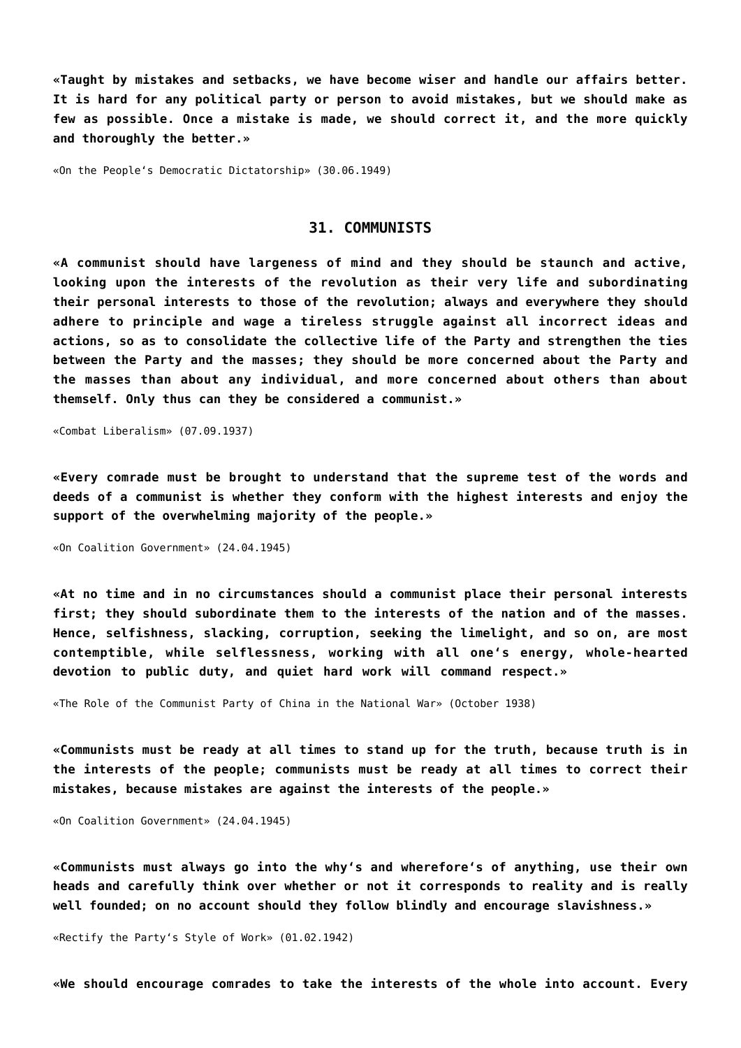**«Taught by mistakes and setbacks, we have become wiser and handle our affairs better. It is hard for any political party or person to avoid mistakes, but we should make as few as possible. Once a mistake is made, we should correct it, and the more quickly and thoroughly the better.»**

«On the People‘s Democratic Dictatorship» (30.06.1949)

## 31. COMMUNISTS

**«A communist should have largeness of mind and they should be staunch and active, looking upon the interests of the revolution as their very life and subordinating their personal interests to those of the revolution; always and everywhere they should adhere to principle and wage a tireless struggle against all incorrect ideas and actions, so as to consolidate the collective life of the Party and strengthen the ties between the Party and the masses; they should be more concerned about the Party and the masses than about any individual, and more concerned about others than about themself. Only thus can they be considered a communist.»**

«Combat Liberalism» (07.09.1937)

**«Every comrade must be brought to understand that the supreme test of the words and deeds of a communist is whether they conform with the highest interests and enjoy the support of the overwhelming majority of the people.»**

«On Coalition Government» (24.04.1945)

**«At no time and in no circumstances should a communist place their personal interests first; they should subordinate them to the interests of the nation and of the masses. Hence, selfishness, slacking, corruption, seeking the limelight, and so on, are most contemptible, while selflessness, working with all one‘s energy, whole-hearted devotion to public duty, and quiet hard work will command respect.»**

«The Role of the Communist Party of China in the National War» (October 1938)

**«Communists must be ready at all times to stand up for the truth, because truth is in the interests of the people; communists must be ready at all times to correct their mistakes, because mistakes are against the interests of the people.»**

«On Coalition Government» (24.04.1945)

**«Communists must always go into the why‘s and wherefore‘s of anything, use their own heads and carefully think over whether or not it corresponds to reality and is really well founded; on no account should they follow blindly and encourage slavishness.»**

«Rectify the Party‘s Style of Work» (01.02.1942)

**«We should encourage comrades to take the interests of the whole into account. Every**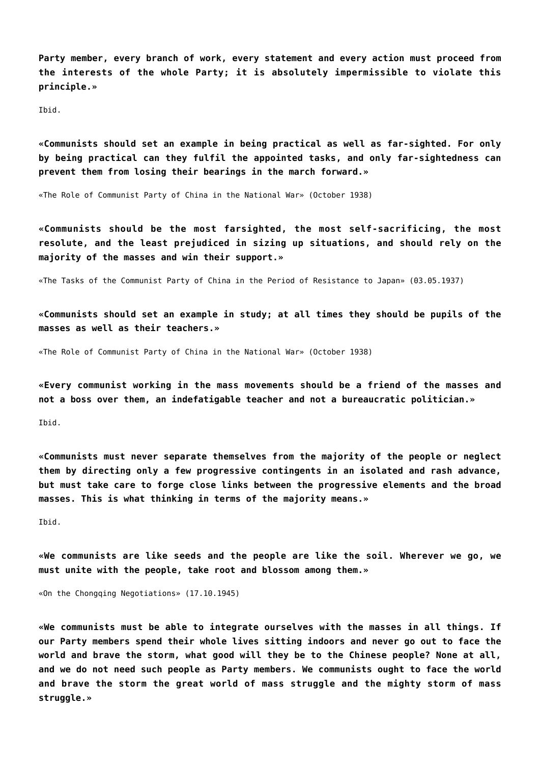**Party member, every branch of work, every statement and every action must proceed from the interests of the whole Party; it is absolutely impermissible to violate this principle.»**

Ibid.

**«Communists should set an example in being practical as well as far-sighted. For only by being practical can they fulfil the appointed tasks, and only far-sightedness can prevent them from losing their bearings in the march forward.»**

«The Role of Communist Party of China in the National War» (October 1938)

**«Communists should be the most farsighted, the most self-sacrificing, the most resolute, and the least prejudiced in sizing up situations, and should rely on the majority of the masses and win their support.»**

«The Tasks of the Communist Party of China in the Period of Resistance to Japan» (03.05.1937)

**«Communists should set an example in study; at all times they should be pupils of the masses as well as their teachers.»**

«The Role of Communist Party of China in the National War» (October 1938)

**«Every communist working in the mass movements should be a friend of the masses and not a boss over them, an indefatigable teacher and not a bureaucratic politician.»**

Ibid.

**«Communists must never separate themselves from the majority of the people or neglect them by directing only a few progressive contingents in an isolated and rash advance, but must take care to forge close links between the progressive elements and the broad masses. This is what thinking in terms of the majority means.»**

Ibid.

**«We communists are like seeds and the people are like the soil. Wherever we go, we must unite with the people, take root and blossom among them.»**

«On the Chongqing Negotiations» (17.10.1945)

**«We communists must be able to integrate ourselves with the masses in all things. If our Party members spend their whole lives sitting indoors and never go out to face the world and brave the storm, what good will they be to the Chinese people? None at all, and we do not need such people as Party members. We communists ought to face the world and brave the storm the great world of mass struggle and the mighty storm of mass struggle.»**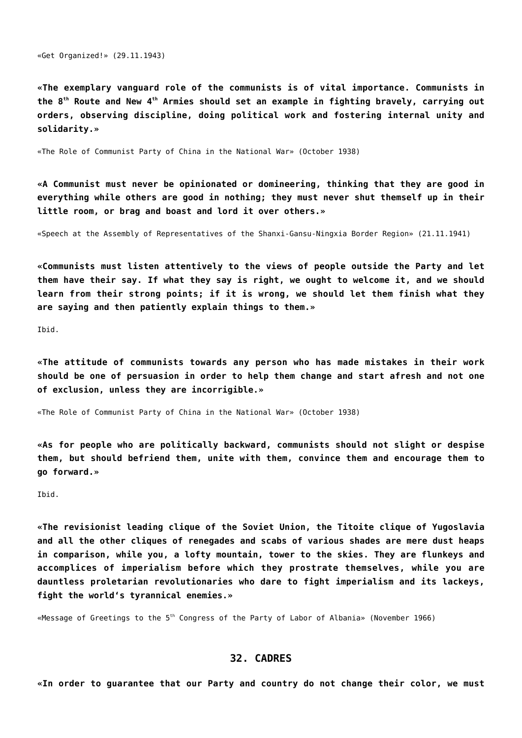«Get Organized!» (29.11.1943)

**«The exemplary vanguard role of the communists is of vital importance. Communists in the 8th Route and New 4th Armies should set an example in fighting bravely, carrying out orders, observing discipline, doing political work and fostering internal unity and solidarity.»**

«The Role of Communist Party of China in the National War» (October 1938)

**«A Communist must never be opinionated or domineering, thinking that they are good in everything while others are good in nothing; they must never shut themself up in their little room, or brag and boast and lord it over others.»**

«Speech at the Assembly of Representatives of the Shanxi-Gansu-Ningxia Border Region» (21.11.1941)

**«Communists must listen attentively to the views of people outside the Party and let them have their say. If what they say is right, we ought to welcome it, and we should learn from their strong points; if it is wrong, we should let them finish what they are saying and then patiently explain things to them.»**

Ibid.

**«The attitude of communists towards any person who has made mistakes in their work should be one of persuasion in order to help them change and start afresh and not one of exclusion, unless they are incorrigible.»**

«The Role of Communist Party of China in the National War» (October 1938)

**«As for people who are politically backward, communists should not slight or despise them, but should befriend them, unite with them, convince them and encourage them to go forward.»**

Ibid.

**«The revisionist leading clique of the Soviet Union, the Titoite clique of Yugoslavia and all the other cliques of renegades and scabs of various shades are mere dust heaps in comparison, while you, a lofty mountain, tower to the skies. They are flunkeys and accomplices of imperialism before which they prostrate themselves, while you are dauntless proletarian revolutionaries who dare to fight imperialism and its lackeys, fight the world's tyrannical enemies.»**

«Message of Greetings to the 5th Congress of the Party of Labor of Albania» (November 1966)

## 32. CADRES

**«In order to guarantee that our Party and country do not change their color, we must**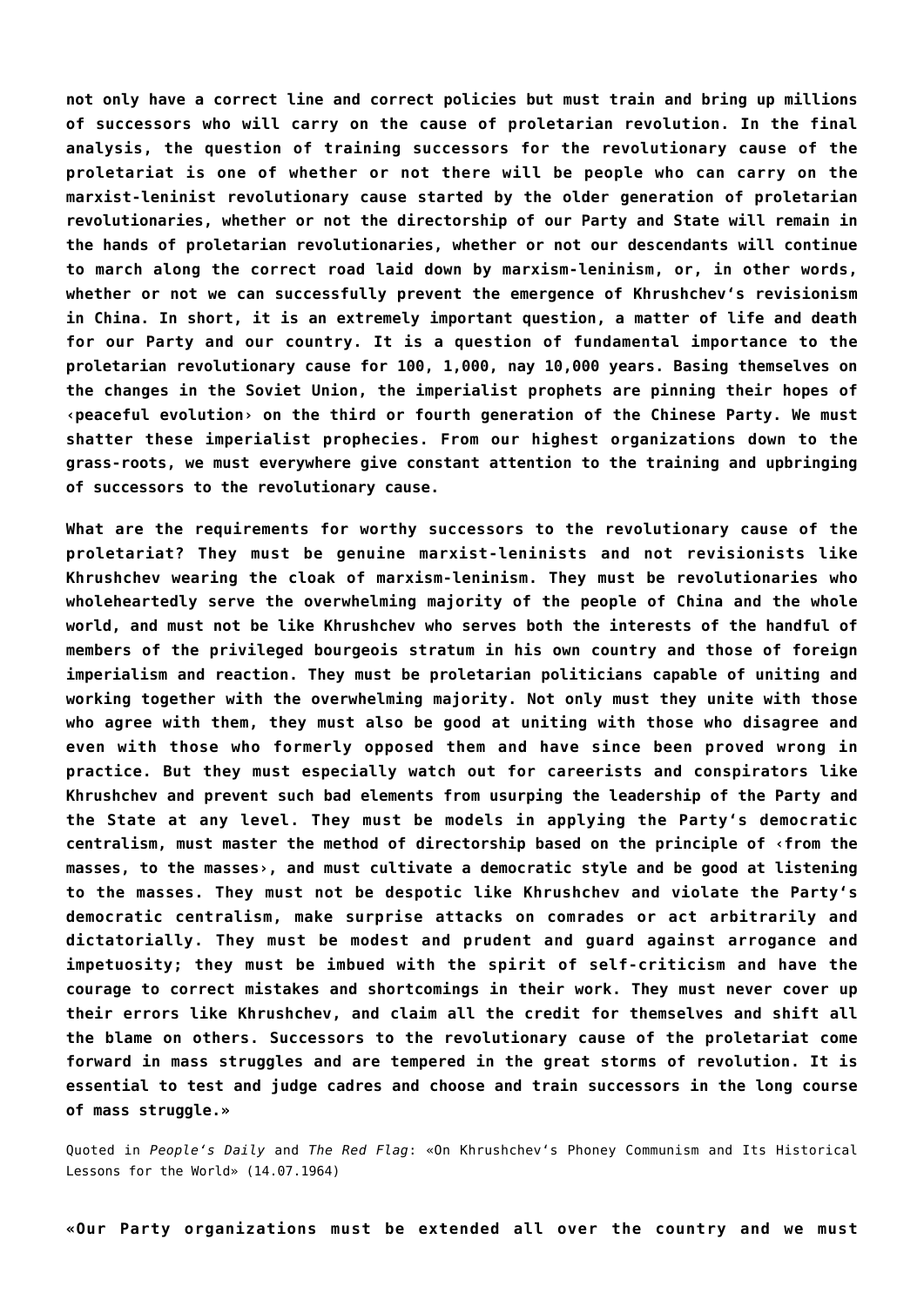**not only have a correct line and correct policies but must train and bring up millions of successors who will carry on the cause of proletarian revolution. In the final analysis, the question of training successors for the revolutionary cause of the proletariat is one of whether or not there will be people who can carry on the marxist-leninist revolutionary cause started by the older generation of proletarian revolutionaries, whether or not the directorship of our Party and State will remain in the hands of proletarian revolutionaries, whether or not our descendants will continue to march along the correct road laid down by marxism-leninism, or, in other words, whether or not we can successfully prevent the emergence of Khrushchev's revisionism in China. In short, it is an extremely important question, a matter of life and death for our Party and our country. It is a question of fundamental importance to the proletarian revolutionary cause for 100, 1,000, nay 10,000 years. Basing themselves on the changes in the Soviet Union, the imperialist prophets are pinning their hopes of ‹peaceful evolution› on the third or fourth generation of the Chinese Party. We must shatter these imperialist prophecies. From our highest organizations down to the grass-roots, we must everywhere give constant attention to the training and upbringing of successors to the revolutionary cause.**

**What are the requirements for worthy successors to the revolutionary cause of the proletariat? They must be genuine marxist-leninists and not revisionists like Khrushchev wearing the cloak of marxism-leninism. They must be revolutionaries who wholeheartedly serve the overwhelming majority of the people of China and the whole world, and must not be like Khrushchev who serves both the interests of the handful of members of the privileged bourgeois stratum in his own country and those of foreign imperialism and reaction. They must be proletarian politicians capable of uniting and working together with the overwhelming majority. Not only must they unite with those who agree with them, they must also be good at uniting with those who disagree and even with those who formerly opposed them and have since been proved wrong in practice. But they must especially watch out for careerists and conspirators like Khrushchev and prevent such bad elements from usurping the leadership of the Party and the State at any level. They must be models in applying the Party's democratic centralism, must master the method of directorship based on the principle of ‹from the masses, to the masses›, and must cultivate a democratic style and be good at listening to the masses. They must not be despotic like Khrushchev and violate the Party's democratic centralism, make surprise attacks on comrades or act arbitrarily and dictatorially. They must be modest and prudent and guard against arrogance and impetuosity; they must be imbued with the spirit of self-criticism and have the courage to correct mistakes and shortcomings in their work. They must never cover up their errors like Khrushchev, and claim all the credit for themselves and shift all the blame on others. Successors to the revolutionary cause of the proletariat come forward in mass struggles and are tempered in the great storms of revolution. It is essential to test and judge cadres and choose and train successors in the long course of mass struggle.»**

Quoted in *People's Daily* and *The Red Flag*: «On Khrushchev's Phoney Communism and Its Historical Lessons for the World» (14.07.1964)

**«Our Party organizations must be extended all over the country and we must**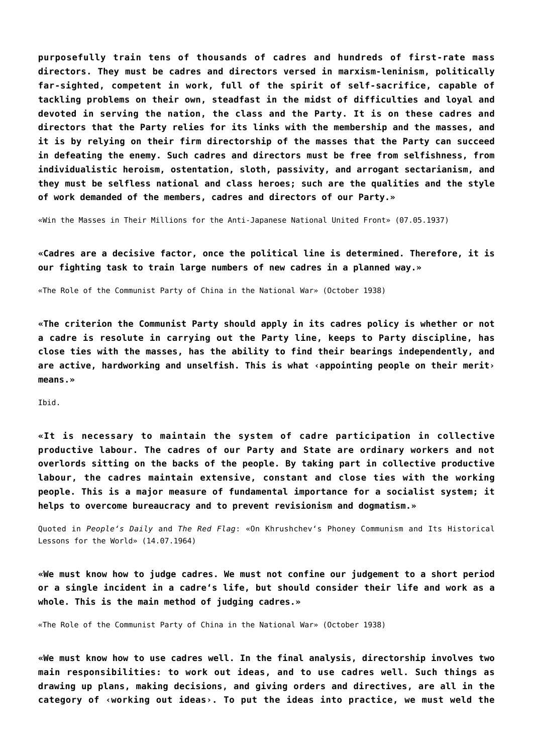**purposefully train tens of thousands of cadres and hundreds of first-rate mass directors. They must be cadres and directors versed in marxism-leninism, politically far-sighted, competent in work, full of the spirit of self-sacrifice, capable of tackling problems on their own, steadfast in the midst of difficulties and loyal and devoted in serving the nation, the class and the Party. It is on these cadres and directors that the Party relies for its links with the membership and the masses, and it is by relying on their firm directorship of the masses that the Party can succeed in defeating the enemy. Such cadres and directors must be free from selfishness, from individualistic heroism, ostentation, sloth, passivity, and arrogant sectarianism, and they must be selfless national and class heroes; such are the qualities and the style of work demanded of the members, cadres and directors of our Party.»**

«Win the Masses in Their Millions for the Anti-Japanese National United Front» (07.05.1937)

**«Cadres are a decisive factor, once the political line is determined. Therefore, it is our fighting task to train large numbers of new cadres in a planned way.»**

«The Role of the Communist Party of China in the National War» (October 1938)

**«The criterion the Communist Party should apply in its cadres policy is whether or not a cadre is resolute in carrying out the Party line, keeps to Party discipline, has close ties with the masses, has the ability to find their bearings independently, and are active, hardworking and unselfish. This is what ‹appointing people on their merit› means.»**

Ibid.

**«It is necessary to maintain the system of cadre participation in collective productive labour. The cadres of our Party and State are ordinary workers and not overlords sitting on the backs of the people. By taking part in collective productive labour, the cadres maintain extensive, constant and close ties with the working people. This is a major measure of fundamental importance for a socialist system; it helps to overcome bureaucracy and to prevent revisionism and dogmatism.»**

Quoted in *People's Daily* and *The Red Flag*: «On Khrushchev's Phoney Communism and Its Historical Lessons for the World» (14.07.1964)

**«We must know how to judge cadres. We must not confine our judgement to a short period or a single incident in a cadre's life, but should consider their life and work as a whole. This is the main method of judging cadres.»**

«The Role of the Communist Party of China in the National War» (October 1938)

**«We must know how to use cadres well. In the final analysis, directorship involves two main responsibilities: to work out ideas, and to use cadres well. Such things as drawing up plans, making decisions, and giving orders and directives, are all in the category of ‹working out ideas›. To put the ideas into practice, we must weld the**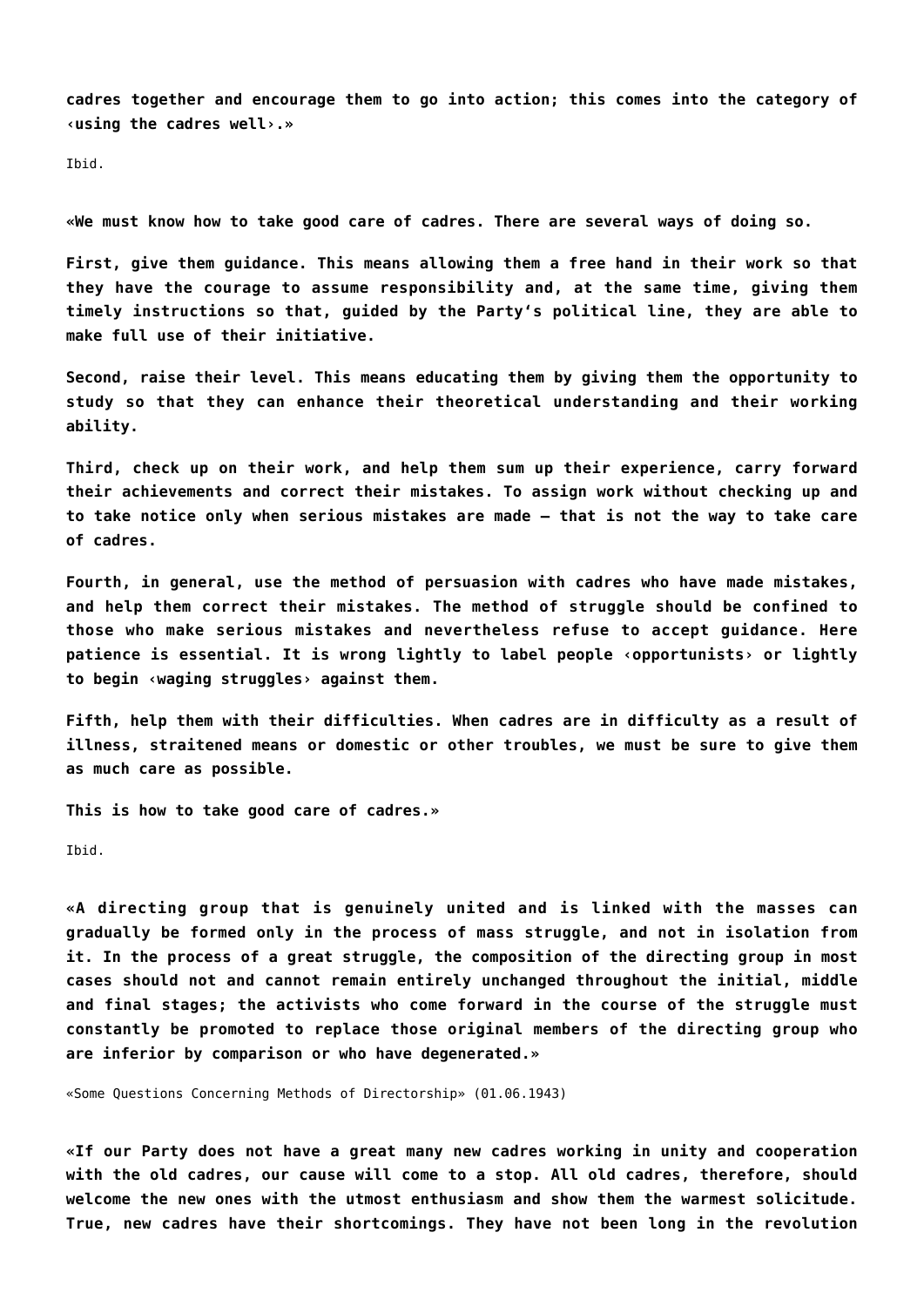**cadres together and encourage them to go into action; this comes into the category of ‹using the cadres well›.»**

Ibid.

**«We must know how to take good care of cadres. There are several ways of doing so.**

**First, give them guidance. This means allowing them a free hand in their work so that they have the courage to assume responsibility and, at the same time, giving them timely instructions so that, guided by the Party's political line, they are able to make full use of their initiative.**

**Second, raise their level. This means educating them by giving them the opportunity to study so that they can enhance their theoretical understanding and their working ability.**

**Third, check up on their work, and help them sum up their experience, carry forward their achievements and correct their mistakes. To assign work without checking up and to take notice only when serious mistakes are made – that is not the way to take care of cadres.**

**Fourth, in general, use the method of persuasion with cadres who have made mistakes, and help them correct their mistakes. The method of struggle should be confined to those who make serious mistakes and nevertheless refuse to accept guidance. Here patience is essential. It is wrong lightly to label people ‹opportunists› or lightly to begin ‹waging struggles› against them.**

**Fifth, help them with their difficulties. When cadres are in difficulty as a result of illness, straitened means or domestic or other troubles, we must be sure to give them as much care as possible.**

**This is how to take good care of cadres.»**

Ibid.

**«A directing group that is genuinely united and is linked with the masses can gradually be formed only in the process of mass struggle, and not in isolation from it. In the process of a great struggle, the composition of the directing group in most cases should not and cannot remain entirely unchanged throughout the initial, middle and final stages; the activists who come forward in the course of the struggle must constantly be promoted to replace those original members of the directing group who are inferior by comparison or who have degenerated.»**

«Some Questions Concerning Methods of Directorship» (01.06.1943)

**«If our Party does not have a great many new cadres working in unity and cooperation with the old cadres, our cause will come to a stop. All old cadres, therefore, should welcome the new ones with the utmost enthusiasm and show them the warmest solicitude. True, new cadres have their shortcomings. They have not been long in the revolution**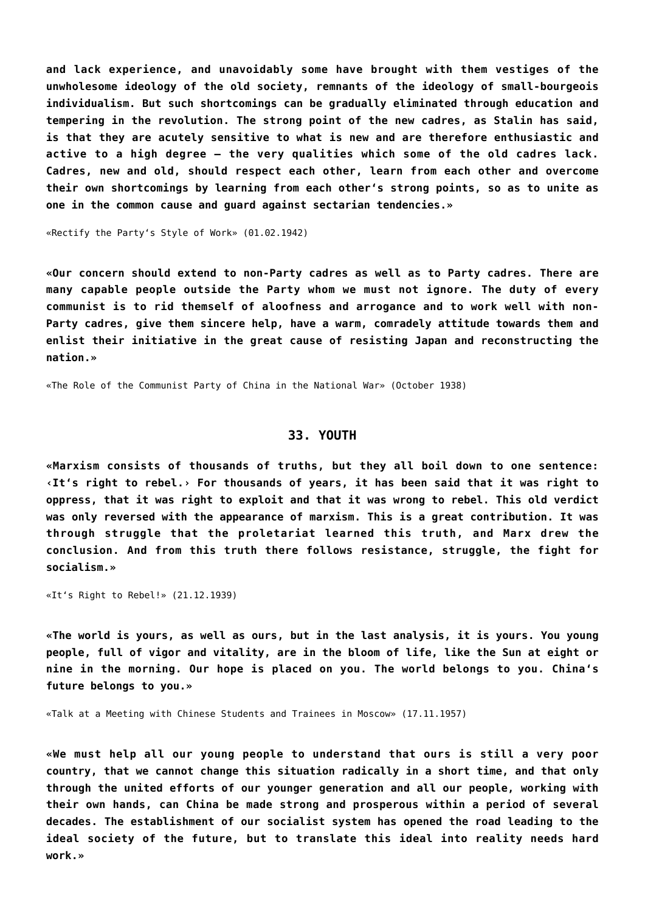**and lack experience, and unavoidably some have brought with them vestiges of the unwholesome ideology of the old society, remnants of the ideology of small-bourgeois individualism. But such shortcomings can be gradually eliminated through education and tempering in the revolution. The strong point of the new cadres, as Stalin has said, is that they are acutely sensitive to what is new and are therefore enthusiastic and active to a high degree – the very qualities which some of the old cadres lack. Cadres, new and old, should respect each other, learn from each other and overcome their own shortcomings by learning from each other's strong points, so as to unite as one in the common cause and guard against sectarian tendencies.»**

«Rectify the Party's Style of Work» (01.02.1942)

**«Our concern should extend to non-Party cadres as well as to Party cadres. There are many capable people outside the Party whom we must not ignore. The duty of every communist is to rid themself of aloofness and arrogance and to work well with non-Party cadres, give them sincere help, have a warm, comradely attitude towards them and enlist their initiative in the great cause of resisting Japan and reconstructing the nation.»**

«The Role of the Communist Party of China in the National War» (October 1938)

## 33. YOUTH

**«Marxism consists of thousands of truths, but they all boil down to one sentence: ‹It's right to rebel.› For thousands of years, it has been said that it was right to oppress, that it was right to exploit and that it was wrong to rebel. This old verdict was only reversed with the appearance of marxism. This is a great contribution. It was through struggle that the proletariat learned this truth, and Marx drew the conclusion. And from this truth there follows resistance, struggle, the fight for socialism.»**

«It's Right to Rebel!» (21.12.1939)

**«The world is yours, as well as ours, but in the last analysis, it is yours. You young people, full of vigor and vitality, are in the bloom of life, like the Sun at eight or nine in the morning. Our hope is placed on you. The world belongs to you. China's future belongs to you.»**

«Talk at a Meeting with Chinese Students and Trainees in Moscow» (17.11.1957)

**«We must help all our young people to understand that ours is still a very poor country, that we cannot change this situation radically in a short time, and that only through the united efforts of our younger generation and all our people, working with their own hands, can China be made strong and prosperous within a period of several decades. The establishment of our socialist system has opened the road leading to the ideal society of the future, but to translate this ideal into reality needs hard work.»**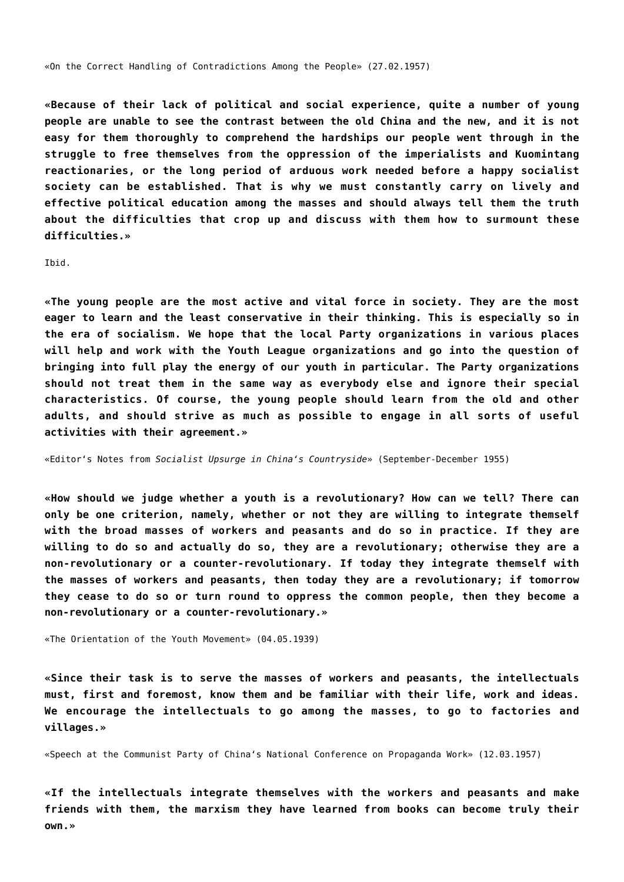«On the Correct Handling of Contradictions Among the People» (27.02.1957)

**«Because of their lack of political and social experience, quite a number of young people are unable to see the contrast between the old China and the new, and it is not easy for them thoroughly to comprehend the hardships our people went through in the struggle to free themselves from the oppression of the imperialists and Kuomintang reactionaries, or the long period of arduous work needed before a happy socialist society can be established. That is why we must constantly carry on lively and effective political education among the masses and should always tell them the truth about the difficulties that crop up and discuss with them how to surmount these difficulties.»**

Ibid.

**«The young people are the most active and vital force in society. They are the most eager to learn and the least conservative in their thinking. This is especially so in the era of socialism. We hope that the local Party organizations in various places will help and work with the Youth League organizations and go into the question of bringing into full play the energy of our youth in particular. The Party organizations should not treat them in the same way as everybody else and ignore their special characteristics. Of course, the young people should learn from the old and other adults, and should strive as much as possible to engage in all sorts of useful activities with their agreement.»**

«Editor's Notes from *Socialist Upsurge in China's Countryside*» (September-December 1955)

**«How should we judge whether a youth is a revolutionary? How can we tell? There can only be one criterion, namely, whether or not they are willing to integrate themself with the broad masses of workers and peasants and do so in practice. If they are willing to do so and actually do so, they are a revolutionary; otherwise they are a non-revolutionary or a counter-revolutionary. If today they integrate themself with the masses of workers and peasants, then today they are a revolutionary; if tomorrow they cease to do so or turn round to oppress the common people, then they become a non-revolutionary or a counter-revolutionary.»**

«The Orientation of the Youth Movement» (04.05.1939)

**«Since their task is to serve the masses of workers and peasants, the intellectuals must, first and foremost, know them and be familiar with their life, work and ideas. We encourage the intellectuals to go among the masses, to go to factories and villages.»**

«Speech at the Communist Party of China's National Conference on Propaganda Work» (12.03.1957)

**«If the intellectuals integrate themselves with the workers and peasants and make friends with them, the marxism they have learned from books can become truly their own.»**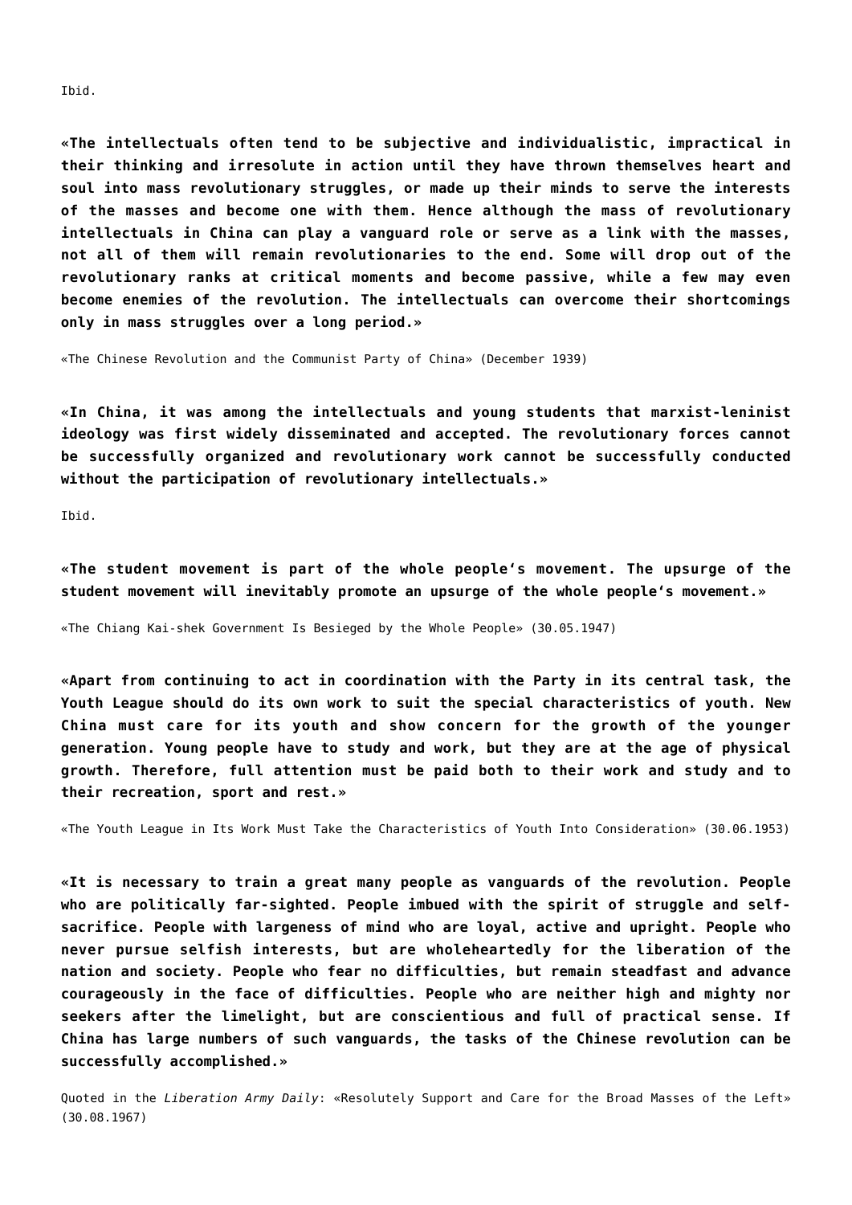Ibid.

**«The intellectuals often tend to be subjective and individualistic, impractical in their thinking and irresolute in action until they have thrown themselves heart and soul into mass revolutionary struggles, or made up their minds to serve the interests of the masses and become one with them. Hence although the mass of revolutionary intellectuals in China can play a vanguard role or serve as a link with the masses, not all of them will remain revolutionaries to the end. Some will drop out of the revolutionary ranks at critical moments and become passive, while a few may even become enemies of the revolution. The intellectuals can overcome their shortcomings only in mass struggles over a long period.»**

«The Chinese Revolution and the Communist Party of China» (December 1939)

**«In China, it was among the intellectuals and young students that marxist-leninist ideology was first widely disseminated and accepted. The revolutionary forces cannot be successfully organized and revolutionary work cannot be successfully conducted without the participation of revolutionary intellectuals.»**

Ibid.

**«The student movement is part of the whole people's movement. The upsurge of the student movement will inevitably promote an upsurge of the whole people's movement.»**

«The Chiang Kai-shek Government Is Besieged by the Whole People» (30.05.1947)

**«Apart from continuing to act in coordination with the Party in its central task, the Youth League should do its own work to suit the special characteristics of youth. New China must care for its youth and show concern for the growth of the younger generation. Young people have to study and work, but they are at the age of physical growth. Therefore, full attention must be paid both to their work and study and to their recreation, sport and rest.»**

«The Youth League in Its Work Must Take the Characteristics of Youth Into Consideration» (30.06.1953)

**«It is necessary to train a great many people as vanguards of the revolution. People who are politically far-sighted. People imbued with the spirit of struggle and self-sacrifice. People with largeness of mind who are loyal, active and upright. People who never pursue selfish interests, but are wholeheartedly for the liberation of the nation and society. People who fear no difficulties, but remain steadfast and advance courageously in the face of difficulties. People who are neither high and mighty nor seekers after the limelight, but are conscientious and full of practical sense. If China has large numbers of such vanguards, the tasks of the Chinese revolution can be successfully accomplished.»**

Quoted in the *Liberation Army Daily*: «Resolutely Support and Care for the Broad Masses of the Left» (30.08.1967)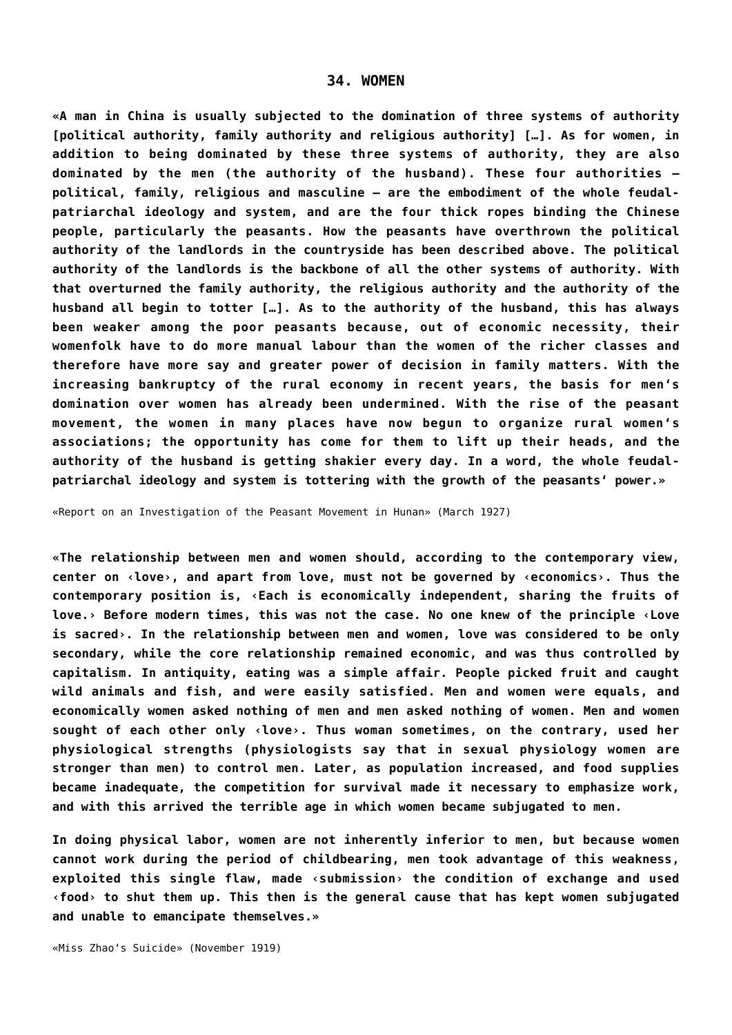## 34. WOMEN

**«A man in China is usually subjected to the domination of three systems of authority [political authority, family authority and religious authority] […]. As for women, in addition to being dominated by these three systems of authority, they are also dominated by the men (the authority of the husband). These four authorities – political, family, religious and masculine – are the embodiment of the whole feudal-patriarchal ideology and system, and are the four thick ropes binding the Chinese people, particularly the peasants. How the peasants have overthrown the political authority of the landlords in the countryside has been described above. The political authority of the landlords is the backbone of all the other systems of authority. With that overturned the family authority, the religious authority and the authority of the husband all begin to totter […]. As to the authority of the husband, this has always been weaker among the poor peasants because, out of economic necessity, their womenfolk have to do more manual labour than the women of the richer classes and therefore have more say and greater power of decision in family matters. With the increasing bankruptcy of the rural economy in recent years, the basis for men's domination over women has already been undermined. With the rise of the peasant movement, the women in many places have now begun to organize rural women's associations; the opportunity has come for them to lift up their heads, and the authority of the husband is getting shakier every day. In a word, the whole feudal-patriarchal ideology and system is tottering with the growth of the peasants' power.»**

«Report on an Investigation of the Peasant Movement in Hunan» (March 1927)

**«The relationship between men and women should, according to the contemporary view, center on ‹love›, and apart from love, must not be governed by ‹economics›. Thus the contemporary position is, ‹Each is economically independent, sharing the fruits of love.› Before modern times, this was not the case. No one knew of the principle ‹Love is sacred›. In the relationship between men and women, love was considered to be only secondary, while the core relationship remained economic, and was thus controlled by capitalism. In antiquity, eating was a simple affair. People picked fruit and caught wild animals and fish, and were easily satisfied. Men and women were equals, and economically women asked nothing of men and men asked nothing of women. Men and women sought of each other only ‹love›. Thus woman sometimes, on the contrary, used her physiological strengths (physiologists say that in sexual physiology women are stronger than men) to control men. Later, as population increased, and food supplies became inadequate, the competition for survival made it necessary to emphasize work, and with this arrived the terrible age in which women became subjugated to men.**

**In doing physical labor, women are not inherently inferior to men, but because women cannot work during the period of childbearing, men took advantage of this weakness, exploited this single flaw, made ‹submission› the condition of exchange and used ‹food› to shut them up. This then is the general cause that has kept women subjugated and unable to emancipate themselves.»**

«Miss Zhao's Suicide» (November 1919)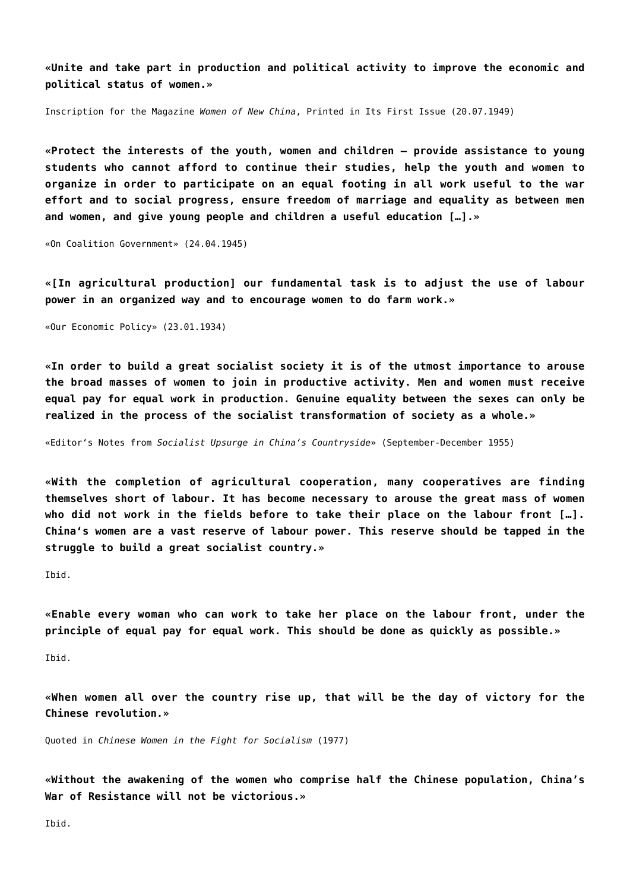**«Unite and take part in production and political activity to improve the economic and political status of women.»**

Inscription for the Magazine *Women of New China*, Printed in Its First Issue (20.07.1949)

**«Protect the interests of the youth, women and children – provide assistance to young students who cannot afford to continue their studies, help the youth and women to organize in order to participate on an equal footing in all work useful to the war effort and to social progress, ensure freedom of marriage and equality as between men and women, and give young people and children a useful education […].»**

«On Coalition Government» (24.04.1945)

**«[In agricultural production] our fundamental task is to adjust the use of labour power in an organized way and to encourage women to do farm work.»**

«Our Economic Policy» (23.01.1934)

**«In order to build a great socialist society it is of the utmost importance to arouse the broad masses of women to join in productive activity. Men and women must receive equal pay for equal work in production. Genuine equality between the sexes can only be realized in the process of the socialist transformation of society as a whole.»**

«Editor's Notes from *Socialist Upsurge in China's Countryside*» (September-December 1955)

**«With the completion of agricultural cooperation, many cooperatives are finding themselves short of labour. It has become necessary to arouse the great mass of women who did not work in the fields before to take their place on the labour front […]. China's women are a vast reserve of labour power. This reserve should be tapped in the struggle to build a great socialist country.»**

Ibid.

**«Enable every woman who can work to take her place on the labour front, under the principle of equal pay for equal work. This should be done as quickly as possible.»**

Ibid.

**«When women all over the country rise up, that will be the day of victory for the Chinese revolution.»**

Quoted in *Chinese Women in the Fight for Socialism* (1977)

**«Without the awakening of the women who comprise half the Chinese population, China's War of Resistance will not be victorious.»**

Ibid.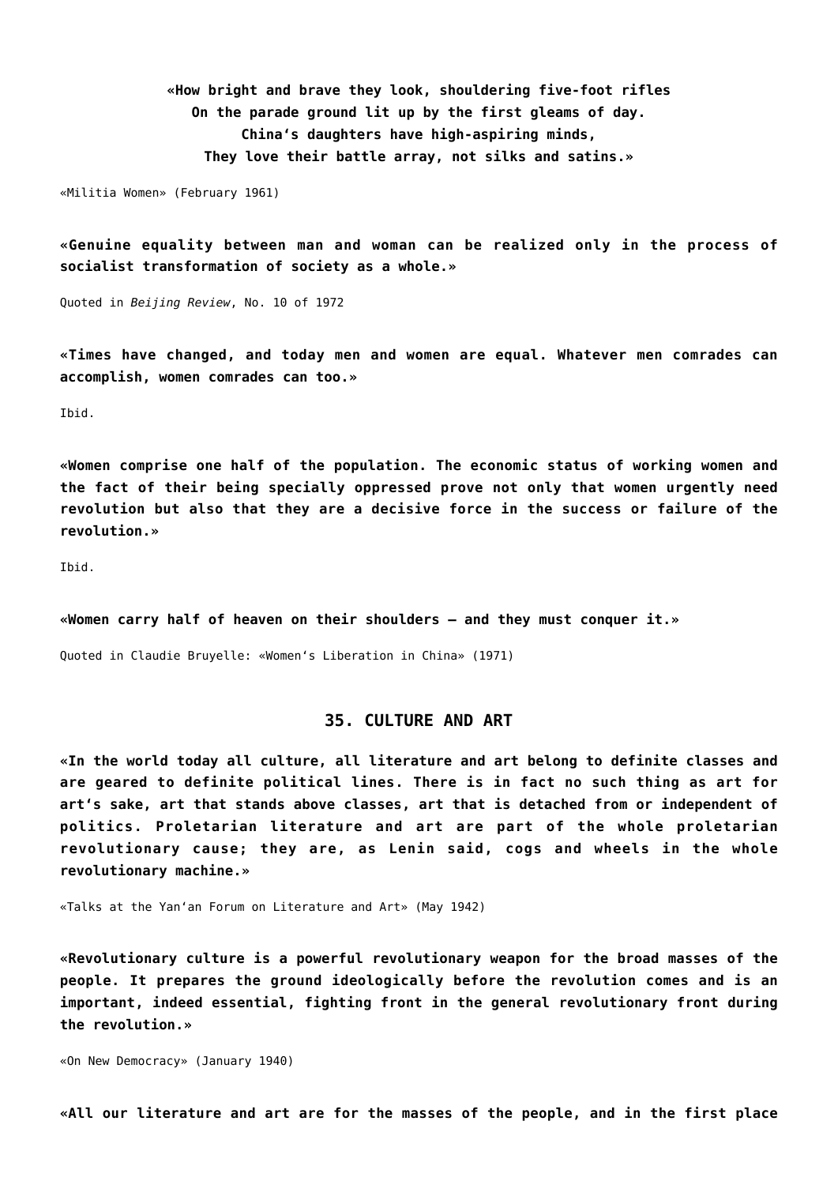**«How bright and brave they look, shouldering five-foot rifles**
**On the parade ground lit up by the first gleams of day.**
**China's daughters have high-aspiring minds,**
**They love their battle array, not silks and satins.»**

«Militia Women» (February 1961)

**«Genuine equality between man and woman can be realized only in the process of socialist transformation of society as a whole.»**

Quoted in *Beijing Review*, No. 10 of 1972

**«Times have changed, and today men and women are equal. Whatever men comrades can accomplish, women comrades can too.»**

Ibid.

**«Women comprise one half of the population. The economic status of working women and the fact of their being specially oppressed prove not only that women urgently need revolution but also that they are a decisive force in the success or failure of the revolution.»**

Ibid.

**«Women carry half of heaven on their shoulders – and they must conquer it.»**

Quoted in Claudie Bruyelle: «Women's Liberation in China» (1971)

## 35. CULTURE AND ART

**«In the world today all culture, all literature and art belong to definite classes and are geared to definite political lines. There is in fact no such thing as art for art's sake, art that stands above classes, art that is detached from or independent of politics. Proletarian literature and art are part of the whole proletarian revolutionary cause; they are, as Lenin said, cogs and wheels in the whole revolutionary machine.»**

«Talks at the Yan'an Forum on Literature and Art» (May 1942)

**«Revolutionary culture is a powerful revolutionary weapon for the broad masses of the people. It prepares the ground ideologically before the revolution comes and is an important, indeed essential, fighting front in the general revolutionary front during the revolution.»**

«On New Democracy» (January 1940)

**«All our literature and art are for the masses of the people, and in the first place**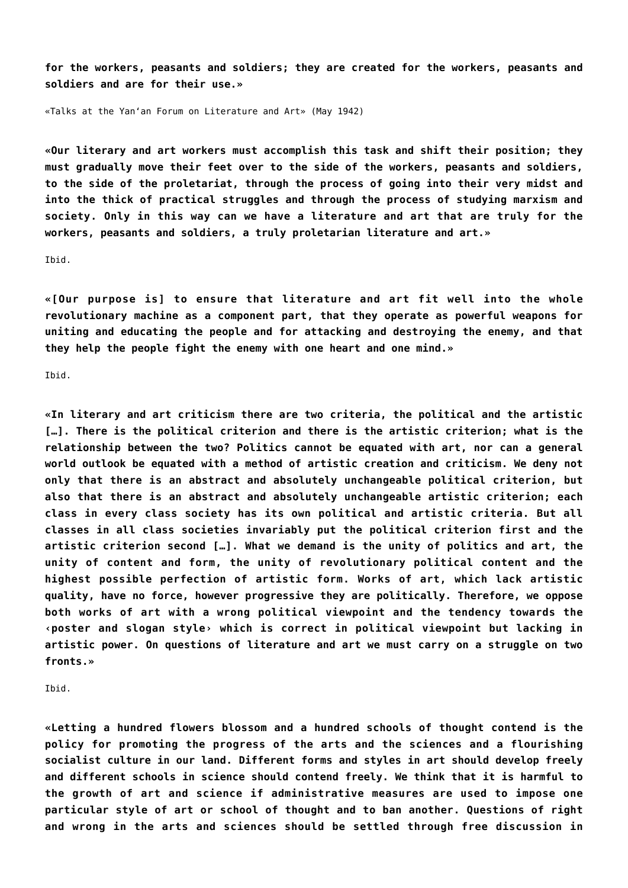**for the workers, peasants and soldiers; they are created for the workers, peasants and soldiers and are for their use.»**

«Talks at the Yan'an Forum on Literature and Art» (May 1942)

**«Our literary and art workers must accomplish this task and shift their position; they must gradually move their feet over to the side of the workers, peasants and soldiers, to the side of the proletariat, through the process of going into their very midst and into the thick of practical struggles and through the process of studying marxism and society. Only in this way can we have a literature and art that are truly for the workers, peasants and soldiers, a truly proletarian literature and art.»**

Ibid.

**«[Our purpose is] to ensure that literature and art fit well into the whole revolutionary machine as a component part, that they operate as powerful weapons for uniting and educating the people and for attacking and destroying the enemy, and that they help the people fight the enemy with one heart and one mind.»**

Ibid.

**«In literary and art criticism there are two criteria, the political and the artistic […]. There is the political criterion and there is the artistic criterion; what is the relationship between the two? Politics cannot be equated with art, nor can a general world outlook be equated with a method of artistic creation and criticism. We deny not only that there is an abstract and absolutely unchangeable political criterion, but also that there is an abstract and absolutely unchangeable artistic criterion; each class in every class society has its own political and artistic criteria. But all classes in all class societies invariably put the political criterion first and the artistic criterion second […]. What we demand is the unity of politics and art, the unity of content and form, the unity of revolutionary political content and the highest possible perfection of artistic form. Works of art, which lack artistic quality, have no force, however progressive they are politically. Therefore, we oppose both works of art with a wrong political viewpoint and the tendency towards the ‹poster and slogan style› which is correct in political viewpoint but lacking in artistic power. On questions of literature and art we must carry on a struggle on two fronts.»**

Ibid.

**«Letting a hundred flowers blossom and a hundred schools of thought contend is the policy for promoting the progress of the arts and the sciences and a flourishing socialist culture in our land. Different forms and styles in art should develop freely and different schools in science should contend freely. We think that it is harmful to the growth of art and science if administrative measures are used to impose one particular style of art or school of thought and to ban another. Questions of right and wrong in the arts and sciences should be settled through free discussion in**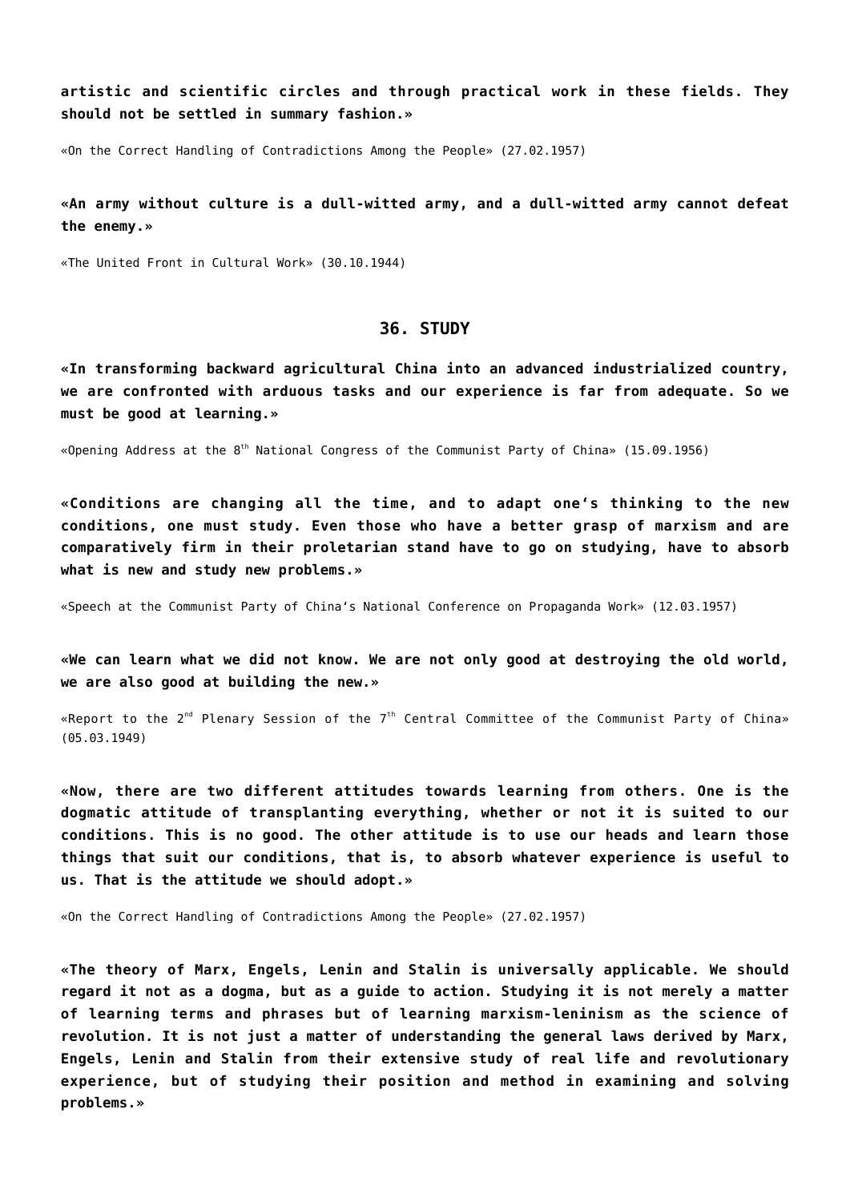**artistic and scientific circles and through practical work in these fields. They should not be settled in summary fashion.»**

«On the Correct Handling of Contradictions Among the People» (27.02.1957)

**«An army without culture is a dull-witted army, and a dull-witted army cannot defeat the enemy.»**

«The United Front in Cultural Work» (30.10.1944)

## 36. STUDY

**«In transforming backward agricultural China into an advanced industrialized country, we are confronted with arduous tasks and our experience is far from adequate. So we must be good at learning.»**

«Opening Address at the 8th National Congress of the Communist Party of China» (15.09.1956)

**«Conditions are changing all the time, and to adapt one's thinking to the new conditions, one must study. Even those who have a better grasp of marxism and are comparatively firm in their proletarian stand have to go on studying, have to absorb what is new and study new problems.»**

«Speech at the Communist Party of China's National Conference on Propaganda Work» (12.03.1957)

**«We can learn what we did not know. We are not only good at destroying the old world, we are also good at building the new.»**

«Report to the 2nd Plenary Session of the 7th Central Committee of the Communist Party of China» (05.03.1949)

**«Now, there are two different attitudes towards learning from others. One is the dogmatic attitude of transplanting everything, whether or not it is suited to our conditions. This is no good. The other attitude is to use our heads and learn those things that suit our conditions, that is, to absorb whatever experience is useful to us. That is the attitude we should adopt.»**

«On the Correct Handling of Contradictions Among the People» (27.02.1957)

**«The theory of Marx, Engels, Lenin and Stalin is universally applicable. We should regard it not as a dogma, but as a guide to action. Studying it is not merely a matter of learning terms and phrases but of learning marxism-leninism as the science of revolution. It is not just a matter of understanding the general laws derived by Marx, Engels, Lenin and Stalin from their extensive study of real life and revolutionary experience, but of studying their position and method in examining and solving problems.»**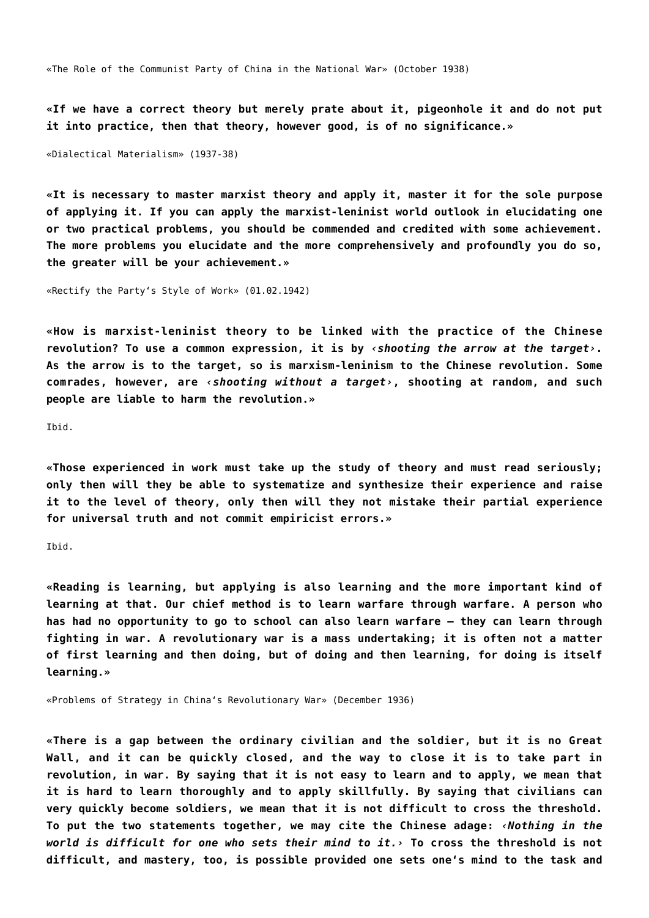«The Role of the Communist Party of China in the National War» (October 1938)

**«If we have a correct theory but merely prate about it, pigeonhole it and do not put it into practice, then that theory, however good, is of no significance.»**

«Dialectical Materialism» (1937-38)

**«It is necessary to master marxist theory and apply it, master it for the sole purpose of applying it. If you can apply the marxist-leninist world outlook in elucidating one or two practical problems, you should be commended and credited with some achievement. The more problems you elucidate and the more comprehensively and profoundly you do so, the greater will be your achievement.»**

«Rectify the Party's Style of Work» (01.02.1942)

**«How is marxist-leninist theory to be linked with the practice of the Chinese revolution? To use a common expression, it is by ‹*shooting the arrow at the target*›. As the arrow is to the target, so is marxism-leninism to the Chinese revolution. Some comrades, however, are ‹*shooting without a target*›, shooting at random, and such people are liable to harm the revolution.»**

Ibid.

**«Those experienced in work must take up the study of theory and must read seriously; only then will they be able to systematize and synthesize their experience and raise it to the level of theory, only then will they not mistake their partial experience for universal truth and not commit empiricist errors.»**

Ibid.

**«Reading is learning, but applying is also learning and the more important kind of learning at that. Our chief method is to learn warfare through warfare. A person who has had no opportunity to go to school can also learn warfare – they can learn through fighting in war. A revolutionary war is a mass undertaking; it is often not a matter of first learning and then doing, but of doing and then learning, for doing is itself learning.»**

«Problems of Strategy in China's Revolutionary War» (December 1936)

**«There is a gap between the ordinary civilian and the soldier, but it is no Great Wall, and it can be quickly closed, and the way to close it is to take part in revolution, in war. By saying that it is not easy to learn and to apply, we mean that it is hard to learn thoroughly and to apply skillfully. By saying that civilians can very quickly become soldiers, we mean that it is not difficult to cross the threshold. To put the two statements together, we may cite the Chinese adage: ‹*Nothing in the world is difficult for one who sets their mind to it.*› To cross the threshold is not difficult, and mastery, too, is possible provided one sets one's mind to the task and**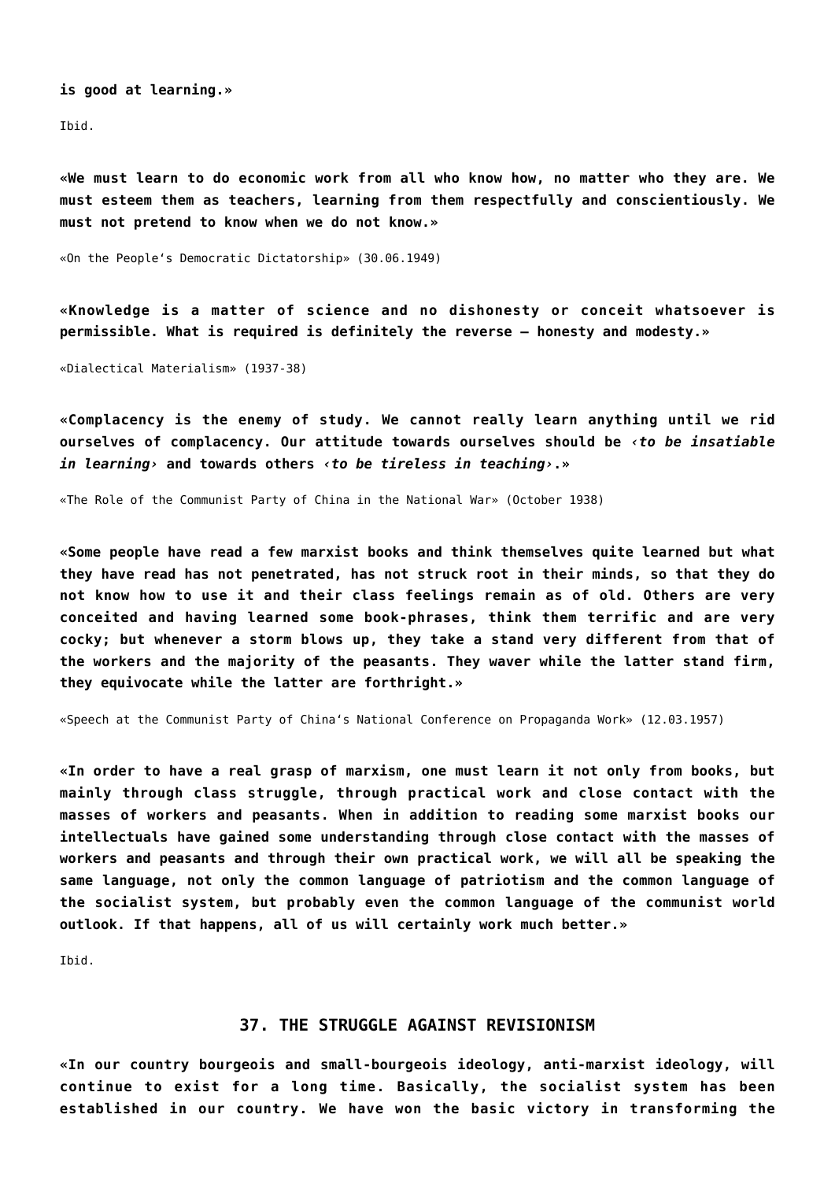**is good at learning.»**

Ibid.

**«We must learn to do economic work from all who know how, no matter who they are. We must esteem them as teachers, learning from them respectfully and conscientiously. We must not pretend to know when we do not know.»**

«On the People's Democratic Dictatorship» (30.06.1949)

**«Knowledge is a matter of science and no dishonesty or conceit whatsoever is permissible. What is required is definitely the reverse – honesty and modesty.»**

«Dialectical Materialism» (1937-38)

**«Complacency is the enemy of study. We cannot really learn anything until we rid ourselves of complacency. Our attitude towards ourselves should be ‹*to be insatiable in learning*› and towards others ‹*to be tireless in teaching*›.»**

«The Role of the Communist Party of China in the National War» (October 1938)

**«Some people have read a few marxist books and think themselves quite learned but what they have read has not penetrated, has not struck root in their minds, so that they do not know how to use it and their class feelings remain as of old. Others are very conceited and having learned some book-phrases, think them terrific and are very cocky; but whenever a storm blows up, they take a stand very different from that of the workers and the majority of the peasants. They waver while the latter stand firm, they equivocate while the latter are forthright.»**

«Speech at the Communist Party of China's National Conference on Propaganda Work» (12.03.1957)

**«In order to have a real grasp of marxism, one must learn it not only from books, but mainly through class struggle, through practical work and close contact with the masses of workers and peasants. When in addition to reading some marxist books our intellectuals have gained some understanding through close contact with the masses of workers and peasants and through their own practical work, we will all be speaking the same language, not only the common language of patriotism and the common language of the socialist system, but probably even the common language of the communist world outlook. If that happens, all of us will certainly work much better.»**

Ibid.

## 37. THE STRUGGLE AGAINST REVISIONISM

**«In our country bourgeois and small-bourgeois ideology, anti-marxist ideology, will continue to exist for a long time. Basically, the socialist system has been established in our country. We have won the basic victory in transforming the**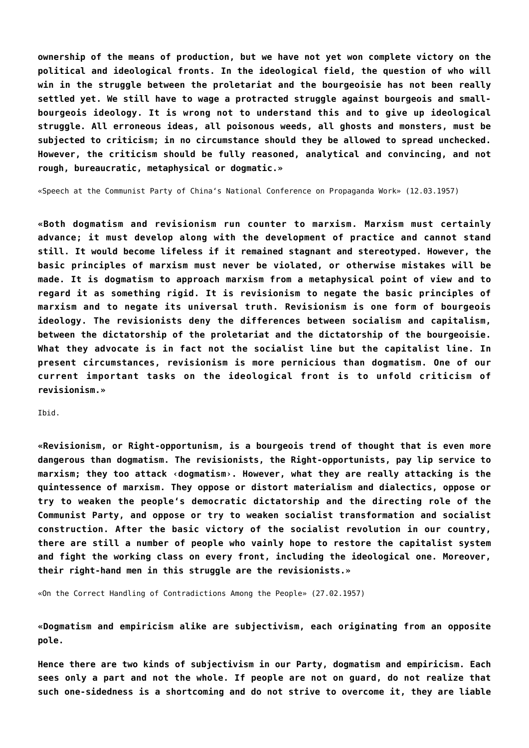**ownership of the means of production, but we have not yet won complete victory on the political and ideological fronts. In the ideological field, the question of who will win in the struggle between the proletariat and the bourgeoisie has not been really settled yet. We still have to wage a protracted struggle against bourgeois and small-bourgeois ideology. It is wrong not to understand this and to give up ideological struggle. All erroneous ideas, all poisonous weeds, all ghosts and monsters, must be subjected to criticism; in no circumstance should they be allowed to spread unchecked. However, the criticism should be fully reasoned, analytical and convincing, and not rough, bureaucratic, metaphysical or dogmatic.»**

«Speech at the Communist Party of China's National Conference on Propaganda Work» (12.03.1957)

**«Both dogmatism and revisionism run counter to marxism. Marxism must certainly advance; it must develop along with the development of practice and cannot stand still. It would become lifeless if it remained stagnant and stereotyped. However, the basic principles of marxism must never be violated, or otherwise mistakes will be made. It is dogmatism to approach marxism from a metaphysical point of view and to regard it as something rigid. It is revisionism to negate the basic principles of marxism and to negate its universal truth. Revisionism is one form of bourgeois ideology. The revisionists deny the differences between socialism and capitalism, between the dictatorship of the proletariat and the dictatorship of the bourgeoisie. What they advocate is in fact not the socialist line but the capitalist line. In present circumstances, revisionism is more pernicious than dogmatism. One of our current important tasks on the ideological front is to unfold criticism of revisionism.»**

Ibid.

**«Revisionism, or Right-opportunism, is a bourgeois trend of thought that is even more dangerous than dogmatism. The revisionists, the Right-opportunists, pay lip service to marxism; they too attack ‹dogmatism›. However, what they are really attacking is the quintessence of marxism. They oppose or distort materialism and dialectics, oppose or try to weaken the people's democratic dictatorship and the directing role of the Communist Party, and oppose or try to weaken socialist transformation and socialist construction. After the basic victory of the socialist revolution in our country, there are still a number of people who vainly hope to restore the capitalist system and fight the working class on every front, including the ideological one. Moreover, their right-hand men in this struggle are the revisionists.»**

«On the Correct Handling of Contradictions Among the People» (27.02.1957)

**«Dogmatism and empiricism alike are subjectivism, each originating from an opposite pole.**

**Hence there are two kinds of subjectivism in our Party, dogmatism and empiricism. Each sees only a part and not the whole. If people are not on guard, do not realize that such one-sidedness is a shortcoming and do not strive to overcome it, they are liable**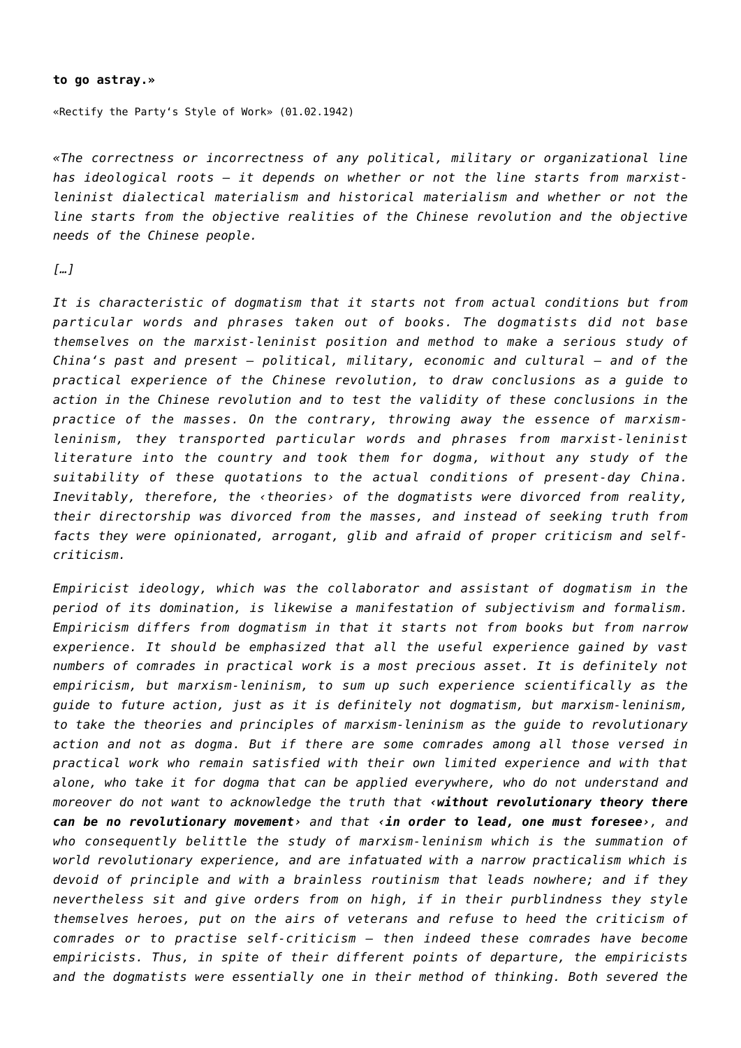**to go astray.»**

«Rectify the Party's Style of Work» (01.02.1942)

*«The correctness or incorrectness of any political, military or organizational line has ideological roots – it depends on whether or not the line starts from marxist-leninist dialectical materialism and historical materialism and whether or not the line starts from the objective realities of the Chinese revolution and the objective needs of the Chinese people.*

*[…]*

*It is characteristic of dogmatism that it starts not from actual conditions but from particular words and phrases taken out of books. The dogmatists did not base themselves on the marxist-leninist position and method to make a serious study of China's past and present – political, military, economic and cultural – and of the practical experience of the Chinese revolution, to draw conclusions as a guide to action in the Chinese revolution and to test the validity of these conclusions in the practice of the masses. On the contrary, throwing away the essence of marxism-leninism, they transported particular words and phrases from marxist-leninist literature into the country and took them for dogma, without any study of the suitability of these quotations to the actual conditions of present-day China. Inevitably, therefore, the ‹theories› of the dogmatists were divorced from reality, their directorship was divorced from the masses, and instead of seeking truth from facts they were opinionated, arrogant, glib and afraid of proper criticism and self-criticism.*

*Empiricist ideology, which was the collaborator and assistant of dogmatism in the period of its domination, is likewise a manifestation of subjectivism and formalism. Empiricism differs from dogmatism in that it starts not from books but from narrow experience. It should be emphasized that all the useful experience gained by vast numbers of comrades in practical work is a most precious asset. It is definitely not empiricism, but marxism-leninism, to sum up such experience scientifically as the guide to future action, just as it is definitely not dogmatism, but marxism-leninism, to take the theories and principles of marxism-leninism as the guide to revolutionary action and not as dogma. But if there are some comrades among all those versed in practical work who remain satisfied with their own limited experience and with that alone, who take it for dogma that can be applied everywhere, who do not understand and moreover do not want to acknowledge the truth that ‹**without revolutionary theory there can be no revolutionary movement**› and that ‹**in order to lead, one must foresee**›, and who consequently belittle the study of marxism-leninism which is the summation of world revolutionary experience, and are infatuated with a narrow practicalism which is devoid of principle and with a brainless routinism that leads nowhere; and if they nevertheless sit and give orders from on high, if in their purblindness they style themselves heroes, put on the airs of veterans and refuse to heed the criticism of comrades or to practise self-criticism – then indeed these comrades have become empiricists. Thus, in spite of their different points of departure, the empiricists and the dogmatists were essentially one in their method of thinking. Both severed the*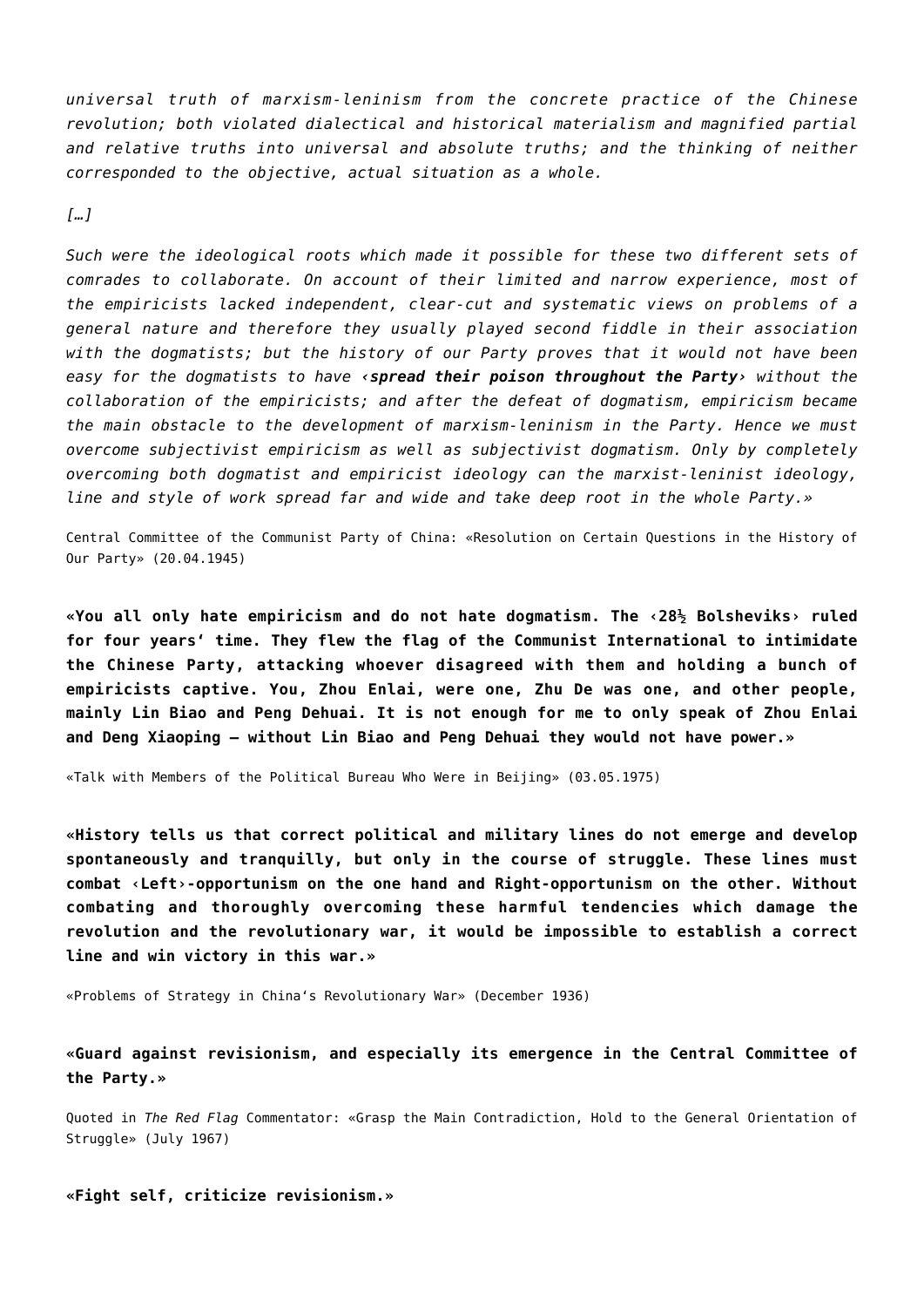*universal truth of marxism-leninism from the concrete practice of the Chinese revolution; both violated dialectical and historical materialism and magnified partial and relative truths into universal and absolute truths; and the thinking of neither corresponded to the objective, actual situation as a whole.*

*[…]*

*Such were the ideological roots which made it possible for these two different sets of comrades to collaborate. On account of their limited and narrow experience, most of the empiricists lacked independent, clear-cut and systematic views on problems of a general nature and therefore they usually played second fiddle in their association with the dogmatists; but the history of our Party proves that it would not have been easy for the dogmatists to have ‹**spread their poison throughout the Party**› without the collaboration of the empiricists; and after the defeat of dogmatism, empiricism became the main obstacle to the development of marxism-leninism in the Party. Hence we must overcome subjectivist empiricism as well as subjectivist dogmatism. Only by completely overcoming both dogmatist and empiricist ideology can the marxist-leninist ideology, line and style of work spread far and wide and take deep root in the whole Party.»*

Central Committee of the Communist Party of China: «Resolution on Certain Questions in the History of Our Party» (20.04.1945)

**«You all only hate empiricism and do not hate dogmatism. The ‹28½ Bolsheviks› ruled for four years' time. They flew the flag of the Communist International to intimidate the Chinese Party, attacking whoever disagreed with them and holding a bunch of empiricists captive. You, Zhou Enlai, were one, Zhu De was one, and other people, mainly Lin Biao and Peng Dehuai. It is not enough for me to only speak of Zhou Enlai and Deng Xiaoping – without Lin Biao and Peng Dehuai they would not have power.»**

«Talk with Members of the Political Bureau Who Were in Beijing» (03.05.1975)

**«History tells us that correct political and military lines do not emerge and develop spontaneously and tranquilly, but only in the course of struggle. These lines must combat ‹Left›-opportunism on the one hand and Right-opportunism on the other. Without combating and thoroughly overcoming these harmful tendencies which damage the revolution and the revolutionary war, it would be impossible to establish a correct line and win victory in this war.»**

«Problems of Strategy in China's Revolutionary War» (December 1936)

**«Guard against revisionism, and especially its emergence in the Central Committee of the Party.»**

Quoted in *The Red Flag* Commentator: «Grasp the Main Contradiction, Hold to the General Orientation of Struggle» (July 1967)

**«Fight self, criticize revisionism.»**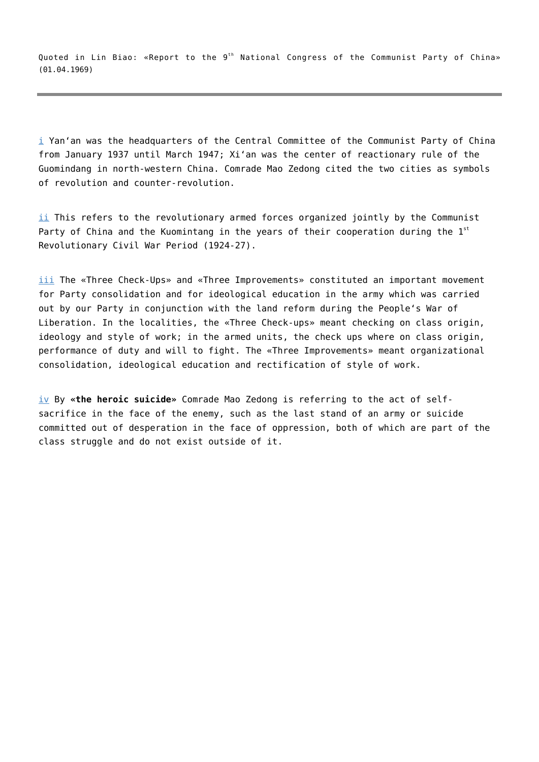Quoted in Lin Biao: «Report to the 9th National Congress of the Communist Party of China» (01.04.1969)

---

i Yan'an was the headquarters of the Central Committee of the Communist Party of China from January 1937 until March 1947; Xi'an was the center of reactionary rule of the Guomindang in north-western China. Comrade Mao Zedong cited the two cities as symbols of revolution and counter-revolution.

ii This refers to the revolutionary armed forces organized jointly by the Communist Party of China and the Kuomintang in the years of their cooperation during the 1st Revolutionary Civil War Period (1924-27).

iii The «Three Check-Ups» and «Three Improvements» constituted an important movement for Party consolidation and for ideological education in the army which was carried out by our Party in conjunction with the land reform during the People's War of Liberation. In the localities, the «Three Check-ups» meant checking on class origin, ideology and style of work; in the armed units, the check ups where on class origin, performance of duty and will to fight. The «Three Improvements» meant organizational consolidation, ideological education and rectification of style of work.

iv By **«the heroic suicide»** Comrade Mao Zedong is referring to the act of self-sacrifice in the face of the enemy, such as the last stand of an army or suicide committed out of desperation in the face of oppression, both of which are part of the class struggle and do not exist outside of it.